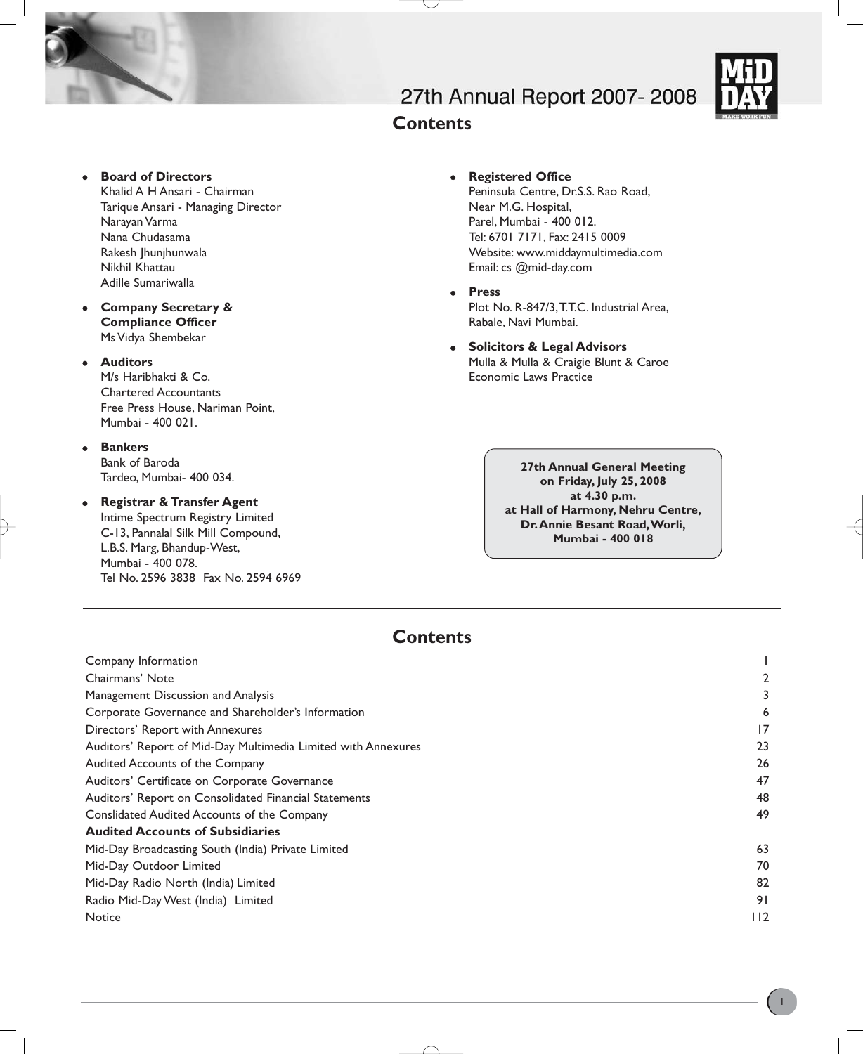# 27th Annual Report 2007- 2008

## Contents

- **Board of Directors**
  Khalid A H Ansari - Chairman
  Tarique Ansari - Managing Director
  Narayan Varma
  Nana Chudasama
  Rakesh Jhunjhunwala
  Nikhil Khattau
  Adille Sumariwalla
- **Company Secretary & Compliance Officer**
  Ms Vidya Shembekar
- **Auditors**
  M/s Haribhakti & Co.
  Chartered Accountants
  Free Press House, Nariman Point,
  Mumbai - 400 021.
- **Bankers**
  Bank of Baroda
  Tardeo, Mumbai- 400 034.
- **Registrar & Transfer Agent**
  Intime Spectrum Registry Limited
  C-13, Pannalal Silk Mill Compound,
  L.B.S. Marg, Bhandup-West,
  Mumbai - 400 078.
  Tel No. 2596 3838 Fax No. 2594 6969
- **Registered Office**
  Peninsula Centre, Dr.S.S. Rao Road,
  Near M.G. Hospital,
  Parel, Mumbai - 400 012.
  Tel: 6701 7171, Fax: 2415 0009
  Website: www.middaymultimedia.com
  Email: cs @mid-day.com
- **Press**
  Plot No. R-847/3, T.T.C. Industrial Area,
  Rabale, Navi Mumbai.
- **Solicitors & Legal Advisors**
  Mulla & Mulla & Craigie Blunt & Caroe
  Economic Laws Practice

**27th Annual General Meeting**
**on Friday, July 25, 2008**
**at 4.30 p.m.**
**at Hall of Harmony, Nehru Centre,**
**Dr. Annie Besant Road, Worli,**
**Mumbai - 400 018**

## Contents

| | |
|---|---|
| Company Information | 1 |
| Chairmans' Note | 2 |
| Management Discussion and Analysis | 3 |
| Corporate Governance and Shareholder's Information | 6 |
| Directors' Report with Annexures | 17 |
| Auditors' Report of Mid-Day Multimedia Limited with Annexures | 23 |
| Audited Accounts of the Company | 26 |
| Auditors' Certificate on Corporate Governance | 47 |
| Auditors' Report on Consolidated Financial Statements | 48 |
| Conslidated Audited Accounts of the Company | 49 |
| **Audited Accounts of Subsidiaries** | |
| Mid-Day Broadcasting South (India) Private Limited | 63 |
| Mid-Day Outdoor Limited | 70 |
| Mid-Day Radio North (India) Limited | 82 |
| Radio Mid-Day West (India) Limited | 91 |
| Notice | 112 |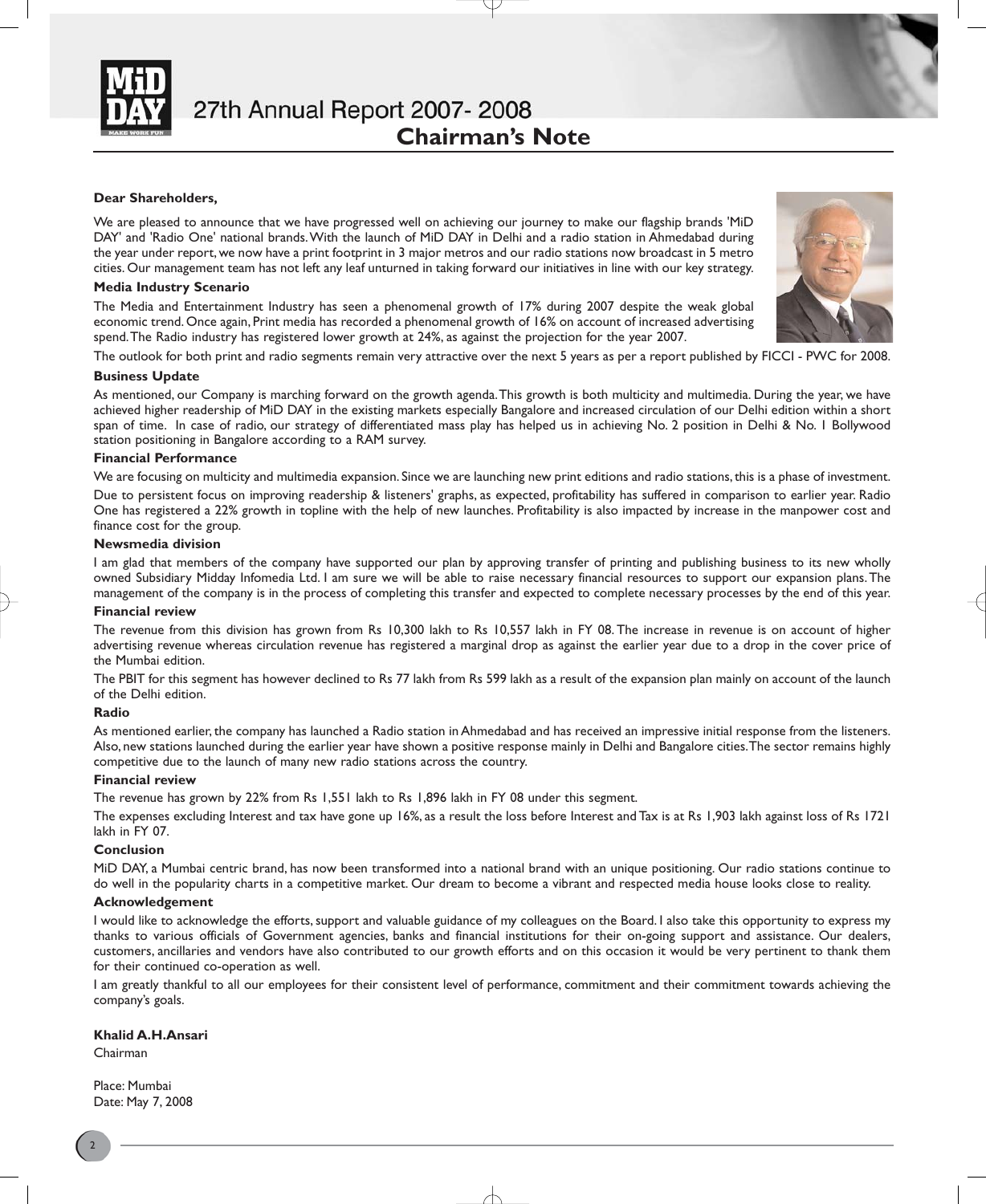# Chairman's Note

**Dear Shareholders,**

We are pleased to announce that we have progressed well on achieving our journey to make our flagship brands 'MiD DAY' and 'Radio One' national brands. With the launch of MiD DAY in Delhi and a radio station in Ahmedabad during the year under report, we now have a print footprint in 3 major metros and our radio stations now broadcast in 5 metro cities. Our management team has not left any leaf unturned in taking forward our initiatives in line with our key strategy.

### Media Industry Scenario

The Media and Entertainment Industry has seen a phenomenal growth of 17% during 2007 despite the weak global economic trend. Once again, Print media has recorded a phenomenal growth of 16% on account of increased advertising spend. The Radio industry has registered lower growth at 24%, as against the projection for the year 2007.

The outlook for both print and radio segments remain very attractive over the next 5 years as per a report published by FICCI - PWC for 2008.

### Business Update

As mentioned, our Company is marching forward on the growth agenda. This growth is both multicity and multimedia. During the year, we have achieved higher readership of MiD DAY in the existing markets especially Bangalore and increased circulation of our Delhi edition within a short span of time. In case of radio, our strategy of differentiated mass play has helped us in achieving No. 2 position in Delhi & No. 1 Bollywood station positioning in Bangalore according to a RAM survey.

### Financial Performance

We are focusing on multicity and multimedia expansion. Since we are launching new print editions and radio stations, this is a phase of investment.

Due to persistent focus on improving readership & listeners' graphs, as expected, profitability has suffered in comparison to earlier year. Radio One has registered a 22% growth in topline with the help of new launches. Profitability is also impacted by increase in the manpower cost and finance cost for the group.

### Newsmedia division

I am glad that members of the company have supported our plan by approving transfer of printing and publishing business to its new wholly owned Subsidiary Midday Infomedia Ltd. I am sure we will be able to raise necessary financial resources to support our expansion plans. The management of the company is in the process of completing this transfer and expected to complete necessary processes by the end of this year.

### Financial review

The revenue from this division has grown from Rs 10,300 lakh to Rs 10,557 lakh in FY 08. The increase in revenue is on account of higher advertising revenue whereas circulation revenue has registered a marginal drop as against the earlier year due to a drop in the cover price of the Mumbai edition.

The PBIT for this segment has however declined to Rs 77 lakh from Rs 599 lakh as a result of the expansion plan mainly on account of the launch of the Delhi edition.

### Radio

As mentioned earlier, the company has launched a Radio station in Ahmedabad and has received an impressive initial response from the listeners. Also, new stations launched during the earlier year have shown a positive response mainly in Delhi and Bangalore cities. The sector remains highly competitive due to the launch of many new radio stations across the country.

### Financial review

The revenue has grown by 22% from Rs 1,551 lakh to Rs 1,896 lakh in FY 08 under this segment.

The expenses excluding Interest and tax have gone up 16%, as a result the loss before Interest and Tax is at Rs 1,903 lakh against loss of Rs 1721 lakh in FY 07.

### Conclusion

MiD DAY, a Mumbai centric brand, has now been transformed into a national brand with an unique positioning. Our radio stations continue to do well in the popularity charts in a competitive market. Our dream to become a vibrant and respected media house looks close to reality.

### Acknowledgement

I would like to acknowledge the efforts, support and valuable guidance of my colleagues on the Board. I also take this opportunity to express my thanks to various officials of Government agencies, banks and financial institutions for their on-going support and assistance. Our dealers, customers, ancillaries and vendors have also contributed to our growth efforts and on this occasion it would be very pertinent to thank them for their continued co-operation as well.

I am greatly thankful to all our employees for their consistent level of performance, commitment and their commitment towards achieving the company's goals.

**Khalid A.H.Ansari**
Chairman

Place: Mumbai
Date: May 7, 2008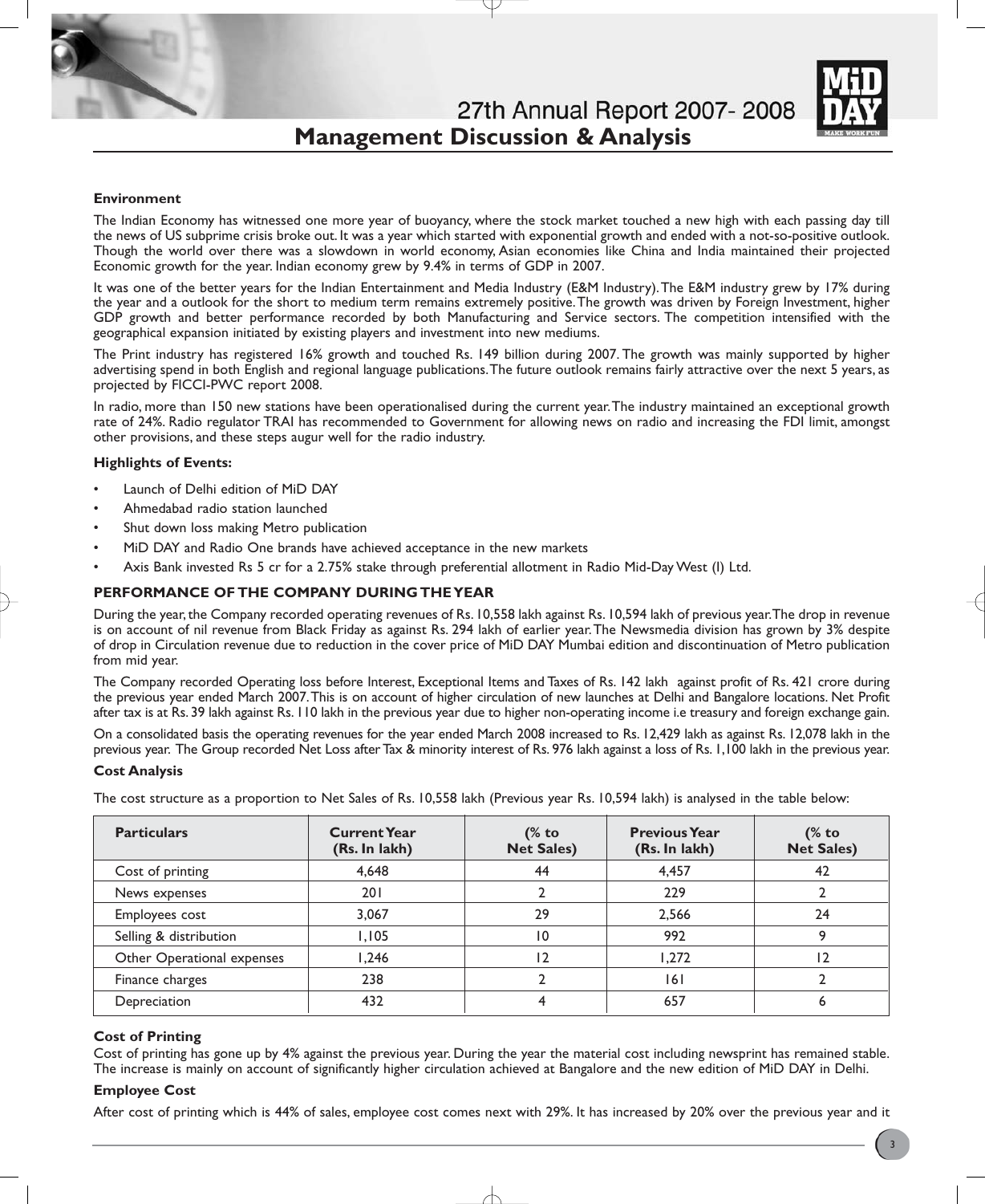# Management Discussion & Analysis

### Environment

The Indian Economy has witnessed one more year of buoyancy, where the stock market touched a new high with each passing day till the news of US subprime crisis broke out. It was a year which started with exponential growth and ended with a not-so-positive outlook. Though the world over there was a slowdown in world economy, Asian economies like China and India maintained their projected Economic growth for the year. Indian economy grew by 9.4% in terms of GDP in 2007.

It was one of the better years for the Indian Entertainment and Media Industry (E&M Industry). The E&M industry grew by 17% during the year and a outlook for the short to medium term remains extremely positive. The growth was driven by Foreign Investment, higher GDP growth and better performance recorded by both Manufacturing and Service sectors. The competition intensified with the geographical expansion initiated by existing players and investment into new mediums.

The Print industry has registered 16% growth and touched Rs. 149 billion during 2007. The growth was mainly supported by higher advertising spend in both English and regional language publications. The future outlook remains fairly attractive over the next 5 years, as projected by FICCI-PWC report 2008.

In radio, more than 150 new stations have been operationalised during the current year. The industry maintained an exceptional growth rate of 24%. Radio regulator TRAI has recommended to Government for allowing news on radio and increasing the FDI limit, amongst other provisions, and these steps augur well for the radio industry.

### Highlights of Events:

- Launch of Delhi edition of MiD DAY
- Ahmedabad radio station launched
- Shut down loss making Metro publication
- MiD DAY and Radio One brands have achieved acceptance in the new markets
- Axis Bank invested Rs 5 cr for a 2.75% stake through preferential allotment in Radio Mid-Day West (I) Ltd.

### PERFORMANCE OF THE COMPANY DURING THE YEAR

During the year, the Company recorded operating revenues of Rs. 10,558 lakh against Rs. 10,594 lakh of previous year. The drop in revenue is on account of nil revenue from Black Friday as against Rs. 294 lakh of earlier year. The Newsmedia division has grown by 3% despite of drop in Circulation revenue due to reduction in the cover price of MiD DAY Mumbai edition and discontinuation of Metro publication from mid year.

The Company recorded Operating loss before Interest, Exceptional Items and Taxes of Rs. 142 lakh against profit of Rs. 421 crore during the previous year ended March 2007. This is on account of higher circulation of new launches at Delhi and Bangalore locations. Net Profit after tax is at Rs. 39 lakh against Rs. 110 lakh in the previous year due to higher non-operating income i.e treasury and foreign exchange gain.

On a consolidated basis the operating revenues for the year ended March 2008 increased to Rs. 12,429 lakh as against Rs. 12,078 lakh in the previous year. The Group recorded Net Loss after Tax & minority interest of Rs. 976 lakh against a loss of Rs. 1,100 lakh in the previous year.

### Cost Analysis

The cost structure as a proportion to Net Sales of Rs. 10,558 lakh (Previous year Rs. 10,594 lakh) is analysed in the table below:

| Particulars | Current Year (Rs. In lakh) | (% to Net Sales) | Previous Year (Rs. In lakh) | (% to Net Sales) |
|---|---|---|---|---|
| Cost of printing | 4,648 | 44 | 4,457 | 42 |
| News expenses | 201 | 2 | 229 | 2 |
| Employees cost | 3,067 | 29 | 2,566 | 24 |
| Selling & distribution | 1,105 | 10 | 992 | 9 |
| Other Operational expenses | 1,246 | 12 | 1,272 | 12 |
| Finance charges | 238 | 2 | 161 | 2 |
| Depreciation | 432 | 4 | 657 | 6 |

### Cost of Printing

Cost of printing has gone up by 4% against the previous year. During the year the material cost including newsprint has remained stable. The increase is mainly on account of significantly higher circulation achieved at Bangalore and the new edition of MiD DAY in Delhi.

### Employee Cost

After cost of printing which is 44% of sales, employee cost comes next with 29%. It has increased by 20% over the previous year and it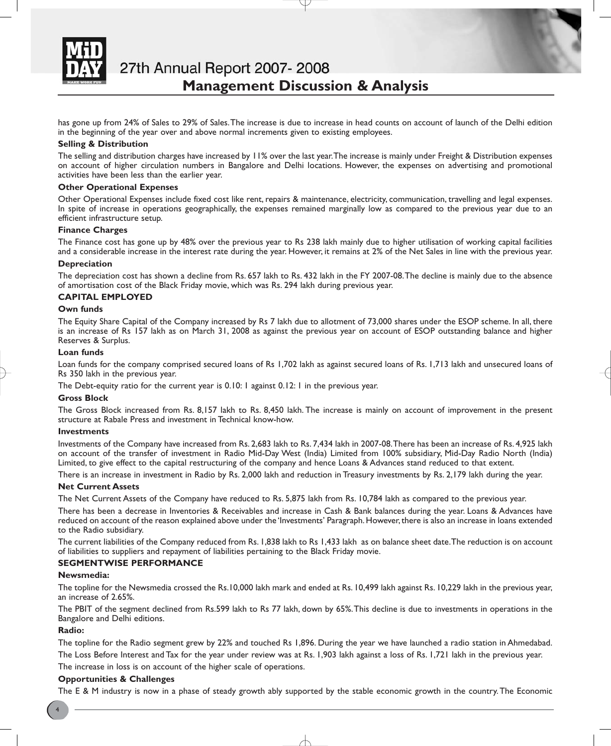has gone up from 24% of Sales to 29% of Sales. The increase is due to increase in head counts on account of launch of the Delhi edition in the beginning of the year over and above normal increments given to existing employees.

**Selling & Distribution**

The selling and distribution charges have increased by 11% over the last year. The increase is mainly under Freight & Distribution expenses on account of higher circulation numbers in Bangalore and Delhi locations. However, the expenses on advertising and promotional activities have been less than the earlier year.

**Other Operational Expenses**

Other Operational Expenses include fixed cost like rent, repairs & maintenance, electricity, communication, travelling and legal expenses. In spite of increase in operations geographically, the expenses remained marginally low as compared to the previous year due to an efficient infrastructure setup.

**Finance Charges**

The Finance cost has gone up by 48% over the previous year to Rs 238 lakh mainly due to higher utilisation of working capital facilities and a considerable increase in the interest rate during the year. However, it remains at 2% of the Net Sales in line with the previous year.

**Depreciation**

The depreciation cost has shown a decline from Rs. 657 lakh to Rs. 432 lakh in the FY 2007-08. The decline is mainly due to the absence of amortisation cost of the Black Friday movie, which was Rs. 294 lakh during previous year.

## CAPITAL EMPLOYED

**Own funds**

The Equity Share Capital of the Company increased by Rs 7 lakh due to allotment of 73,000 shares under the ESOP scheme. In all, there is an increase of Rs 157 lakh as on March 31, 2008 as against the previous year on account of ESOP outstanding balance and higher Reserves & Surplus.

**Loan funds**

Loan funds for the company comprised secured loans of Rs 1,702 lakh as against secured loans of Rs. 1,713 lakh and unsecured loans of Rs 350 lakh in the previous year.

The Debt-equity ratio for the current year is 0.10: 1 against 0.12: 1 in the previous year.

**Gross Block**

The Gross Block increased from Rs. 8,157 lakh to Rs. 8,450 lakh. The increase is mainly on account of improvement in the present structure at Rabale Press and investment in Technical know-how.

**Investments**

Investments of the Company have increased from Rs. 2,683 lakh to Rs. 7,434 lakh in 2007-08. There has been an increase of Rs. 4,925 lakh on account of the transfer of investment in Radio Mid-Day West (India) Limited from 100% subsidiary, Mid-Day Radio North (India) Limited, to give effect to the capital restructuring of the company and hence Loans & Advances stand reduced to that extent.

There is an increase in investment in Radio by Rs. 2,000 lakh and reduction in Treasury investments by Rs. 2,179 lakh during the year.

**Net Current Assets**

The Net Current Assets of the Company have reduced to Rs. 5,875 lakh from Rs. 10,784 lakh as compared to the previous year.

There has been a decrease in Inventories & Receivables and increase in Cash & Bank balances during the year. Loans & Advances have reduced on account of the reason explained above under the 'Investments' Paragraph. However, there is also an increase in loans extended to the Radio subsidiary.

The current liabilities of the Company reduced from Rs. 1,838 lakh to Rs 1,433 lakh as on balance sheet date. The reduction is on account of liabilities to suppliers and repayment of liabilities pertaining to the Black Friday movie.

## SEGMENTWISE PERFORMANCE

**Newsmedia:**

The topline for the Newsmedia crossed the Rs.10,000 lakh mark and ended at Rs. 10,499 lakh against Rs. 10,229 lakh in the previous year, an increase of 2.65%.

The PBIT of the segment declined from Rs.599 lakh to Rs 77 lakh, down by 65%. This decline is due to investments in operations in the Bangalore and Delhi editions.

**Radio:**

The topline for the Radio segment grew by 22% and touched Rs 1,896. During the year we have launched a radio station in Ahmedabad.

The Loss Before Interest and Tax for the year under review was at Rs. 1,903 lakh against a loss of Rs. 1,721 lakh in the previous year.

The increase in loss is on account of the higher scale of operations.

**Opportunities & Challenges**

The E & M industry is now in a phase of steady growth ably supported by the stable economic growth in the country. The Economic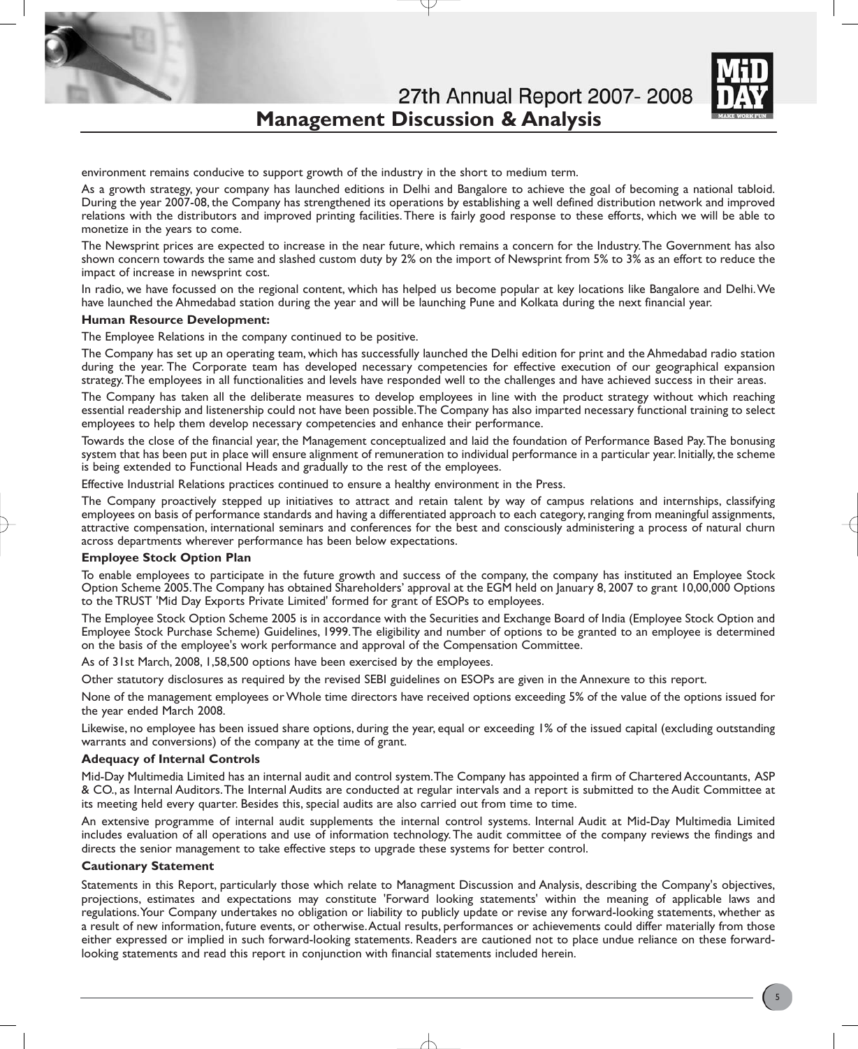environment remains conducive to support growth of the industry in the short to medium term.

As a growth strategy, your company has launched editions in Delhi and Bangalore to achieve the goal of becoming a national tabloid. During the year 2007-08, the Company has strengthened its operations by establishing a well defined distribution network and improved relations with the distributors and improved printing facilities. There is fairly good response to these efforts, which we will be able to monetize in the years to come.

The Newsprint prices are expected to increase in the near future, which remains a concern for the Industry. The Government has also shown concern towards the same and slashed custom duty by 2% on the import of Newsprint from 5% to 3% as an effort to reduce the impact of increase in newsprint cost.

In radio, we have focussed on the regional content, which has helped us become popular at key locations like Bangalore and Delhi. We have launched the Ahmedabad station during the year and will be launching Pune and Kolkata during the next financial year.

**Human Resource Development:**

The Employee Relations in the company continued to be positive.

The Company has set up an operating team, which has successfully launched the Delhi edition for print and the Ahmedabad radio station during the year. The Corporate team has developed necessary competencies for effective execution of our geographical expansion strategy. The employees in all functionalities and levels have responded well to the challenges and have achieved success in their areas.

The Company has taken all the deliberate measures to develop employees in line with the product strategy without which reaching essential readership and listenership could not have been possible. The Company has also imparted necessary functional training to select employees to help them develop necessary competencies and enhance their performance.

Towards the close of the financial year, the Management conceptualized and laid the foundation of Performance Based Pay. The bonusing system that has been put in place will ensure alignment of remuneration to individual performance in a particular year. Initially, the scheme is being extended to Functional Heads and gradually to the rest of the employees.

Effective Industrial Relations practices continued to ensure a healthy environment in the Press.

The Company proactively stepped up initiatives to attract and retain talent by way of campus relations and internships, classifying employees on basis of performance standards and having a differentiated approach to each category, ranging from meaningful assignments, attractive compensation, international seminars and conferences for the best and consciously administering a process of natural churn across departments wherever performance has been below expectations.

**Employee Stock Option Plan**

To enable employees to participate in the future growth and success of the company, the company has instituted an Employee Stock Option Scheme 2005. The Company has obtained Shareholders' approval at the EGM held on January 8, 2007 to grant 10,00,000 Options to the TRUST 'Mid Day Exports Private Limited' formed for grant of ESOPs to employees.

The Employee Stock Option Scheme 2005 is in accordance with the Securities and Exchange Board of India (Employee Stock Option and Employee Stock Purchase Scheme) Guidelines, 1999. The eligibility and number of options to be granted to an employee is determined on the basis of the employee's work performance and approval of the Compensation Committee.

As of 31st March, 2008, 1,58,500 options have been exercised by the employees.

Other statutory disclosures as required by the revised SEBI guidelines on ESOPs are given in the Annexure to this report.

None of the management employees or Whole time directors have received options exceeding 5% of the value of the options issued for the year ended March 2008.

Likewise, no employee has been issued share options, during the year, equal or exceeding 1% of the issued capital (excluding outstanding warrants and conversions) of the company at the time of grant.

**Adequacy of Internal Controls**

Mid-Day Multimedia Limited has an internal audit and control system. The Company has appointed a firm of Chartered Accountants, ASP & CO., as Internal Auditors. The Internal Audits are conducted at regular intervals and a report is submitted to the Audit Committee at its meeting held every quarter. Besides this, special audits are also carried out from time to time.

An extensive programme of internal audit supplements the internal control systems. Internal Audit at Mid-Day Multimedia Limited includes evaluation of all operations and use of information technology. The audit committee of the company reviews the findings and directs the senior management to take effective steps to upgrade these systems for better control.

**Cautionary Statement**

Statements in this Report, particularly those which relate to Managment Discussion and Analysis, describing the Company's objectives, projections, estimates and expectations may constitute 'Forward looking statements' within the meaning of applicable laws and regulations. Your Company undertakes no obligation or liability to publicly update or revise any forward-looking statements, whether as a result of new information, future events, or otherwise. Actual results, performances or achievements could differ materially from those either expressed or implied in such forward-looking statements. Readers are cautioned not to place undue reliance on these forward-looking statements and read this report in conjunction with financial statements included herein.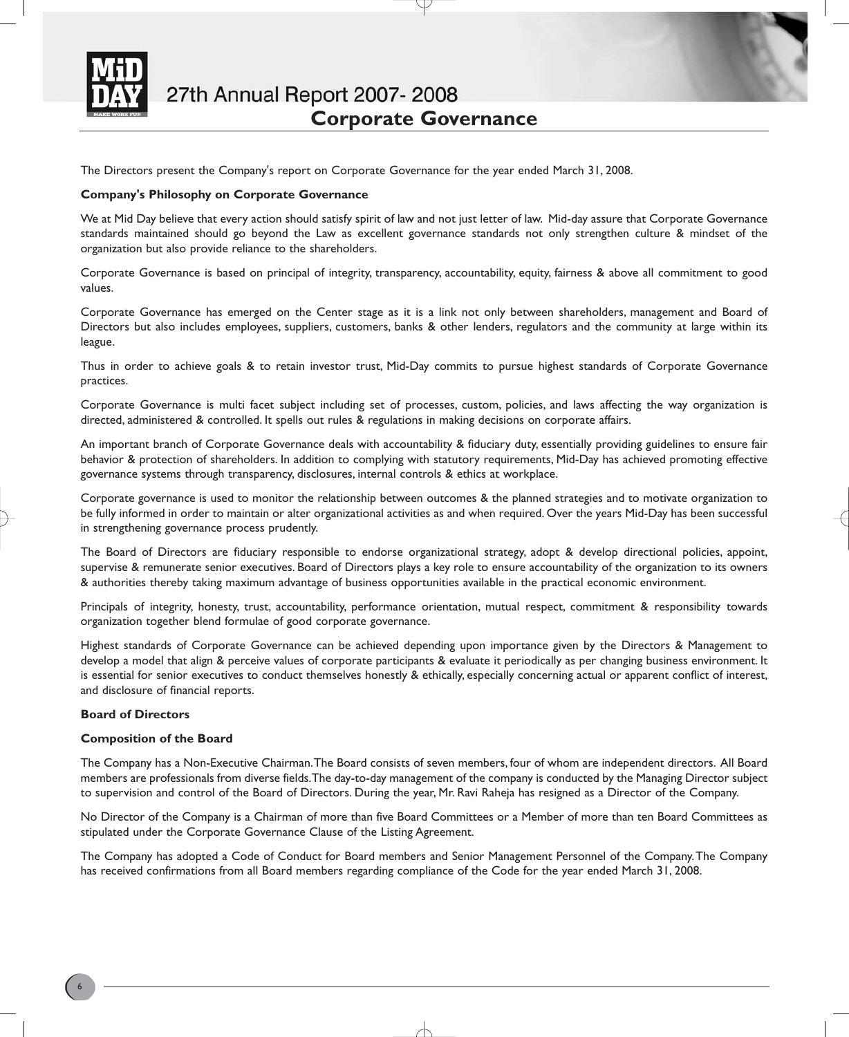# Corporate Governance

The Directors present the Company's report on Corporate Governance for the year ended March 31, 2008.

**Company's Philosophy on Corporate Governance**

We at Mid Day believe that every action should satisfy spirit of law and not just letter of law. Mid-day assure that Corporate Governance standards maintained should go beyond the Law as excellent governance standards not only strengthen culture & mindset of the organization but also provide reliance to the shareholders.

Corporate Governance is based on principal of integrity, transparency, accountability, equity, fairness & above all commitment to good values.

Corporate Governance has emerged on the Center stage as it is a link not only between shareholders, management and Board of Directors but also includes employees, suppliers, customers, banks & other lenders, regulators and the community at large within its league.

Thus in order to achieve goals & to retain investor trust, Mid-Day commits to pursue highest standards of Corporate Governance practices.

Corporate Governance is multi facet subject including set of processes, custom, policies, and laws affecting the way organization is directed, administered & controlled. It spells out rules & regulations in making decisions on corporate affairs.

An important branch of Corporate Governance deals with accountability & fiduciary duty, essentially providing guidelines to ensure fair behavior & protection of shareholders. In addition to complying with statutory requirements, Mid-Day has achieved promoting effective governance systems through transparency, disclosures, internal controls & ethics at workplace.

Corporate governance is used to monitor the relationship between outcomes & the planned strategies and to motivate organization to be fully informed in order to maintain or alter organizational activities as and when required. Over the years Mid-Day has been successful in strengthening governance process prudently.

The Board of Directors are fiduciary responsible to endorse organizational strategy, adopt & develop directional policies, appoint, supervise & remunerate senior executives. Board of Directors plays a key role to ensure accountability of the organization to its owners & authorities thereby taking maximum advantage of business opportunities available in the practical economic environment.

Principals of integrity, honesty, trust, accountability, performance orientation, mutual respect, commitment & responsibility towards organization together blend formulae of good corporate governance.

Highest standards of Corporate Governance can be achieved depending upon importance given by the Directors & Management to develop a model that align & perceive values of corporate participants & evaluate it periodically as per changing business environment. It is essential for senior executives to conduct themselves honestly & ethically, especially concerning actual or apparent conflict of interest, and disclosure of financial reports.

**Board of Directors**

**Composition of the Board**

The Company has a Non-Executive Chairman. The Board consists of seven members, four of whom are independent directors. All Board members are professionals from diverse fields. The day-to-day management of the company is conducted by the Managing Director subject to supervision and control of the Board of Directors. During the year, Mr. Ravi Raheja has resigned as a Director of the Company.

No Director of the Company is a Chairman of more than five Board Committees or a Member of more than ten Board Committees as stipulated under the Corporate Governance Clause of the Listing Agreement.

The Company has adopted a Code of Conduct for Board members and Senior Management Personnel of the Company. The Company has received confirmations from all Board members regarding compliance of the Code for the year ended March 31, 2008.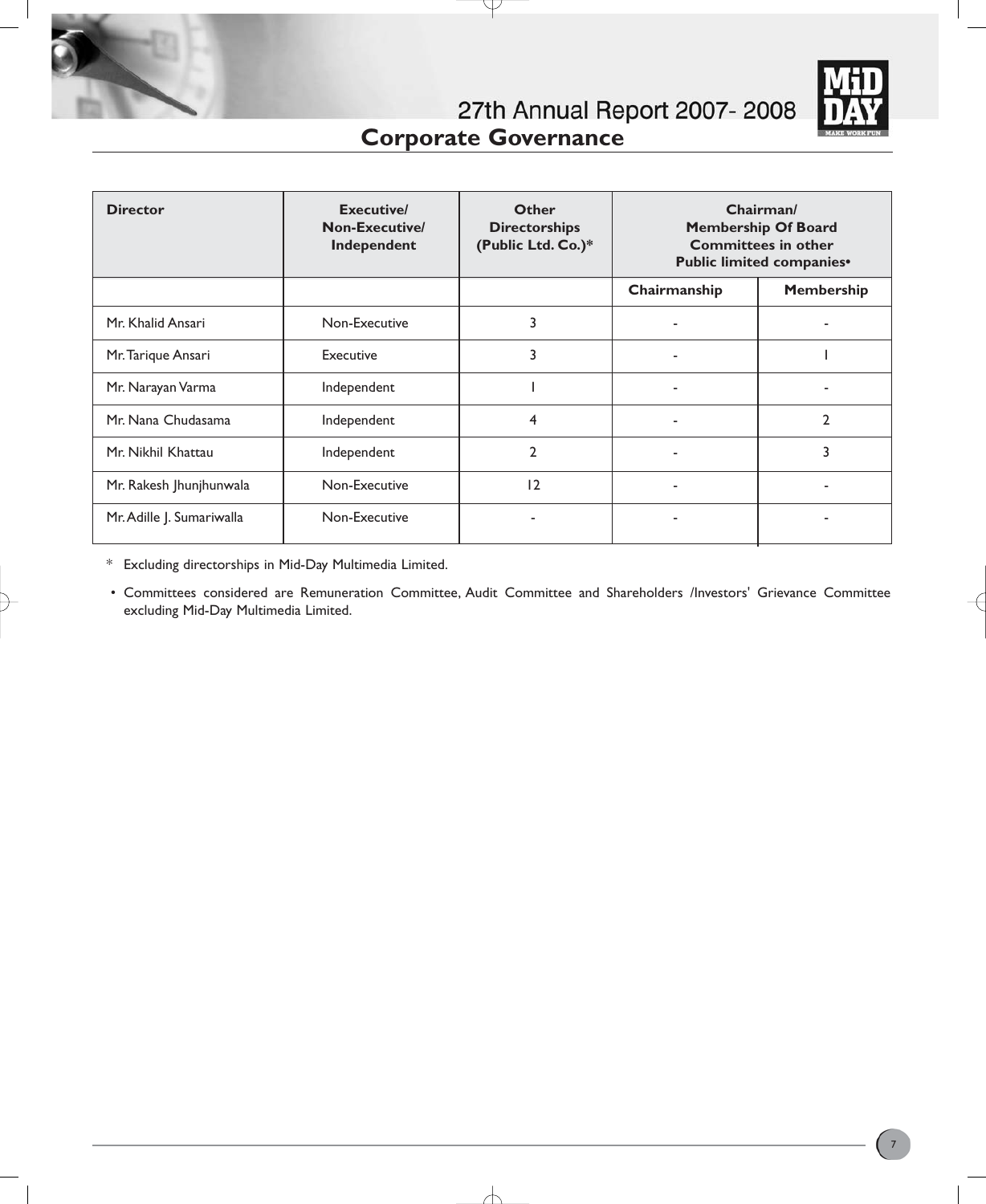## Corporate Governance

| Director | Executive/ Non-Executive/ Independent | Other Directorships (Public Ltd. Co.)* | Chairman/ Membership Of Board Committees in other Public limited companies• | |
|---|---|---|---|---|
| | | | Chairmanship | Membership |
| Mr. Khalid Ansari | Non-Executive | 3 | - | - |
| Mr. Tarique Ansari | Executive | 3 | - | 1 |
| Mr. Narayan Varma | Independent | 1 | - | - |
| Mr. Nana Chudasama | Independent | 4 | - | 2 |
| Mr. Nikhil Khattau | Independent | 2 | - | 3 |
| Mr. Rakesh Jhunjhunwala | Non-Executive | 12 | - | - |
| Mr. Adille J. Sumariwalla | Non-Executive | - | - | - |

\* Excluding directorships in Mid-Day Multimedia Limited.

• Committees considered are Remuneration Committee, Audit Committee and Shareholders /Investors' Grievance Committee excluding Mid-Day Multimedia Limited.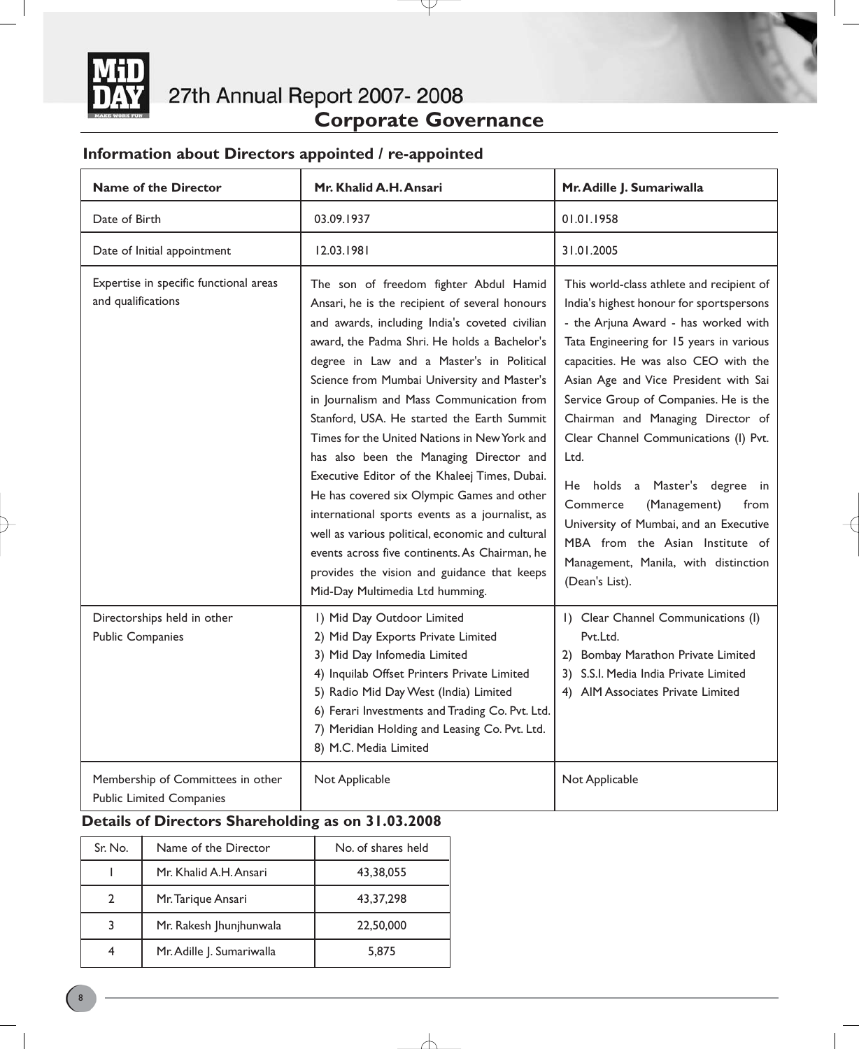## Corporate Governance

### Information about Directors appointed / re-appointed

| Name of the Director | Mr. Khalid A.H. Ansari | Mr. Adille J. Sumariwalla |
|---|---|---|
| Date of Birth | 03.09.1937 | 01.01.1958 |
| Date of Initial appointment | 12.03.1981 | 31.01.2005 |
| Expertise in specific functional areas and qualifications | The son of freedom fighter Abdul Hamid Ansari, he is the recipient of several honours and awards, including India's coveted civilian award, the Padma Shri. He holds a Bachelor's degree in Law and a Master's in Political Science from Mumbai University and Master's in Journalism and Mass Communication from Stanford, USA. He started the Earth Summit Times for the United Nations in New York and has also been the Managing Director and Executive Editor of the Khaleej Times, Dubai. He has covered six Olympic Games and other international sports events as a journalist, as well as various political, economic and cultural events across five continents. As Chairman, he provides the vision and guidance that keeps Mid-Day Multimedia Ltd humming. | This world-class athlete and recipient of India's highest honour for sportspersons - the Arjuna Award - has worked with Tata Engineering for 15 years in various capacities. He was also CEO with the Asian Age and Vice President with Sai Service Group of Companies. He is the Chairman and Managing Director of Clear Channel Communications (I) Pvt. Ltd.<br><br>He holds a Master's degree in Commerce (Management) from University of Mumbai, and an Executive MBA from the Asian Institute of Management, Manila, with distinction (Dean's List). |
| Directorships held in other Public Companies | 1) Mid Day Outdoor Limited<br>2) Mid Day Exports Private Limited<br>3) Mid Day Infomedia Limited<br>4) Inquilab Offset Printers Private Limited<br>5) Radio Mid Day West (India) Limited<br>6) Ferari Investments and Trading Co. Pvt. Ltd.<br>7) Meridian Holding and Leasing Co. Pvt. Ltd.<br>8) M.C. Media Limited | 1) Clear Channel Communications (I) Pvt.Ltd.<br>2) Bombay Marathon Private Limited<br>3) S.S.I. Media India Private Limited<br>4) AIM Associates Private Limited |
| Membership of Committees in other Public Limited Companies | Not Applicable | Not Applicable |

### Details of Directors Shareholding as on 31.03.2008

| Sr. No. | Name of the Director | No. of shares held |
|---|---|---|
| 1 | Mr. Khalid A.H. Ansari | 43,38,055 |
| 2 | Mr. Tarique Ansari | 43,37,298 |
| 3 | Mr. Rakesh Jhunjhunwala | 22,50,000 |
| 4 | Mr. Adille J. Sumariwalla | 5,875 |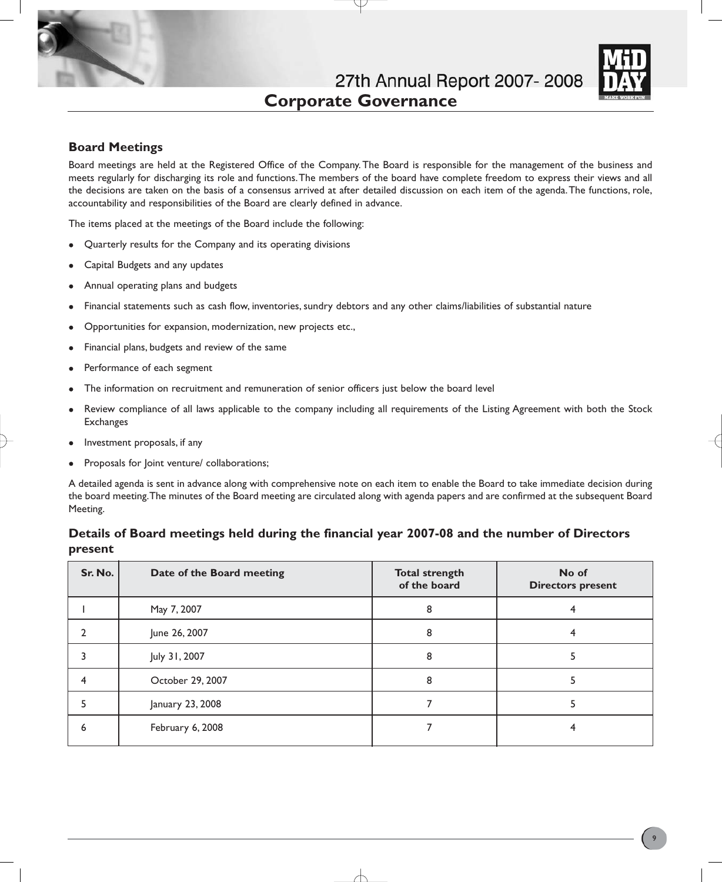# Corporate Governance

## Board Meetings

Board meetings are held at the Registered Office of the Company. The Board is responsible for the management of the business and meets regularly for discharging its role and functions. The members of the board have complete freedom to express their views and all the decisions are taken on the basis of a consensus arrived at after detailed discussion on each item of the agenda. The functions, role, accountability and responsibilities of the Board are clearly defined in advance.

The items placed at the meetings of the Board include the following:

- Quarterly results for the Company and its operating divisions
- Capital Budgets and any updates
- Annual operating plans and budgets
- Financial statements such as cash flow, inventories, sundry debtors and any other claims/liabilities of substantial nature
- Opportunities for expansion, modernization, new projects etc.,
- Financial plans, budgets and review of the same
- Performance of each segment
- The information on recruitment and remuneration of senior officers just below the board level
- Review compliance of all laws applicable to the company including all requirements of the Listing Agreement with both the Stock Exchanges
- Investment proposals, if any
- Proposals for Joint venture/ collaborations;

A detailed agenda is sent in advance along with comprehensive note on each item to enable the Board to take immediate decision during the board meeting. The minutes of the Board meeting are circulated along with agenda papers and are confirmed at the subsequent Board Meeting.

## Details of Board meetings held during the financial year 2007-08 and the number of Directors present

| Sr. No. | Date of the Board meeting | Total strength of the board | No of Directors present |
|---|---|---|---|
| 1 | May 7, 2007 | 8 | 4 |
| 2 | June 26, 2007 | 8 | 4 |
| 3 | July 31, 2007 | 8 | 5 |
| 4 | October 29, 2007 | 8 | 5 |
| 5 | January 23, 2008 | 7 | 5 |
| 6 | February 6, 2008 | 7 | 4 |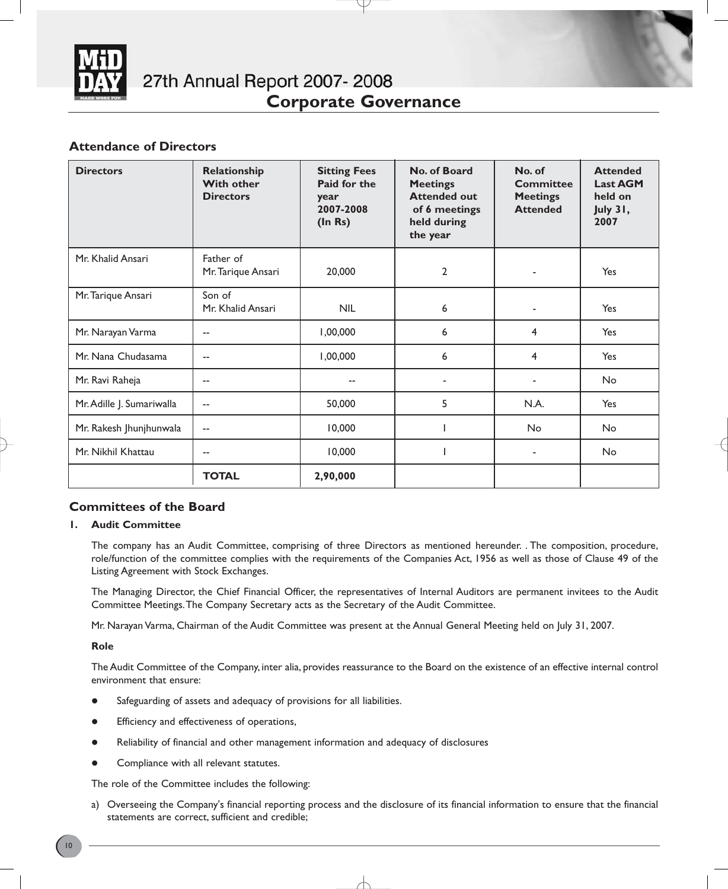## Attendance of Directors

| Directors | Relationship With other Directors | Sitting Fees Paid for the year 2007-2008 (In Rs) | No. of Board Meetings Attended out of 6 meetings held during the year | No. of Committee Meetings Attended | Attended Last AGM held on July 31, 2007 |
|---|---|---|---|---|---|
| Mr. Khalid Ansari | Father of Mr. Tarique Ansari | 20,000 | 2 | - | Yes |
| Mr. Tarique Ansari | Son of Mr. Khalid Ansari | NIL | 6 | - | Yes |
| Mr. Narayan Varma | -- | 1,00,000 | 6 | 4 | Yes |
| Mr. Nana Chudasama | -- | 1,00,000 | 6 | 4 | Yes |
| Mr. Ravi Raheja | -- | -- | - | - | No |
| Mr. Adille J. Sumariwalla | -- | 50,000 | 5 | N.A. | Yes |
| Mr. Rakesh Jhunjhunwala | -- | 10,000 | 1 | No | No |
| Mr. Nikhil Khattau | -- | 10,000 | 1 | - | No |
| | **TOTAL** | **2,90,000** | | | |

## Committees of the Board

### 1. Audit Committee

The company has an Audit Committee, comprising of three Directors as mentioned hereunder. . The composition, procedure, role/function of the committee complies with the requirements of the Companies Act, 1956 as well as those of Clause 49 of the Listing Agreement with Stock Exchanges.

The Managing Director, the Chief Financial Officer, the representatives of Internal Auditors are permanent invitees to the Audit Committee Meetings. The Company Secretary acts as the Secretary of the Audit Committee.

Mr. Narayan Varma, Chairman of the Audit Committee was present at the Annual General Meeting held on July 31, 2007.

**Role**

The Audit Committee of the Company, inter alia, provides reassurance to the Board on the existence of an effective internal control environment that ensure:

- Safeguarding of assets and adequacy of provisions for all liabilities.
- Efficiency and effectiveness of operations,
- Reliability of financial and other management information and adequacy of disclosures
- Compliance with all relevant statutes.

The role of the Committee includes the following:

a) Overseeing the Company's financial reporting process and the disclosure of its financial information to ensure that the financial statements are correct, sufficient and credible;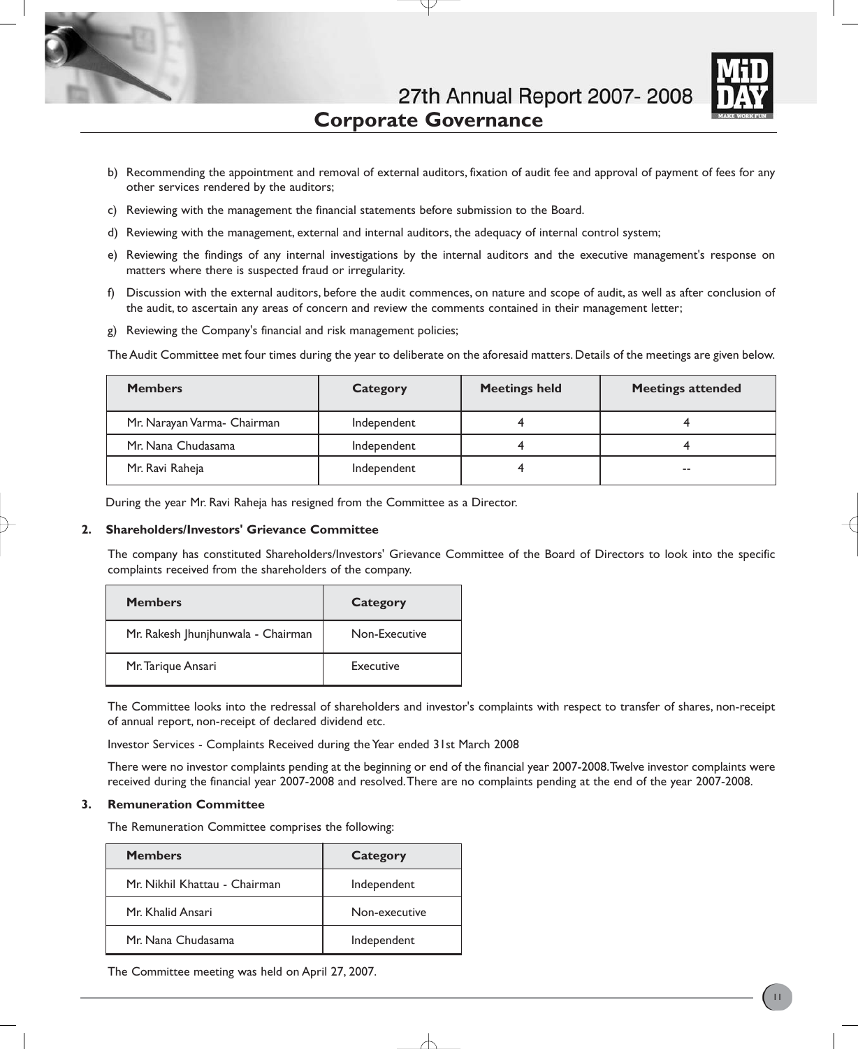b) Recommending the appointment and removal of external auditors, fixation of audit fee and approval of payment of fees for any other services rendered by the auditors;

c) Reviewing with the management the financial statements before submission to the Board.

d) Reviewing with the management, external and internal auditors, the adequacy of internal control system;

e) Reviewing the findings of any internal investigations by the internal auditors and the executive management's response on matters where there is suspected fraud or irregularity.

f) Discussion with the external auditors, before the audit commences, on nature and scope of audit, as well as after conclusion of the audit, to ascertain any areas of concern and review the comments contained in their management letter;

g) Reviewing the Company's financial and risk management policies;

The Audit Committee met four times during the year to deliberate on the aforesaid matters. Details of the meetings are given below.

| Members | Category | Meetings held | Meetings attended |
|---|---|---|---|
| Mr. Narayan Varma- Chairman | Independent | 4 | 4 |
| Mr. Nana Chudasama | Independent | 4 | 4 |
| Mr. Ravi Raheja | Independent | 4 | -- |

During the year Mr. Ravi Raheja has resigned from the Committee as a Director.

**2. Shareholders/Investors' Grievance Committee**

The company has constituted Shareholders/Investors' Grievance Committee of the Board of Directors to look into the specific complaints received from the shareholders of the company.

| Members | Category |
|---|---|
| Mr. Rakesh Jhunjhunwala - Chairman | Non-Executive |
| Mr. Tarique Ansari | Executive |

The Committee looks into the redressal of shareholders and investor's complaints with respect to transfer of shares, non-receipt of annual report, non-receipt of declared dividend etc.

Investor Services - Complaints Received during the Year ended 31st March 2008

There were no investor complaints pending at the beginning or end of the financial year 2007-2008. Twelve investor complaints were received during the financial year 2007-2008 and resolved. There are no complaints pending at the end of the year 2007-2008.

**3. Remuneration Committee**

The Remuneration Committee comprises the following:

| Members | Category |
|---|---|
| Mr. Nikhil Khattau - Chairman | Independent |
| Mr. Khalid Ansari | Non-executive |
| Mr. Nana Chudasama | Independent |

The Committee meeting was held on April 27, 2007.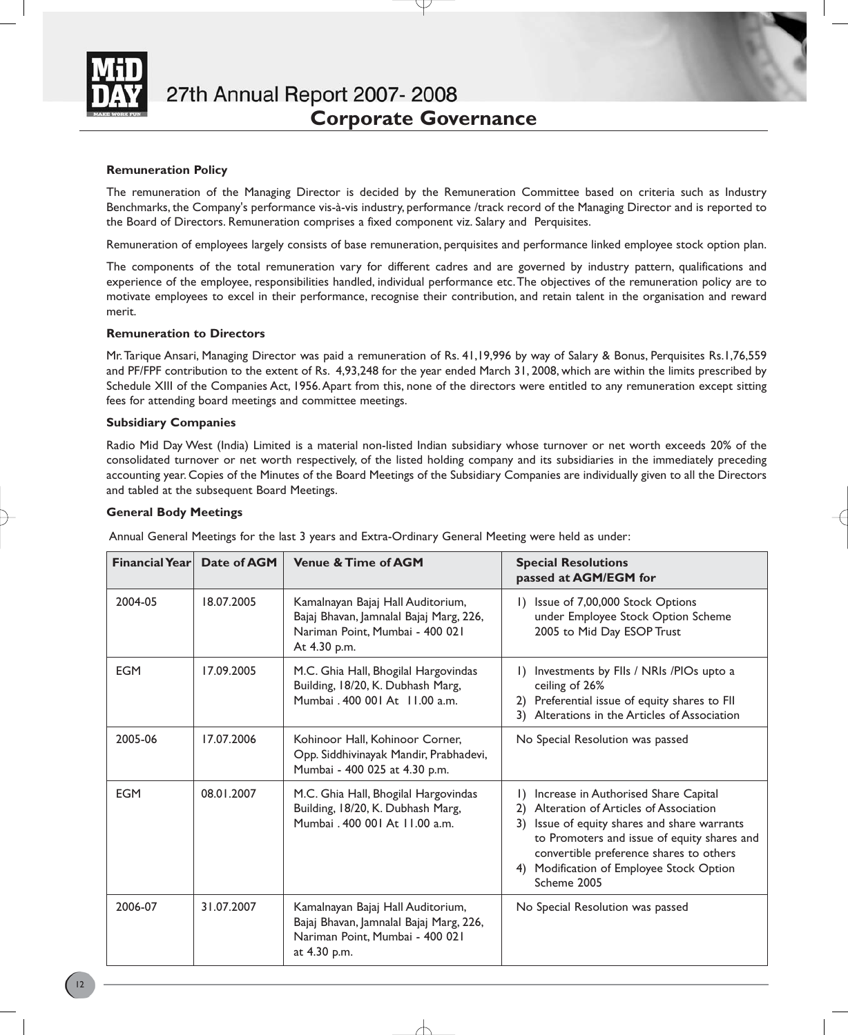#### Remuneration Policy

The remuneration of the Managing Director is decided by the Remuneration Committee based on criteria such as Industry Benchmarks, the Company's performance vis-à-vis industry, performance /track record of the Managing Director and is reported to the Board of Directors. Remuneration comprises a fixed component viz. Salary and Perquisites.

Remuneration of employees largely consists of base remuneration, perquisites and performance linked employee stock option plan.

The components of the total remuneration vary for different cadres and are governed by industry pattern, qualifications and experience of the employee, responsibilities handled, individual performance etc. The objectives of the remuneration policy are to motivate employees to excel in their performance, recognise their contribution, and retain talent in the organisation and reward merit.

#### Remuneration to Directors

Mr. Tarique Ansari, Managing Director was paid a remuneration of Rs. 41,19,996 by way of Salary & Bonus, Perquisites Rs.1,76,559 and PF/FPF contribution to the extent of Rs. 4,93,248 for the year ended March 31, 2008, which are within the limits prescribed by Schedule XIII of the Companies Act, 1956. Apart from this, none of the directors were entitled to any remuneration except sitting fees for attending board meetings and committee meetings.

#### Subsidiary Companies

Radio Mid Day West (India) Limited is a material non-listed Indian subsidiary whose turnover or net worth exceeds 20% of the consolidated turnover or net worth respectively, of the listed holding company and its subsidiaries in the immediately preceding accounting year. Copies of the Minutes of the Board Meetings of the Subsidiary Companies are individually given to all the Directors and tabled at the subsequent Board Meetings.

#### General Body Meetings

Annual General Meetings for the last 3 years and Extra-Ordinary General Meeting were held as under:

| Financial Year | Date of AGM | Venue & Time of AGM | Special Resolutions passed at AGM/EGM for |
|---|---|---|---|
| 2004-05 | 18.07.2005 | Kamalnayan Bajaj Hall Auditorium, Bajaj Bhavan, Jamnalal Bajaj Marg, 226, Nariman Point, Mumbai - 400 021 At 4.30 p.m. | 1) Issue of 7,00,000 Stock Options under Employee Stock Option Scheme 2005 to Mid Day ESOP Trust |
| EGM | 17.09.2005 | M.C. Ghia Hall, Bhogilal Hargovindas Building, 18/20, K. Dubhash Marg, Mumbai . 400 001 At 11.00 a.m. | 1) Investments by FIIs / NRIs /PIOs upto a ceiling of 26% 2) Preferential issue of equity shares to FII 3) Alterations in the Articles of Association |
| 2005-06 | 17.07.2006 | Kohinoor Hall, Kohinoor Corner, Opp. Siddhivinayak Mandir, Prabhadevi, Mumbai - 400 025 at 4.30 p.m. | No Special Resolution was passed |
| EGM | 08.01.2007 | M.C. Ghia Hall, Bhogilal Hargovindas Building, 18/20, K. Dubhash Marg, Mumbai . 400 001 At 11.00 a.m. | 1) Increase in Authorised Share Capital 2) Alteration of Articles of Association 3) Issue of equity shares and share warrants to Promoters and issue of equity shares and convertible preference shares to others 4) Modification of Employee Stock Option Scheme 2005 |
| 2006-07 | 31.07.2007 | Kamalnayan Bajaj Hall Auditorium, Bajaj Bhavan, Jamnalal Bajaj Marg, 226, Nariman Point, Mumbai - 400 021 at 4.30 p.m. | No Special Resolution was passed |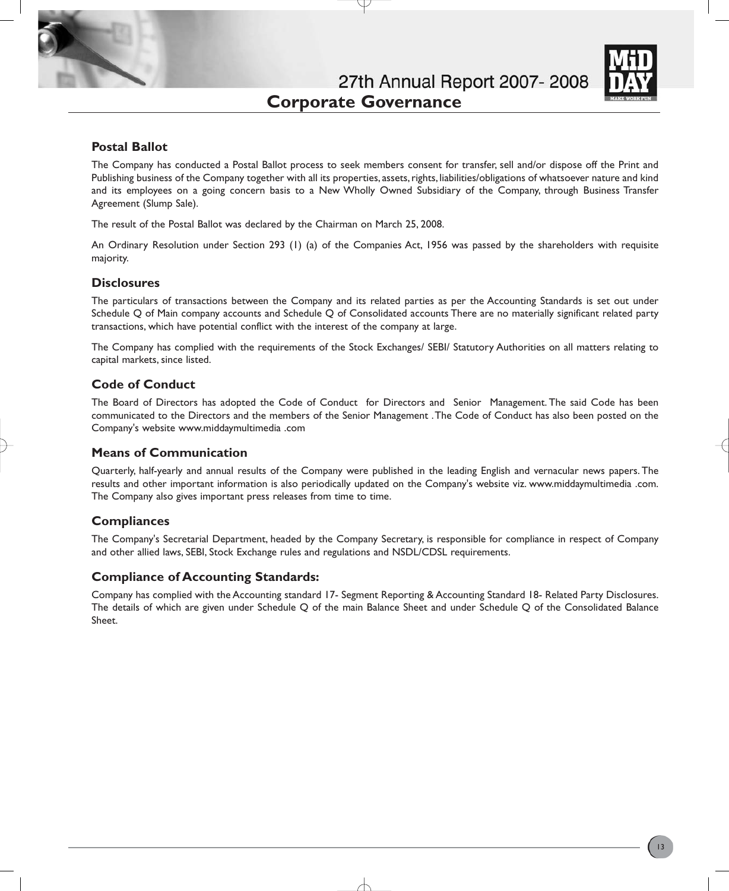## Postal Ballot

The Company has conducted a Postal Ballot process to seek members consent for transfer, sell and/or dispose off the Print and Publishing business of the Company together with all its properties, assets, rights, liabilities/obligations of whatsoever nature and kind and its employees on a going concern basis to a New Wholly Owned Subsidiary of the Company, through Business Transfer Agreement (Slump Sale).

The result of the Postal Ballot was declared by the Chairman on March 25, 2008.

An Ordinary Resolution under Section 293 (1) (a) of the Companies Act, 1956 was passed by the shareholders with requisite majority.

## Disclosures

The particulars of transactions between the Company and its related parties as per the Accounting Standards is set out under Schedule Q of Main company accounts and Schedule Q of Consolidated accounts There are no materially significant related party transactions, which have potential conflict with the interest of the company at large.

The Company has complied with the requirements of the Stock Exchanges/ SEBI/ Statutory Authorities on all matters relating to capital markets, since listed.

## Code of Conduct

The Board of Directors has adopted the Code of Conduct for Directors and Senior Management. The said Code has been communicated to the Directors and the members of the Senior Management . The Code of Conduct has also been posted on the Company's website www.middaymultimedia .com

## Means of Communication

Quarterly, half-yearly and annual results of the Company were published in the leading English and vernacular news papers. The results and other important information is also periodically updated on the Company's website viz. www.middaymultimedia .com. The Company also gives important press releases from time to time.

## Compliances

The Company's Secretarial Department, headed by the Company Secretary, is responsible for compliance in respect of Company and other allied laws, SEBI, Stock Exchange rules and regulations and NSDL/CDSL requirements.

## Compliance of Accounting Standards:

Company has complied with the Accounting standard 17- Segment Reporting & Accounting Standard 18- Related Party Disclosures. The details of which are given under Schedule Q of the main Balance Sheet and under Schedule Q of the Consolidated Balance Sheet.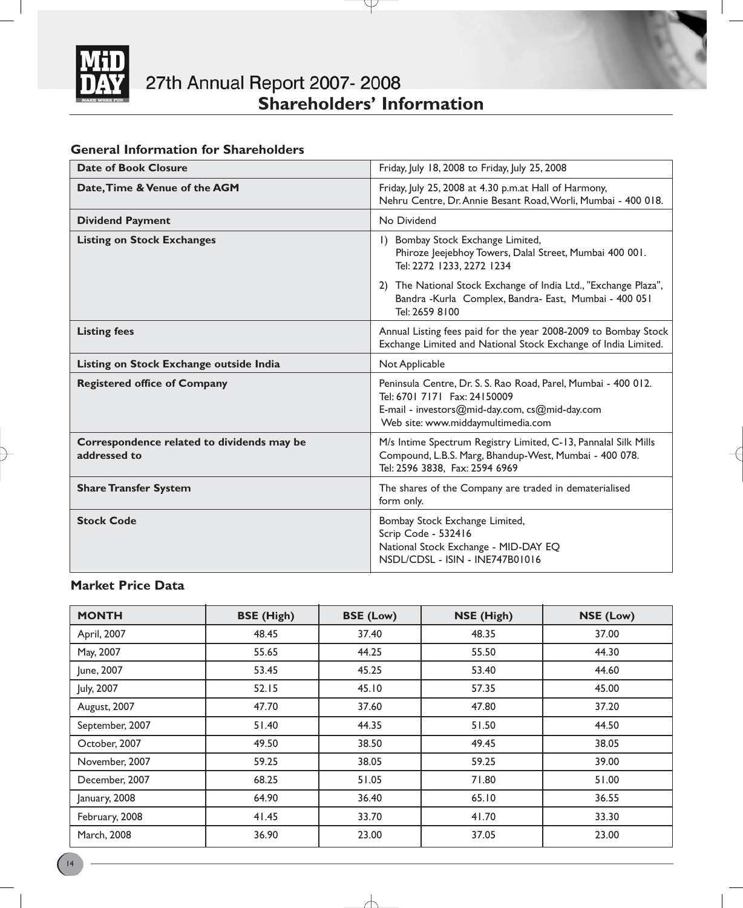# Shareholders' Information

## General Information for Shareholders

| | |
|---|---|
| **Date of Book Closure** | Friday, July 18, 2008 to Friday, July 25, 2008 |
| **Date, Time & Venue of the AGM** | Friday, July 25, 2008 at 4.30 p.m.at Hall of Harmony, Nehru Centre, Dr. Annie Besant Road, Worli, Mumbai - 400 018. |
| **Dividend Payment** | No Dividend |
| **Listing on Stock Exchanges** | 1) Bombay Stock Exchange Limited, Phiroze Jeejebhoy Towers, Dalal Street, Mumbai 400 001. Tel: 2272 1233, 2272 1234<br>2) The National Stock Exchange of India Ltd., "Exchange Plaza", Bandra -Kurla Complex, Bandra- East, Mumbai - 400 051 Tel: 2659 8100 |
| **Listing fees** | Annual Listing fees paid for the year 2008-2009 to Bombay Stock Exchange Limited and National Stock Exchange of India Limited. |
| **Listing on Stock Exchange outside India** | Not Applicable |
| **Registered office of Company** | Peninsula Centre, Dr. S. S. Rao Road, Parel, Mumbai - 400 012. Tel: 6701 7171 Fax: 24150009<br>E-mail - investors@mid-day.com, cs@mid-day.com<br>Web site: www.middaymultimedia.com |
| **Correspondence related to dividends may be addressed to** | M/s Intime Spectrum Registry Limited, C-13, Pannalal Silk Mills Compound, L.B.S. Marg, Bhandup-West, Mumbai - 400 078. Tel: 2596 3838, Fax: 2594 6969 |
| **Share Transfer System** | The shares of the Company are traded in dematerialised form only. |
| **Stock Code** | Bombay Stock Exchange Limited,<br>Scrip Code - 532416<br>National Stock Exchange - MID-DAY EQ<br>NSDL/CDSL - ISIN - INE747B01016 |

## Market Price Data

| MONTH | BSE (High) | BSE (Low) | NSE (High) | NSE (Low) |
|---|---|---|---|---|
| April, 2007 | 48.45 | 37.40 | 48.35 | 37.00 |
| May, 2007 | 55.65 | 44.25 | 55.50 | 44.30 |
| June, 2007 | 53.45 | 45.25 | 53.40 | 44.60 |
| July, 2007 | 52.15 | 45.10 | 57.35 | 45.00 |
| August, 2007 | 47.70 | 37.60 | 47.80 | 37.20 |
| September, 2007 | 51.40 | 44.35 | 51.50 | 44.50 |
| October, 2007 | 49.50 | 38.50 | 49.45 | 38.05 |
| November, 2007 | 59.25 | 38.05 | 59.25 | 39.00 |
| December, 2007 | 68.25 | 51.05 | 71.80 | 51.00 |
| January, 2008 | 64.90 | 36.40 | 65.10 | 36.55 |
| February, 2008 | 41.45 | 33.70 | 41.70 | 33.30 |
| March, 2008 | 36.90 | 23.00 | 37.05 | 23.00 |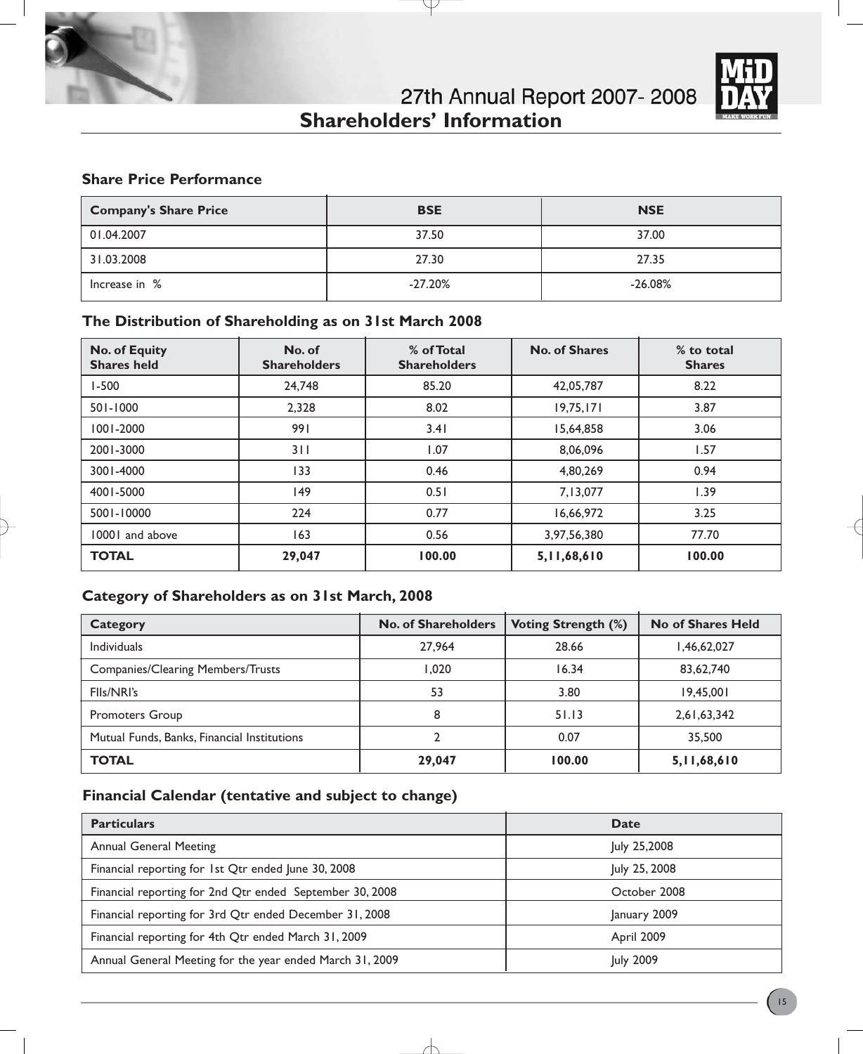## Shareholders' Information

### Share Price Performance

| Company's Share Price | BSE | NSE |
|---|---|---|
| 01.04.2007 | 37.50 | 37.00 |
| 31.03.2008 | 27.30 | 27.35 |
| Increase in % | -27.20% | -26.08% |

### The Distribution of Shareholding as on 31st March 2008

| No. of Equity Shares held | No. of Shareholders | % of Total Shareholders | No. of Shares | % to total Shares |
|---|---|---|---|---|
| 1-500 | 24,748 | 85.20 | 42,05,787 | 8.22 |
| 501-1000 | 2,328 | 8.02 | 19,75,171 | 3.87 |
| 1001-2000 | 991 | 3.41 | 15,64,858 | 3.06 |
| 2001-3000 | 311 | 1.07 | 8,06,096 | 1.57 |
| 3001-4000 | 133 | 0.46 | 4,80,269 | 0.94 |
| 4001-5000 | 149 | 0.51 | 7,13,077 | 1.39 |
| 5001-10000 | 224 | 0.77 | 16,66,972 | 3.25 |
| 10001 and above | 163 | 0.56 | 3,97,56,380 | 77.70 |
| **TOTAL** | **29,047** | **100.00** | **5,11,68,610** | **100.00** |

### Category of Shareholders as on 31st March, 2008

| Category | No. of Shareholders | Voting Strength (%) | No of Shares Held |
|---|---|---|---|
| Individuals | 27,964 | 28.66 | 1,46,62,027 |
| Companies/Clearing Members/Trusts | 1,020 | 16.34 | 83,62,740 |
| FIIs/NRI's | 53 | 3.80 | 19,45,001 |
| Promoters Group | 8 | 51.13 | 2,61,63,342 |
| Mutual Funds, Banks, Financial Institutions | 2 | 0.07 | 35,500 |
| **TOTAL** | **29,047** | **100.00** | **5,11,68,610** |

### Financial Calendar (tentative and subject to change)

| Particulars | Date |
|---|---|
| Annual General Meeting | July 25,2008 |
| Financial reporting for 1st Qtr ended June 30, 2008 | July 25, 2008 |
| Financial reporting for 2nd Qtr ended September 30, 2008 | October 2008 |
| Financial reporting for 3rd Qtr ended December 31, 2008 | January 2009 |
| Financial reporting for 4th Qtr ended March 31, 2009 | April 2009 |
| Annual General Meeting for the year ended March 31, 2009 | July 2009 |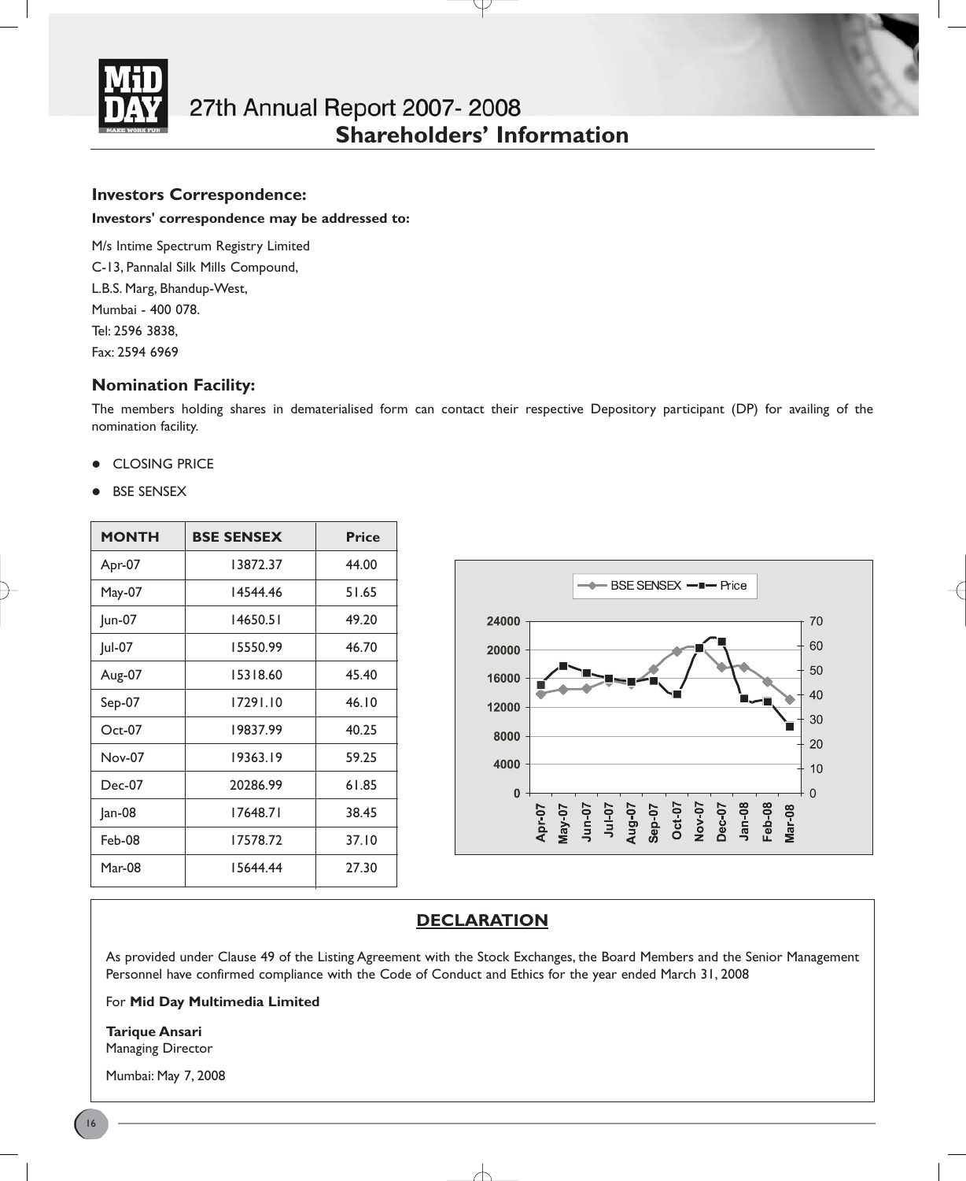## Investors Correspondence:

**Investors' correspondence may be addressed to:**

M/s Intime Spectrum Registry Limited
C-13, Pannalal Silk Mills Compound,
L.B.S. Marg, Bhandup-West,
Mumbai - 400 078.
Tel: 2596 3838,
Fax: 2594 6969

## Nomination Facility:

The members holding shares in dematerialised form can contact their respective Depository participant (DP) for availing of the nomination facility.

- CLOSING PRICE
- BSE SENSEX

| MONTH | BSE SENSEX | Price |
|---|---|---|
| Apr-07 | 13872.37 | 44.00 |
| May-07 | 14544.46 | 51.65 |
| Jun-07 | 14650.51 | 49.20 |
| Jul-07 | 15550.99 | 46.70 |
| Aug-07 | 15318.60 | 45.40 |
| Sep-07 | 17291.10 | 46.10 |
| Oct-07 | 19837.99 | 40.25 |
| Nov-07 | 19363.19 | 59.25 |
| Dec-07 | 20286.99 | 61.85 |
| Jan-08 | 17648.71 | 38.45 |
| Feb-08 | 17578.72 | 37.10 |
| Mar-08 | 15644.44 | 27.30 |

## DECLARATION

As provided under Clause 49 of the Listing Agreement with the Stock Exchanges, the Board Members and the Senior Management Personnel have confirmed compliance with the Code of Conduct and Ethics for the year ended March 31, 2008

For **Mid Day Multimedia Limited**

**Tarique Ansari**
Managing Director

Mumbai: May 7, 2008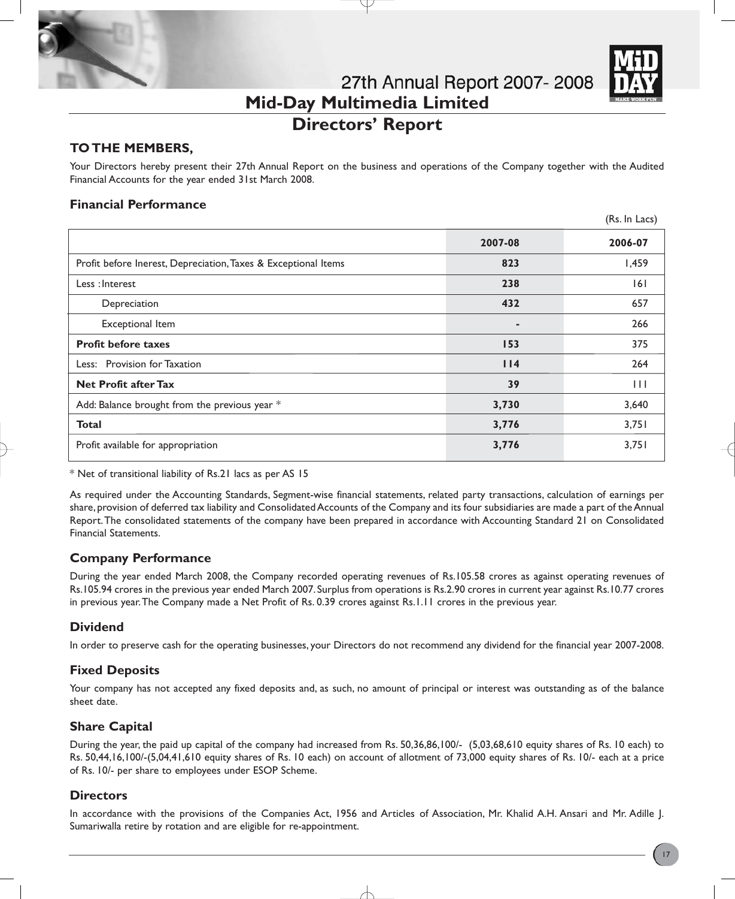# Mid-Day Multimedia Limited

## Directors' Report

### TO THE MEMBERS,

Your Directors hereby present their 27th Annual Report on the business and operations of the Company together with the Audited Financial Accounts for the year ended 31st March 2008.

### Financial Performance

(Rs. In Lacs)

| | 2007-08 | 2006-07 |
|---|---|---|
| Profit before Inerest, Depreciation, Taxes & Exceptional Items | **823** | 1,459 |
| Less : Interest | **238** | 161 |
| Depreciation | **432** | 657 |
| Exceptional Item | **-** | 266 |
| **Profit before taxes** | **153** | 375 |
| Less: Provision for Taxation | **114** | 264 |
| **Net Profit after Tax** | **39** | 111 |
| Add: Balance brought from the previous year * | **3,730** | 3,640 |
| **Total** | **3,776** | 3,751 |
| Profit available for appropriation | **3,776** | 3,751 |

* Net of transitional liability of Rs.21 lacs as per AS 15

As required under the Accounting Standards, Segment-wise financial statements, related party transactions, calculation of earnings per share, provision of deferred tax liability and Consolidated Accounts of the Company and its four subsidiaries are made a part of the Annual Report. The consolidated statements of the company have been prepared in accordance with Accounting Standard 21 on Consolidated Financial Statements.

### Company Performance

During the year ended March 2008, the Company recorded operating revenues of Rs.105.58 crores as against operating revenues of Rs.105.94 crores in the previous year ended March 2007. Surplus from operations is Rs.2.90 crores in current year against Rs.10.77 crores in previous year. The Company made a Net Profit of Rs. 0.39 crores against Rs.1.11 crores in the previous year.

### Dividend

In order to preserve cash for the operating businesses, your Directors do not recommend any dividend for the financial year 2007-2008.

### Fixed Deposits

Your company has not accepted any fixed deposits and, as such, no amount of principal or interest was outstanding as of the balance sheet date.

### Share Capital

During the year, the paid up capital of the company had increased from Rs. 50,36,86,100/- (5,03,68,610 equity shares of Rs. 10 each) to Rs. 50,44,16,100/-(5,04,41,610 equity shares of Rs. 10 each) on account of allotment of 73,000 equity shares of Rs. 10/- each at a price of Rs. 10/- per share to employees under ESOP Scheme.

### Directors

In accordance with the provisions of the Companies Act, 1956 and Articles of Association, Mr. Khalid A.H. Ansari and Mr. Adille J. Sumariwalla retire by rotation and are eligible for re-appointment.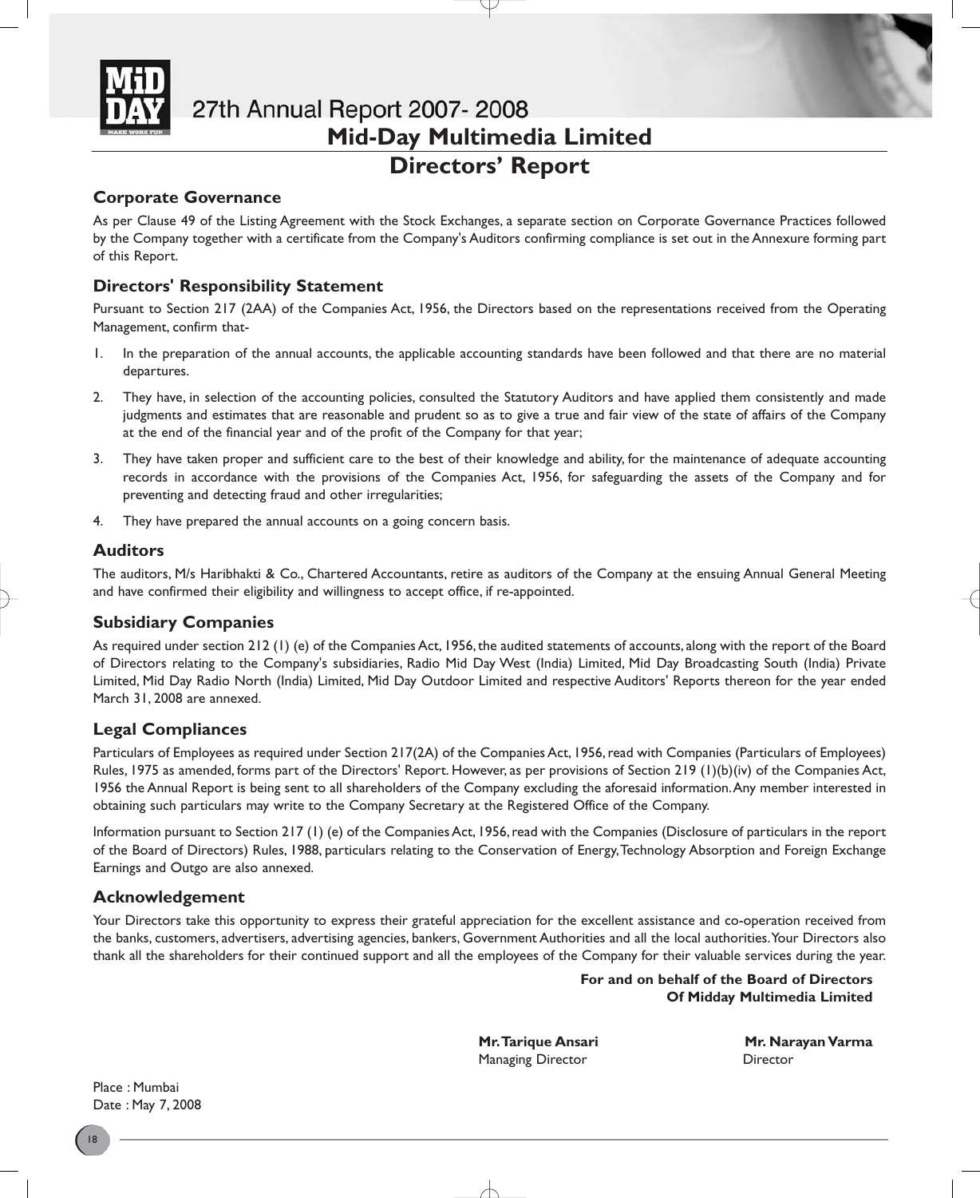## Mid-Day Multimedia Limited

# Directors' Report

### Corporate Governance

As per Clause 49 of the Listing Agreement with the Stock Exchanges, a separate section on Corporate Governance Practices followed by the Company together with a certificate from the Company's Auditors confirming compliance is set out in the Annexure forming part of this Report.

### Directors' Responsibility Statement

Pursuant to Section 217 (2AA) of the Companies Act, 1956, the Directors based on the representations received from the Operating Management, confirm that-

1. In the preparation of the annual accounts, the applicable accounting standards have been followed and that there are no material departures.
2. They have, in selection of the accounting policies, consulted the Statutory Auditors and have applied them consistently and made judgments and estimates that are reasonable and prudent so as to give a true and fair view of the state of affairs of the Company at the end of the financial year and of the profit of the Company for that year;
3. They have taken proper and sufficient care to the best of their knowledge and ability, for the maintenance of adequate accounting records in accordance with the provisions of the Companies Act, 1956, for safeguarding the assets of the Company and for preventing and detecting fraud and other irregularities;
4. They have prepared the annual accounts on a going concern basis.

### Auditors

The auditors, M/s Haribhakti & Co., Chartered Accountants, retire as auditors of the Company at the ensuing Annual General Meeting and have confirmed their eligibility and willingness to accept office, if re-appointed.

### Subsidiary Companies

As required under section 212 (1) (e) of the Companies Act, 1956, the audited statements of accounts, along with the report of the Board of Directors relating to the Company's subsidiaries, Radio Mid Day West (India) Limited, Mid Day Broadcasting South (India) Private Limited, Mid Day Radio North (India) Limited, Mid Day Outdoor Limited and respective Auditors' Reports thereon for the year ended March 31, 2008 are annexed.

### Legal Compliances

Particulars of Employees as required under Section 217(2A) of the Companies Act, 1956, read with Companies (Particulars of Employees) Rules, 1975 as amended, forms part of the Directors' Report. However, as per provisions of Section 219 (1)(b)(iv) of the Companies Act, 1956 the Annual Report is being sent to all shareholders of the Company excluding the aforesaid information. Any member interested in obtaining such particulars may write to the Company Secretary at the Registered Office of the Company.

Information pursuant to Section 217 (1) (e) of the Companies Act, 1956, read with the Companies (Disclosure of particulars in the report of the Board of Directors) Rules, 1988, particulars relating to the Conservation of Energy, Technology Absorption and Foreign Exchange Earnings and Outgo are also annexed.

### Acknowledgement

Your Directors take this opportunity to express their grateful appreciation for the excellent assistance and co-operation received from the banks, customers, advertisers, advertising agencies, bankers, Government Authorities and all the local authorities. Your Directors also thank all the shareholders for their continued support and all the employees of the Company for their valuable services during the year.

**For and on behalf of the Board of Directors**
**Of Midday Multimedia Limited**

**Mr. Tarique Ansari**
Managing Director

**Mr. Narayan Varma**
Director

Place : Mumbai
Date : May 7, 2008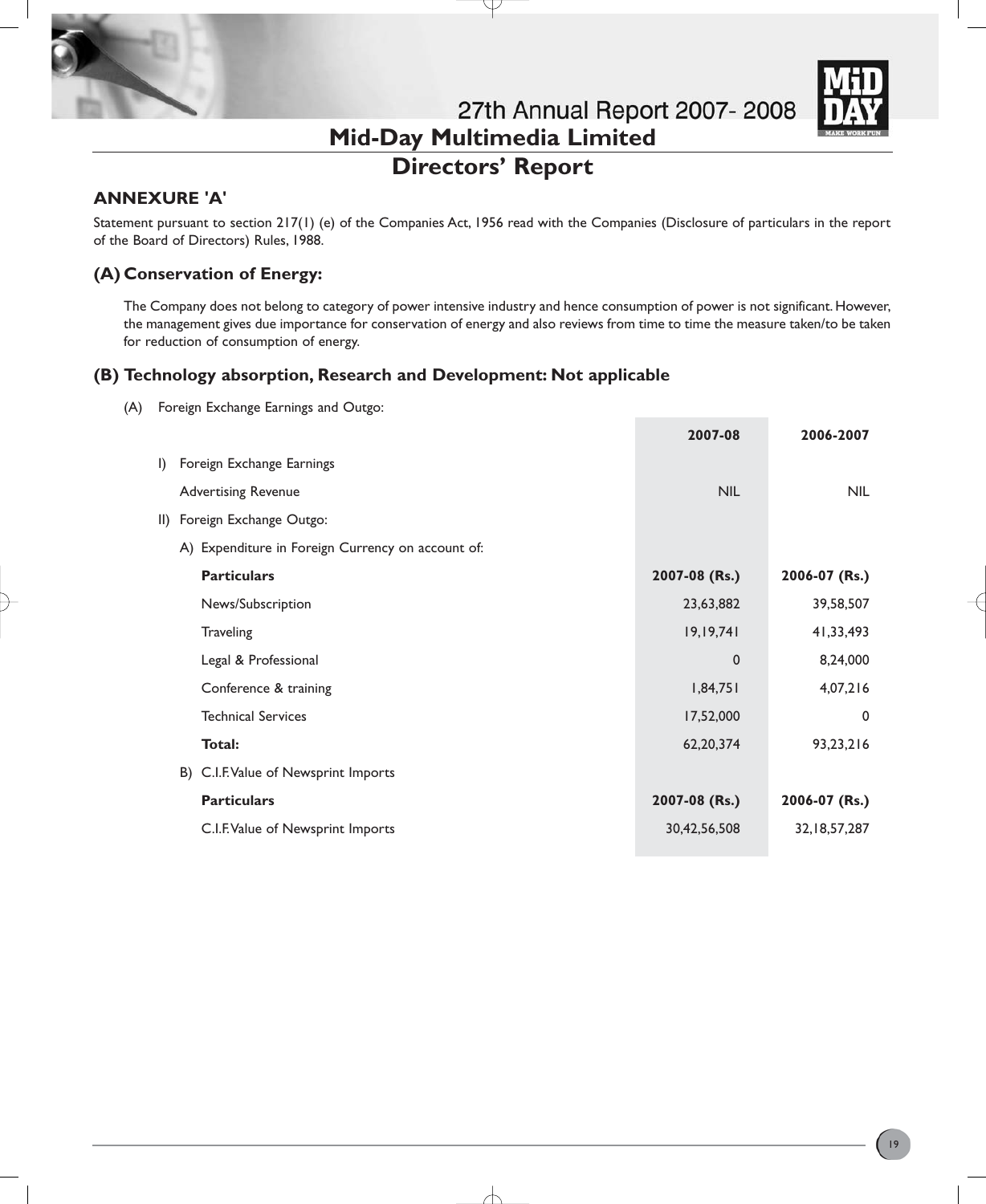# Mid-Day Multimedia Limited

## Directors' Report

### ANNEXURE 'A'

Statement pursuant to section 217(1) (e) of the Companies Act, 1956 read with the Companies (Disclosure of particulars in the report of the Board of Directors) Rules, 1988.

### (A) Conservation of Energy:

The Company does not belong to category of power intensive industry and hence consumption of power is not significant. However, the management gives due importance for conservation of energy and also reviews from time to time the measure taken/to be taken for reduction of consumption of energy.

### (B) Technology absorption, Research and Development: Not applicable

(A) Foreign Exchange Earnings and Outgo:

| | 2007-08 | 2006-2007 |
|---|---|---|
| I) Foreign Exchange Earnings | | |
| Advertising Revenue | NIL | NIL |
| II) Foreign Exchange Outgo: | | |
| A) Expenditure in Foreign Currency on account of: | | |
| **Particulars** | **2007-08 (Rs.)** | **2006-07 (Rs.)** |
| News/Subscription | 23,63,882 | 39,58,507 |
| Traveling | 19,19,741 | 41,33,493 |
| Legal & Professional | 0 | 8,24,000 |
| Conference & training | 1,84,751 | 4,07,216 |
| Technical Services | 17,52,000 | 0 |
| **Total:** | 62,20,374 | 93,23,216 |
| B) C.I.F. Value of Newsprint Imports | | |
| **Particulars** | **2007-08 (Rs.)** | **2006-07 (Rs.)** |
| C.I.F. Value of Newsprint Imports | 30,42,56,508 | 32,18,57,287 |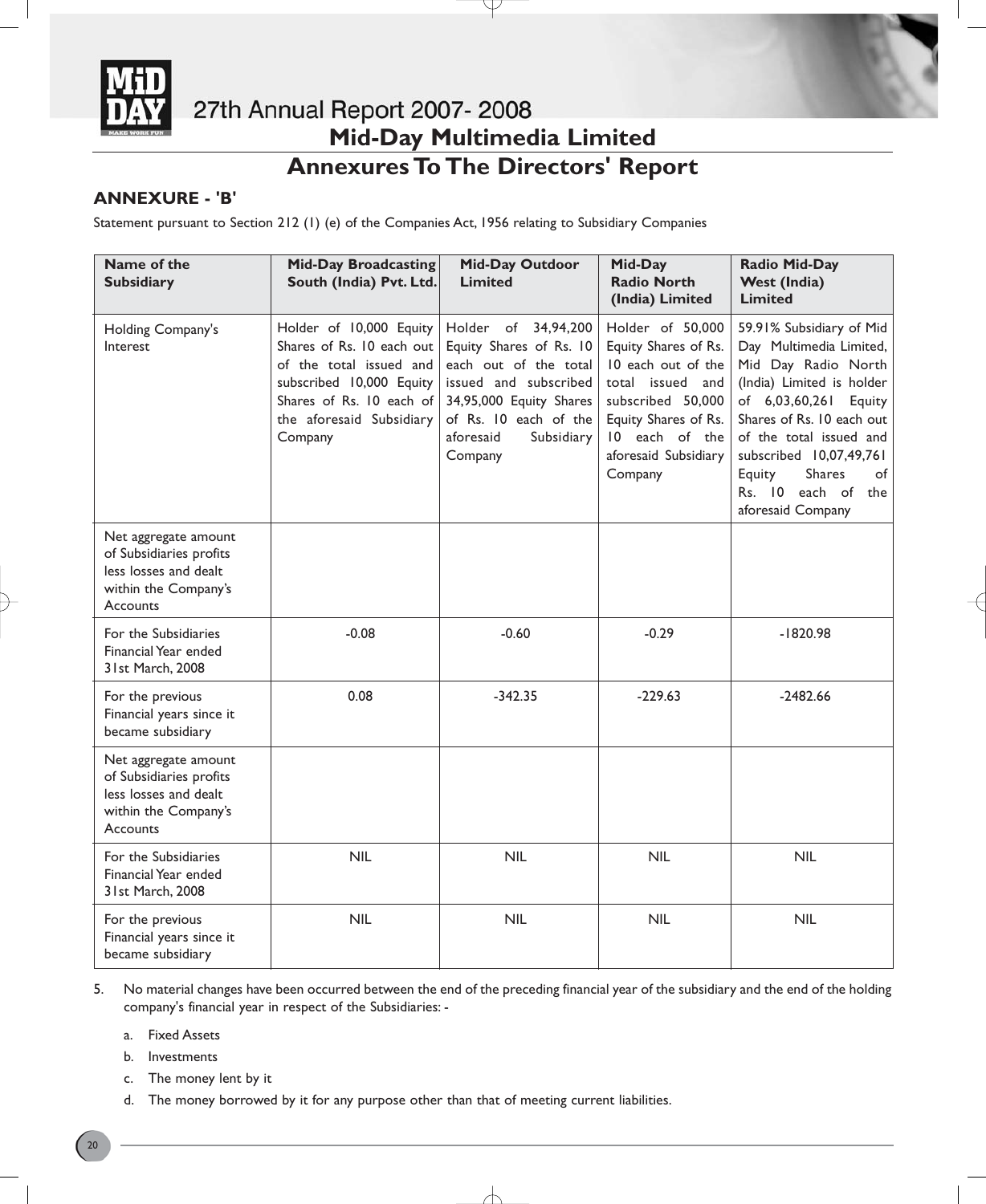# Mid-Day Multimedia Limited

## Annexures To The Directors' Report

### ANNEXURE - 'B'

Statement pursuant to Section 212 (1) (e) of the Companies Act, 1956 relating to Subsidiary Companies

| Name of the Subsidiary | Mid-Day Broadcasting South (India) Pvt. Ltd. | Mid-Day Outdoor Limited | Mid-Day Radio North (India) Limited | Radio Mid-Day West (India) Limited |
|---|---|---|---|---|
| Holding Company's Interest | Holder of 10,000 Equity Shares of Rs. 10 each out of the total issued and subscribed 10,000 Equity Shares of Rs. 10 each of the aforesaid Subsidiary Company | Holder of 34,94,200 Equity Shares of Rs. 10 each out of the total issued and subscribed 34,95,000 Equity Shares of Rs. 10 each of the aforesaid Subsidiary Company | Holder of 50,000 Equity Shares of Rs. 10 each out of the total issued and subscribed 50,000 Equity Shares of Rs. 10 each of the aforesaid Subsidiary Company | 59.91% Subsidiary of Mid Day Multimedia Limited, Mid Day Radio North (India) Limited is holder of 6,03,60,261 Equity Shares of Rs. 10 each out of the total issued and subscribed 10,07,49,761 Equity Shares of Rs. 10 each of the aforesaid Company |
| Net aggregate amount of Subsidiaries profits less losses and dealt within the Company's Accounts | | | | |
| For the Subsidiaries Financial Year ended 31st March, 2008 | -0.08 | -0.60 | -0.29 | -1820.98 |
| For the previous Financial years since it became subsidiary | 0.08 | -342.35 | -229.63 | -2482.66 |
| Net aggregate amount of Subsidiaries profits less losses and dealt within the Company's Accounts | | | | |
| For the Subsidiaries Financial Year ended 31st March, 2008 | NIL | NIL | NIL | NIL |
| For the previous Financial years since it became subsidiary | NIL | NIL | NIL | NIL |

5. No material changes have been occurred between the end of the preceding financial year of the subsidiary and the end of the holding company's financial year in respect of the Subsidiaries: -

   a. Fixed Assets

   b. Investments

   c. The money lent by it

   d. The money borrowed by it for any purpose other than that of meeting current liabilities.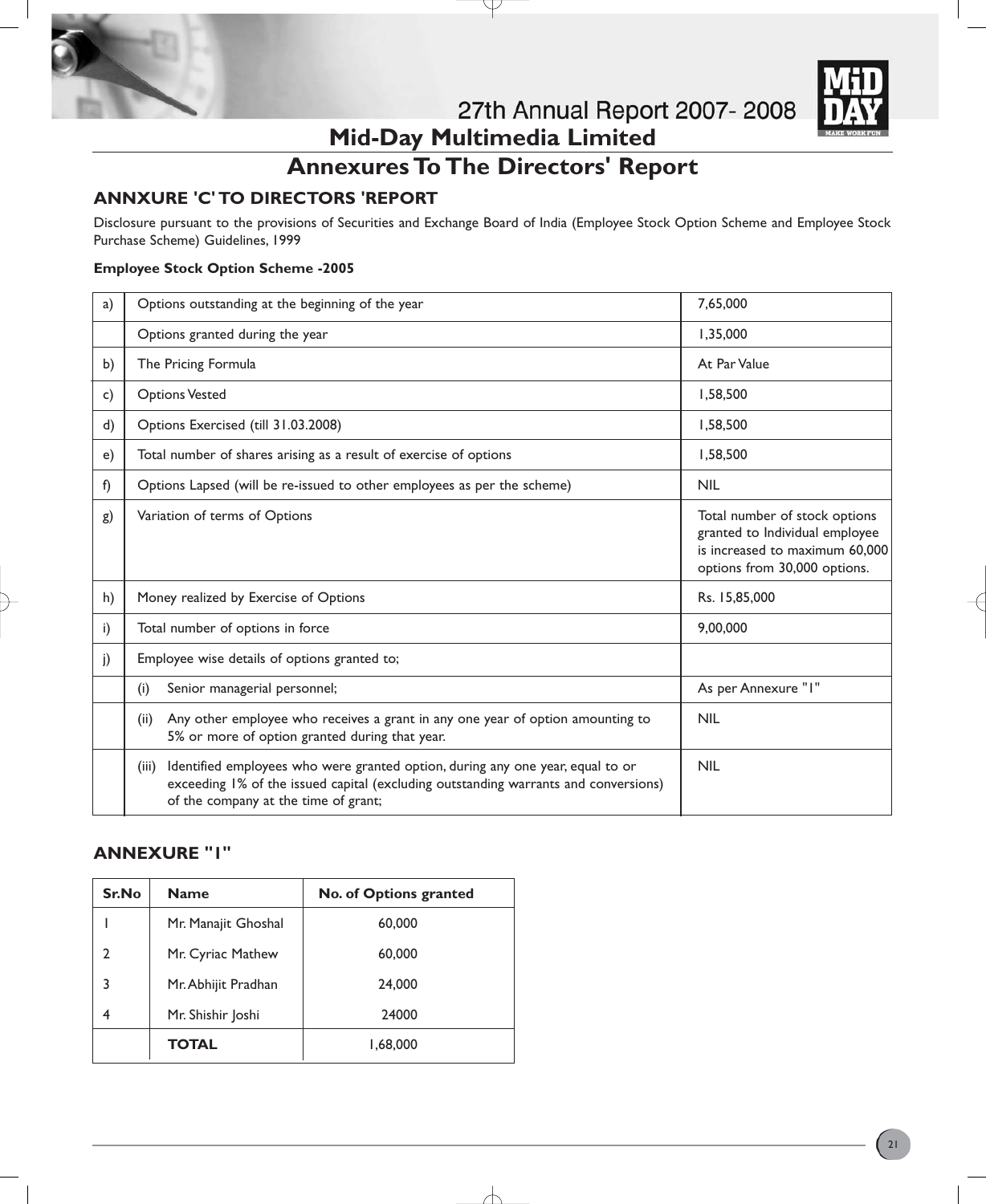# Mid-Day Multimedia Limited

## Annexures To The Directors' Report

### ANNXURE 'C' TO DIRECTORS 'REPORT

Disclosure pursuant to the provisions of Securities and Exchange Board of India (Employee Stock Option Scheme and Employee Stock Purchase Scheme) Guidelines, 1999

**Employee Stock Option Scheme -2005**

| | | |
|---|---|---|
| a) | Options outstanding at the beginning of the year | 7,65,000 |
| | Options granted during the year | 1,35,000 |
| b) | The Pricing Formula | At Par Value |
| c) | Options Vested | 1,58,500 |
| d) | Options Exercised (till 31.03.2008) | 1,58,500 |
| e) | Total number of shares arising as a result of exercise of options | 1,58,500 |
| f) | Options Lapsed (will be re-issued to other employees as per the scheme) | NIL |
| g) | Variation of terms of Options | Total number of stock options granted to Individual employee is increased to maximum 60,000 options from 30,000 options. |
| h) | Money realized by Exercise of Options | Rs. 15,85,000 |
| i) | Total number of options in force | 9,00,000 |
| j) | Employee wise details of options granted to; | |
| | (i) Senior managerial personnel; | As per Annexure "1" |
| | (ii) Any other employee who receives a grant in any one year of option amounting to 5% or more of option granted during that year. | NIL |
| | (iii) Identified employees who were granted option, during any one year, equal to or exceeding 1% of the issued capital (excluding outstanding warrants and conversions) of the company at the time of grant; | NIL |

### ANNEXURE "1"

| Sr.No | Name | No. of Options granted |
|---|---|---|
| 1 | Mr. Manajit Ghoshal | 60,000 |
| 2 | Mr. Cyriac Mathew | 60,000 |
| 3 | Mr. Abhijit Pradhan | 24,000 |
| 4 | Mr. Shishir Joshi | 24000 |
| | **TOTAL** | 1,68,000 |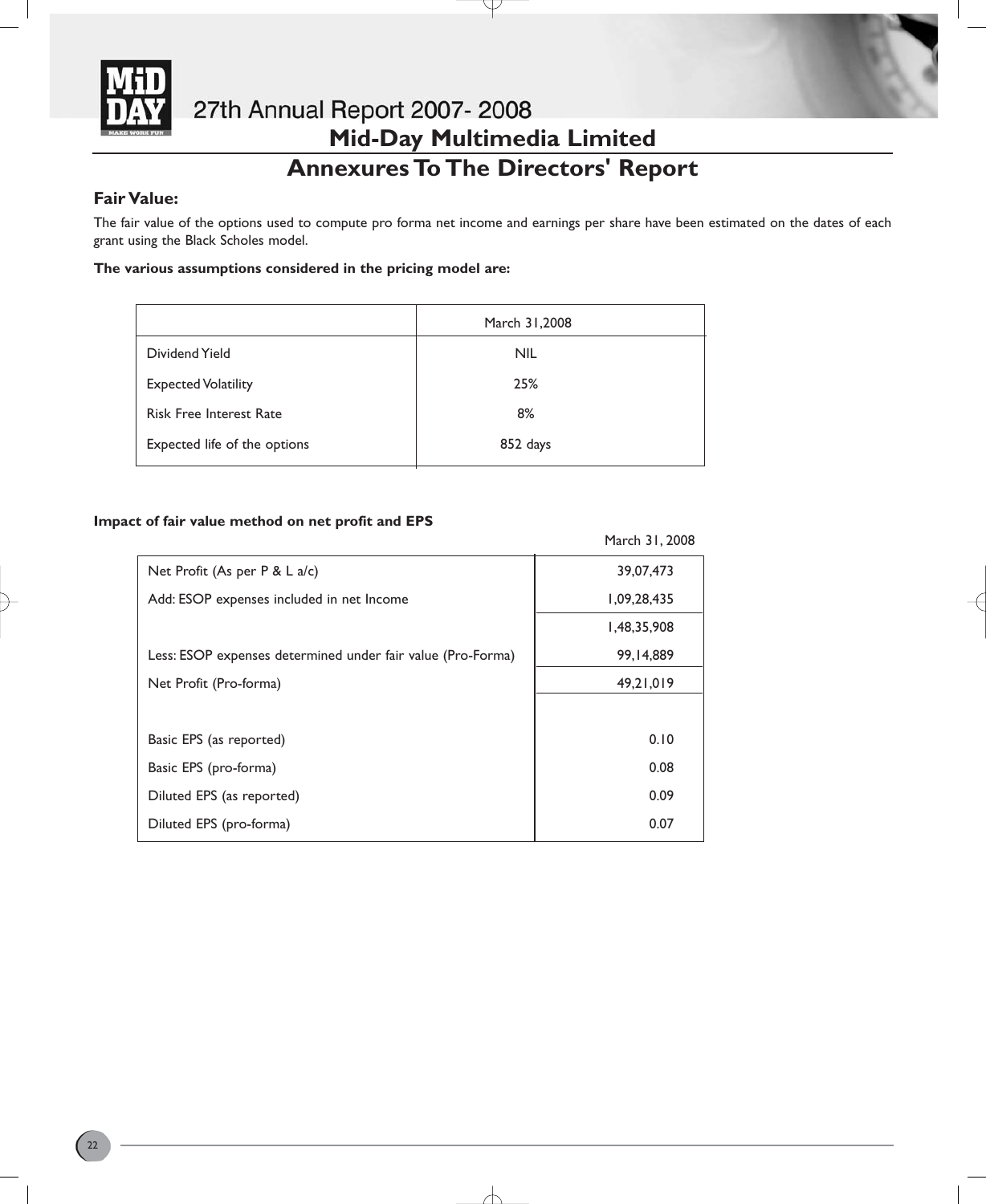# Annexures To The Directors' Report

### Fair Value:

The fair value of the options used to compute pro forma net income and earnings per share have been estimated on the dates of each grant using the Black Scholes model.

**The various assumptions considered in the pricing model are:**

| | March 31,2008 |
|---|---|
| Dividend Yield | NIL |
| Expected Volatility | 25% |
| Risk Free Interest Rate | 8% |
| Expected life of the options | 852 days |

**Impact of fair value method on net profit and EPS**

| | March 31, 2008 |
|---|---|
| Net Profit (As per P & L a/c) | 39,07,473 |
| Add: ESOP expenses included in net Income | 1,09,28,435 |
| | 1,48,35,908 |
| Less: ESOP expenses determined under fair value (Pro-Forma) | 99,14,889 |
| Net Profit (Pro-forma) | 49,21,019 |
| | |
| Basic EPS (as reported) | 0.10 |
| Basic EPS (pro-forma) | 0.08 |
| Diluted EPS (as reported) | 0.09 |
| Diluted EPS (pro-forma) | 0.07 |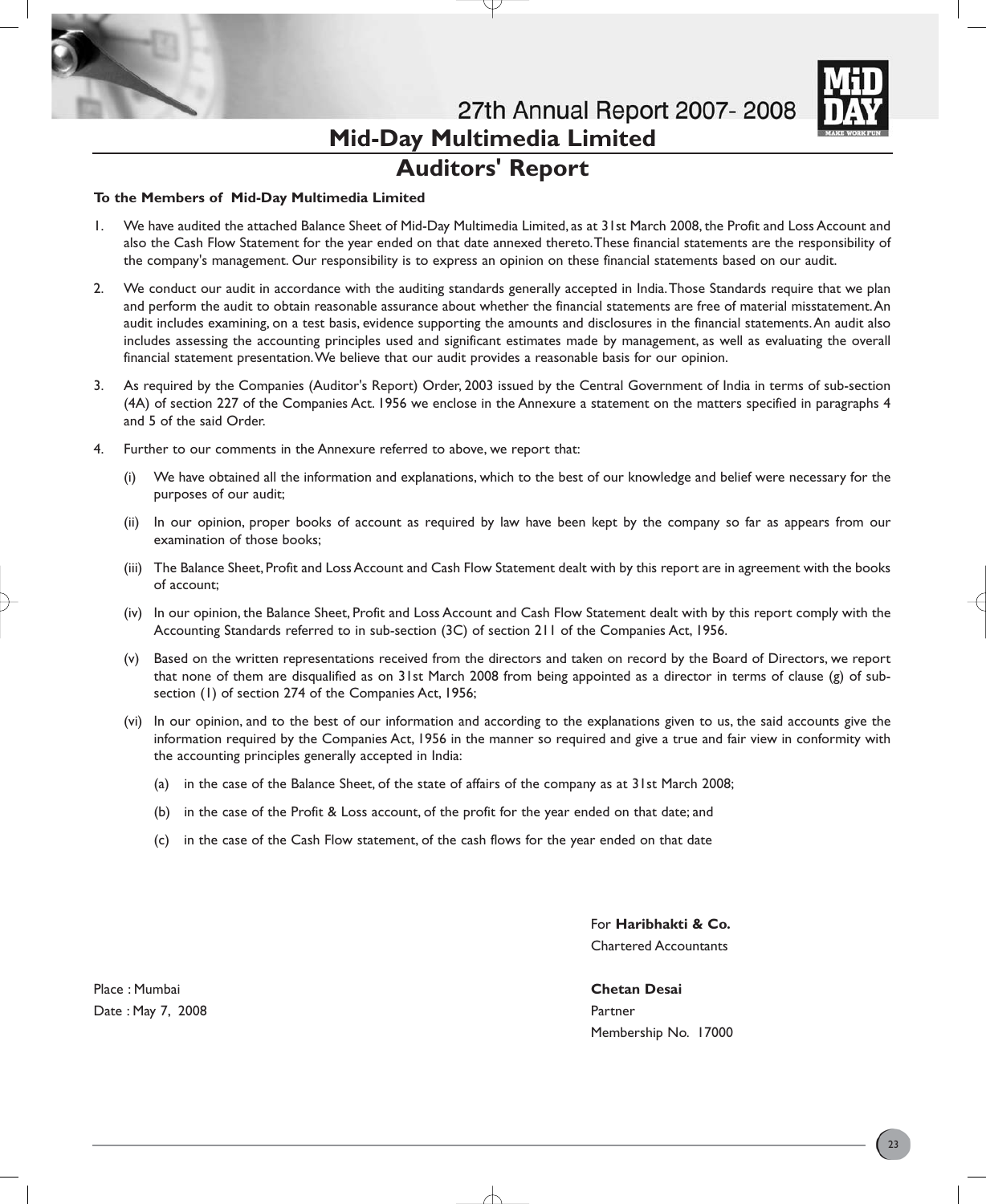# Mid-Day Multimedia Limited

## Auditors' Report

**To the Members of Mid-Day Multimedia Limited**

1. We have audited the attached Balance Sheet of Mid-Day Multimedia Limited, as at 31st March 2008, the Profit and Loss Account and also the Cash Flow Statement for the year ended on that date annexed thereto. These financial statements are the responsibility of the company's management. Our responsibility is to express an opinion on these financial statements based on our audit.

2. We conduct our audit in accordance with the auditing standards generally accepted in India. Those Standards require that we plan and perform the audit to obtain reasonable assurance about whether the financial statements are free of material misstatement. An audit includes examining, on a test basis, evidence supporting the amounts and disclosures in the financial statements. An audit also includes assessing the accounting principles used and significant estimates made by management, as well as evaluating the overall financial statement presentation. We believe that our audit provides a reasonable basis for our opinion.

3. As required by the Companies (Auditor's Report) Order, 2003 issued by the Central Government of India in terms of sub-section (4A) of section 227 of the Companies Act. 1956 we enclose in the Annexure a statement on the matters specified in paragraphs 4 and 5 of the said Order.

4. Further to our comments in the Annexure referred to above, we report that:

   (i) We have obtained all the information and explanations, which to the best of our knowledge and belief were necessary for the purposes of our audit;

   (ii) In our opinion, proper books of account as required by law have been kept by the company so far as appears from our examination of those books;

   (iii) The Balance Sheet, Profit and Loss Account and Cash Flow Statement dealt with by this report are in agreement with the books of account;

   (iv) In our opinion, the Balance Sheet, Profit and Loss Account and Cash Flow Statement dealt with by this report comply with the Accounting Standards referred to in sub-section (3C) of section 211 of the Companies Act, 1956.

   (v) Based on the written representations received from the directors and taken on record by the Board of Directors, we report that none of them are disqualified as on 31st March 2008 from being appointed as a director in terms of clause (g) of sub-section (1) of section 274 of the Companies Act, 1956;

   (vi) In our opinion, and to the best of our information and according to the explanations given to us, the said accounts give the information required by the Companies Act, 1956 in the manner so required and give a true and fair view in conformity with the accounting principles generally accepted in India:

      (a) in the case of the Balance Sheet, of the state of affairs of the company as at 31st March 2008;

      (b) in the case of the Profit & Loss account, of the profit for the year ended on that date; and

      (c) in the case of the Cash Flow statement, of the cash flows for the year ended on that date

For **Haribhakti & Co.**
Chartered Accountants

**Chetan Desai**
Partner
Membership No. 17000

Place : Mumbai
Date : May 7, 2008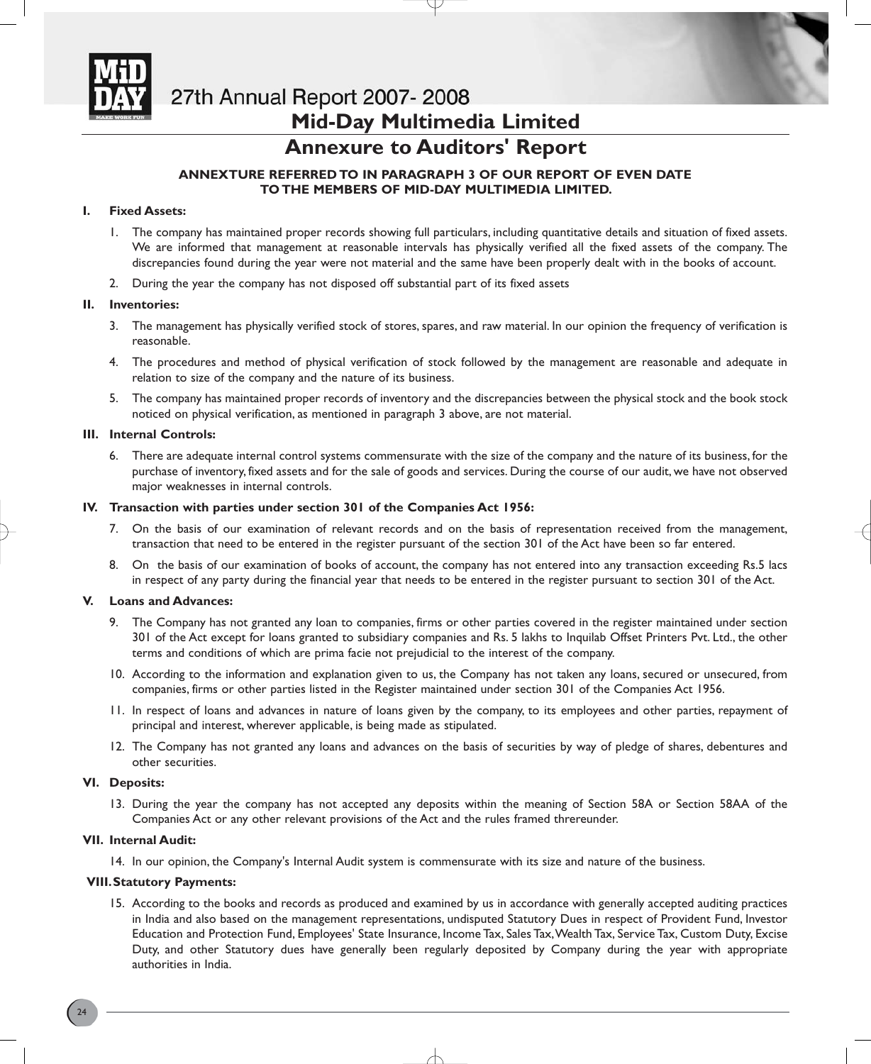# Annexure to Auditors' Report

**ANNEXTURE REFERRED TO IN PARAGRAPH 3 OF OUR REPORT OF EVEN DATE TO THE MEMBERS OF MID-DAY MULTIMEDIA LIMITED.**

### I. Fixed Assets:

1. The company has maintained proper records showing full particulars, including quantitative details and situation of fixed assets. We are informed that management at reasonable intervals has physically verified all the fixed assets of the company. The discrepancies found during the year were not material and the same have been properly dealt with in the books of account.
2. During the year the company has not disposed off substantial part of its fixed assets

### II. Inventories:

3. The management has physically verified stock of stores, spares, and raw material. In our opinion the frequency of verification is reasonable.
4. The procedures and method of physical verification of stock followed by the management are reasonable and adequate in relation to size of the company and the nature of its business.
5. The company has maintained proper records of inventory and the discrepancies between the physical stock and the book stock noticed on physical verification, as mentioned in paragraph 3 above, are not material.

### III. Internal Controls:

6. There are adequate internal control systems commensurate with the size of the company and the nature of its business, for the purchase of inventory, fixed assets and for the sale of goods and services. During the course of our audit, we have not observed major weaknesses in internal controls.

### IV. Transaction with parties under section 301 of the Companies Act 1956:

7. On the basis of our examination of relevant records and on the basis of representation received from the management, transaction that need to be entered in the register pursuant of the section 301 of the Act have been so far entered.
8. On the basis of our examination of books of account, the company has not entered into any transaction exceeding Rs.5 lacs in respect of any party during the financial year that needs to be entered in the register pursuant to section 301 of the Act.

### V. Loans and Advances:

9. The Company has not granted any loan to companies, firms or other parties covered in the register maintained under section 301 of the Act except for loans granted to subsidiary companies and Rs. 5 lakhs to Inquilab Offset Printers Pvt. Ltd., the other terms and conditions of which are prima facie not prejudicial to the interest of the company.
10. According to the information and explanation given to us, the Company has not taken any loans, secured or unsecured, from companies, firms or other parties listed in the Register maintained under section 301 of the Companies Act 1956.
11. In respect of loans and advances in nature of loans given by the company, to its employees and other parties, repayment of principal and interest, wherever applicable, is being made as stipulated.
12. The Company has not granted any loans and advances on the basis of securities by way of pledge of shares, debentures and other securities.

### VI. Deposits:

13. During the year the company has not accepted any deposits within the meaning of Section 58A or Section 58AA of the Companies Act or any other relevant provisions of the Act and the rules framed threreunder.

### VII. Internal Audit:

14. In our opinion, the Company's Internal Audit system is commensurate with its size and nature of the business.

### VIII. Statutory Payments:

15. According to the books and records as produced and examined by us in accordance with generally accepted auditing practices in India and also based on the management representations, undisputed Statutory Dues in respect of Provident Fund, Investor Education and Protection Fund, Employees' State Insurance, Income Tax, Sales Tax, Wealth Tax, Service Tax, Custom Duty, Excise Duty, and other Statutory dues have generally been regularly deposited by Company during the year with appropriate authorities in India.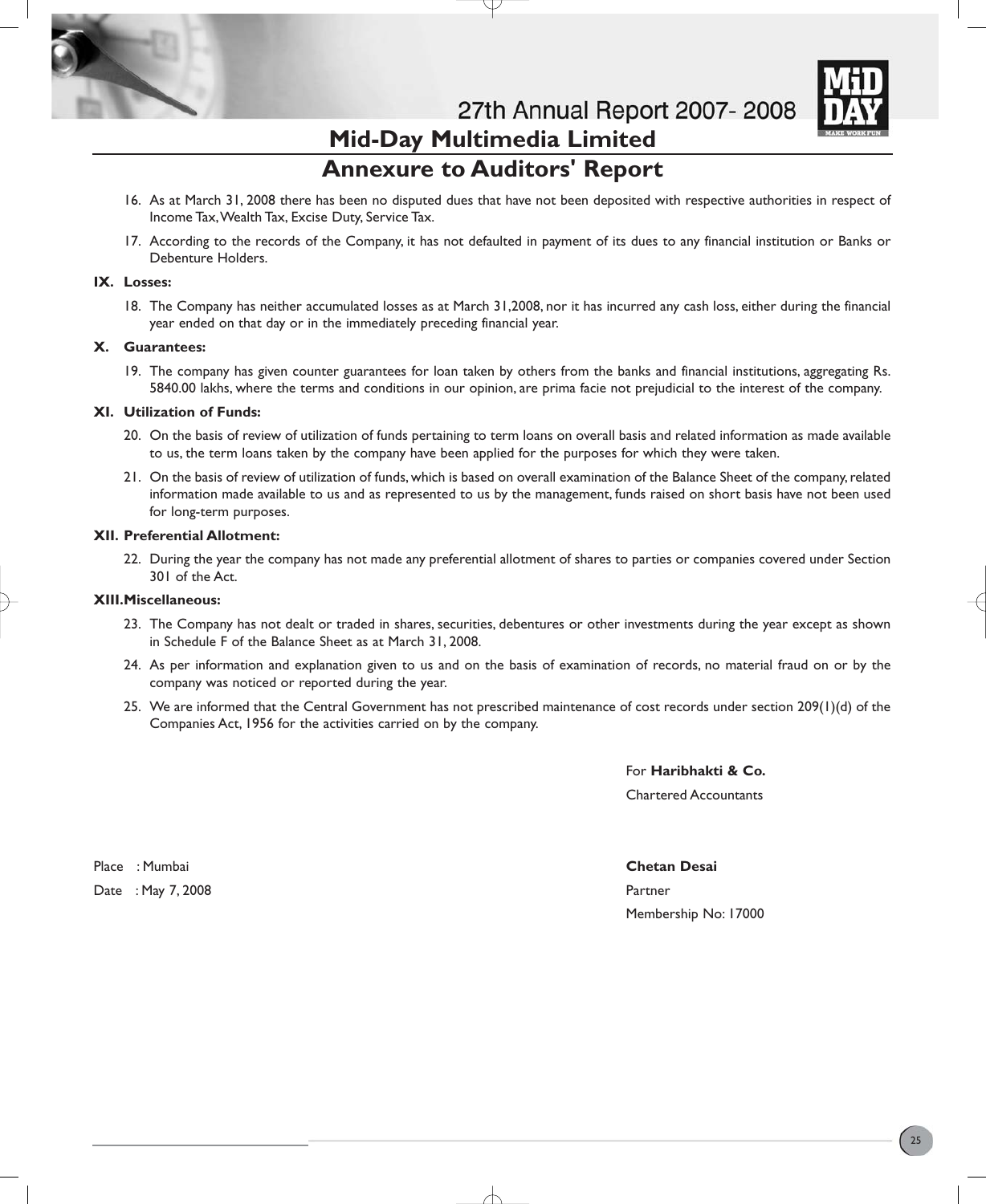## Annexure to Auditors' Report

16. As at March 31, 2008 there has been no disputed dues that have not been deposited with respective authorities in respect of Income Tax, Wealth Tax, Excise Duty, Service Tax.

17. According to the records of the Company, it has not defaulted in payment of its dues to any financial institution or Banks or Debenture Holders.

**IX. Losses:**

18. The Company has neither accumulated losses as at March 31,2008, nor it has incurred any cash loss, either during the financial year ended on that day or in the immediately preceding financial year.

**X. Guarantees:**

19. The company has given counter guarantees for loan taken by others from the banks and financial institutions, aggregating Rs. 5840.00 lakhs, where the terms and conditions in our opinion, are prima facie not prejudicial to the interest of the company.

**XI. Utilization of Funds:**

20. On the basis of review of utilization of funds pertaining to term loans on overall basis and related information as made available to us, the term loans taken by the company have been applied for the purposes for which they were taken.

21. On the basis of review of utilization of funds, which is based on overall examination of the Balance Sheet of the company, related information made available to us and as represented to us by the management, funds raised on short basis have not been used for long-term purposes.

**XII. Preferential Allotment:**

22. During the year the company has not made any preferential allotment of shares to parties or companies covered under Section 301 of the Act.

**XIII. Miscellaneous:**

23. The Company has not dealt or traded in shares, securities, debentures or other investments during the year except as shown in Schedule F of the Balance Sheet as at March 31, 2008.

24. As per information and explanation given to us and on the basis of examination of records, no material fraud on or by the company was noticed or reported during the year.

25. We are informed that the Central Government has not prescribed maintenance of cost records under section 209(1)(d) of the Companies Act, 1956 for the activities carried on by the company.

For **Haribhakti & Co.**
Chartered Accountants

**Chetan Desai**
Partner
Membership No: 17000

Place : Mumbai
Date : May 7, 2008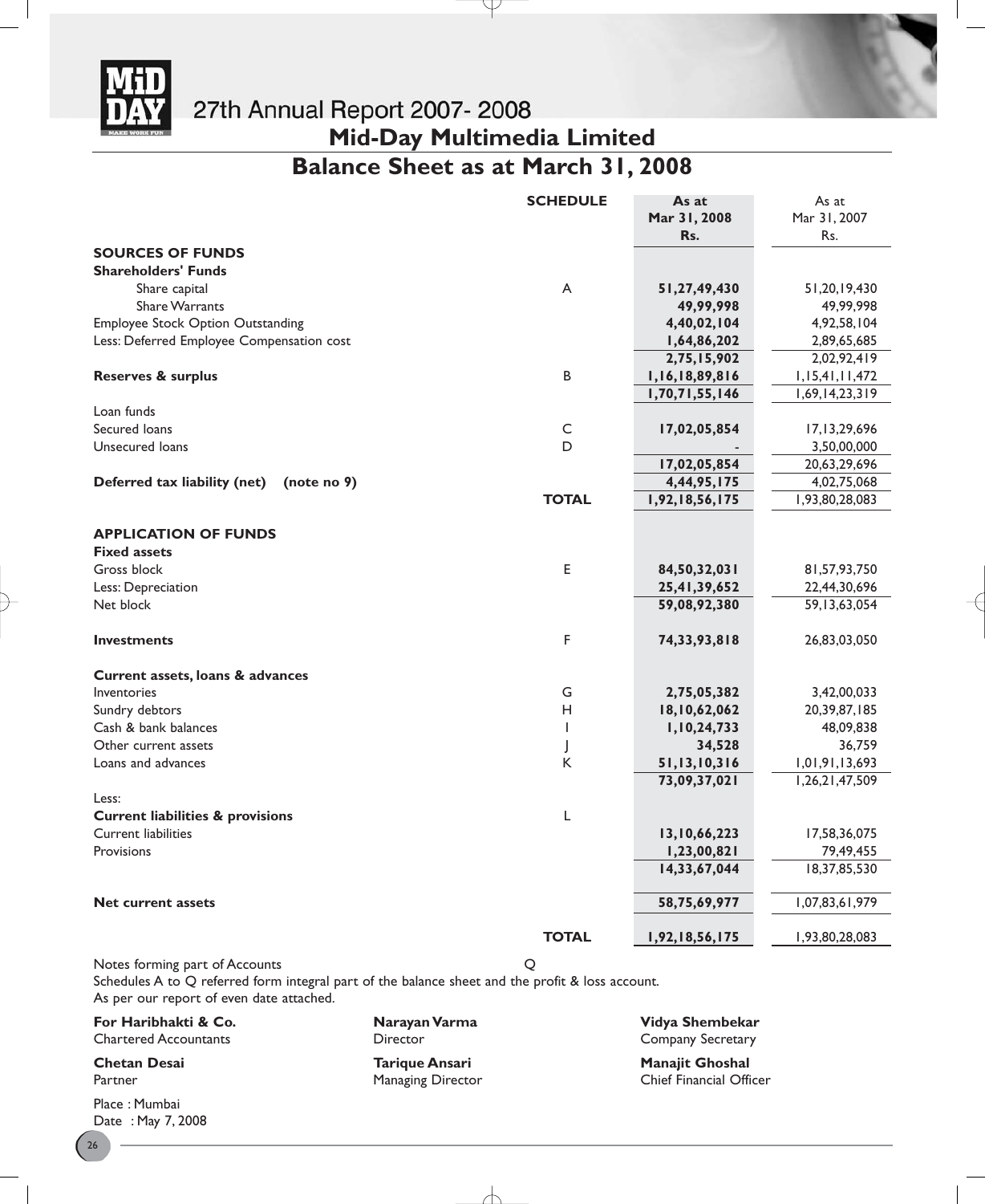# 27th Annual Report 2007- 2008

## Mid-Day Multimedia Limited

## Balance Sheet as at March 31, 2008

| | SCHEDULE | As at Mar 31, 2008 Rs. | As at Mar 31, 2007 Rs. |
|---|---|---|---|
| **SOURCES OF FUNDS** | | | |
| **Shareholders' Funds** | | | |
| Share capital | A | **51,27,49,430** | 51,20,19,430 |
| Share Warrants | | **49,99,998** | 49,99,998 |
| Employee Stock Option Outstanding | | **4,40,02,104** | 4,92,58,104 |
| Less: Deferred Employee Compensation cost | | **1,64,86,202** | 2,89,65,685 |
| | | **2,75,15,902** | 2,02,92,419 |
| **Reserves & surplus** | B | **1,16,18,89,816** | 1,15,41,11,472 |
| | | **1,70,71,55,146** | 1,69,14,23,319 |
| Loan funds | | | |
| Secured loans | C | **17,02,05,854** | 17,13,29,696 |
| Unsecured loans | D | **-** | 3,50,00,000 |
| | | **17,02,05,854** | 20,63,29,696 |
| **Deferred tax liability (net) (note no 9)** | | **4,44,95,175** | 4,02,75,068 |
| | **TOTAL** | **1,92,18,56,175** | 1,93,80,28,083 |
| **APPLICATION OF FUNDS** | | | |
| **Fixed assets** | | | |
| Gross block | E | **84,50,32,031** | 81,57,93,750 |
| Less: Depreciation | | **25,41,39,652** | 22,44,30,696 |
| Net block | | **59,08,92,380** | 59,13,63,054 |
| **Investments** | F | **74,33,93,818** | 26,83,03,050 |
| **Current assets, loans & advances** | | | |
| Inventories | G | **2,75,05,382** | 3,42,00,033 |
| Sundry debtors | H | **18,10,62,062** | 20,39,87,185 |
| Cash & bank balances | I | **1,10,24,733** | 48,09,838 |
| Other current assets | J | **34,528** | 36,759 |
| Loans and advances | K | **51,13,10,316** | 1,01,91,13,693 |
| | | **73,09,37,021** | 1,26,21,47,509 |
| Less: | | | |
| **Current liabilities & provisions** | L | | |
| Current liabilities | | **13,10,66,223** | 17,58,36,075 |
| Provisions | | **1,23,00,821** | 79,49,455 |
| | | **14,33,67,044** | 18,37,85,530 |
| **Net current assets** | | **58,75,69,977** | 1,07,83,61,979 |
| | **TOTAL** | **1,92,18,56,175** | 1,93,80,28,083 |

Notes forming part of Accounts Q

Schedules A to Q referred form integral part of the balance sheet and the profit & loss account.

As per our report of even date attached.

**For Haribhakti & Co.**
Chartered Accountants

**Chetan Desai**
Partner

Place : Mumbai
Date : May 7, 2008

**Narayan Varma**
Director

**Tarique Ansari**
Managing Director

**Vidya Shembekar**
Company Secretary

**Manajit Ghoshal**
Chief Financial Officer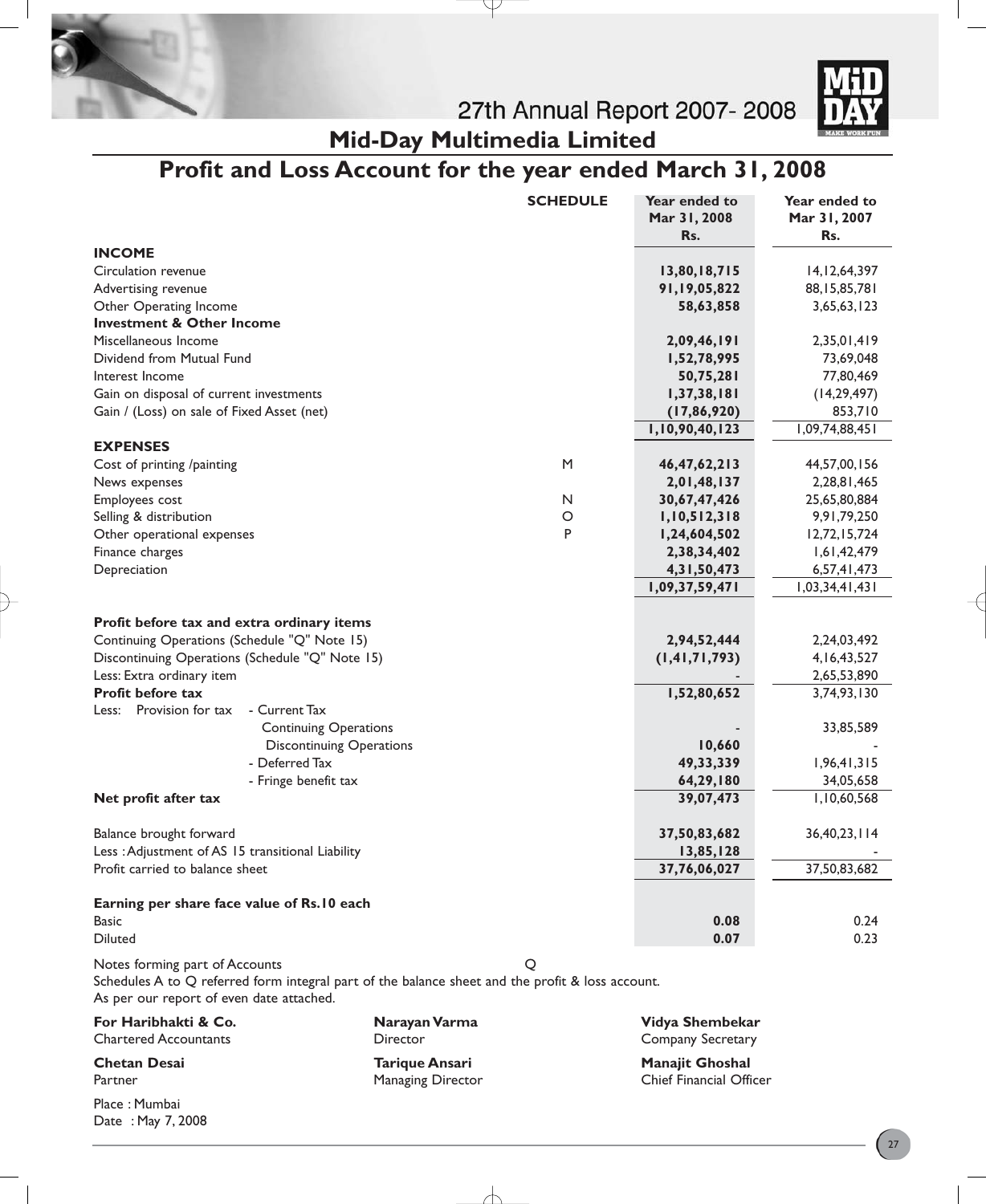# Mid-Day Multimedia Limited

## Profit and Loss Account for the year ended March 31, 2008

| | SCHEDULE | Year ended to Mar 31, 2008 Rs. | Year ended to Mar 31, 2007 Rs. |
|---|---|---|---|
| **INCOME** | | | |
| Circulation revenue | | **13,80,18,715** | 14,12,64,397 |
| Advertising revenue | | **91,19,05,822** | 88,15,85,781 |
| Other Operating Income | | **58,63,858** | 3,65,63,123 |
| **Investment & Other Income** | | | |
| Miscellaneous Income | | **2,09,46,191** | 2,35,01,419 |
| Dividend from Mutual Fund | | **1,52,78,995** | 73,69,048 |
| Interest Income | | **50,75,281** | 77,80,469 |
| Gain on disposal of current investments | | **1,37,38,181** | (14,29,497) |
| Gain / (Loss) on sale of Fixed Asset (net) | | **(17,86,920)** | 853,710 |
| | | **1,10,90,40,123** | 1,09,74,88,451 |
| **EXPENSES** | | | |
| Cost of printing /painting | M | **46,47,62,213** | 44,57,00,156 |
| News expenses | | **2,01,48,137** | 2,28,81,465 |
| Employees cost | N | **30,67,47,426** | 25,65,80,884 |
| Selling & distribution | O | **1,10,512,318** | 9,91,79,250 |
| Other operational expenses | P | **1,24,604,502** | 12,72,15,724 |
| Finance charges | | **2,38,34,402** | 1,61,42,479 |
| Depreciation | | **4,31,50,473** | 6,57,41,473 |
| | | **1,09,37,59,471** | 1,03,34,41,431 |
| **Profit before tax and extra ordinary items** | | | |
| Continuing Operations (Schedule "Q" Note 15) | | **2,94,52,444** | 2,24,03,492 |
| Discontinuing Operations (Schedule "Q" Note 15) | | **(1,41,71,793)** | 4,16,43,527 |
| Less: Extra ordinary item | | **-** | 2,65,53,890 |
| **Profit before tax** | | **1,52,80,652** | 3,74,93,130 |
| Less: Provision for tax - Current Tax | | | |
| Continuing Operations | | **-** | 33,85,589 |
| Discontinuing Operations | | **10,660** | - |
| - Deferred Tax | | **49,33,339** | 1,96,41,315 |
| - Fringe benefit tax | | **64,29,180** | 34,05,658 |
| **Net profit after tax** | | **39,07,473** | 1,10,60,568 |
| Balance brought forward | | **37,50,83,682** | 36,40,23,114 |
| Less : Adjustment of AS 15 transitional Liability | | **13,85,128** | - |
| Profit carried to balance sheet | | **37,76,06,027** | 37,50,83,682 |
| **Earning per share face value of Rs.10 each** | | | |
| Basic | | **0.08** | 0.24 |
| Diluted | | **0.07** | 0.23 |

Notes forming part of Accounts — Q

Schedules A to Q referred form integral part of the balance sheet and the profit & loss account.

As per our report of even date attached.

| | | |
|---|---|---|
| **For Haribhakti & Co.** Chartered Accountants | **Narayan Varma** Director | **Vidya Shembekar** Company Secretary |
| **Chetan Desai** Partner | **Tarique Ansari** Managing Director | **Manajit Ghoshal** Chief Financial Officer |

Place : Mumbai
Date : May 7, 2008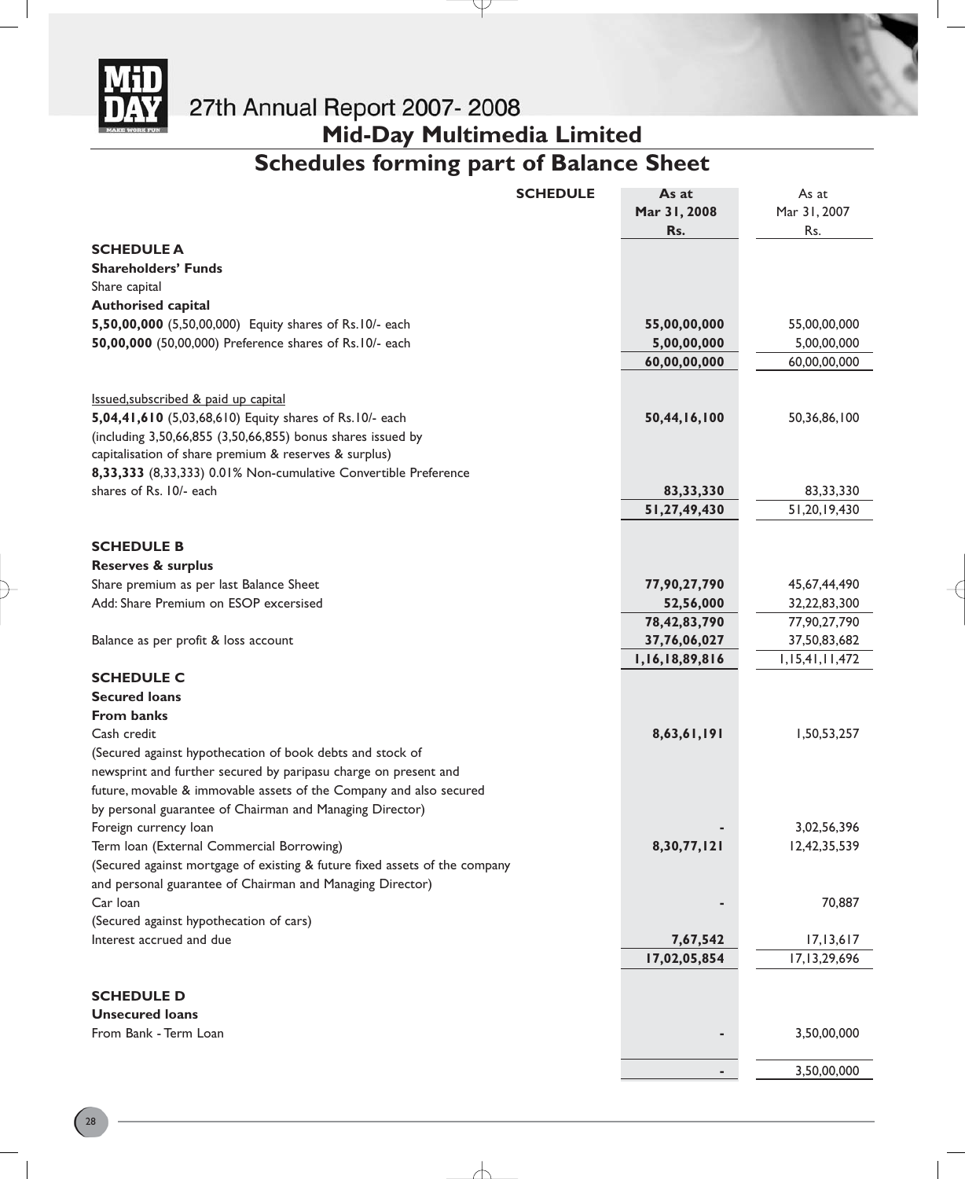# Mid-Day Multimedia Limited

## Schedules forming part of Balance Sheet

| | SCHEDULE | As at Mar 31, 2008 Rs. | As at Mar 31, 2007 Rs. |
|---|---|---|---|
| **SCHEDULE A** | | | |
| **Shareholders' Funds** | | | |
| Share capital | | | |
| **Authorised capital** | | | |
| **5,50,00,000** (5,50,00,000) Equity shares of Rs.10/- each | | **55,00,00,000** | 55,00,00,000 |
| **50,00,000** (50,00,000) Preference shares of Rs.10/- each | | **5,00,00,000** | 5,00,00,000 |
| | | **60,00,00,000** | 60,00,00,000 |
| Issued,subscribed & paid up capital | | | |
| **5,04,41,610** (5,03,68,610) Equity shares of Rs.10/- each (including 3,50,66,855 (3,50,66,855) bonus shares issued by capitalisation of share premium & reserves & surplus) | | **50,44,16,100** | 50,36,86,100 |
| **8,33,333** (8,33,333) 0.01% Non-cumulative Convertible Preference shares of Rs. 10/- each | | **83,33,330** | 83,33,330 |
| | | **51,27,49,430** | 51,20,19,430 |
| **SCHEDULE B** | | | |
| **Reserves & surplus** | | | |
| Share premium as per last Balance Sheet | | **77,90,27,790** | 45,67,44,490 |
| Add: Share Premium on ESOP excersised | | **52,56,000** | 32,22,83,300 |
| | | **78,42,83,790** | 77,90,27,790 |
| Balance as per profit & loss account | | **37,76,06,027** | 37,50,83,682 |
| | | **1,16,18,89,816** | 1,15,41,11,472 |
| **SCHEDULE C** | | | |
| **Secured loans** | | | |
| **From banks** | | | |
| Cash credit (Secured against hypothecation of book debts and stock of newsprint and further secured by paripasu charge on present and future, movable & immovable assets of the Company and also secured by personal guarantee of Chairman and Managing Director) | | **8,63,61,191** | 1,50,53,257 |
| Foreign currency loan | | **-** | 3,02,56,396 |
| Term loan (External Commercial Borrowing) (Secured against mortgage of existing & future fixed assets of the company and personal guarantee of Chairman and Managing Director) | | **8,30,77,121** | 12,42,35,539 |
| Car loan (Secured against hypothecation of cars) | | **-** | 70,887 |
| Interest accrued and due | | **7,67,542** | 17,13,617 |
| | | **17,02,05,854** | 17,13,29,696 |
| **SCHEDULE D** | | | |
| **Unsecured loans** | | | |
| From Bank - Term Loan | | **-** | 3,50,00,000 |
| | | **-** | 3,50,00,000 |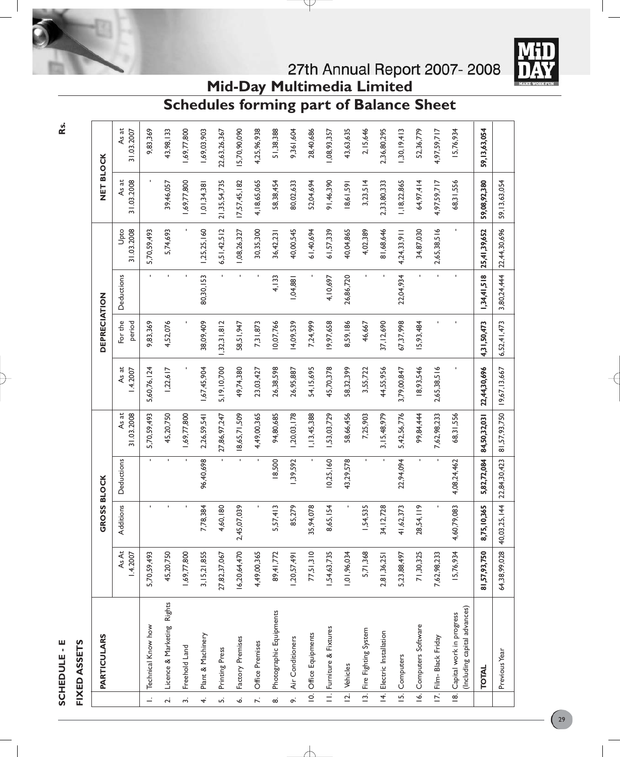# Mid-Day Multimedia Limited

## Schedules forming part of Balance Sheet

**SCHEDULE - E**

**FIXED ASSETS**

Rs.

| | PARTICULARS | GROSS BLOCK | | | | DEPRECIATION | | | | NET BLOCK | |
|---|---|---|---|---|---|---|---|---|---|---|---|
| | | As At 1.4.2007 | Additions | Deductions | As at 31.03.2008 | As at 1.4.2007 | For the period | Deductions | Upto 31.03.2008 | As at 31.03.2008 | As at 31.03.2007 |
| 1. | Technical Know how | 5,70,59,493 | - | - | 5,70,59,493 | 5,60,76,124 | 9,83,369 | - | 5,70,59,493 | - | 9,83,369 |
| 2. | Licence & Marketing Rights | 45,20,750 | - | - | 45,20,750 | 1,22,617 | 4,52,076 | - | 5,74,693 | 39,46,057 | 43,98,133 |
| 3. | Freehold Land | 1,69,77,800 | - | - | 1,69,77,800 | - | - | - | - | 1,69,77,800 | 1,69,77,800 |
| 4. | Plant & Machinery | 3,15,21,855 | 7,78,384 | 96,40,698 | 2,26,59,541 | 1,67,45,904 | 38,09,409 | 80,30,153 | 1,25,25,160 | 1,01,34,381 | 1,69,03,903 |
| 5. | Printing Press | 27,82,37,067 | 4,60,180 | - | 27,86,97,247 | 5,19,10,700 | 1,32,31,812 | - | 6,51,42,512 | 21,35,54,735 | 22,63,26,367 |
| 6. | Factory Premises | 16,20,64,470 | 2,45,07,039 | - | 18,65,71,509 | 49,74,380 | 58,51,947 | - | 1,08,26,327 | 17,57,45,182 | 15,70,90,090 |
| 7. | Office Premises | 4,49,00,365 | - | - | 4,49,00,365 | 23,03,427 | 7,31,873 | - | 30,35,300 | 4,18,65,065 | 4,25,96,938 |
| 8. | Photographic Equipments | 89,41,772 | 5,57,413 | 18,500 | 94,80,685 | 26,38,598 | 10,07,766 | 4,133 | 36,42,231 | 58,38,454 | 51,38,388 |
| 9. | Air Conditioners | 1,20,57,491 | 85,279 | 1,39,592 | 1,20,03,178 | 26,95,887 | 14,09,539 | 1,04,881 | 40,00,545 | 80,02,633 | 9,361,604 |
| 10. | Office Equipments | 77,51,310 | 35,94,078 | - | 1,13,45,388 | 54,15,695 | 7,24,999 | - | 61,40,694 | 52,04,694 | 28,40,686 |
| 11. | Furniture & Fixtures | 1,54,63,735 | 8,65,154 | 10,25,160 | 1,53,03,729 | 45,70,378 | 19,97,658 | 4,10,697 | 61,57,339 | 91,46,390 | 1,08,93,357 |
| 12. | Vehicles | 1,01,96,034 | - | 43,29,578 | 58,66,456 | 58,32,399 | 8,59,186 | 26,86,720 | 40,04,865 | 18,61,591 | 43,63,635 |
| 13. | Fire Fighting System | 5,71,368 | 1,54,535 | - | 7,25,903 | 3,55,722 | 46,667 | - | 4,02,389 | 3,23,514 | 2,15,646 |
| 14. | Electric Installation | 2,81,36,251 | 34,12,728 | - | 3,15,48,979 | 44,55,956 | 37,12,690 | - | 81,68,646 | 2,33,80,333 | 2,36,80,295 |
| 15. | Computers | 5,23,88,497 | 41,62,373 | 22,94,094 | 5,42,56,776 | 3,79,00,847 | 67,37,998 | 22,04,934 | 4,24,33,911 | 1,18,22,865 | 1,30,19,413 |
| 16. | Computers Software | 71,30,325 | 28,54,119 | - | 99,84,444 | 18,93,546 | 15,93,484 | - | 34,87,030 | 64,97,414 | 52,36,779 |
| 17. | Film- Black Friday | 7,62,98,233 | - | - | 7,62,98,233 | 2,65,38,516 | - | - | 2,65,38,516 | 4,97,59,717 | 4,97,59,717 |
| 18. | Capital work in progress (Including capital advances) | 15,76,934 | 4,60,79,083 | 4,08,24,462 | 68,31,556 | - | - | - | - | 68,31,556 | 15,76,934 |
| | **TOTAL** | **81,57,93,750** | **8,75,10,365** | **5,82,72,084** | **84,50,32,031** | **22,44,30,696** | **4,31,50,473** | **1,34,41,518** | **25,41,39,652** | **59,08,92,380** | **59,13,63,054** |
| | Previous Year | 64,38,99,028 | 40,03,25,144 | 22,84,30,423 | 81,57,93,750 | 19,67,13,667 | 6,52,41,473 | 3,80,24,444 | 22,44,30,696 | 59,13,63,054 | |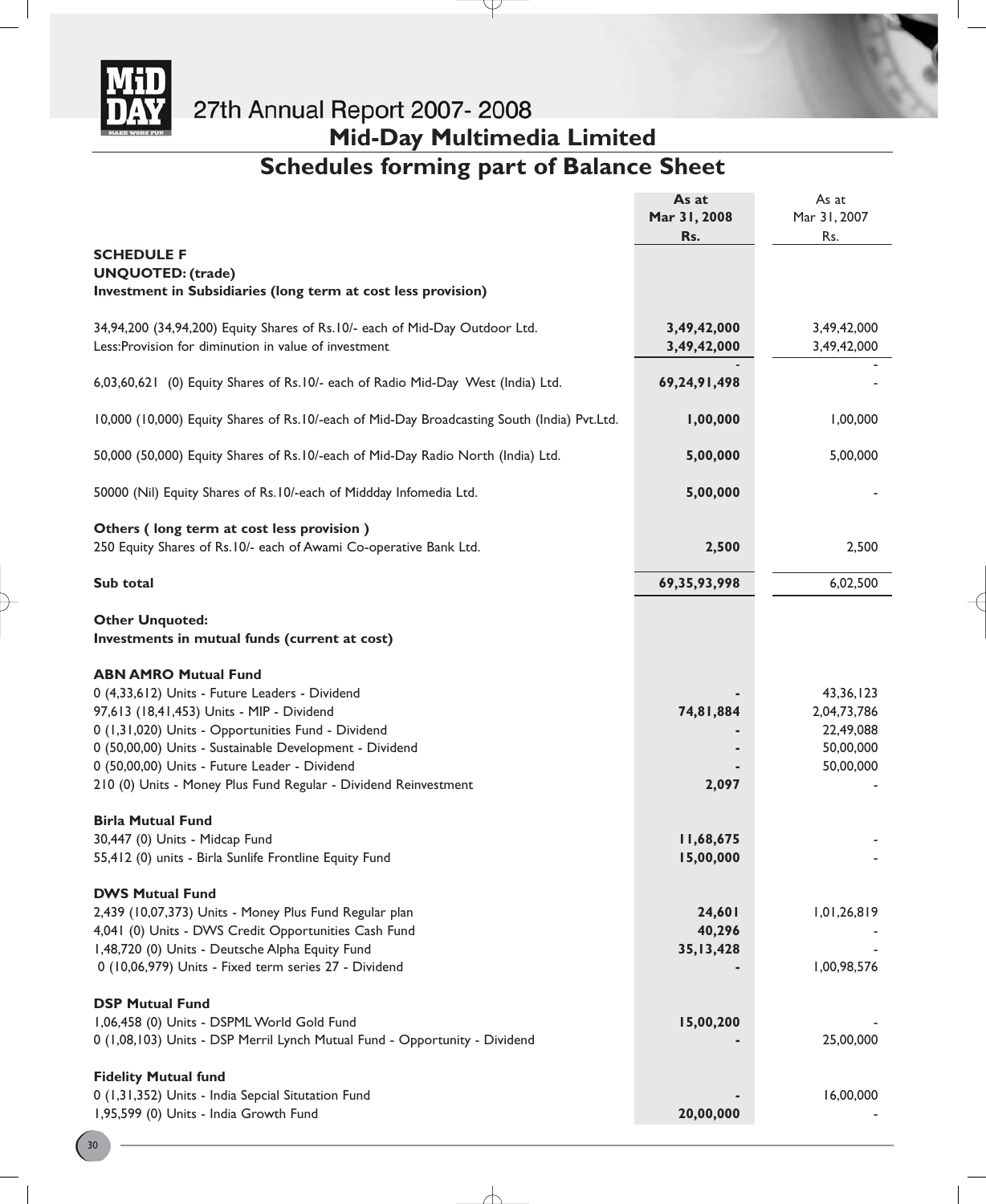# Mid-Day Multimedia Limited

## Schedules forming part of Balance Sheet

| | As at Mar 31, 2008 Rs. | As at Mar 31, 2007 Rs. |
|---|---|---|
| **SCHEDULE F** | | |
| **UNQUOTED: (trade)** | | |
| **Investment in Subsidiaries (long term at cost less provision)** | | |
| 34,94,200 (34,94,200) Equity Shares of Rs.10/- each of Mid-Day Outdoor Ltd. | **3,49,42,000** | 3,49,42,000 |
| Less:Provision for diminution in value of investment | **3,49,42,000** | 3,49,42,000 |
| | - | - |
| 6,03,60,621 (0) Equity Shares of Rs.10/- each of Radio Mid-Day West (India) Ltd. | **69,24,91,498** | - |
| 10,000 (10,000) Equity Shares of Rs.10/-each of Mid-Day Broadcasting South (India) Pvt.Ltd. | **1,00,000** | 1,00,000 |
| 50,000 (50,000) Equity Shares of Rs.10/-each of Mid-Day Radio North (India) Ltd. | **5,00,000** | 5,00,000 |
| 50000 (Nil) Equity Shares of Rs.10/-each of Middday Infomedia Ltd. | **5,00,000** | - |
| **Others ( long term at cost less provision )** | | |
| 250 Equity Shares of Rs.10/- each of Awami Co-operative Bank Ltd. | **2,500** | 2,500 |
| **Sub total** | **69,35,93,998** | 6,02,500 |
| **Other Unquoted:** | | |
| **Investments in mutual funds (current at cost)** | | |
| **ABN AMRO Mutual Fund** | | |
| 0 (4,33,612) Units - Future Leaders - Dividend | **-** | 43,36,123 |
| 97,613 (18,41,453) Units - MIP - Dividend | **74,81,884** | 2,04,73,786 |
| 0 (1,31,020) Units - Opportunities Fund - Dividend | **-** | 22,49,088 |
| 0 (50,00,00) Units - Sustainable Development - Dividend | **-** | 50,00,000 |
| 0 (50,00,00) Units - Future Leader - Dividend | **-** | 50,00,000 |
| 210 (0) Units - Money Plus Fund Regular - Dividend Reinvestment | **2,097** | - |
| **Birla Mutual Fund** | | |
| 30,447 (0) Units - Midcap Fund | **11,68,675** | - |
| 55,412 (0) units - Birla Sunlife Frontline Equity Fund | **15,00,000** | - |
| **DWS Mutual Fund** | | |
| 2,439 (10,07,373) Units - Money Plus Fund Regular plan | **24,601** | 1,01,26,819 |
| 4,041 (0) Units - DWS Credit Opportunities Cash Fund | **40,296** | - |
| 1,48,720 (0) Units - Deutsche Alpha Equity Fund | **35,13,428** | - |
| 0 (10,06,979) Units - Fixed term series 27 - Dividend | **-** | 1,00,98,576 |
| **DSP Mutual Fund** | | |
| 1,06,458 (0) Units - DSPML World Gold Fund | **15,00,200** | - |
| 0 (1,08,103) Units - DSP Merril Lynch Mutual Fund - Opportunity - Dividend | **-** | 25,00,000 |
| **Fidelity Mutual fund** | | |
| 0 (1,31,352) Units - India Sepcial Situtation Fund | **-** | 16,00,000 |
| 1,95,599 (0) Units - India Growth Fund | **20,00,000** | - |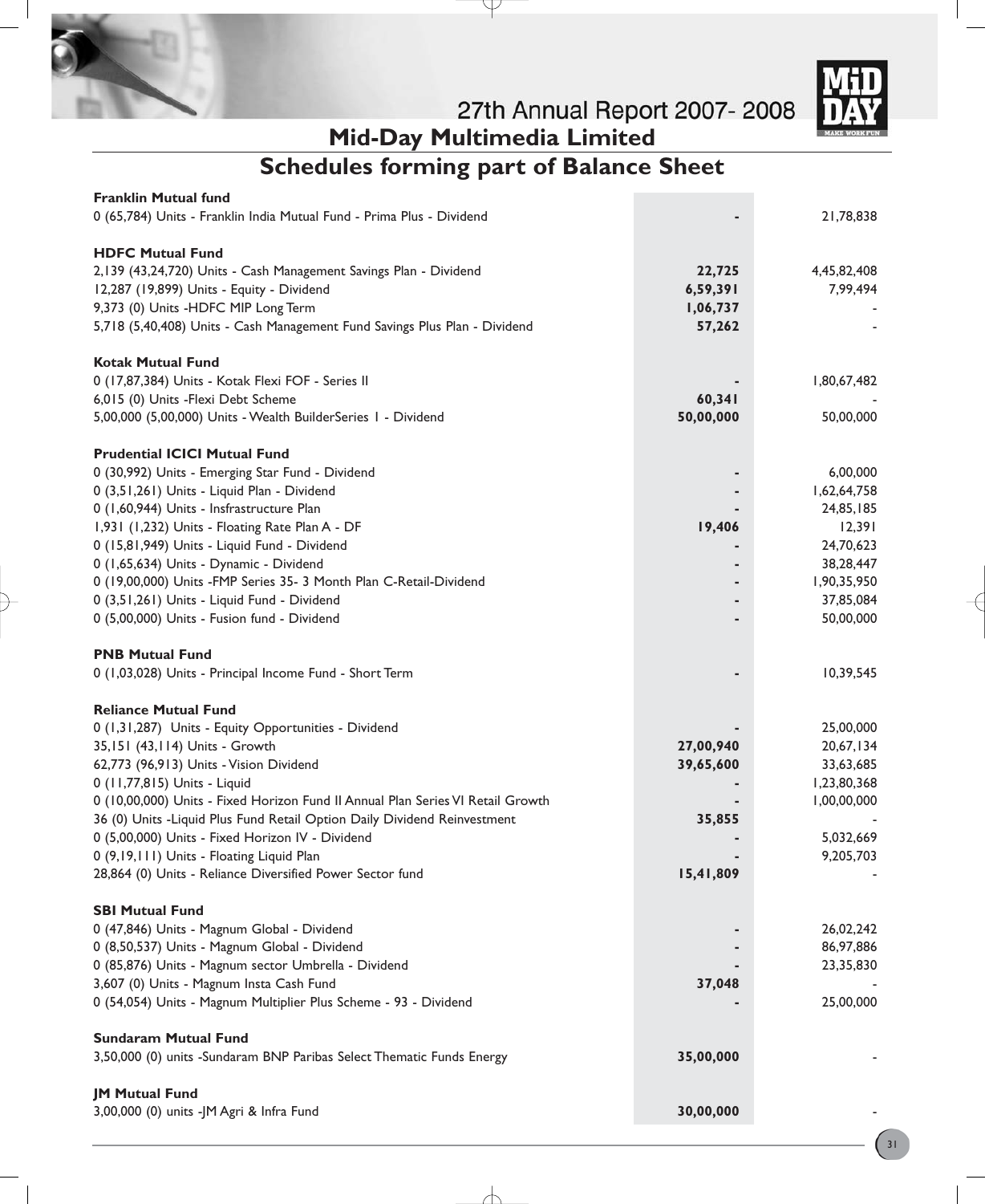## Schedules forming part of Balance Sheet

| | | |
|---|---|---|
| **Franklin Mutual fund** | | |
| 0 (65,784) Units - Franklin India Mutual Fund - Prima Plus - Dividend | - | 21,78,838 |
| **HDFC Mutual Fund** | | |
| 2,139 (43,24,720) Units - Cash Management Savings Plan - Dividend | **22,725** | 4,45,82,408 |
| 12,287 (19,899) Units - Equity - Dividend | **6,59,391** | 7,99,494 |
| 9,373 (0) Units -HDFC MIP Long Term | **1,06,737** | - |
| 5,718 (5,40,408) Units - Cash Management Fund Savings Plus Plan - Dividend | **57,262** | - |
| **Kotak Mutual Fund** | | |
| 0 (17,87,384) Units - Kotak Flexi FOF - Series II | - | 1,80,67,482 |
| 6,015 (0) Units -Flexi Debt Scheme | **60,341** | - |
| 5,00,000 (5,00,000) Units - Wealth BuilderSeries 1 - Dividend | **50,00,000** | 50,00,000 |
| **Prudential ICICI Mutual Fund** | | |
| 0 (30,992) Units - Emerging Star Fund - Dividend | - | 6,00,000 |
| 0 (3,51,261) Units - Liquid Plan - Dividend | - | 1,62,64,758 |
| 0 (1,60,944) Units - Insfrastructure Plan | - | 24,85,185 |
| 1,931 (1,232) Units - Floating Rate Plan A - DF | **19,406** | 12,391 |
| 0 (15,81,949) Units - Liquid Fund - Dividend | - | 24,70,623 |
| 0 (1,65,634) Units - Dynamic - Dividend | - | 38,28,447 |
| 0 (19,00,000) Units -FMP Series 35- 3 Month Plan C-Retail-Dividend | - | 1,90,35,950 |
| 0 (3,51,261) Units - Liquid Fund - Dividend | - | 37,85,084 |
| 0 (5,00,000) Units - Fusion fund - Dividend | - | 50,00,000 |
| **PNB Mutual Fund** | | |
| 0 (1,03,028) Units - Principal Income Fund - Short Term | - | 10,39,545 |
| **Reliance Mutual Fund** | | |
| 0 (1,31,287) Units - Equity Opportunities - Dividend | - | 25,00,000 |
| 35,151 (43,114) Units - Growth | **27,00,940** | 20,67,134 |
| 62,773 (96,913) Units - Vision Dividend | **39,65,600** | 33,63,685 |
| 0 (11,77,815) Units - Liquid | - | 1,23,80,368 |
| 0 (10,00,000) Units - Fixed Horizon Fund II Annual Plan Series VI Retail Growth | - | 1,00,00,000 |
| 36 (0) Units -Liquid Plus Fund Retail Option Daily Dividend Reinvestment | **35,855** | - |
| 0 (5,00,000) Units - Fixed Horizon IV - Dividend | - | 5,032,669 |
| 0 (9,19,111) Units - Floating Liquid Plan | - | 9,205,703 |
| 28,864 (0) Units - Reliance Diversified Power Sector fund | **15,41,809** | - |
| **SBI Mutual Fund** | | |
| 0 (47,846) Units - Magnum Global - Dividend | - | 26,02,242 |
| 0 (8,50,537) Units - Magnum Global - Dividend | - | 86,97,886 |
| 0 (85,876) Units - Magnum sector Umbrella - Dividend | - | 23,35,830 |
| 3,607 (0) Units - Magnum Insta Cash Fund | **37,048** | - |
| 0 (54,054) Units - Magnum Multiplier Plus Scheme - 93 - Dividend | - | 25,00,000 |
| **Sundaram Mutual Fund** | | |
| 3,50,000 (0) units -Sundaram BNP Paribas Select Thematic Funds Energy | **35,00,000** | - |
| **JM Mutual Fund** | | |
| 3,00,000 (0) units -JM Agri & Infra Fund | **30,00,000** | - |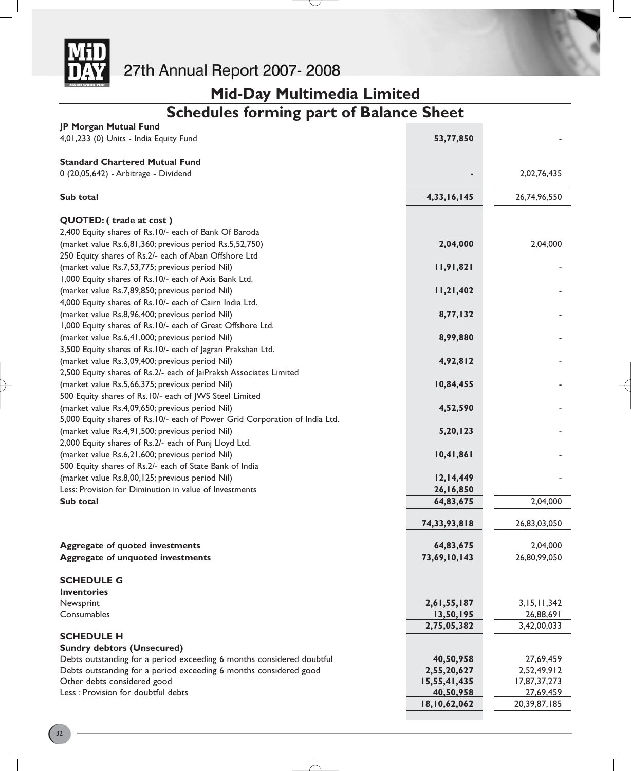# Mid-Day Multimedia Limited

## Schedules forming part of Balance Sheet

| | | |
|---|---|---|
| **JP Morgan Mutual Fund** | | |
| 4,01,233 (0) Units - India Equity Fund | **53,77,850** | - |
| **Standard Chartered Mutual Fund** | | |
| 0 (20,05,642) - Arbitrage - Dividend | **-** | 2,02,76,435 |
| **Sub total** | **4,33,16,145** | 26,74,96,550 |
| **QUOTED: ( trade at cost )** | | |
| 2,400 Equity shares of Rs.10/- each of Bank Of Baroda (market value Rs.6,81,360; previous period Rs.5,52,750) | **2,04,000** | 2,04,000 |
| 250 Equity shares of Rs.2/- each of Aban Offshore Ltd (market value Rs.7,53,775; previous period Nil) | **11,91,821** | - |
| 1,000 Equity shares of Rs.10/- each of Axis Bank Ltd. (market value Rs.7,89,850; previous period Nil) | **11,21,402** | - |
| 4,000 Equity shares of Rs.10/- each of Cairn India Ltd. (market value Rs.8,96,400; previous period Nil) | **8,77,132** | - |
| 1,000 Equity shares of Rs.10/- each of Great Offshore Ltd. (market value Rs.6,41,000; previous period Nil) | **8,99,880** | - |
| 3,500 Equity shares of Rs.10/- each of Jagran Prakshan Ltd. (market value Rs.3,09,400; previous period Nil) | **4,92,812** | - |
| 2,500 Equity shares of Rs.2/- each of JaiPraksh Associates Limited (market value Rs.5,66,375; previous period Nil) | **10,84,455** | - |
| 500 Equity shares of Rs.10/- each of JWS Steel Limited (market value Rs.4,09,650; previous period Nil) | **4,52,590** | - |
| 5,000 Equity shares of Rs.10/- each of Power Grid Corporation of India Ltd. (market value Rs.4,91,500; previous period Nil) | **5,20,123** | - |
| 2,000 Equity shares of Rs.2/- each of Punj Lloyd Ltd. (market value Rs.6,21,600; previous period Nil) | **10,41,861** | - |
| 500 Equity shares of Rs.2/- each of State Bank of India (market value Rs.8,00,125; previous period Nil) | **12,14,449** | - |
| Less: Provision for Diminution in value of Investments | **26,16,850** | |
| **Sub total** | **64,83,675** | 2,04,000 |
| | **74,33,93,818** | 26,83,03,050 |
| **Aggregate of quoted investments** | **64,83,675** | 2,04,000 |
| **Aggregate of unquoted investments** | **73,69,10,143** | 26,80,99,050 |

### SCHEDULE G

**Inventories**

| | | |
|---|---|---|
| Newsprint | **2,61,55,187** | 3,15,11,342 |
| Consumables | **13,50,195** | 26,88,691 |
| | **2,75,05,382** | 3,42,00,033 |

### SCHEDULE H

**Sundry debtors (Unsecured)**

| | | |
|---|---|---|
| Debts outstanding for a period exceeding 6 months considered doubtful | **40,50,958** | 27,69,459 |
| Debts outstanding for a period exceeding 6 months considered good | **2,55,20,627** | 2,52,49,912 |
| Other debts considered good | **15,55,41,435** | 17,87,37,273 |
| Less : Provision for doubtful debts | **40,50,958** | 27,69,459 |
| | **18,10,62,062** | 20,39,87,185 |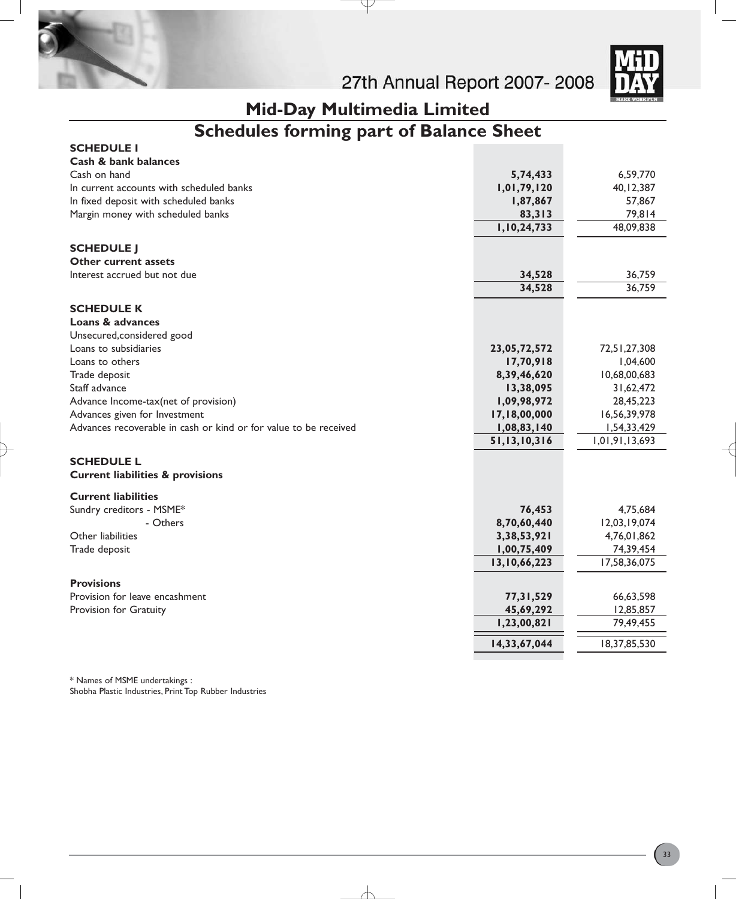# Mid-Day Multimedia Limited

## Schedules forming part of Balance Sheet

| | | |
|---|---|---|
| **SCHEDULE I** | | |
| **Cash & bank balances** | | |
| Cash on hand | **5,74,433** | 6,59,770 |
| In current accounts with scheduled banks | **1,01,79,120** | 40,12,387 |
| In fixed deposit with scheduled banks | **1,87,867** | 57,867 |
| Margin money with scheduled banks | **83,313** | 79,814 |
| | **1,10,24,733** | 48,09,838 |
| **SCHEDULE J** | | |
| **Other current assets** | | |
| Interest accrued but not due | **34,528** | 36,759 |
| | **34,528** | 36,759 |
| **SCHEDULE K** | | |
| **Loans & advances** | | |
| Unsecured,considered good | | |
| Loans to subsidiaries | **23,05,72,572** | 72,51,27,308 |
| Loans to others | **17,70,918** | 1,04,600 |
| Trade deposit | **8,39,46,620** | 10,68,00,683 |
| Staff advance | **13,38,095** | 31,62,472 |
| Advance Income-tax(net of provision) | **1,09,98,972** | 28,45,223 |
| Advances given for Investment | **17,18,00,000** | 16,56,39,978 |
| Advances recoverable in cash or kind or for value to be received | **1,08,83,140** | 1,54,33,429 |
| | **51,13,10,316** | 1,01,91,13,693 |
| **SCHEDULE L** | | |
| **Current liabilities & provisions** | | |
| **Current liabilities** | | |
| Sundry creditors - MSME* | **76,453** | 4,75,684 |
| - Others | **8,70,60,440** | 12,03,19,074 |
| Other liabilities | **3,38,53,921** | 4,76,01,862 |
| Trade deposit | **1,00,75,409** | 74,39,454 |
| | **13,10,66,223** | 17,58,36,075 |
| **Provisions** | | |
| Provision for leave encashment | **77,31,529** | 66,63,598 |
| Provision for Gratuity | **45,69,292** | 12,85,857 |
| | **1,23,00,821** | 79,49,455 |
| | **14,33,67,044** | 18,37,85,530 |

* Names of MSME undertakings :
Shobha Plastic Industries, Print Top Rubber Industries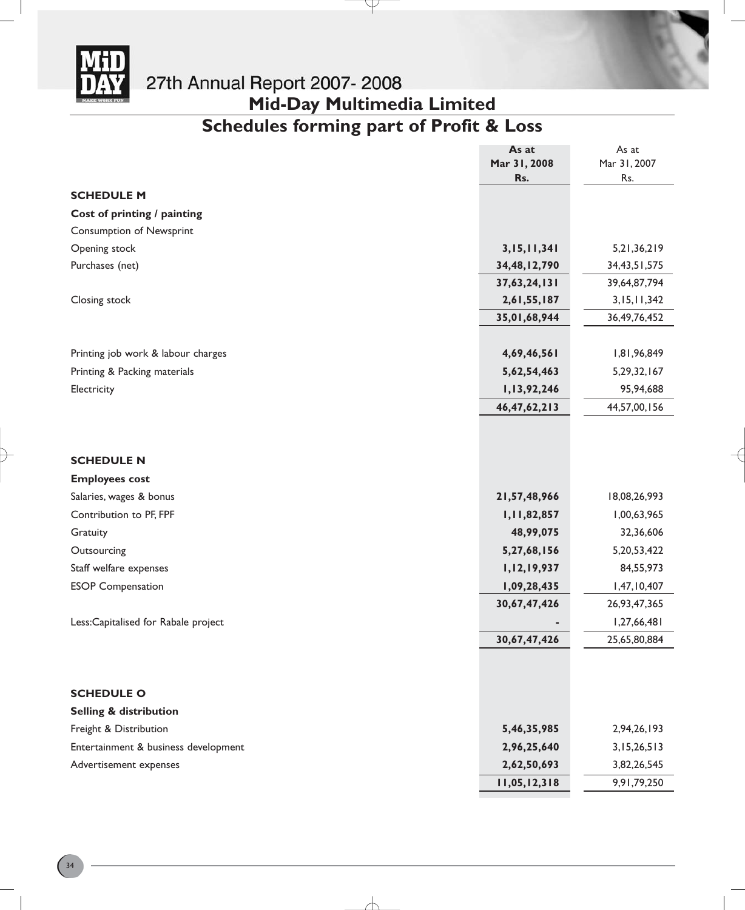# Mid-Day Multimedia Limited

## Schedules forming part of Profit & Loss

| | As at Mar 31, 2008 Rs. | As at Mar 31, 2007 Rs. |
|---|---|---|
| **SCHEDULE M** | | |
| **Cost of printing / painting** | | |
| Consumption of Newsprint | | |
| Opening stock | **3,15,11,341** | 5,21,36,219 |
| Purchases (net) | **34,48,12,790** | 34,43,51,575 |
| | **37,63,24,131** | 39,64,87,794 |
| Closing stock | **2,61,55,187** | 3,15,11,342 |
| | **35,01,68,944** | 36,49,76,452 |
| Printing job work & labour charges | **4,69,46,561** | 1,81,96,849 |
| Printing & Packing materials | **5,62,54,463** | 5,29,32,167 |
| Electricity | **1,13,92,246** | 95,94,688 |
| | **46,47,62,213** | 44,57,00,156 |
| **SCHEDULE N** | | |
| **Employees cost** | | |
| Salaries, wages & bonus | **21,57,48,966** | 18,08,26,993 |
| Contribution to PF, FPF | **1,11,82,857** | 1,00,63,965 |
| Gratuity | **48,99,075** | 32,36,606 |
| Outsourcing | **5,27,68,156** | 5,20,53,422 |
| Staff welfare expenses | **1,12,19,937** | 84,55,973 |
| ESOP Compensation | **1,09,28,435** | 1,47,10,407 |
| | **30,67,47,426** | 26,93,47,365 |
| Less:Capitalised for Rabale project | **-** | 1,27,66,481 |
| | **30,67,47,426** | 25,65,80,884 |
| **SCHEDULE O** | | |
| **Selling & distribution** | | |
| Freight & Distribution | **5,46,35,985** | 2,94,26,193 |
| Entertainment & business development | **2,96,25,640** | 3,15,26,513 |
| Advertisement expenses | **2,62,50,693** | 3,82,26,545 |
| | **11,05,12,318** | 9,91,79,250 |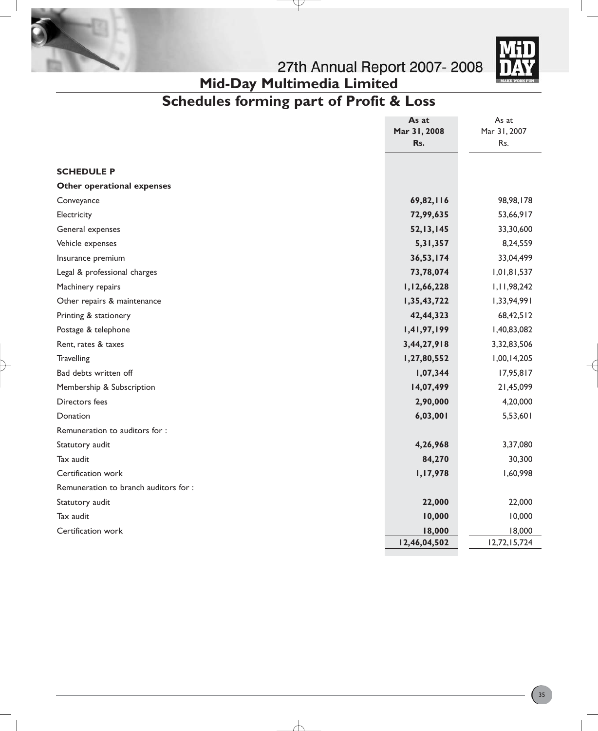# Mid-Day Multimedia Limited

## Schedules forming part of Profit & Loss

| | **As at Mar 31, 2008 Rs.** | As at Mar 31, 2007 Rs. |
|---|---|---|
| **SCHEDULE P** | | |
| **Other operational expenses** | | |
| Conveyance | **69,82,116** | 98,98,178 |
| Electricity | **72,99,635** | 53,66,917 |
| General expenses | **52,13,145** | 33,30,600 |
| Vehicle expenses | **5,31,357** | 8,24,559 |
| Insurance premium | **36,53,174** | 33,04,499 |
| Legal & professional charges | **73,78,074** | 1,01,81,537 |
| Machinery repairs | **1,12,66,228** | 1,11,98,242 |
| Other repairs & maintenance | **1,35,43,722** | 1,33,94,991 |
| Printing & stationery | **42,44,323** | 68,42,512 |
| Postage & telephone | **1,41,97,199** | 1,40,83,082 |
| Rent, rates & taxes | **3,44,27,918** | 3,32,83,506 |
| Travelling | **1,27,80,552** | 1,00,14,205 |
| Bad debts written off | **1,07,344** | 17,95,817 |
| Membership & Subscription | **14,07,499** | 21,45,099 |
| Directors fees | **2,90,000** | 4,20,000 |
| Donation | **6,03,001** | 5,53,601 |
| Remuneration to auditors for : | | |
| Statutory audit | **4,26,968** | 3,37,080 |
| Tax audit | **84,270** | 30,300 |
| Certification work | **1,17,978** | 1,60,998 |
| Remuneration to branch auditors for : | | |
| Statutory audit | **22,000** | 22,000 |
| Tax audit | **10,000** | 10,000 |
| Certification work | **18,000** | 18,000 |
| | **12,46,04,502** | 12,72,15,724 |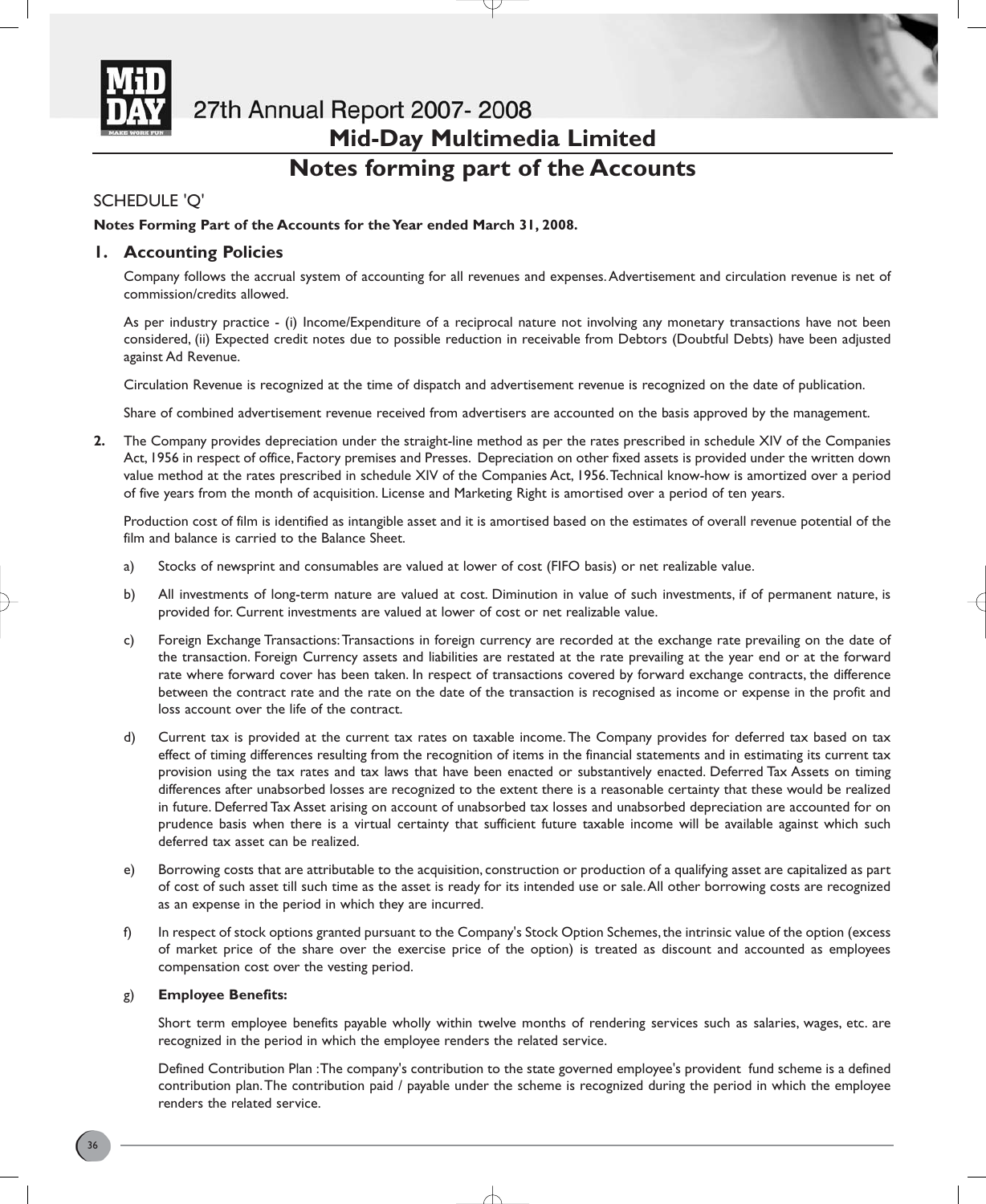# Notes forming part of the Accounts

## SCHEDULE 'Q'

**Notes Forming Part of the Accounts for the Year ended March 31, 2008.**

### 1. Accounting Policies

Company follows the accrual system of accounting for all revenues and expenses. Advertisement and circulation revenue is net of commission/credits allowed.

As per industry practice - (i) Income/Expenditure of a reciprocal nature not involving any monetary transactions have not been considered, (ii) Expected credit notes due to possible reduction in receivable from Debtors (Doubtful Debts) have been adjusted against Ad Revenue.

Circulation Revenue is recognized at the time of dispatch and advertisement revenue is recognized on the date of publication.

Share of combined advertisement revenue received from advertisers are accounted on the basis approved by the management.

**2.** The Company provides depreciation under the straight-line method as per the rates prescribed in schedule XIV of the Companies Act, 1956 in respect of office, Factory premises and Presses. Depreciation on other fixed assets is provided under the written down value method at the rates prescribed in schedule XIV of the Companies Act, 1956. Technical know-how is amortized over a period of five years from the month of acquisition. License and Marketing Right is amortised over a period of ten years.

Production cost of film is identified as intangible asset and it is amortised based on the estimates of overall revenue potential of the film and balance is carried to the Balance Sheet.

a) Stocks of newsprint and consumables are valued at lower of cost (FIFO basis) or net realizable value.

b) All investments of long-term nature are valued at cost. Diminution in value of such investments, if of permanent nature, is provided for. Current investments are valued at lower of cost or net realizable value.

c) Foreign Exchange Transactions: Transactions in foreign currency are recorded at the exchange rate prevailing on the date of the transaction. Foreign Currency assets and liabilities are restated at the rate prevailing at the year end or at the forward rate where forward cover has been taken. In respect of transactions covered by forward exchange contracts, the difference between the contract rate and the rate on the date of the transaction is recognised as income or expense in the profit and loss account over the life of the contract.

d) Current tax is provided at the current tax rates on taxable income. The Company provides for deferred tax based on tax effect of timing differences resulting from the recognition of items in the financial statements and in estimating its current tax provision using the tax rates and tax laws that have been enacted or substantively enacted. Deferred Tax Assets on timing differences after unabsorbed losses are recognized to the extent there is a reasonable certainty that these would be realized in future. Deferred Tax Asset arising on account of unabsorbed tax losses and unabsorbed depreciation are accounted for on prudence basis when there is a virtual certainty that sufficient future taxable income will be available against which such deferred tax asset can be realized.

e) Borrowing costs that are attributable to the acquisition, construction or production of a qualifying asset are capitalized as part of cost of such asset till such time as the asset is ready for its intended use or sale. All other borrowing costs are recognized as an expense in the period in which they are incurred.

f) In respect of stock options granted pursuant to the Company's Stock Option Schemes, the intrinsic value of the option (excess of market price of the share over the exercise price of the option) is treated as discount and accounted as employees compensation cost over the vesting period.

g) **Employee Benefits:**

Short term employee benefits payable wholly within twelve months of rendering services such as salaries, wages, etc. are recognized in the period in which the employee renders the related service.

Defined Contribution Plan : The company's contribution to the state governed employee's provident fund scheme is a defined contribution plan. The contribution paid / payable under the scheme is recognized during the period in which the employee renders the related service.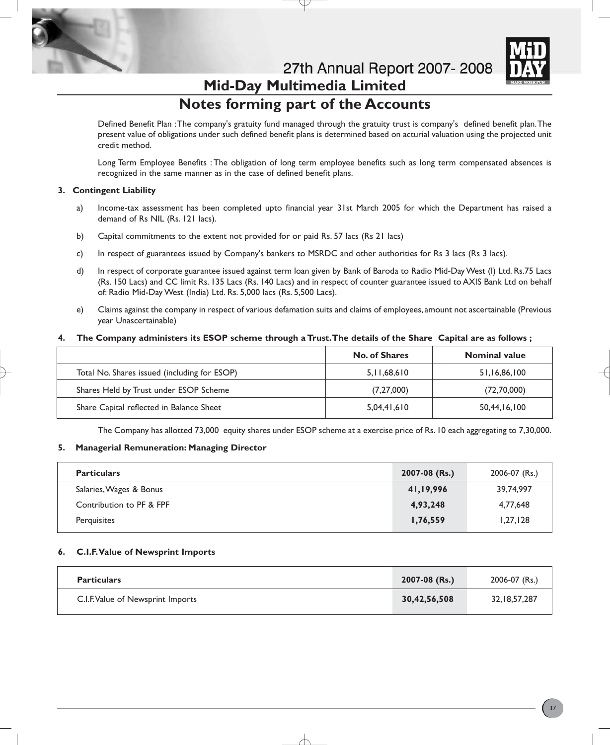# Notes forming part of the Accounts

Defined Benefit Plan : The company's gratuity fund managed through the gratuity trust is company's defined benefit plan. The present value of obligations under such defined benefit plans is determined based on acturial valuation using the projected unit credit method.

Long Term Employee Benefits : The obligation of long term employee benefits such as long term compensated absences is recognized in the same manner as in the case of defined benefit plans.

### 3. Contingent Liability

a) Income-tax assessment has been completed upto financial year 31st March 2005 for which the Department has raised a demand of Rs NIL (Rs. 121 lacs).

b) Capital commitments to the extent not provided for or paid Rs. 57 lacs (Rs 21 lacs)

c) In respect of guarantees issued by Company's bankers to MSRDC and other authorities for Rs 3 lacs (Rs 3 lacs).

d) In respect of corporate guarantee issued against term loan given by Bank of Baroda to Radio Mid-Day West (I) Ltd. Rs.75 Lacs (Rs. 150 Lacs) and CC limit Rs. 135 Lacs (Rs. 140 Lacs) and in respect of counter guarantee issued to AXIS Bank Ltd on behalf of: Radio Mid-Day West (India) Ltd. Rs. 5,000 lacs (Rs. 5,500 Lacs).

e) Claims against the company in respect of various defamation suits and claims of employees, amount not ascertainable (Previous year Unascertainable)

### 4. The Company administers its ESOP scheme through a Trust. The details of the Share Capital are as follows ;

| | No. of Shares | Nominal value |
|---|---|---|
| Total No. Shares issued (including for ESOP) | 5,11,68,610 | 51,16,86,100 |
| Shares Held by Trust under ESOP Scheme | (7,27,000) | (72,70,000) |
| Share Capital reflected in Balance Sheet | 5,04,41,610 | 50,44,16,100 |

The Company has allotted 73,000 equity shares under ESOP scheme at a exercise price of Rs. 10 each aggregating to 7,30,000.

### 5. Managerial Remuneration: Managing Director

| Particulars | 2007-08 (Rs.) | 2006-07 (Rs.) |
|---|---|---|
| Salaries, Wages & Bonus | **41,19,996** | 39,74,997 |
| Contribution to PF & FPF | **4,93,248** | 4,77,648 |
| Perquisites | **1,76,559** | 1,27,128 |

### 6. C.I.F. Value of Newsprint Imports

| Particulars | 2007-08 (Rs.) | 2006-07 (Rs.) |
|---|---|---|
| C.I.F. Value of Newsprint Imports | **30,42,56,508** | 32,18,57,287 |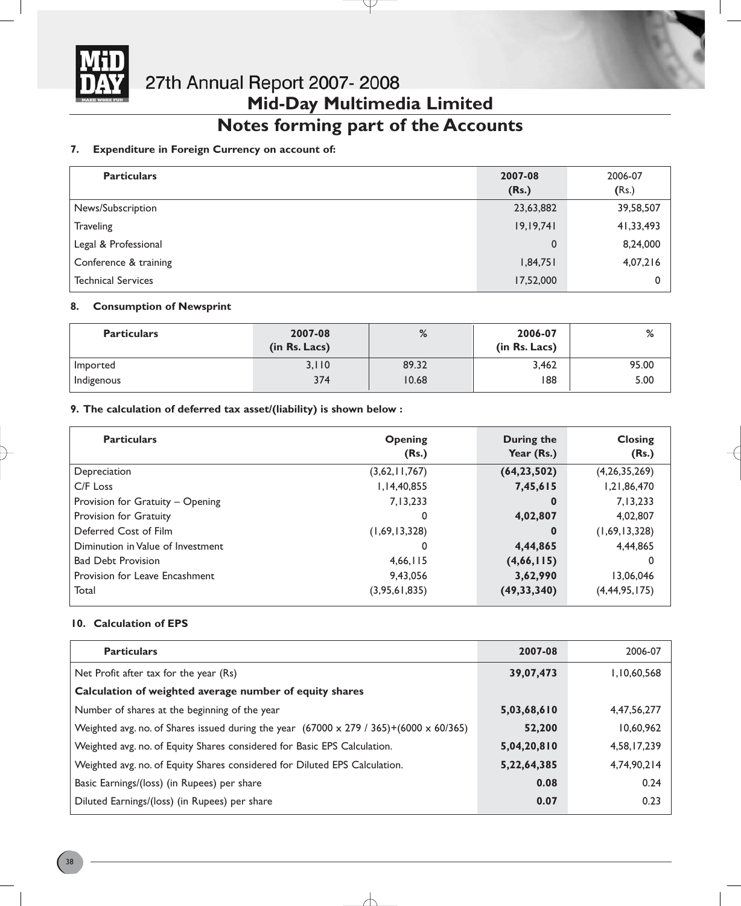## Notes forming part of the Accounts

### 7. Expenditure in Foreign Currency on account of:

| Particulars | 2007-08 (Rs.) | 2006-07 (Rs.) |
|---|---|---|
| News/Subscription | 23,63,882 | 39,58,507 |
| Traveling | 19,19,741 | 41,33,493 |
| Legal & Professional | 0 | 8,24,000 |
| Conference & training | 1,84,751 | 4,07,216 |
| Technical Services | 17,52,000 | 0 |

### 8. Consumption of Newsprint

| Particulars | 2007-08 (in Rs. Lacs) | % | 2006-07 (in Rs. Lacs) | % |
|---|---|---|---|---|
| Imported | 3,110 | 89.32 | 3,462 | 95.00 |
| Indigenous | 374 | 10.68 | 188 | 5.00 |

### 9. The calculation of deferred tax asset/(liability) is shown below :

| Particulars | Opening (Rs.) | During the Year (Rs.) | Closing (Rs.) |
|---|---|---|---|
| Depreciation | (3,62,11,767) | **(64,23,502)** | (4,26,35,269) |
| C/F Loss | 1,14,40,855 | **7,45,615** | 1,21,86,470 |
| Provision for Gratuity – Opening | 7,13,233 | **0** | 7,13,233 |
| Provision for Gratuity | 0 | **4,02,807** | 4,02,807 |
| Deferred Cost of Film | (1,69,13,328) | **0** | (1,69,13,328) |
| Diminution in Value of Investment | 0 | **4,44,865** | 4,44,865 |
| Bad Debt Provision | 4,66,115 | **(4,66,115)** | 0 |
| Provision for Leave Encashment | 9,43,056 | **3,62,990** | 13,06,046 |
| Total | (3,95,61,835) | **(49,33,340)** | (4,44,95,175) |

### 10. Calculation of EPS

| Particulars | 2007-08 | 2006-07 |
|---|---|---|
| Net Profit after tax for the year (Rs) | **39,07,473** | 1,10,60,568 |
| **Calculation of weighted average number of equity shares** | | |
| Number of shares at the beginning of the year | **5,03,68,610** | 4,47,56,277 |
| Weighted avg. no. of Shares issued during the year (67000 x 279 / 365)+(6000 x 60/365) | **52,200** | 10,60,962 |
| Weighted avg. no. of Equity Shares considered for Basic EPS Calculation. | **5,04,20,810** | 4,58,17,239 |
| Weighted avg. no. of Equity Shares considered for Diluted EPS Calculation. | **5,22,64,385** | 4,74,90,214 |
| Basic Earnings/(loss) (in Rupees) per share | **0.08** | 0.24 |
| Diluted Earnings/(loss) (in Rupees) per share | **0.07** | 0.23 |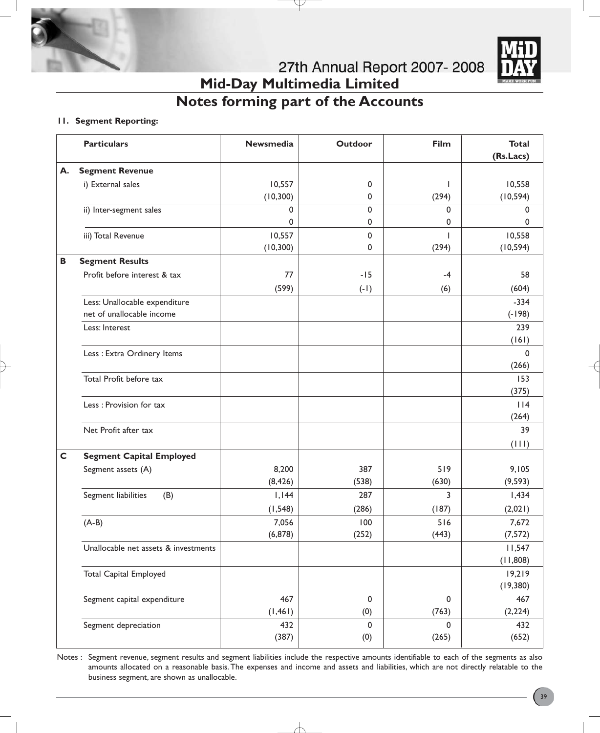## Mid-Day Multimedia Limited

# Notes forming part of the Accounts

**11. Segment Reporting:**

| | Particulars | Newsmedia | Outdoor | Film | Total (Rs.Lacs) |
|---|---|---|---|---|---|
| **A.** | **Segment Revenue** | | | | |
| | i) External sales | 10,557<br>(10,300) | 0<br>0 | 1<br>(294) | 10,558<br>(10,594) |
| | ii) Inter-segment sales | 0<br>0 | 0<br>0 | 0<br>0 | 0<br>0 |
| | iii) Total Revenue | 10,557<br>(10,300) | 0<br>0 | 1<br>(294) | 10,558<br>(10,594) |
| **B** | **Segment Results** | | | | |
| | Profit before interest & tax | 77<br>(599) | -15<br>(-1) | -4<br>(6) | 58<br>(604) |
| | Less: Unallocable expenditure net of unallocable income | | | | -334<br>(-198) |
| | Less: Interest | | | | 239<br>(161) |
| | Less : Extra Ordinery Items | | | | 0<br>(266) |
| | Total Profit before tax | | | | 153<br>(375) |
| | Less : Provision for tax | | | | 114<br>(264) |
| | Net Profit after tax | | | | 39<br>(111) |
| **C** | **Segment Capital Employed** | | | | |
| | Segment assets (A) | 8,200<br>(8,426) | 387<br>(538) | 519<br>(630) | 9,105<br>(9,593) |
| | Segment liabilities (B) | 1,144<br>(1,548) | 287<br>(286) | 3<br>(187) | 1,434<br>(2,021) |
| | (A-B) | 7,056<br>(6,878) | 100<br>(252) | 516<br>(443) | 7,672<br>(7,572) |
| | Unallocable net assets & investments | | | | 11,547<br>(11,808) |
| | Total Capital Employed | | | | 19,219<br>(19,380) |
| | Segment capital expenditure | 467<br>(1,461) | 0<br>(0) | 0<br>(763) | 467<br>(2,224) |
| | Segment depreciation | 432<br>(387) | 0<br>(0) | 0<br>(265) | 432<br>(652) |

Notes : Segment revenue, segment results and segment liabilities include the respective amounts identifiable to each of the segments as also amounts allocated on a reasonable basis. The expenses and income and assets and liabilities, which are not directly relatable to the business segment, are shown as unallocable.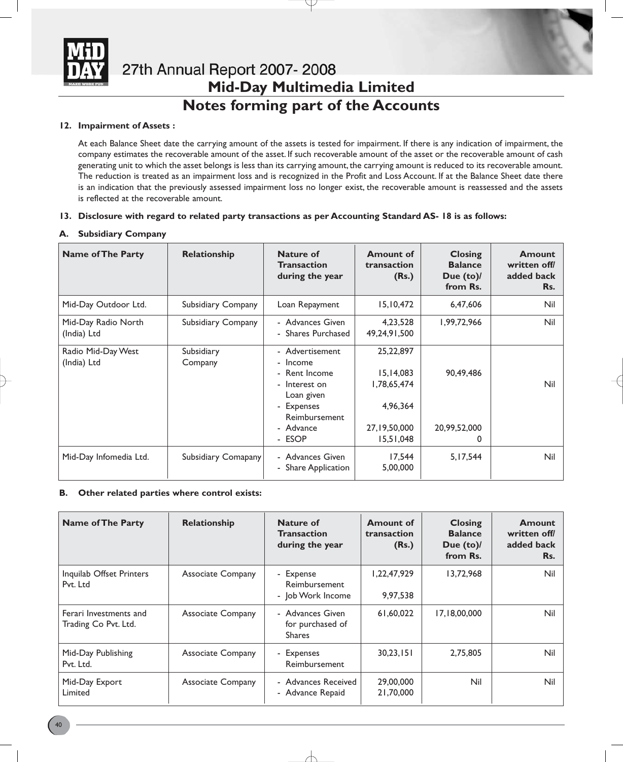# Mid-Day Multimedia Limited

## Notes forming part of the Accounts

**12. Impairment of Assets :**

At each Balance Sheet date the carrying amount of the assets is tested for impairment. If there is any indication of impairment, the company estimates the recoverable amount of the asset. If such recoverable amount of the asset or the recoverable amount of cash generating unit to which the asset belongs is less than its carrying amount, the carrying amount is reduced to its recoverable amount. The reduction is treated as an impairment loss and is recognized in the Profit and Loss Account. If at the Balance Sheet date there is an indication that the previously assessed impairment loss no longer exist, the recoverable amount is reassessed and the assets is reflected at the recoverable amount.

**13. Disclosure with regard to related party transactions as per Accounting Standard AS- 18 is as follows:**

**A. Subsidiary Company**

| Name of The Party | Relationship | Nature of Transaction during the year | Amount of transaction (Rs.) | Closing Balance Due (to)/ from Rs. | Amount written off/ added back Rs. |
|---|---|---|---|---|---|
| Mid-Day Outdoor Ltd. | Subsidiary Company | Loan Repayment | 15,10,472 | 6,47,606 | Nil |
| Mid-Day Radio North (India) Ltd | Subsidiary Company | - Advances Given<br>- Shares Purchased | 4,23,528<br>49,24,91,500 | 1,99,72,966 | Nil |
| Radio Mid-Day West (India) Ltd | Subsidiary Company | - Advertisement<br>- Income<br>- Rent Income<br>- Interest on Loan given<br>- Expenses Reimbursement<br>- Advance<br>- ESOP | 25,22,897<br><br>15,14,083<br>1,78,65,474<br><br>4,96,364<br><br>27,19,50,000<br>15,51,048 | 90,49,486<br><br>20,99,52,000<br>0 | Nil |
| Mid-Day Infomedia Ltd. | Subsidiary Comapany | - Advances Given<br>- Share Application | 17,544<br>5,00,000 | 5,17,544 | Nil |

**B. Other related parties where control exists:**

| Name of The Party | Relationship | Nature of Transaction during the year | Amount of transaction (Rs.) | Closing Balance Due (to)/ from Rs. | Amount written off/ added back Rs. |
|---|---|---|---|---|---|
| Inquilab Offset Printers Pvt. Ltd | Associate Company | - Expense Reimbursement<br>- Job Work Income | 1,22,47,929<br><br>9,97,538 | 13,72,968 | Nil |
| Ferari Investments and Trading Co Pvt. Ltd. | Associate Company | - Advances Given for purchased of Shares | 61,60,022 | 17,18,00,000 | Nil |
| Mid-Day Publishing Pvt. Ltd. | Associate Company | - Expenses Reimbursement | 30,23,151 | 2,75,805 | Nil |
| Mid-Day Export Limited | Associate Company | - Advances Received<br>- Advance Repaid | 29,00,000<br>21,70,000 | Nil | Nil |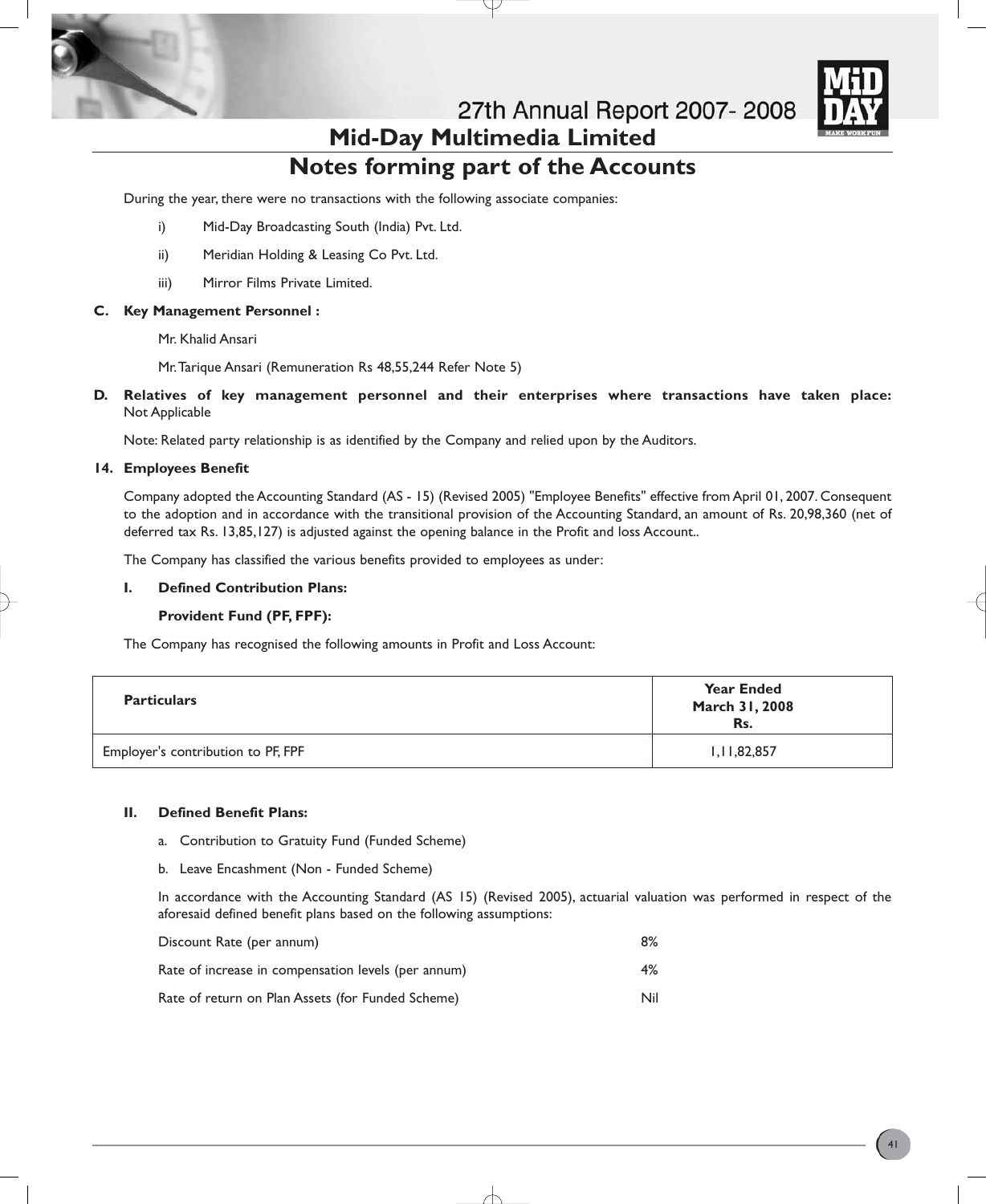# Notes forming part of the Accounts

During the year, there were no transactions with the following associate companies:

i) Mid-Day Broadcasting South (India) Pvt. Ltd.

ii) Meridian Holding & Leasing Co Pvt. Ltd.

iii) Mirror Films Private Limited.

**C. Key Management Personnel :**

Mr. Khalid Ansari

Mr. Tarique Ansari (Remuneration Rs 48,55,244 Refer Note 5)

**D. Relatives of key management personnel and their enterprises where transactions have taken place:** Not Applicable

Note: Related party relationship is as identified by the Company and relied upon by the Auditors.

## 14. Employees Benefit

Company adopted the Accounting Standard (AS - 15) (Revised 2005) "Employee Benefits" effective from April 01, 2007. Consequent to the adoption and in accordance with the transitional provision of the Accounting Standard, an amount of Rs. 20,98,360 (net of deferred tax Rs. 13,85,127) is adjusted against the opening balance in the Profit and loss Account..

The Company has classified the various benefits provided to employees as under:

**I. Defined Contribution Plans:**

**Provident Fund (PF, FPF):**

The Company has recognised the following amounts in Profit and Loss Account:

| Particulars | Year Ended March 31, 2008 Rs. |
|---|---|
| Employer's contribution to PF, FPF | 1,11,82,857 |

**II. Defined Benefit Plans:**

a. Contribution to Gratuity Fund (Funded Scheme)

b. Leave Encashment (Non - Funded Scheme)

In accordance with the Accounting Standard (AS 15) (Revised 2005), actuarial valuation was performed in respect of the aforesaid defined benefit plans based on the following assumptions:

| | |
|---|---|
| Discount Rate (per annum) | 8% |
| Rate of increase in compensation levels (per annum) | 4% |
| Rate of return on Plan Assets (for Funded Scheme) | Nil |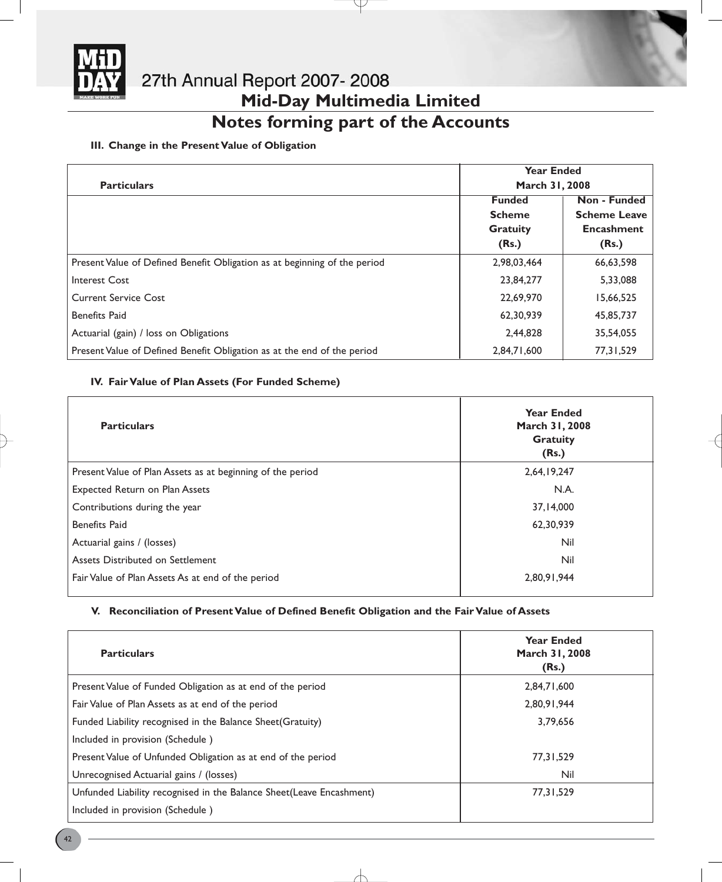## Notes forming part of the Accounts

### III. Change in the Present Value of Obligation

| Particulars | Year Ended March 31, 2008 | |
|---|---|---|
| | Funded Scheme Gratuity (Rs.) | Non - Funded Scheme Leave Encashment (Rs.) |
| Present Value of Defined Benefit Obligation as at beginning of the period | 2,98,03,464 | 66,63,598 |
| Interest Cost | 23,84,277 | 5,33,088 |
| Current Service Cost | 22,69,970 | 15,66,525 |
| Benefits Paid | 62,30,939 | 45,85,737 |
| Actuarial (gain) / loss on Obligations | 2,44,828 | 35,54,055 |
| Present Value of Defined Benefit Obligation as at the end of the period | 2,84,71,600 | 77,31,529 |

### IV. Fair Value of Plan Assets (For Funded Scheme)

| Particulars | Year Ended March 31, 2008 Gratuity (Rs.) |
|---|---|
| Present Value of Plan Assets as at beginning of the period | 2,64,19,247 |
| Expected Return on Plan Assets | N.A. |
| Contributions during the year | 37,14,000 |
| Benefits Paid | 62,30,939 |
| Actuarial gains / (losses) | Nil |
| Assets Distributed on Settlement | Nil |
| Fair Value of Plan Assets As at end of the period | 2,80,91,944 |

### V. Reconciliation of Present Value of Defined Benefit Obligation and the Fair Value of Assets

| Particulars | Year Ended March 31, 2008 (Rs.) |
|---|---|
| Present Value of Funded Obligation as at end of the period | 2,84,71,600 |
| Fair Value of Plan Assets as at end of the period | 2,80,91,944 |
| Funded Liability recognised in the Balance Sheet(Gratuity) | 3,79,656 |
| Included in provision (Schedule ) | |
| Present Value of Unfunded Obligation as at end of the period | 77,31,529 |
| Unrecognised Actuarial gains / (losses) | Nil |
| Unfunded Liability recognised in the Balance Sheet(Leave Encashment) | 77,31,529 |
| Included in provision (Schedule ) | |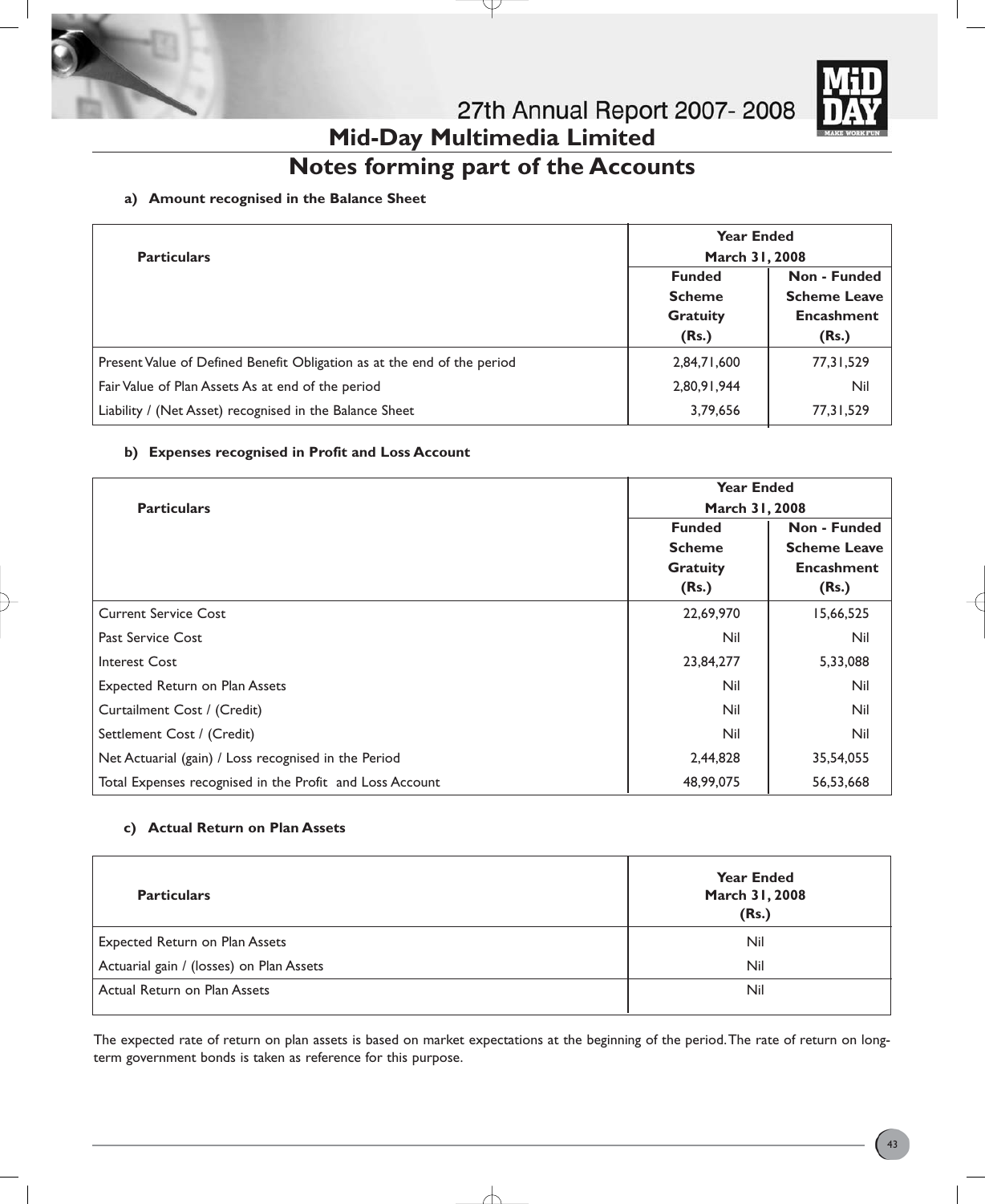# Notes forming part of the Accounts

**a) Amount recognised in the Balance Sheet**

| Particulars | Year Ended March 31, 2008 | |
|---|---|---|
| | **Funded Scheme Gratuity (Rs.)** | **Non - Funded Scheme Leave Encashment (Rs.)** |
| Present Value of Defined Benefit Obligation as at the end of the period | 2,84,71,600 | 77,31,529 |
| Fair Value of Plan Assets As at end of the period | 2,80,91,944 | Nil |
| Liability / (Net Asset) recognised in the Balance Sheet | 3,79,656 | 77,31,529 |

**b) Expenses recognised in Profit and Loss Account**

| Particulars | Year Ended March 31, 2008 | |
|---|---|---|
| | **Funded Scheme Gratuity (Rs.)** | **Non - Funded Scheme Leave Encashment (Rs.)** |
| Current Service Cost | 22,69,970 | 15,66,525 |
| Past Service Cost | Nil | Nil |
| Interest Cost | 23,84,277 | 5,33,088 |
| Expected Return on Plan Assets | Nil | Nil |
| Curtailment Cost / (Credit) | Nil | Nil |
| Settlement Cost / (Credit) | Nil | Nil |
| Net Actuarial (gain) / Loss recognised in the Period | 2,44,828 | 35,54,055 |
| Total Expenses recognised in the Profit and Loss Account | 48,99,075 | 56,53,668 |

**c) Actual Return on Plan Assets**

| Particulars | Year Ended March 31, 2008 (Rs.) |
|---|---|
| Expected Return on Plan Assets | Nil |
| Actuarial gain / (losses) on Plan Assets | Nil |
| Actual Return on Plan Assets | Nil |

The expected rate of return on plan assets is based on market expectations at the beginning of the period. The rate of return on long-term government bonds is taken as reference for this purpose.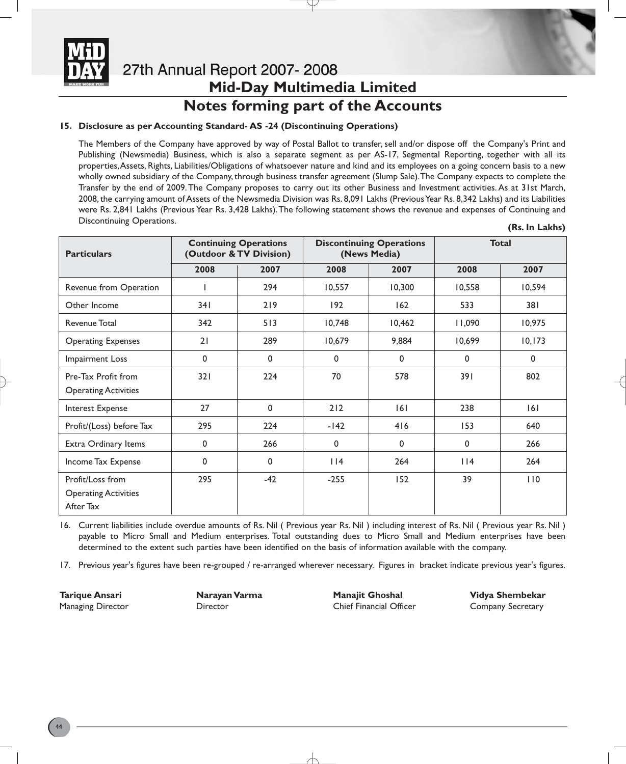# Notes forming part of the Accounts

**15. Disclosure as per Accounting Standard- AS -24 (Discontinuing Operations)**

The Members of the Company have approved by way of Postal Ballot to transfer, sell and/or dispose off the Company's Print and Publishing (Newsmedia) Business, which is also a separate segment as per AS-17, Segmental Reporting, together with all its properties, Assets, Rights, Liabilities/Obligations of whatsoever nature and kind and its employees on a going concern basis to a new wholly owned subsidiary of the Company, through business transfer agreement (Slump Sale). The Company expects to complete the Transfer by the end of 2009. The Company proposes to carry out its other Business and Investment activities. As at 31st March, 2008, the carrying amount of Assets of the Newsmedia Division was Rs. 8,091 Lakhs (Previous Year Rs. 8,342 Lakhs) and its Liabilities were Rs. 2,841 Lakhs (Previous Year Rs. 3,428 Lakhs). The following statement shows the revenue and expenses of Continuing and Discontinuing Operations.

**(Rs. In Lakhs)**

| Particulars | Continuing Operations (Outdoor & TV Division) | | Discontinuing Operations (News Media) | | Total | |
|---|---|---|---|---|---|---|
| | 2008 | 2007 | 2008 | 2007 | 2008 | 2007 |
| Revenue from Operation | 1 | 294 | 10,557 | 10,300 | 10,558 | 10,594 |
| Other Income | 341 | 219 | 192 | 162 | 533 | 381 |
| Revenue Total | 342 | 513 | 10,748 | 10,462 | 11,090 | 10,975 |
| Operating Expenses | 21 | 289 | 10,679 | 9,884 | 10,699 | 10,173 |
| Impairment Loss | 0 | 0 | 0 | 0 | 0 | 0 |
| Pre-Tax Profit from Operating Activities | 321 | 224 | 70 | 578 | 391 | 802 |
| Interest Expense | 27 | 0 | 212 | 161 | 238 | 161 |
| Profit/(Loss) before Tax | 295 | 224 | -142 | 416 | 153 | 640 |
| Extra Ordinary Items | 0 | 266 | 0 | 0 | 0 | 266 |
| Income Tax Expense | 0 | 0 | 114 | 264 | 114 | 264 |
| Profit/Loss from Operating Activities After Tax | 295 | -42 | -255 | 152 | 39 | 110 |

16. Current liabilities include overdue amounts of Rs. Nil ( Previous year Rs. Nil ) including interest of Rs. Nil ( Previous year Rs. Nil ) payable to Micro Small and Medium enterprises. Total outstanding dues to Micro Small and Medium enterprises have been determined to the extent such parties have been identified on the basis of information available with the company.

17. Previous year's figures have been re-grouped / re-arranged wherever necessary. Figures in bracket indicate previous year's figures.

| **Tarique Ansari** | **Narayan Varma** | **Manajit Ghoshal** | **Vidya Shembekar** |
|---|---|---|---|
| Managing Director | Director | Chief Financial Officer | Company Secretary |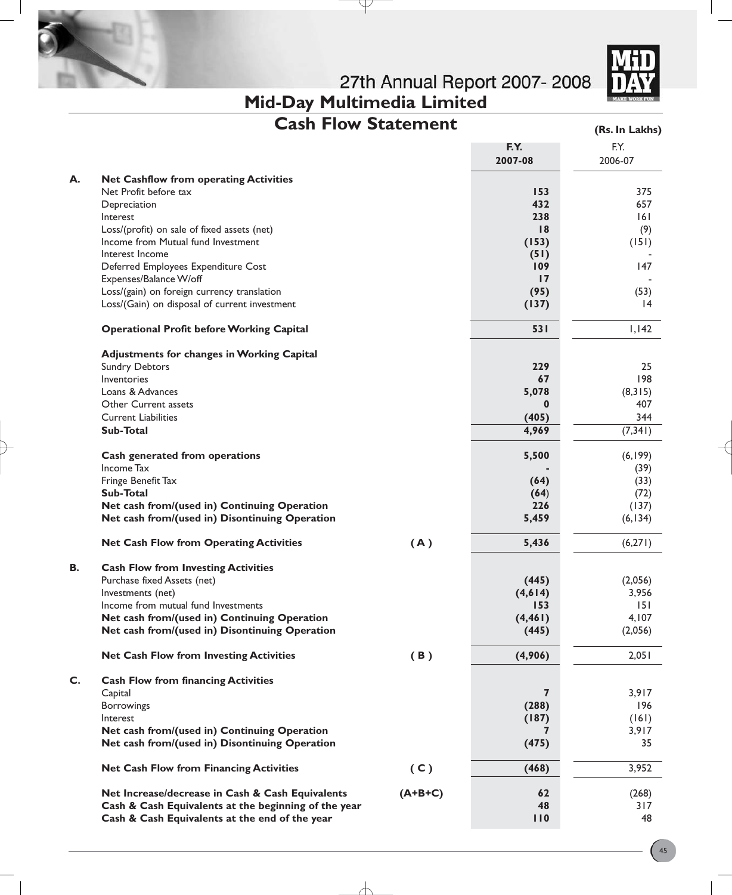# Mid-Day Multimedia Limited

## Cash Flow Statement

(Rs. In Lakhs)

| | | | F.Y. 2007-08 | F.Y. 2006-07 |
|---|---|---|---|---|
| **A.** | **Net Cashflow from operating Activities** | | | |
| | Net Profit before tax | | 153 | 375 |
| | Depreciation | | 432 | 657 |
| | Interest | | 238 | 161 |
| | Loss/(profit) on sale of fixed assets (net) | | 18 | (9) |
| | Income from Mutual fund Investment | | (153) | (151) |
| | Interest Income | | (51) | - |
| | Deferred Employees Expenditure Cost | | 109 | 147 |
| | Expenses/Balance W/off | | 17 | - |
| | Loss/(gain) on foreign currency translation | | (95) | (53) |
| | Loss/(Gain) on disposal of current investment | | (137) | 14 |
| | **Operational Profit before Working Capital** | | **531** | 1,142 |
| | **Adjustments for changes in Working Capital** | | | |
| | Sundry Debtors | | 229 | 25 |
| | Inventories | | 67 | 198 |
| | Loans & Advances | | 5,078 | (8,315) |
| | Other Current assets | | 0 | 407 |
| | Current Liabilities | | (405) | 344 |
| | **Sub-Total** | | **4,969** | (7,341) |
| | **Cash generated from operations** | | **5,500** | (6,199) |
| | Income Tax | | - | (39) |
| | Fringe Benefit Tax | | (64) | (33) |
| | **Sub-Total** | | **(64)** | (72) |
| | **Net cash from/(used in) Continuing Operation** | | **226** | (137) |
| | **Net cash from/(used in) Disontinuing Operation** | | **5,459** | (6,134) |
| | **Net Cash Flow from Operating Activities** | **( A )** | **5,436** | (6,271) |
| **B.** | **Cash Flow from Investing Activities** | | | |
| | Purchase fixed Assets (net) | | (445) | (2,056) |
| | Investments (net) | | (4,614) | 3,956 |
| | Income from mutual fund Investments | | 153 | 151 |
| | **Net cash from/(used in) Continuing Operation** | | **(4,461)** | 4,107 |
| | **Net cash from/(used in) Disontinuing Operation** | | **(445)** | (2,056) |
| | **Net Cash Flow from Investing Activities** | **( B )** | **(4,906)** | 2,051 |
| **C.** | **Cash Flow from financing Activities** | | | |
| | Capital | | 7 | 3,917 |
| | Borrowings | | (288) | 196 |
| | Interest | | (187) | (161) |
| | **Net cash from/(used in) Continuing Operation** | | **7** | 3,917 |
| | **Net cash from/(used in) Disontinuing Operation** | | **(475)** | 35 |
| | **Net Cash Flow from Financing Activities** | **( C )** | **(468)** | 3,952 |
| | **Net Increase/decrease in Cash & Cash Equivalents** | **(A+B+C)** | **62** | (268) |
| | **Cash & Cash Equivalents at the beginning of the year** | | **48** | 317 |
| | **Cash & Cash Equivalents at the end of the year** | | **110** | 48 |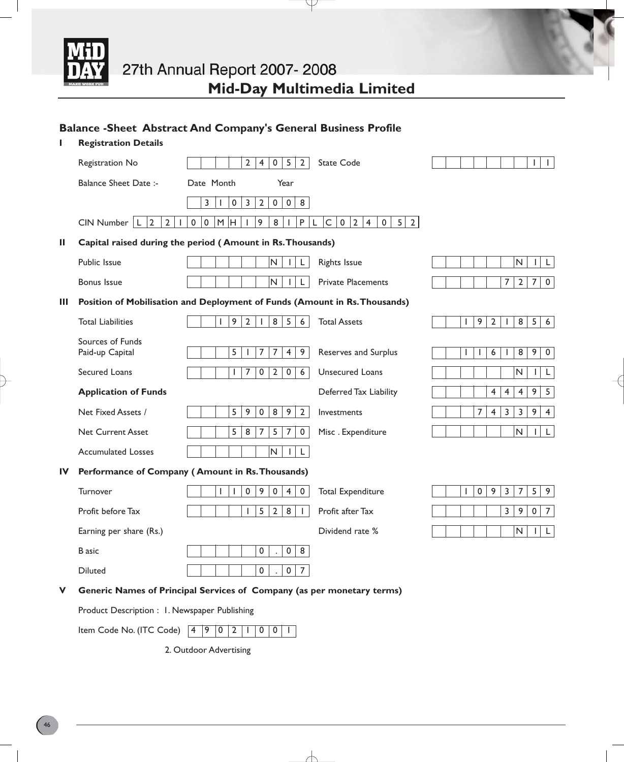## Balance -Sheet Abstract And Company's General Business Profile

### I Registration Details

| | | | |
|---|---|---|---|
| Registration No | 24052 | State Code | 11 |
| Balance Sheet Date :- (Date Month Year) | 31032008 | | |
| CIN Number | L22100MH1981PLC024052 | | |

### II Capital raised during the period ( Amount in Rs. Thousands)

| | | | |
|---|---|---|---|
| Public Issue | NIL | Rights Issue | NIL |
| Bonus Issue | NIL | Private Placements | 7270 |

### III Position of Mobilisation and Deployment of Funds (Amount in Rs. Thousands)

| | | | |
|---|---|---|---|
| Total Liabilities | 1921856 | Total Assets | 1921856 |
| **Sources of Funds** | | | |
| Paid-up Capital | 517749 | Reserves and Surplus | 1161890 |
| Secured Loans | 170206 | Unsecured Loans | NIL |
| **Application of Funds** | | Deferred Tax Liability | 44495 |
| Net Fixed Assets / | 590892 | Investments | 743394 |
| Net Current Asset | 587570 | Misc . Expenditure | NIL |
| Accumulated Losses | NIL | | |

### IV Performance of Company ( Amount in Rs. Thousands)

| | | | |
|---|---|---|---|
| Turnover | 1109040 | Total Expenditure | 1093759 |
| Profit before Tax | 15281 | Profit after Tax | 3907 |
| Earning per share (Rs.) | | Dividend rate % | NIL |
| Basic | 0.08 | | |
| Diluted | 0.07 | | |

### V Generic Names of Principal Services of Company (as per monetary terms)

Product Description : 1. Newspaper Publishing

Item Code No. (ITC Code) 49021001

2. Outdoor Advertising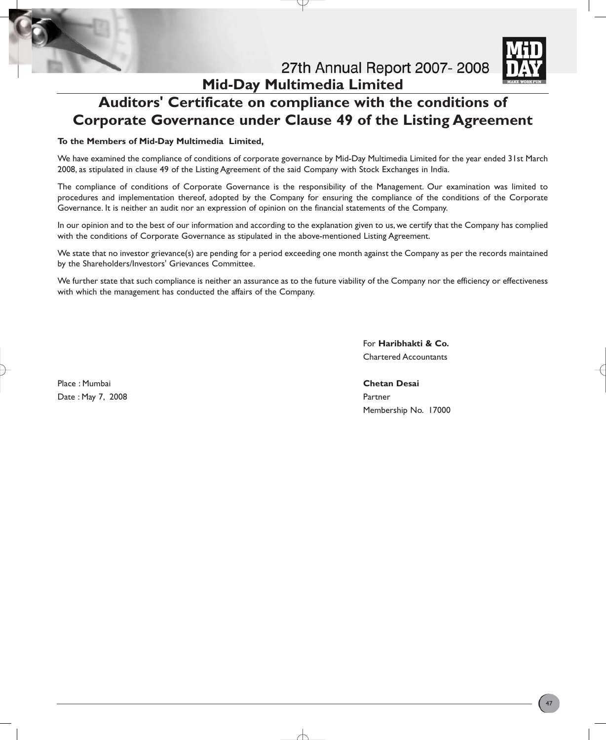# Auditors' Certificate on compliance with the conditions of Corporate Governance under Clause 49 of the Listing Agreement

**To the Members of Mid-Day Multimedia Limited,**

We have examined the compliance of conditions of corporate governance by Mid-Day Multimedia Limited for the year ended 31st March 2008, as stipulated in clause 49 of the Listing Agreement of the said Company with Stock Exchanges in India.

The compliance of conditions of Corporate Governance is the responsibility of the Management. Our examination was limited to procedures and implementation thereof, adopted by the Company for ensuring the compliance of the conditions of the Corporate Governance. It is neither an audit nor an expression of opinion on the financial statements of the Company.

In our opinion and to the best of our information and according to the explanation given to us, we certify that the Company has complied with the conditions of Corporate Governance as stipulated in the above-mentioned Listing Agreement.

We state that no investor grievance(s) are pending for a period exceeding one month against the Company as per the records maintained by the Shareholders/Investors' Grievances Committee.

We further state that such compliance is neither an assurance as to the future viability of the Company nor the efficiency or effectiveness with which the management has conducted the affairs of the Company.

For **Haribhakti & Co.**
Chartered Accountants

**Chetan Desai**
Partner
Membership No. 17000

Place : Mumbai
Date : May 7, 2008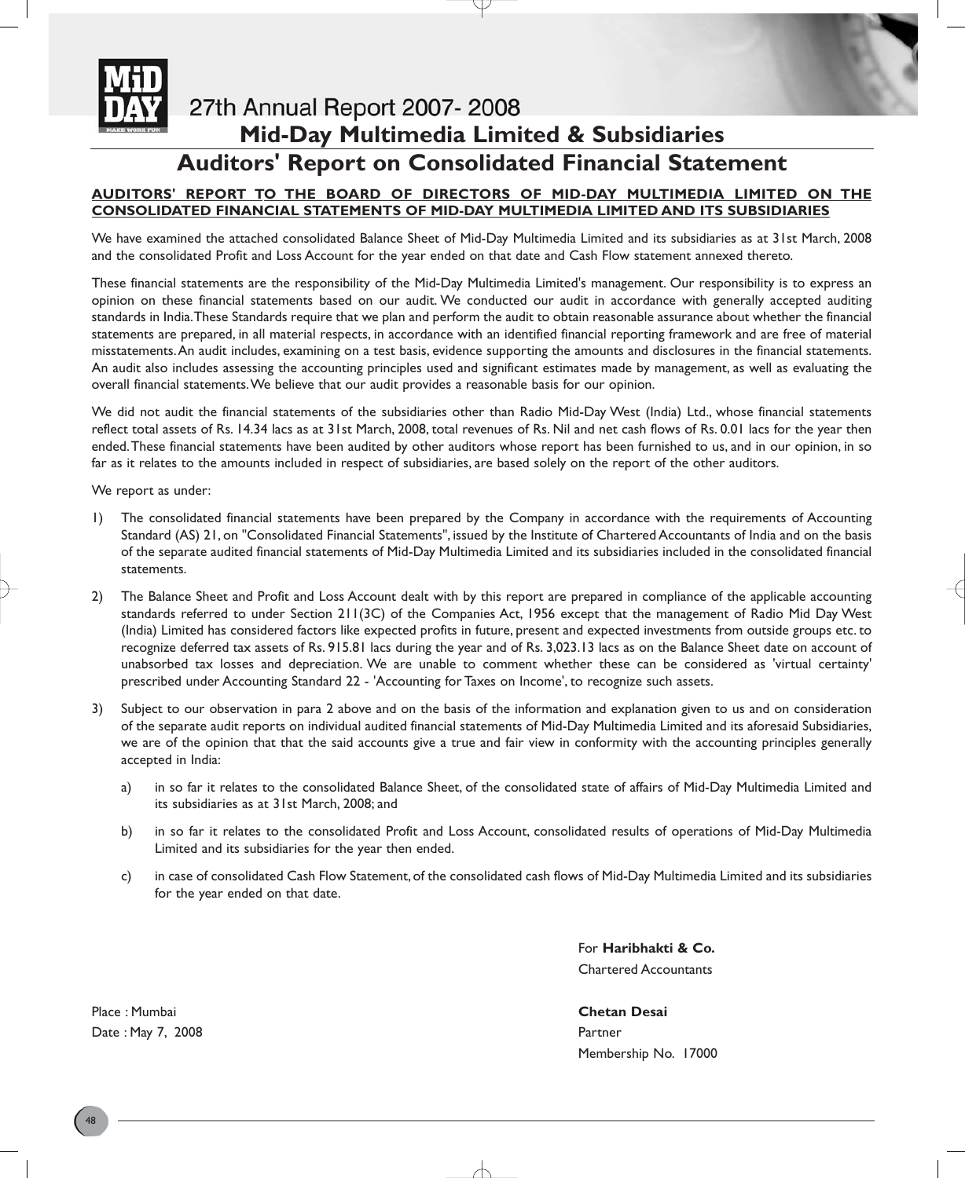## Mid-Day Multimedia Limited & Subsidiaries

# Auditors' Report on Consolidated Financial Statement

**AUDITORS' REPORT TO THE BOARD OF DIRECTORS OF MID-DAY MULTIMEDIA LIMITED ON THE CONSOLIDATED FINANCIAL STATEMENTS OF MID-DAY MULTIMEDIA LIMITED AND ITS SUBSIDIARIES**

We have examined the attached consolidated Balance Sheet of Mid-Day Multimedia Limited and its subsidiaries as at 31st March, 2008 and the consolidated Profit and Loss Account for the year ended on that date and Cash Flow statement annexed thereto.

These financial statements are the responsibility of the Mid-Day Multimedia Limited's management. Our responsibility is to express an opinion on these financial statements based on our audit. We conducted our audit in accordance with generally accepted auditing standards in India. These Standards require that we plan and perform the audit to obtain reasonable assurance about whether the financial statements are prepared, in all material respects, in accordance with an identified financial reporting framework and are free of material misstatements. An audit includes, examining on a test basis, evidence supporting the amounts and disclosures in the financial statements. An audit also includes assessing the accounting principles used and significant estimates made by management, as well as evaluating the overall financial statements. We believe that our audit provides a reasonable basis for our opinion.

We did not audit the financial statements of the subsidiaries other than Radio Mid-Day West (India) Ltd., whose financial statements reflect total assets of Rs. 14.34 lacs as at 31st March, 2008, total revenues of Rs. Nil and net cash flows of Rs. 0.01 lacs for the year then ended. These financial statements have been audited by other auditors whose report has been furnished to us, and in our opinion, in so far as it relates to the amounts included in respect of subsidiaries, are based solely on the report of the other auditors.

We report as under:

1) The consolidated financial statements have been prepared by the Company in accordance with the requirements of Accounting Standard (AS) 21, on "Consolidated Financial Statements", issued by the Institute of Chartered Accountants of India and on the basis of the separate audited financial statements of Mid-Day Multimedia Limited and its subsidiaries included in the consolidated financial statements.

2) The Balance Sheet and Profit and Loss Account dealt with by this report are prepared in compliance of the applicable accounting standards referred to under Section 211(3C) of the Companies Act, 1956 except that the management of Radio Mid Day West (India) Limited has considered factors like expected profits in future, present and expected investments from outside groups etc. to recognize deferred tax assets of Rs. 915.81 lacs during the year and of Rs. 3,023.13 lacs as on the Balance Sheet date on account of unabsorbed tax losses and depreciation. We are unable to comment whether these can be considered as 'virtual certainty' prescribed under Accounting Standard 22 - 'Accounting for Taxes on Income', to recognize such assets.

3) Subject to our observation in para 2 above and on the basis of the information and explanation given to us and on consideration of the separate audit reports on individual audited financial statements of Mid-Day Multimedia Limited and its aforesaid Subsidiaries, we are of the opinion that that the said accounts give a true and fair view in conformity with the accounting principles generally accepted in India:

   a) in so far it relates to the consolidated Balance Sheet, of the consolidated state of affairs of Mid-Day Multimedia Limited and its subsidiaries as at 31st March, 2008; and

   b) in so far it relates to the consolidated Profit and Loss Account, consolidated results of operations of Mid-Day Multimedia Limited and its subsidiaries for the year then ended.

   c) in case of consolidated Cash Flow Statement, of the consolidated cash flows of Mid-Day Multimedia Limited and its subsidiaries for the year ended on that date.

For **Haribhakti & Co.**
Chartered Accountants

**Chetan Desai**
Partner
Membership No. 17000

Place : Mumbai
Date : May 7, 2008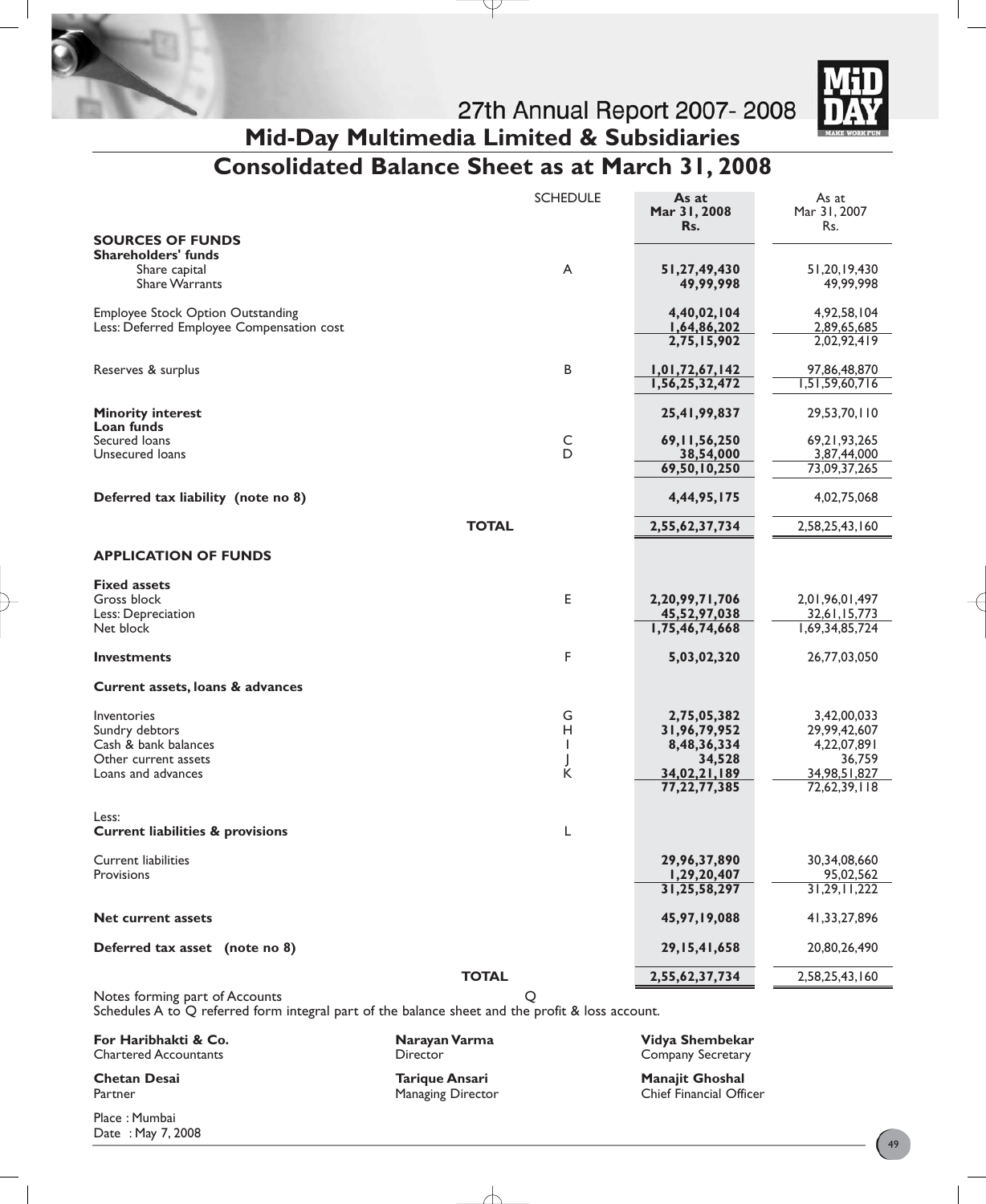# Mid-Day Multimedia Limited & Subsidiaries

## Consolidated Balance Sheet as at March 31, 2008

| | SCHEDULE | As at Mar 31, 2008 Rs. | As at Mar 31, 2007 Rs. |
|---|---|---|---|
| **SOURCES OF FUNDS** | | | |
| **Shareholders' funds** | | | |
| Share capital | A | **51,27,49,430** | 51,20,19,430 |
| Share Warrants | | **49,99,998** | 49,99,998 |
| Employee Stock Option Outstanding | | **4,40,02,104** | 4,92,58,104 |
| Less: Deferred Employee Compensation cost | | **1,64,86,202** | 2,89,65,685 |
| | | **2,75,15,902** | 2,02,92,419 |
| Reserves & surplus | B | **1,01,72,67,142** | 97,86,48,870 |
| | | **1,56,25,32,472** | 1,51,59,60,716 |
| **Minority interest** | | **25,41,99,837** | 29,53,70,110 |
| **Loan funds** | | | |
| Secured loans | C | **69,11,56,250** | 69,21,93,265 |
| Unsecured loans | D | **38,54,000** | 3,87,44,000 |
| | | **69,50,10,250** | 73,09,37,265 |
| **Deferred tax liability (note no 8)** | | **4,44,95,175** | 4,02,75,068 |
| **TOTAL** | | **2,55,62,37,734** | 2,58,25,43,160 |
| **APPLICATION OF FUNDS** | | | |
| **Fixed assets** | | | |
| Gross block | E | **2,20,99,71,706** | 2,01,96,01,497 |
| Less: Depreciation | | **45,52,97,038** | 32,61,15,773 |
| Net block | | **1,75,46,74,668** | 1,69,34,85,724 |
| **Investments** | F | **5,03,02,320** | 26,77,03,050 |
| **Current assets, loans & advances** | | | |
| Inventories | G | **2,75,05,382** | 3,42,00,033 |
| Sundry debtors | H | **31,96,79,952** | 29,99,42,607 |
| Cash & bank balances | I | **8,48,36,334** | 4,22,07,891 |
| Other current assets | J | **34,528** | 36,759 |
| Loans and advances | K | **34,02,21,189** | 34,98,51,827 |
| | | **77,22,77,385** | 72,62,39,118 |
| Less: | | | |
| **Current liabilities & provisions** | L | | |
| Current liabilities | | **29,96,37,890** | 30,34,08,660 |
| Provisions | | **1,29,20,407** | 95,02,562 |
| | | **31,25,58,297** | 31,29,11,222 |
| **Net current assets** | | **45,97,19,088** | 41,33,27,896 |
| **Deferred tax asset (note no 8)** | | **29,15,41,658** | 20,80,26,490 |
| **TOTAL** | | **2,55,62,37,734** | 2,58,25,43,160 |

Notes forming part of Accounts Q

Schedules A to Q referred form integral part of the balance sheet and the profit & loss account.

**For Haribhakti & Co.**
Chartered Accountants

**Chetan Desai**
Partner

Place : Mumbai
Date : May 7, 2008

**Narayan Varma**
Director

**Tarique Ansari**
Managing Director

**Vidya Shembekar**
Company Secretary

**Manajit Ghoshal**
Chief Financial Officer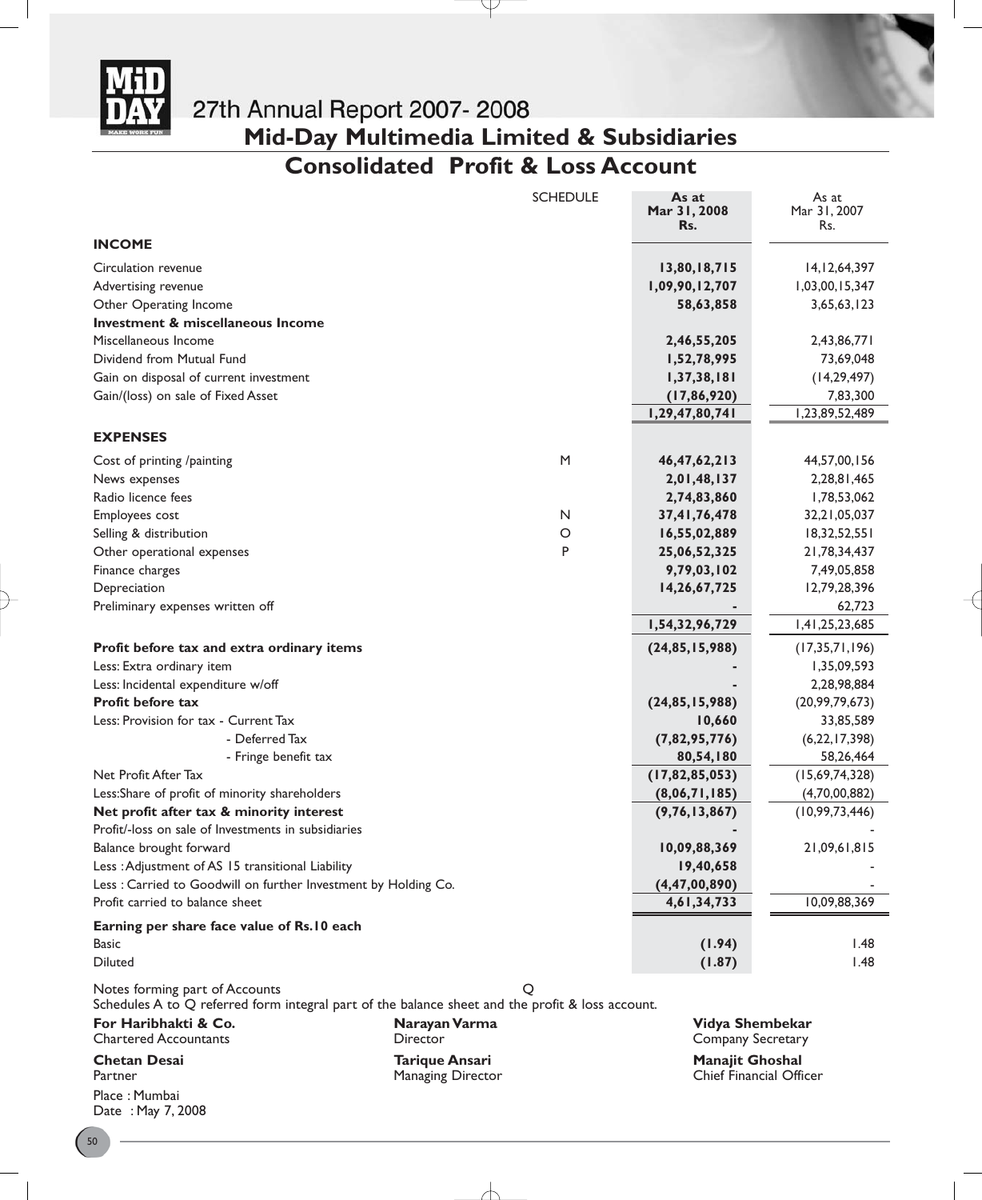# 27th Annual Report 2007- 2008

## Mid-Day Multimedia Limited & Subsidiaries

## Consolidated Profit & Loss Account

| | SCHEDULE | As at Mar 31, 2008 Rs. | As at Mar 31, 2007 Rs. |
|---|---|---|---|
| **INCOME** | | | |
| Circulation revenue | | **13,80,18,715** | 14,12,64,397 |
| Advertising revenue | | **1,09,90,12,707** | 1,03,00,15,347 |
| Other Operating Income | | **58,63,858** | 3,65,63,123 |
| **Investment & miscellaneous Income** | | | |
| Miscellaneous Income | | **2,46,55,205** | 2,43,86,771 |
| Dividend from Mutual Fund | | **1,52,78,995** | 73,69,048 |
| Gain on disposal of current investment | | **1,37,38,181** | (14,29,497) |
| Gain/(loss) on sale of Fixed Asset | | **(17,86,920)** | 7,83,300 |
| | | **1,29,47,80,741** | 1,23,89,52,489 |
| **EXPENSES** | | | |
| Cost of printing /painting | M | **46,47,62,213** | 44,57,00,156 |
| News expenses | | **2,01,48,137** | 2,28,81,465 |
| Radio licence fees | | **2,74,83,860** | 1,78,53,062 |
| Employees cost | N | **37,41,76,478** | 32,21,05,037 |
| Selling & distribution | O | **16,55,02,889** | 18,32,52,551 |
| Other operational expenses | P | **25,06,52,325** | 21,78,34,437 |
| Finance charges | | **9,79,03,102** | 7,49,05,858 |
| Depreciation | | **14,26,67,725** | 12,79,28,396 |
| Preliminary expenses written off | | **-** | 62,723 |
| | | **1,54,32,96,729** | 1,41,25,23,685 |
| **Profit before tax and extra ordinary items** | | **(24,85,15,988)** | (17,35,71,196) |
| Less: Extra ordinary item | | **-** | 1,35,09,593 |
| Less: Incidental expenditure w/off | | **-** | 2,28,98,884 |
| **Profit before tax** | | **(24,85,15,988)** | (20,99,79,673) |
| Less: Provision for tax - Current Tax | | **10,660** | 33,85,589 |
| - Deferred Tax | | **(7,82,95,776)** | (6,22,17,398) |
| - Fringe benefit tax | | **80,54,180** | 58,26,464 |
| Net Profit After Tax | | **(17,82,85,053)** | (15,69,74,328) |
| Less:Share of profit of minority shareholders | | **(8,06,71,185)** | (4,70,00,882) |
| **Net profit after tax & minority interest** | | **(9,76,13,867)** | (10,99,73,446) |
| Profit/-loss on sale of Investments in subsidiaries | | **-** | - |
| Balance brought forward | | **10,09,88,369** | 21,09,61,815 |
| Less : Adjustment of AS 15 transitional Liability | | **19,40,658** | - |
| Less : Carried to Goodwill on further Investment by Holding Co. | | **(4,47,00,890)** | - |
| Profit carried to balance sheet | | **4,61,34,733** | 10,09,88,369 |
| **Earning per share face value of Rs.10 each** | | | |
| Basic | | **(1.94)** | 1.48 |
| Diluted | | **(1.87)** | 1.48 |

Notes forming part of Accounts Q

Schedules A to Q referred form integral part of the balance sheet and the profit & loss account.

**For Haribhakti & Co.**
Chartered Accountants

**Chetan Desai**
Partner

Place : Mumbai
Date : May 7, 2008

**Narayan Varma**
Director

**Tarique Ansari**
Managing Director

**Vidya Shembekar**
Company Secretary

**Manajit Ghoshal**
Chief Financial Officer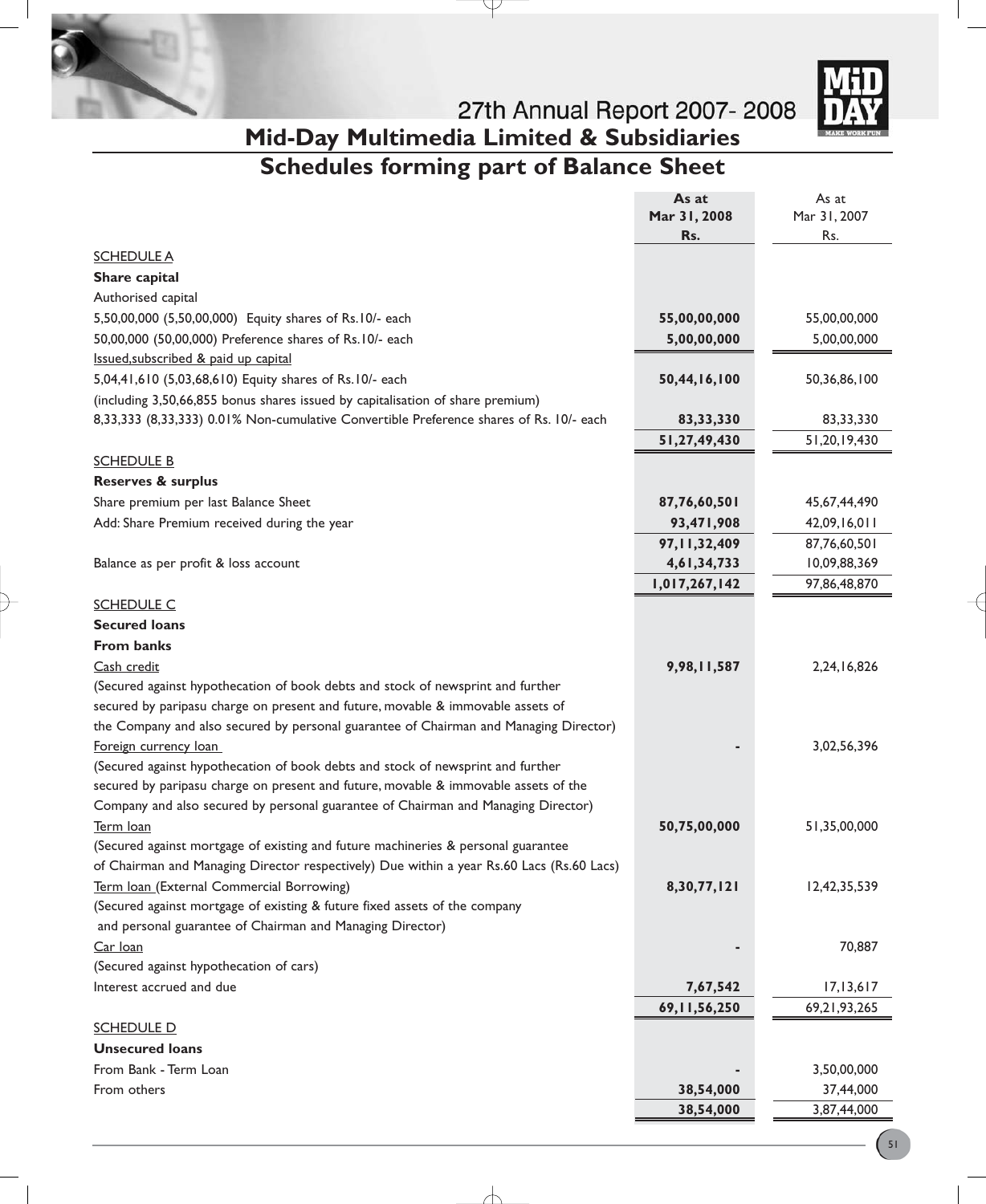## Mid-Day Multimedia Limited & Subsidiaries

## Schedules forming part of Balance Sheet

| | As at Mar 31, 2008 Rs. | As at Mar 31, 2007 Rs. |
|---|---|---|
| SCHEDULE A | | |
| **Share capital** | | |
| Authorised capital | | |
| 5,50,00,000 (5,50,00,000) Equity shares of Rs.10/- each | **55,00,00,000** | 55,00,00,000 |
| 50,00,000 (50,00,000) Preference shares of Rs.10/- each | **5,00,00,000** | 5,00,00,000 |
| Issued,subscribed & paid up capital | | |
| 5,04,41,610 (5,03,68,610) Equity shares of Rs.10/- each | **50,44,16,100** | 50,36,86,100 |
| (including 3,50,66,855 bonus shares issued by capitalisation of share premium) | | |
| 8,33,333 (8,33,333) 0.01% Non-cumulative Convertible Preference shares of Rs. 10/- each | **83,33,330** | 83,33,330 |
| | **51,27,49,430** | 51,20,19,430 |
| SCHEDULE B | | |
| **Reserves & surplus** | | |
| Share premium per last Balance Sheet | **87,76,60,501** | 45,67,44,490 |
| Add: Share Premium received during the year | **93,471,908** | 42,09,16,011 |
| | **97,11,32,409** | 87,76,60,501 |
| Balance as per profit & loss account | **4,61,34,733** | 10,09,88,369 |
| | **1,017,267,142** | 97,86,48,870 |
| SCHEDULE C | | |
| **Secured loans** | | |
| **From banks** | | |
| Cash credit | **9,98,11,587** | 2,24,16,826 |
| (Secured against hypothecation of book debts and stock of newsprint and further secured by paripasu charge on present and future, movable & immovable assets of the Company and also secured by personal guarantee of Chairman and Managing Director) | | |
| Foreign currency loan | **-** | 3,02,56,396 |
| (Secured against hypothecation of book debts and stock of newsprint and further secured by paripasu charge on present and future, movable & immovable assets of the Company and also secured by personal guarantee of Chairman and Managing Director) | | |
| Term loan | **50,75,00,000** | 51,35,00,000 |
| (Secured against mortgage of existing and future machineries & personal guarantee of Chairman and Managing Director respectively) Due within a year Rs.60 Lacs (Rs.60 Lacs) | | |
| Term loan (External Commercial Borrowing) | **8,30,77,121** | 12,42,35,539 |
| (Secured against mortgage of existing & future fixed assets of the company and personal guarantee of Chairman and Managing Director) | | |
| Car loan | **-** | 70,887 |
| (Secured against hypothecation of cars) | | |
| Interest accrued and due | **7,67,542** | 17,13,617 |
| | **69,11,56,250** | 69,21,93,265 |
| SCHEDULE D | | |
| **Unsecured loans** | | |
| From Bank - Term Loan | **-** | 3,50,00,000 |
| From others | **38,54,000** | 37,44,000 |
| | **38,54,000** | 3,87,44,000 |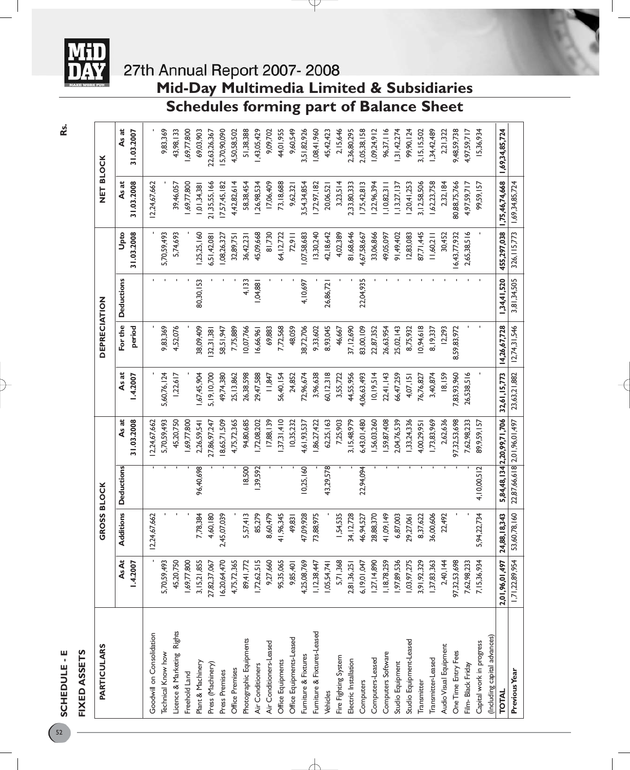# 27th Annual Report 2007- 2008

## Mid-Day Multimedia Limited & Subsidiaries

## Schedules forming part of Balance Sheet

**SCHEDULE - E**

**FIXED ASSETS**

Rs.

| PARTICULARS | GROSS BLOCK | | | | DEPRECIATION | | | | NET BLOCK | |
|---|---|---|---|---|---|---|---|---|---|---|
| | As At 1.4.2007 | Additions | Deductions | As at 31.03.2008 | As at 1.4.2007 | For the period | Deductions | Upto 31.03.2008 | As at 31.03.2008 | As at 31.03.2007 |
| Goodwill on Consolidation | - | 12,24,67,662 | - | 12,24,67,662 | - | - | - | - | 12,24,67,662 | - |
| Technical Know how | 5,70,59,493 | - | - | 5,70,59,493 | 5,60,76,124 | 9,83,369 | - | 5,70,59,493 | - | 9,83,369 |
| Licence & Marketing Rights | 45,20,750 | - | - | 45,20,750 | 1,22,617 | 4,52,076 | - | 5,74,693 | 39,46,057 | 43,98,133 |
| Freehold Land | 1,69,77,800 | - | - | 1,69,77,800 | - | - | - | - | 1,69,77,800 | 1,69,77,800 |
| Plant & Machinery | 3,15,21,855 | 7,78,384 | 96,40,698 | 2,26,59,541 | 1,67,45,904 | 38,09,409 | 80,30,153 | 1,25,25,160 | 1,01,34,381 | 69,03,903 |
| Press (Machinery) | 27,82,37,067 | 4,60,180 | - | 27,86,97,247 | 5,19,10,700 | 132,31,381 | - | 6,51,42,081 | 21,35,55,166 | 22,63,26,367 |
| Press Premises | 16,20,64,470 | 2,45,07,039 | - | 18,65,71,509 | 49,74,380 | 58,51,947 | - | 1,08,26,327 | 17,57,45,182 | 15,70,90,090 |
| Office Premises | 4,75,72,365 | - | - | 4,75,72,365 | 25,13,862 | 7,75,889 | - | 32,89,751 | 4,42,82,614 | 4,50,58,502 |
| Photographic Equipments | 89,41,772 | 5,57,413 | 18,500 | 94,80,685 | 26,38,598 | 10,07,766 | 4,133 | 36,42,231 | 58,38,454 | 51,38,388 |
| Air Conditioners | 1,72,62,515 | 85,279 | 1,39,592 | 1,72,08,202 | 29,47,588 | 16,66,961 | 1,04,881 | 45,09,668 | 1,26,98,534 | 1,43,05,429 |
| Air Conditioners-Leased | 9,27,660 | 8,60,479 | - | 17,88,139 | 11,847 | 69,883 | - | 81,730 | 17,06,409 | 9,09,702 |
| Office Equipments | 95,35,065 | 41,96,345 | - | 1,37,31,410 | 56,40,154 | 7,72,568 | - | 64,12,722 | 73,18,688 | 44,01,955 |
| Office Equipments-Leased | 9,85,401 | 49,831 | - | 10,35,232 | 24,852 | 48,059 | - | 72,911 | 9,62,321 | 9,60,549 |
| Furniture & Fixtures | 4,25,08,769 | 47,09,928 | 10,25,160 | 4,61,93,537 | 72,96,674 | 38,72,706 | 4,10,697 | 1,07,58,683 | 3,54,34,854 | 3,51,82,926 |
| Furniture & Fixtures-Leased | 1,12,38,447 | 73,88,975 | - | 1,86,27,422 | 3,96,638 | 9,33,602 | - | 13,30,240 | 1,72,97,182 | 1,08,41,960 |
| Vehicles | 1,05,54,741 | - | 43,29,578 | 62,25,163 | 60,12,318 | 8,93,045 | 26,86,721 | 42,18,642 | 20,06,521 | 45,42,423 |
| Fire Fighting System | 5,71,368 | 1,54,535 | - | 7,25,903 | 3,55,722 | 46,667 | - | 4,02,389 | 3,23,514 | 2,15,646 |
| Electric Installation | 2,81,36,251 | 34,12,728 | - | 3,15,48,979 | 44,55,956 | 37,12,690 | - | 81,68,646 | 2,33,80,333 | 2,36,80,295 |
| Computers | 6,19,01,047 | 46,94,527 | 22,94,094 | 6,43,01,480 | 4,06,63,493 | 83,00,109 | 22,04,935 | 4,67,58,667 | 1,75,42,813 | 2,05,38,158 |
| Computers-Leased | 1,27,14,890 | 28,88,370 | - | 1,56,03,260 | 10,19,514 | 22,87,352 | - | 33,06,866 | 1,22,96,394 | 1,09,24,912 |
| Computers Software | 1,18,78,259 | 41,09,149 | - | 1,59,87,408 | 22,41,143 | 26,63,954 | - | 49,05,097 | 1,10,82,311 | 96,37,116 |
| Studio Equipment | 1,97,89,536 | 6,87,003 | - | 2,04,76,539 | 66,47,259 | 25,02,143 | - | 91,49,402 | 1,13,27,137 | 1,31,42,274 |
| Studio Equipment-Leased | 1,03,97,275 | 29,27,061 | - | 1,33,24,336 | 4,07,151 | 8,75,932 | - | 12,83,083 | 1,20,41,253 | 99,90,124 |
| Transmitter | 3,91,92,329 | 8,37,622 | - | 4,00,29,951 | 76,76,827 | 10,94,618 | - | 87,71,445 | 3,12,58,506 | 3,15,15,502 |
| Transmitter-Leased | 1,37,83,363 | 36,00,606 | - | 1,73,83,969 | 3,40,874 | 8,19,337 | - | 11,60,211 | 1,62,23,758 | 1,34,42,489 |
| Audio Visual Equipment | 2,40,144 | 22,492 | - | 2,62,636 | 18,159 | 12,293 | - | 30,452 | 2,32,184 | 2,21,322 |
| One Time Entry Fees | 97,32,53,698 | - | - | 97,32,53,698 | 7,83,93,960 | 8,59,83,972 | - | 16,43,77,932 | 80,88,75,766 | 89,48,59,738 |
| Film- Black Friday | 7,62,98,233 | - | - | 7,62,98,233 | 26,538,516 | - | - | 2,65,38,516 | 4,97,59,717 | 4,97,59,717 |
| Capital work in progress (Including capital advances) | 7,15,36,934 | 5,94,22,734 | 4,10,00,512 | 89,959,157 | - | - | - | - | 99,59,157 | 15,36,934 |
| **TOTAL** | **2,01,96,01,497** | **24,88,18,343** | **5,84,48,134** | **2,20,99,71,706** | **32,61,15,773** | **14,26,67,728** | **1,34,41,520** | **455,297,038** | **1,75,46,74,668** | **1,69,34,85,724** |
| **Previous Year** | 1,71,22,89,954 | 53,60,78,160 | 22,87,66,618 | 2,01,96,01,497 | 23,63,21,882 | 12,74,31,546 | 3,81,34,505 | 326,115,773 | 1,69,34,85,724 | |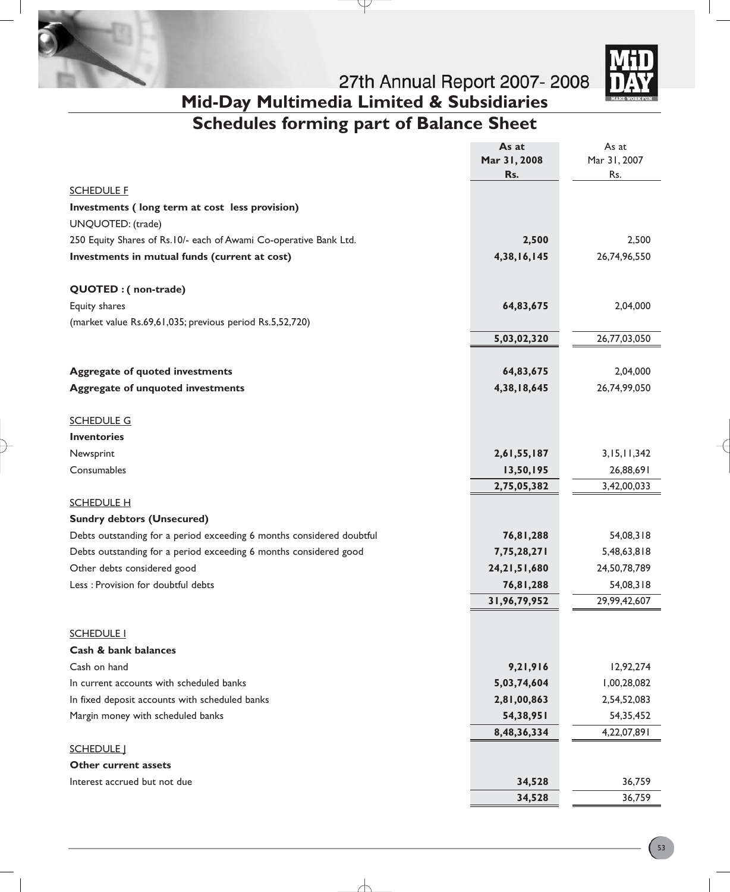## Mid-Day Multimedia Limited & Subsidiaries

## Schedules forming part of Balance Sheet

| | As at Mar 31, 2008 Rs. | As at Mar 31, 2007 Rs. |
|---|---|---|
| SCHEDULE F | | |
| **Investments ( long term at cost less provision)** | | |
| UNQUOTED: (trade) | | |
| 250 Equity Shares of Rs.10/- each of Awami Co-operative Bank Ltd. | **2,500** | 2,500 |
| **Investments in mutual funds (current at cost)** | **4,38,16,145** | 26,74,96,550 |
| **QUOTED : ( non-trade)** | | |
| Equity shares | **64,83,675** | 2,04,000 |
| (market value Rs.69,61,035; previous period Rs.5,52,720) | | |
| | **5,03,02,320** | 26,77,03,050 |
| **Aggregate of quoted investments** | **64,83,675** | 2,04,000 |
| **Aggregate of unquoted investments** | **4,38,18,645** | 26,74,99,050 |
| SCHEDULE G | | |
| **Inventories** | | |
| Newsprint | **2,61,55,187** | 3,15,11,342 |
| Consumables | **13,50,195** | 26,88,691 |
| | **2,75,05,382** | 3,42,00,033 |
| SCHEDULE H | | |
| **Sundry debtors (Unsecured)** | | |
| Debts outstanding for a period exceeding 6 months considered doubtful | **76,81,288** | 54,08,318 |
| Debts outstanding for a period exceeding 6 months considered good | **7,75,28,271** | 5,48,63,818 |
| Other debts considered good | **24,21,51,680** | 24,50,78,789 |
| Less : Provision for doubtful debts | **76,81,288** | 54,08,318 |
| | **31,96,79,952** | 29,99,42,607 |
| SCHEDULE I | | |
| **Cash & bank balances** | | |
| Cash on hand | **9,21,916** | 12,92,274 |
| In current accounts with scheduled banks | **5,03,74,604** | 1,00,28,082 |
| In fixed deposit accounts with scheduled banks | **2,81,00,863** | 2,54,52,083 |
| Margin money with scheduled banks | **54,38,951** | 54,35,452 |
| | **8,48,36,334** | 4,22,07,891 |
| SCHEDULE J | | |
| **Other current assets** | | |
| Interest accrued but not due | **34,528** | 36,759 |
| | **34,528** | 36,759 |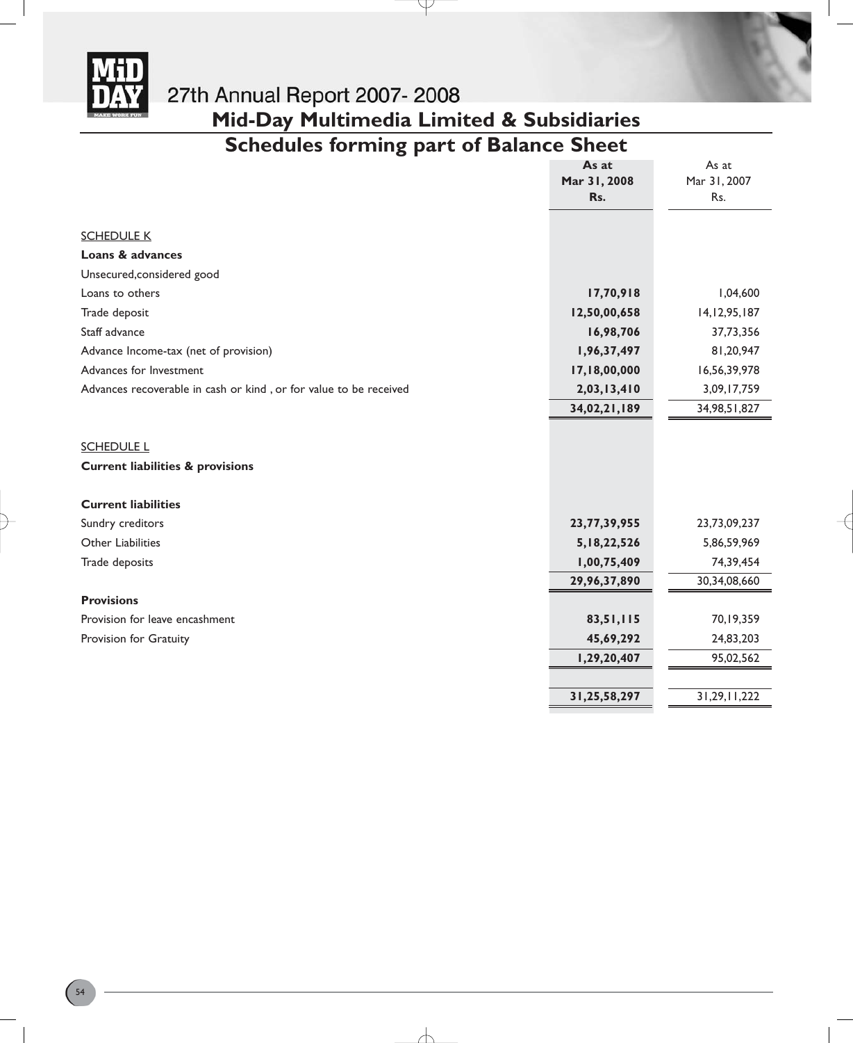# Mid-Day Multimedia Limited & Subsidiaries

## Schedules forming part of Balance Sheet

| | As at Mar 31, 2008 Rs. | As at Mar 31, 2007 Rs. |
|---|---|---|
| SCHEDULE K | | |
| **Loans & advances** | | |
| Unsecured,considered good | | |
| Loans to others | **17,70,918** | 1,04,600 |
| Trade deposit | **12,50,00,658** | 14,12,95,187 |
| Staff advance | **16,98,706** | 37,73,356 |
| Advance Income-tax (net of provision) | **1,96,37,497** | 81,20,947 |
| Advances for Investment | **17,18,00,000** | 16,56,39,978 |
| Advances recoverable in cash or kind , or for value to be received | **2,03,13,410** | 3,09,17,759 |
| | **34,02,21,189** | 34,98,51,827 |
| SCHEDULE L | | |
| **Current liabilities & provisions** | | |
| **Current liabilities** | | |
| Sundry creditors | **23,77,39,955** | 23,73,09,237 |
| Other Liabilities | **5,18,22,526** | 5,86,59,969 |
| Trade deposits | **1,00,75,409** | 74,39,454 |
| | **29,96,37,890** | 30,34,08,660 |
| **Provisions** | | |
| Provision for leave encashment | **83,51,115** | 70,19,359 |
| Provision for Gratuity | **45,69,292** | 24,83,203 |
| | **1,29,20,407** | 95,02,562 |
| | **31,25,58,297** | 31,29,11,222 |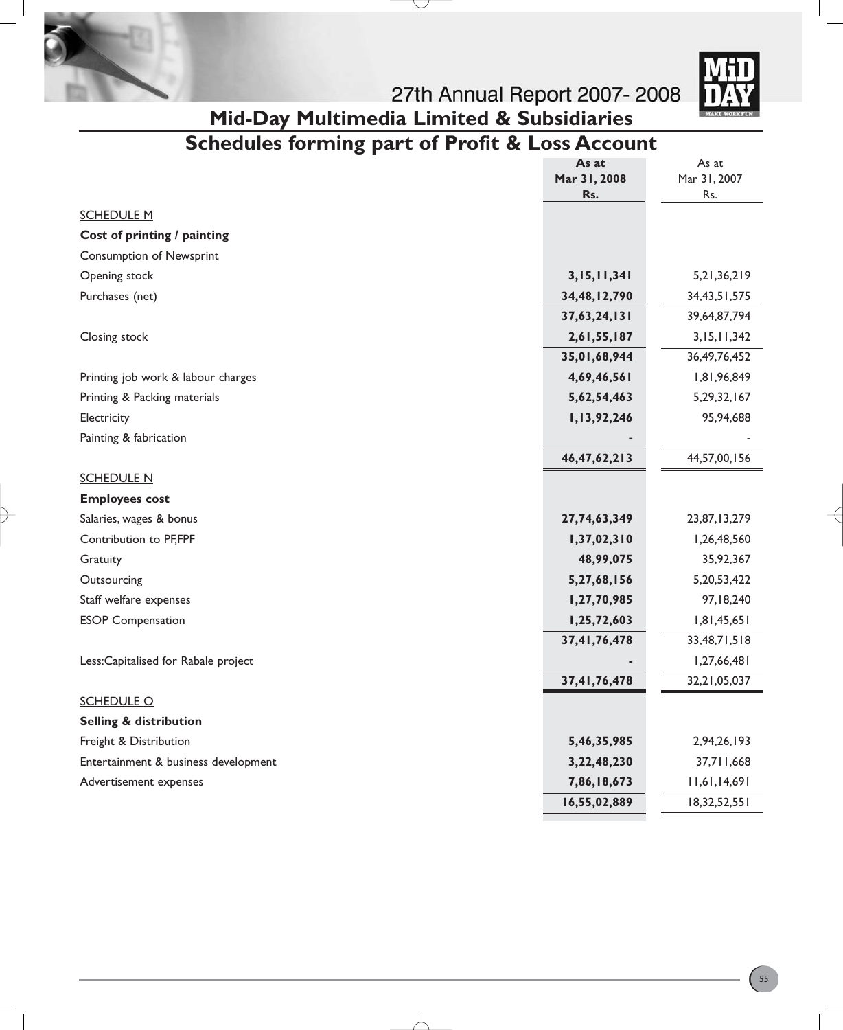# Mid-Day Multimedia Limited & Subsidiaries

## Schedules forming part of Profit & Loss Account

| | As at Mar 31, 2008 Rs. | As at Mar 31, 2007 Rs. |
|---|---|---|
| SCHEDULE M | | |
| **Cost of printing / painting** | | |
| Consumption of Newsprint | | |
| Opening stock | **3,15,11,341** | 5,21,36,219 |
| Purchases (net) | **34,48,12,790** | 34,43,51,575 |
| | **37,63,24,131** | 39,64,87,794 |
| Closing stock | **2,61,55,187** | 3,15,11,342 |
| | **35,01,68,944** | 36,49,76,452 |
| Printing job work & labour charges | **4,69,46,561** | 1,81,96,849 |
| Printing & Packing materials | **5,62,54,463** | 5,29,32,167 |
| Electricity | **1,13,92,246** | 95,94,688 |
| Painting & fabrication | **-** | - |
| | **46,47,62,213** | 44,57,00,156 |
| SCHEDULE N | | |
| **Employees cost** | | |
| Salaries, wages & bonus | **27,74,63,349** | 23,87,13,279 |
| Contribution to PF,FPF | **1,37,02,310** | 1,26,48,560 |
| Gratuity | **48,99,075** | 35,92,367 |
| Outsourcing | **5,27,68,156** | 5,20,53,422 |
| Staff welfare expenses | **1,27,70,985** | 97,18,240 |
| ESOP Compensation | **1,25,72,603** | 1,81,45,651 |
| | **37,41,76,478** | 33,48,71,518 |
| Less:Capitalised for Rabale project | **-** | 1,27,66,481 |
| | **37,41,76,478** | 32,21,05,037 |
| SCHEDULE O | | |
| **Selling & distribution** | | |
| Freight & Distribution | **5,46,35,985** | 2,94,26,193 |
| Entertainment & business development | **3,22,48,230** | 37,711,668 |
| Advertisement expenses | **7,86,18,673** | 11,61,14,691 |
| | **16,55,02,889** | 18,32,52,551 |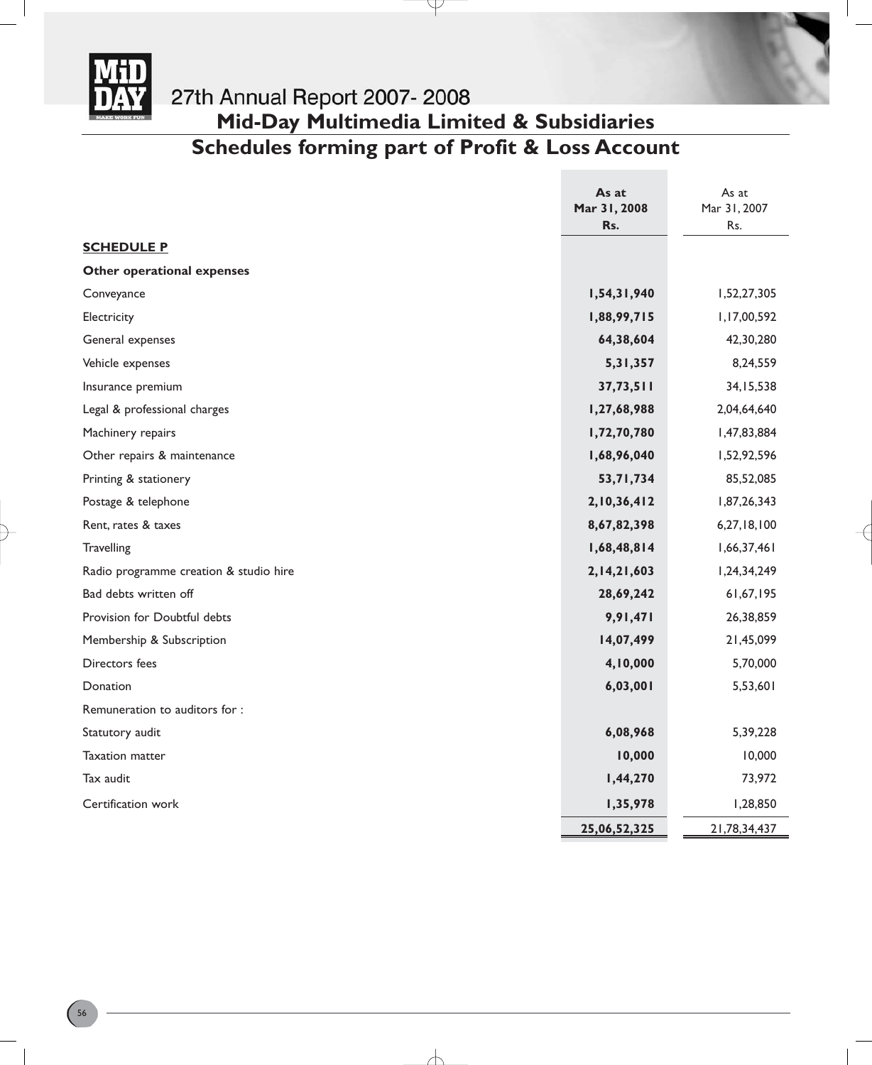# Mid-Day Multimedia Limited & Subsidiaries

## Schedules forming part of Profit & Loss Account

| | As at Mar 31, 2008 Rs. | As at Mar 31, 2007 Rs. |
|---|---|---|
| **SCHEDULE P** | | |
| **Other operational expenses** | | |
| Conveyance | **1,54,31,940** | 1,52,27,305 |
| Electricity | **1,88,99,715** | 1,17,00,592 |
| General expenses | **64,38,604** | 42,30,280 |
| Vehicle expenses | **5,31,357** | 8,24,559 |
| Insurance premium | **37,73,511** | 34,15,538 |
| Legal & professional charges | **1,27,68,988** | 2,04,64,640 |
| Machinery repairs | **1,72,70,780** | 1,47,83,884 |
| Other repairs & maintenance | **1,68,96,040** | 1,52,92,596 |
| Printing & stationery | **53,71,734** | 85,52,085 |
| Postage & telephone | **2,10,36,412** | 1,87,26,343 |
| Rent, rates & taxes | **8,67,82,398** | 6,27,18,100 |
| Travelling | **1,68,48,814** | 1,66,37,461 |
| Radio programme creation & studio hire | **2,14,21,603** | 1,24,34,249 |
| Bad debts written off | **28,69,242** | 61,67,195 |
| Provision for Doubtful debts | **9,91,471** | 26,38,859 |
| Membership & Subscription | **14,07,499** | 21,45,099 |
| Directors fees | **4,10,000** | 5,70,000 |
| Donation | **6,03,001** | 5,53,601 |
| Remuneration to auditors for : | | |
| Statutory audit | **6,08,968** | 5,39,228 |
| Taxation matter | **10,000** | 10,000 |
| Tax audit | **1,44,270** | 73,972 |
| Certification work | **1,35,978** | 1,28,850 |
| | **25,06,52,325** | 21,78,34,437 |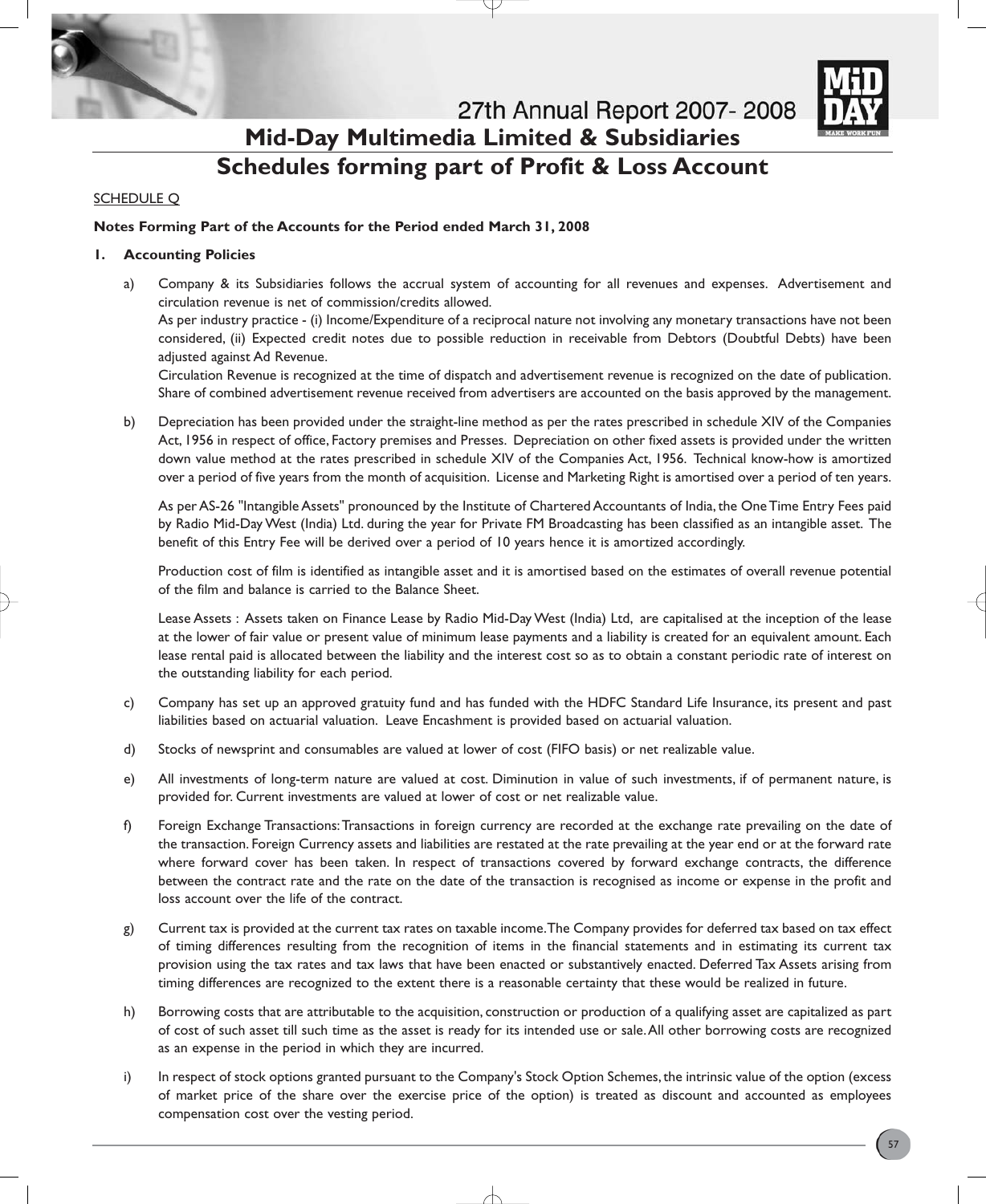# Mid-Day Multimedia Limited & Subsidiaries

## Schedules forming part of Profit & Loss Account

SCHEDULE Q

**Notes Forming Part of the Accounts for the Period ended March 31, 2008**

**1. Accounting Policies**

a) Company & its Subsidiaries follows the accrual system of accounting for all revenues and expenses. Advertisement and circulation revenue is net of commission/credits allowed.

As per industry practice - (i) Income/Expenditure of a reciprocal nature not involving any monetary transactions have not been considered, (ii) Expected credit notes due to possible reduction in receivable from Debtors (Doubtful Debts) have been adjusted against Ad Revenue.

Circulation Revenue is recognized at the time of dispatch and advertisement revenue is recognized on the date of publication. Share of combined advertisement revenue received from advertisers are accounted on the basis approved by the management.

b) Depreciation has been provided under the straight-line method as per the rates prescribed in schedule XIV of the Companies Act, 1956 in respect of office, Factory premises and Presses. Depreciation on other fixed assets is provided under the written down value method at the rates prescribed in schedule XIV of the Companies Act, 1956. Technical know-how is amortized over a period of five years from the month of acquisition. License and Marketing Right is amortised over a period of ten years.

As per AS-26 "Intangible Assets" pronounced by the Institute of Chartered Accountants of India, the One Time Entry Fees paid by Radio Mid-Day West (India) Ltd. during the year for Private FM Broadcasting has been classified as an intangible asset. The benefit of this Entry Fee will be derived over a period of 10 years hence it is amortized accordingly.

Production cost of film is identified as intangible asset and it is amortised based on the estimates of overall revenue potential of the film and balance is carried to the Balance Sheet.

Lease Assets : Assets taken on Finance Lease by Radio Mid-Day West (India) Ltd, are capitalised at the inception of the lease at the lower of fair value or present value of minimum lease payments and a liability is created for an equivalent amount. Each lease rental paid is allocated between the liability and the interest cost so as to obtain a constant periodic rate of interest on the outstanding liability for each period.

c) Company has set up an approved gratuity fund and has funded with the HDFC Standard Life Insurance, its present and past liabilities based on actuarial valuation. Leave Encashment is provided based on actuarial valuation.

d) Stocks of newsprint and consumables are valued at lower of cost (FIFO basis) or net realizable value.

e) All investments of long-term nature are valued at cost. Diminution in value of such investments, if of permanent nature, is provided for. Current investments are valued at lower of cost or net realizable value.

f) Foreign Exchange Transactions: Transactions in foreign currency are recorded at the exchange rate prevailing on the date of the transaction. Foreign Currency assets and liabilities are restated at the rate prevailing at the year end or at the forward rate where forward cover has been taken. In respect of transactions covered by forward exchange contracts, the difference between the contract rate and the rate on the date of the transaction is recognised as income or expense in the profit and loss account over the life of the contract.

g) Current tax is provided at the current tax rates on taxable income. The Company provides for deferred tax based on tax effect of timing differences resulting from the recognition of items in the financial statements and in estimating its current tax provision using the tax rates and tax laws that have been enacted or substantively enacted. Deferred Tax Assets arising from timing differences are recognized to the extent there is a reasonable certainty that these would be realized in future.

h) Borrowing costs that are attributable to the acquisition, construction or production of a qualifying asset are capitalized as part of cost of such asset till such time as the asset is ready for its intended use or sale. All other borrowing costs are recognized as an expense in the period in which they are incurred.

i) In respect of stock options granted pursuant to the Company's Stock Option Schemes, the intrinsic value of the option (excess of market price of the share over the exercise price of the option) is treated as discount and accounted as employees compensation cost over the vesting period.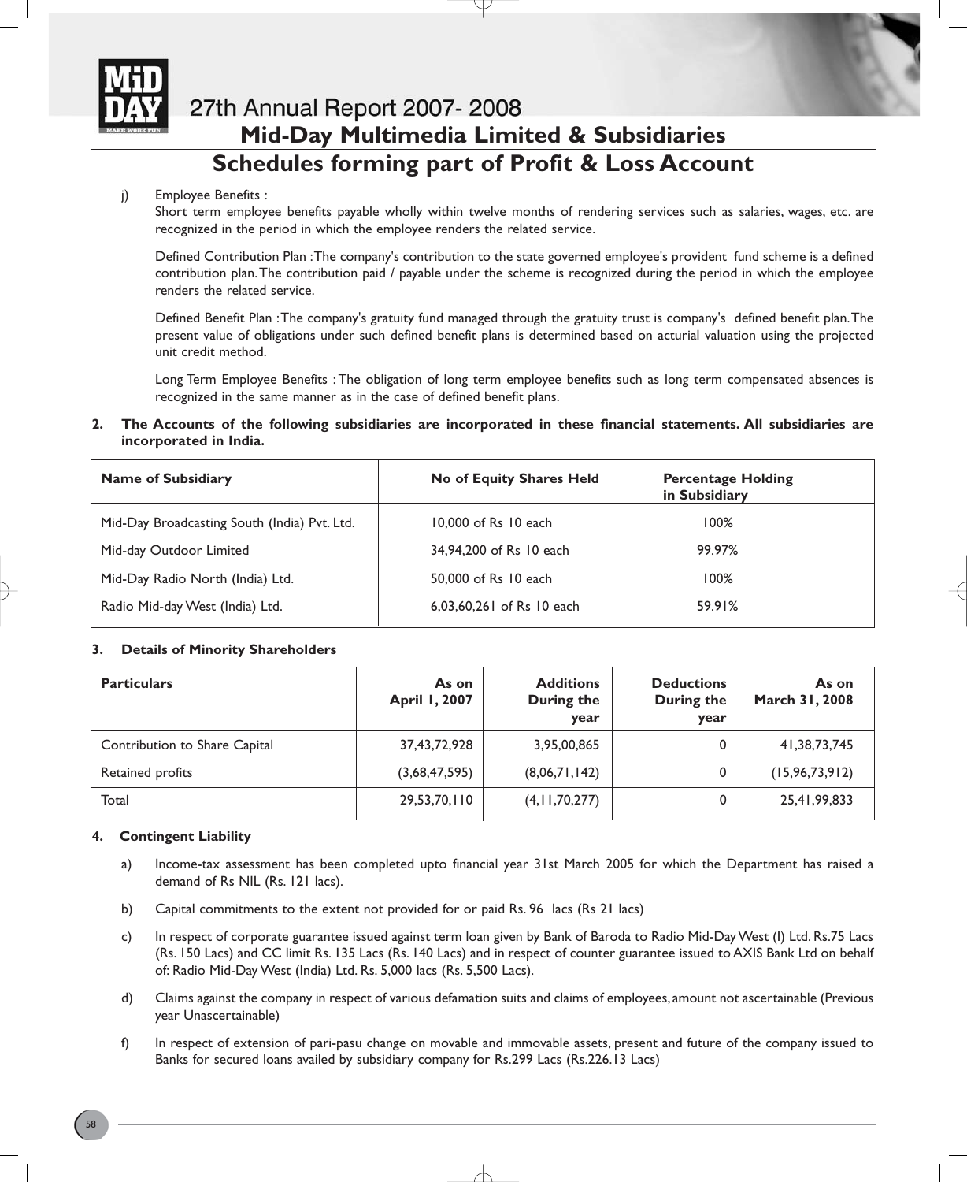# Mid-Day Multimedia Limited & Subsidiaries

## Schedules forming part of Profit & Loss Account

j) Employee Benefits :

Short term employee benefits payable wholly within twelve months of rendering services such as salaries, wages, etc. are recognized in the period in which the employee renders the related service.

Defined Contribution Plan : The company's contribution to the state governed employee's provident fund scheme is a defined contribution plan. The contribution paid / payable under the scheme is recognized during the period in which the employee renders the related service.

Defined Benefit Plan : The company's gratuity fund managed through the gratuity trust is company's defined benefit plan. The present value of obligations under such defined benefit plans is determined based on acturial valuation using the projected unit credit method.

Long Term Employee Benefits : The obligation of long term employee benefits such as long term compensated absences is recognized in the same manner as in the case of defined benefit plans.

**2. The Accounts of the following subsidiaries are incorporated in these financial statements. All subsidiaries are incorporated in India.**

| Name of Subsidiary | No of Equity Shares Held | Percentage Holding in Subsidiary |
|---|---|---|
| Mid-Day Broadcasting South (India) Pvt. Ltd. | 10,000 of Rs 10 each | 100% |
| Mid-day Outdoor Limited | 34,94,200 of Rs 10 each | 99.97% |
| Mid-Day Radio North (India) Ltd. | 50,000 of Rs 10 each | 100% |
| Radio Mid-day West (India) Ltd. | 6,03,60,261 of Rs 10 each | 59.91% |

**3. Details of Minority Shareholders**

| Particulars | As on April 1, 2007 | Additions During the year | Deductions During the year | As on March 31, 2008 |
|---|---|---|---|---|
| Contribution to Share Capital | 37,43,72,928 | 3,95,00,865 | 0 | 41,38,73,745 |
| Retained profits | (3,68,47,595) | (8,06,71,142) | 0 | (15,96,73,912) |
| Total | 29,53,70,110 | (4,11,70,277) | 0 | 25,41,99,833 |

**4. Contingent Liability**

a) Income-tax assessment has been completed upto financial year 31st March 2005 for which the Department has raised a demand of Rs NIL (Rs. 121 lacs).

b) Capital commitments to the extent not provided for or paid Rs. 96 lacs (Rs 21 lacs)

c) In respect of corporate guarantee issued against term loan given by Bank of Baroda to Radio Mid-Day West (I) Ltd. Rs.75 Lacs (Rs. 150 Lacs) and CC limit Rs. 135 Lacs (Rs. 140 Lacs) and in respect of counter guarantee issued to AXIS Bank Ltd on behalf of: Radio Mid-Day West (India) Ltd. Rs. 5,000 lacs (Rs. 5,500 Lacs).

d) Claims against the company in respect of various defamation suits and claims of employees, amount not ascertainable (Previous year Unascertainable)

f) In respect of extension of pari-pasu change on movable and immovable assets, present and future of the company issued to Banks for secured loans availed by subsidiary company for Rs.299 Lacs (Rs.226.13 Lacs)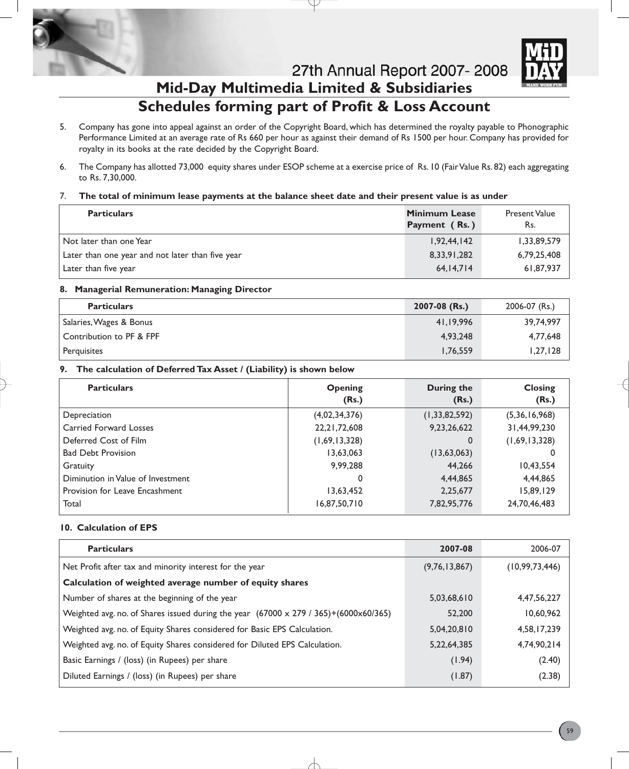## Mid-Day Multimedia Limited & Subsidiaries

# Schedules forming part of Profit & Loss Account

5. Company has gone into appeal against an order of the Copyright Board, which has determined the royalty payable to Phonographic Performance Limited at an average rate of Rs 660 per hour as against their demand of Rs 1500 per hour. Company has provided for royalty in its books at the rate decided by the Copyright Board.

6. The Company has allotted 73,000 equity shares under ESOP scheme at a exercise price of Rs. 10 (Fair Value Rs. 82) each aggregating to Rs. 7,30,000.

7. **The total of minimum lease payments at the balance sheet date and their present value is as under**

| Particulars | Minimum Lease Payment ( Rs. ) | Present Value Rs. |
|---|---|---|
| Not later than one Year | 1,92,44,142 | 1,33,89,579 |
| Later than one year and not later than five year | 8,33,91,282 | 6,79,25,408 |
| Later than five year | 64,14,714 | 61,87,937 |

**8. Managerial Remuneration: Managing Director**

| Particulars | 2007-08 (Rs.) | 2006-07 (Rs.) |
|---|---|---|
| Salaries, Wages & Bonus | 41,19,996 | 39,74,997 |
| Contribution to PF & FPF | 4,93,248 | 4,77,648 |
| Perquisites | 1,76,559 | 1,27,128 |

**9. The calculation of Deferred Tax Asset / (Liability) is shown below**

| Particulars | Opening (Rs.) | During the (Rs.) | Closing (Rs.) |
|---|---|---|---|
| Depreciation | (4,02,34,376) | (1,33,82,592) | (5,36,16,968) |
| Carried Forward Losses | 22,21,72,608 | 9,23,26,622 | 31,44,99,230 |
| Deferred Cost of Film | (1,69,13,328) | 0 | (1,69,13,328) |
| Bad Debt Provision | 13,63,063 | (13,63,063) | 0 |
| Gratuity | 9,99,288 | 44,266 | 10,43,554 |
| Diminution in Value of Investment | 0 | 4,44,865 | 4,44,865 |
| Provision for Leave Encashment | 13,63,452 | 2,25,677 | 15,89,129 |
| Total | 16,87,50,710 | 7,82,95,776 | 24,70,46,483 |

**10. Calculation of EPS**

| Particulars | 2007-08 | 2006-07 |
|---|---|---|
| Net Profit after tax and minority interest for the year | (9,76,13,867) | (10,99,73,446) |
| **Calculation of weighted average number of equity shares** | | |
| Number of shares at the beginning of the year | 5,03,68,610 | 4,47,56,227 |
| Weighted avg. no. of Shares issued during the year (67000 x 279 / 365)+(6000x60/365) | 52,200 | 10,60,962 |
| Weighted avg. no. of Equity Shares considered for Basic EPS Calculation. | 5,04,20,810 | 4,58,17,239 |
| Weighted avg. no. of Equity Shares considered for Diluted EPS Calculation. | 5,22,64,385 | 4,74,90,214 |
| Basic Earnings / (loss) (in Rupees) per share | (1.94) | (2.40) |
| Diluted Earnings / (loss) (in Rupees) per share | (1.87) | (2.38) |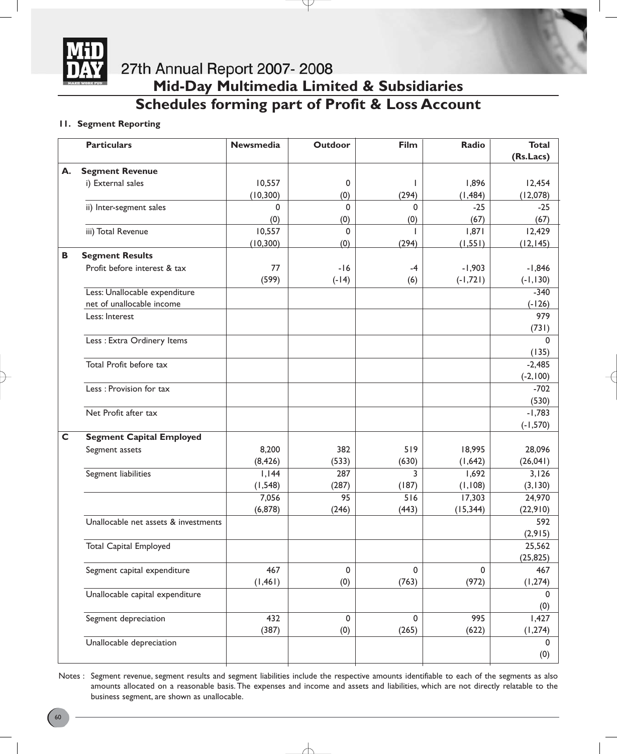# Mid-Day Multimedia Limited & Subsidiaries

## Schedules forming part of Profit & Loss Account

### 11. Segment Reporting

| | Particulars | Newsmedia | Outdoor | Film | Radio | Total (Rs.Lacs) |
|---|---|---|---|---|---|---|
| **A.** | **Segment Revenue** | | | | | |
| | i) External sales | 10,557 | 0 | 1 | 1,896 | 12,454 |
| | | (10,300) | (0) | (294) | (1,484) | (12,078) |
| | ii) Inter-segment sales | 0 | 0 | 0 | -25 | -25 |
| | | (0) | (0) | (0) | (67) | (67) |
| | iii) Total Revenue | 10,557 | 0 | 1 | 1,871 | 12,429 |
| | | (10,300) | (0) | (294) | (1,551) | (12,145) |
| **B** | **Segment Results** | | | | | |
| | Profit before interest & tax | 77 | -16 | -4 | -1,903 | -1,846 |
| | | (599) | (-14) | (6) | (-1,721) | (-1,130) |
| | Less: Unallocable expenditure net of unallocable income | | | | | -340 |
| | | | | | | (-126) |
| | Less: Interest | | | | | 979 |
| | | | | | | (731) |
| | Less : Extra Ordinery Items | | | | | 0 |
| | | | | | | (135) |
| | Total Profit before tax | | | | | -2,485 |
| | | | | | | (-2,100) |
| | Less : Provision for tax | | | | | -702 |
| | | | | | | (530) |
| | Net Profit after tax | | | | | -1,783 |
| | | | | | | (-1,570) |
| **C** | **Segment Capital Employed** | | | | | |
| | Segment assets | 8,200 | 382 | 519 | 18,995 | 28,096 |
| | | (8,426) | (533) | (630) | (1,642) | (26,041) |
| | Segment liabilities | 1,144 | 287 | 3 | 1,692 | 3,126 |
| | | (1,548) | (287) | (187) | (1,108) | (3,130) |
| | | 7,056 | 95 | 516 | 17,303 | 24,970 |
| | | (6,878) | (246) | (443) | (15,344) | (22,910) |
| | Unallocable net assets & investments | | | | | 592 |
| | | | | | | (2,915) |
| | Total Capital Employed | | | | | 25,562 |
| | | | | | | (25,825) |
| | Segment capital expenditure | 467 | 0 | 0 | 0 | 467 |
| | | (1,461) | (0) | (763) | (972) | (1,274) |
| | Unallocable capital expenditure | | | | | 0 |
| | | | | | | (0) |
| | Segment depreciation | 432 | 0 | 0 | 995 | 1,427 |
| | | (387) | (0) | (265) | (622) | (1,274) |
| | Unallocable depreciation | | | | | 0 |
| | | | | | | (0) |

Notes : Segment revenue, segment results and segment liabilities include the respective amounts identifiable to each of the segments as also amounts allocated on a reasonable basis. The expenses and income and assets and liabilities, which are not directly relatable to the business segment, are shown as unallocable.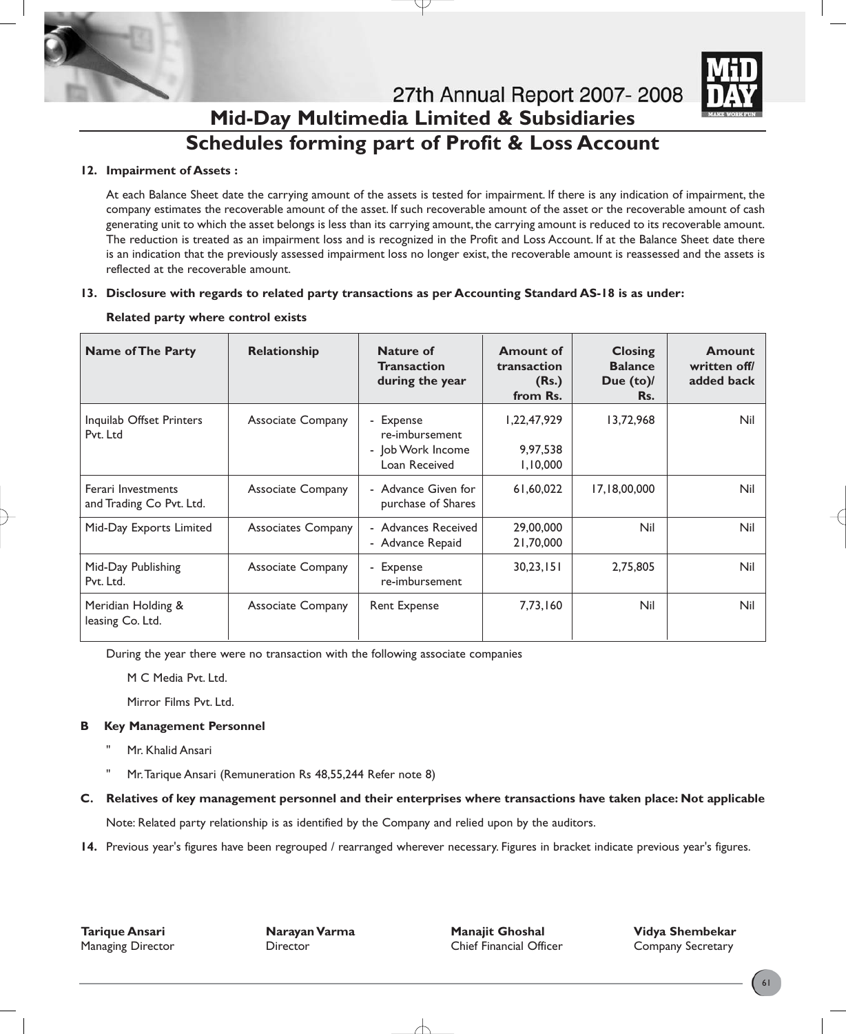# Mid-Day Multimedia Limited & Subsidiaries

## Schedules forming part of Profit & Loss Account

**12. Impairment of Assets :**

At each Balance Sheet date the carrying amount of the assets is tested for impairment. If there is any indication of impairment, the company estimates the recoverable amount of the asset. If such recoverable amount of the asset or the recoverable amount of cash generating unit to which the asset belongs is less than its carrying amount, the carrying amount is reduced to its recoverable amount. The reduction is treated as an impairment loss and is recognized in the Profit and Loss Account. If at the Balance Sheet date there is an indication that the previously assessed impairment loss no longer exist, the recoverable amount is reassessed and the assets is reflected at the recoverable amount.

**13. Disclosure with regards to related party transactions as per Accounting Standard AS-18 is as under:**

**Related party where control exists**

| Name of The Party | Relationship | Nature of Transaction during the year | Amount of transaction (Rs.) from Rs. | Closing Balance Due (to)/ Rs. | Amount written off/ added back |
|---|---|---|---|---|---|
| Inquilab Offset Printers Pvt. Ltd | Associate Company | - Expense re-imbursement<br>- Job Work Income<br>Loan Received | 1,22,47,929<br>9,97,538<br>1,10,000 | 13,72,968 | Nil |
| Ferari Investments and Trading Co Pvt. Ltd. | Associate Company | - Advance Given for purchase of Shares | 61,60,022 | 17,18,00,000 | Nil |
| Mid-Day Exports Limited | Associates Company | - Advances Received<br>- Advance Repaid | 29,00,000<br>21,70,000 | Nil | Nil |
| Mid-Day Publishing Pvt. Ltd. | Associate Company | - Expense re-imbursement | 30,23,151 | 2,75,805 | Nil |
| Meridian Holding & leasing Co. Ltd. | Associate Company | Rent Expense | 7,73,160 | Nil | Nil |

During the year there were no transaction with the following associate companies

M C Media Pvt. Ltd.

Mirror Films Pvt. Ltd.

**B Key Management Personnel**

" Mr. Khalid Ansari

" Mr. Tarique Ansari (Remuneration Rs 48,55,244 Refer note 8)

**C. Relatives of key management personnel and their enterprises where transactions have taken place: Not applicable**

Note: Related party relationship is as identified by the Company and relied upon by the auditors.

**14.** Previous year's figures have been regrouped / rearranged wherever necessary. Figures in bracket indicate previous year's figures.

| **Tarique Ansari**<br>Managing Director | **Narayan Varma**<br>Director | **Manajit Ghoshal**<br>Chief Financial Officer | **Vidya Shembekar**<br>Company Secretary |
|---|---|---|---|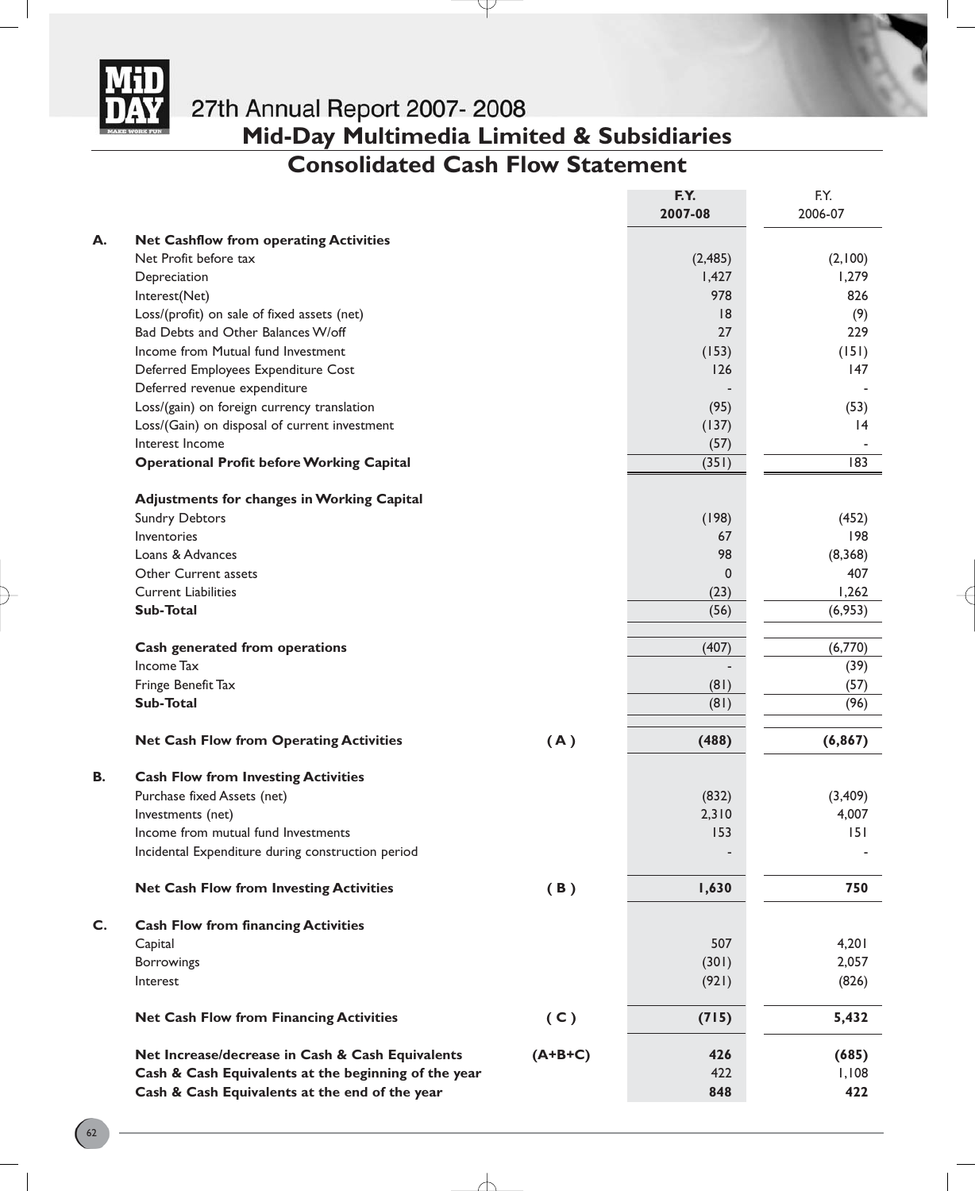# 27th Annual Report 2007- 2008

## Mid-Day Multimedia Limited & Subsidiaries

## Consolidated Cash Flow Statement

| | | | F.Y. 2007-08 | F.Y. 2006-07 |
|---|---|---|---|---|
| **A.** | **Net Cashflow from operating Activities** | | | |
| | Net Profit before tax | | (2,485) | (2,100) |
| | Depreciation | | 1,427 | 1,279 |
| | Interest(Net) | | 978 | 826 |
| | Loss/(profit) on sale of fixed assets (net) | | 18 | (9) |
| | Bad Debts and Other Balances W/off | | 27 | 229 |
| | Income from Mutual fund Investment | | (153) | (151) |
| | Deferred Employees Expenditure Cost | | 126 | 147 |
| | Deferred revenue expenditure | | - | - |
| | Loss/(gain) on foreign currency translation | | (95) | (53) |
| | Loss/(Gain) on disposal of current investment | | (137) | 14 |
| | Interest Income | | (57) | - |
| | **Operational Profit before Working Capital** | | (351) | 183 |
| | **Adjustments for changes in Working Capital** | | | |
| | Sundry Debtors | | (198) | (452) |
| | Inventories | | 67 | 198 |
| | Loans & Advances | | 98 | (8,368) |
| | Other Current assets | | 0 | 407 |
| | Current Liabilities | | (23) | 1,262 |
| | **Sub-Total** | | (56) | (6,953) |
| | **Cash generated from operations** | | (407) | (6,770) |
| | Income Tax | | - | (39) |
| | Fringe Benefit Tax | | (81) | (57) |
| | **Sub-Total** | | (81) | (96) |
| | **Net Cash Flow from Operating Activities** | **( A )** | **(488)** | **(6,867)** |
| **B.** | **Cash Flow from Investing Activities** | | | |
| | Purchase fixed Assets (net) | | (832) | (3,409) |
| | Investments (net) | | 2,310 | 4,007 |
| | Income from mutual fund Investments | | 153 | 151 |
| | Incidental Expenditure during construction period | | - | - |
| | **Net Cash Flow from Investing Activities** | **( B )** | **1,630** | **750** |
| **C.** | **Cash Flow from financing Activities** | | | |
| | Capital | | 507 | 4,201 |
| | Borrowings | | (301) | 2,057 |
| | Interest | | (921) | (826) |
| | **Net Cash Flow from Financing Activities** | **( C )** | **(715)** | **5,432** |
| | **Net Increase/decrease in Cash & Cash Equivalents** | **(A+B+C)** | **426** | **(685)** |
| | **Cash & Cash Equivalents at the beginning of the year** | | 422 | 1,108 |
| | **Cash & Cash Equivalents at the end of the year** | | **848** | **422** |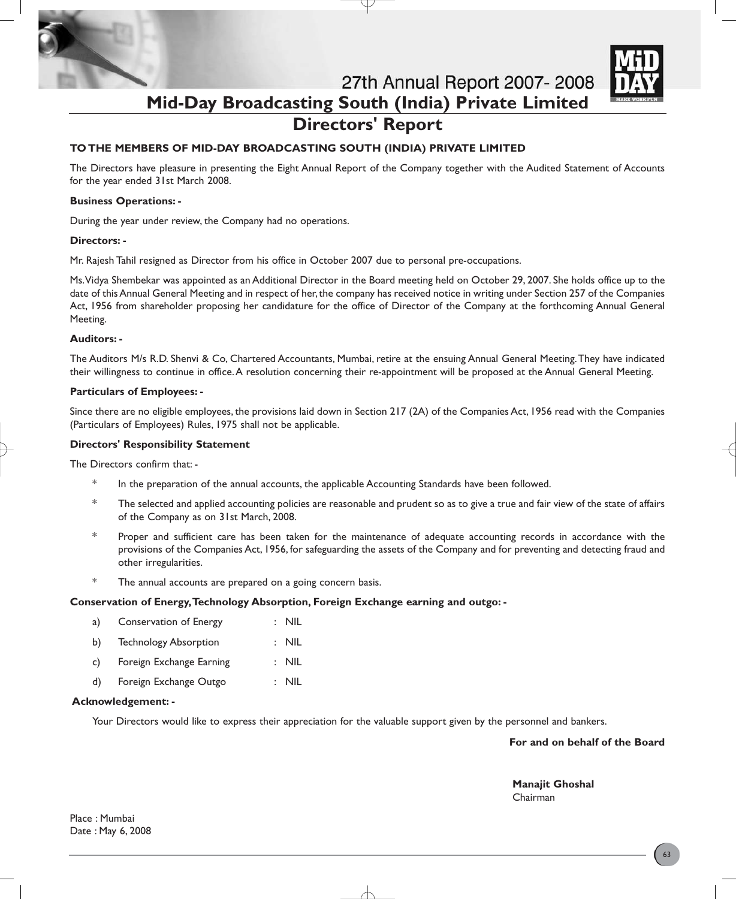# Mid-Day Broadcasting South (India) Private Limited

## Directors' Report

**TO THE MEMBERS OF MID-DAY BROADCASTING SOUTH (INDIA) PRIVATE LIMITED**

The Directors have pleasure in presenting the Eight Annual Report of the Company together with the Audited Statement of Accounts for the year ended 31st March 2008.

**Business Operations: -**

During the year under review, the Company had no operations.

**Directors: -**

Mr. Rajesh Tahil resigned as Director from his office in October 2007 due to personal pre-occupations.

Ms. Vidya Shembekar was appointed as an Additional Director in the Board meeting held on October 29, 2007. She holds office up to the date of this Annual General Meeting and in respect of her, the company has received notice in writing under Section 257 of the Companies Act, 1956 from shareholder proposing her candidature for the office of Director of the Company at the forthcoming Annual General Meeting.

**Auditors: -**

The Auditors M/s R.D. Shenvi & Co, Chartered Accountants, Mumbai, retire at the ensuing Annual General Meeting. They have indicated their willingness to continue in office. A resolution concerning their re-appointment will be proposed at the Annual General Meeting.

**Particulars of Employees: -**

Since there are no eligible employees, the provisions laid down in Section 217 (2A) of the Companies Act, 1956 read with the Companies (Particulars of Employees) Rules, 1975 shall not be applicable.

**Directors' Responsibility Statement**

The Directors confirm that: -

- In the preparation of the annual accounts, the applicable Accounting Standards have been followed.
- The selected and applied accounting policies are reasonable and prudent so as to give a true and fair view of the state of affairs of the Company as on 31st March, 2008.
- Proper and sufficient care has been taken for the maintenance of adequate accounting records in accordance with the provisions of the Companies Act, 1956, for safeguarding the assets of the Company and for preventing and detecting fraud and other irregularities.
- The annual accounts are prepared on a going concern basis.

**Conservation of Energy, Technology Absorption, Foreign Exchange earning and outgo: -**

a) Conservation of Energy : NIL

b) Technology Absorption : NIL

c) Foreign Exchange Earning : NIL

d) Foreign Exchange Outgo : NIL

**Acknowledgement: -**

Your Directors would like to express their appreciation for the valuable support given by the personnel and bankers.

**For and on behalf of the Board**

**Manajit Ghoshal**
Chairman

Place : Mumbai
Date : May 6, 2008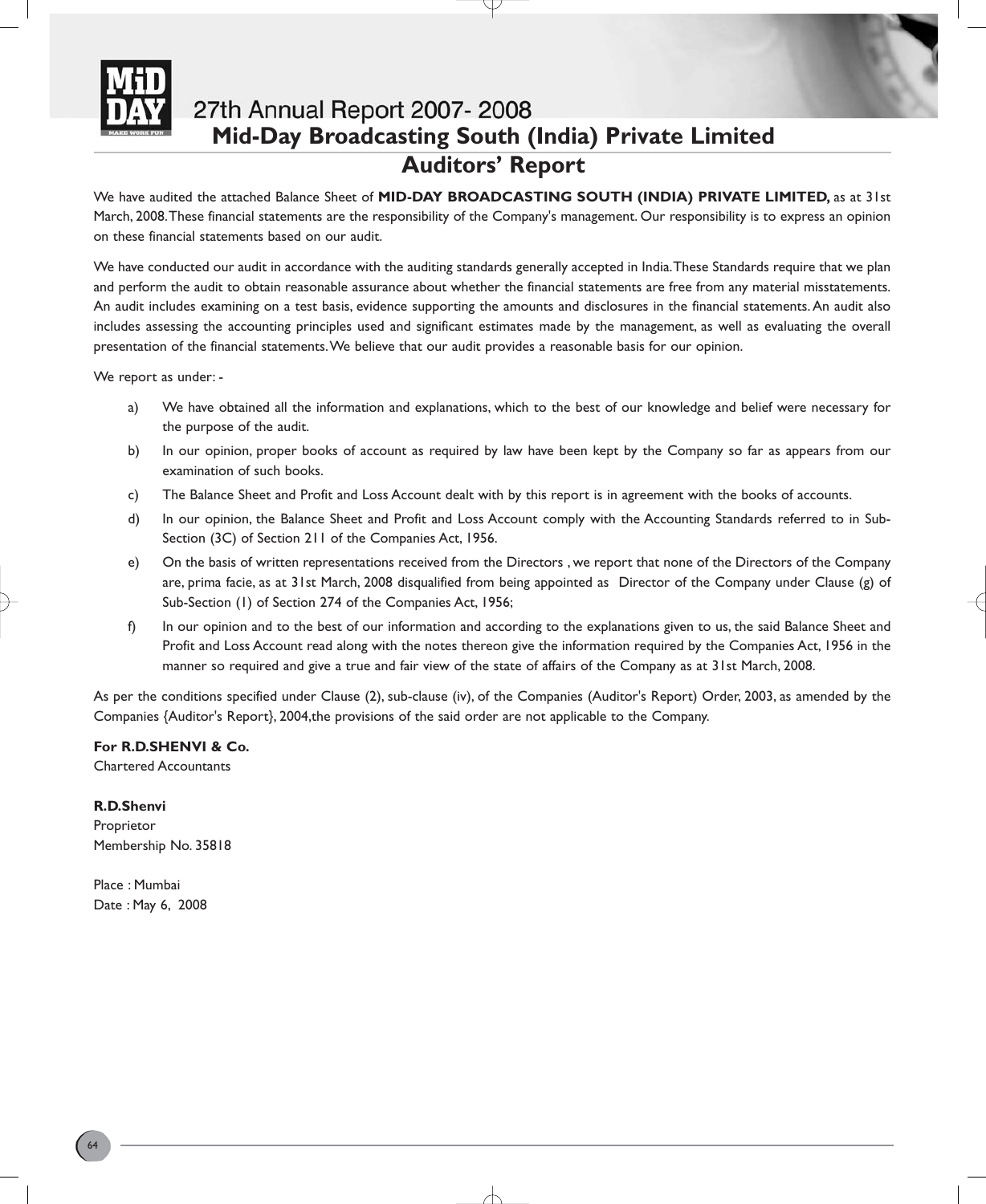# Mid-Day Broadcasting South (India) Private Limited

## Auditors' Report

We have audited the attached Balance Sheet of **MID-DAY BROADCASTING SOUTH (INDIA) PRIVATE LIMITED,** as at 31st March, 2008. These financial statements are the responsibility of the Company's management. Our responsibility is to express an opinion on these financial statements based on our audit.

We have conducted our audit in accordance with the auditing standards generally accepted in India. These Standards require that we plan and perform the audit to obtain reasonable assurance about whether the financial statements are free from any material misstatements. An audit includes examining on a test basis, evidence supporting the amounts and disclosures in the financial statements. An audit also includes assessing the accounting principles used and significant estimates made by the management, as well as evaluating the overall presentation of the financial statements. We believe that our audit provides a reasonable basis for our opinion.

We report as under: -

a) We have obtained all the information and explanations, which to the best of our knowledge and belief were necessary for the purpose of the audit.

b) In our opinion, proper books of account as required by law have been kept by the Company so far as appears from our examination of such books.

c) The Balance Sheet and Profit and Loss Account dealt with by this report is in agreement with the books of accounts.

d) In our opinion, the Balance Sheet and Profit and Loss Account comply with the Accounting Standards referred to in Sub-Section (3C) of Section 211 of the Companies Act, 1956.

e) On the basis of written representations received from the Directors , we report that none of the Directors of the Company are, prima facie, as at 31st March, 2008 disqualified from being appointed as Director of the Company under Clause (g) of Sub-Section (1) of Section 274 of the Companies Act, 1956;

f) In our opinion and to the best of our information and according to the explanations given to us, the said Balance Sheet and Profit and Loss Account read along with the notes thereon give the information required by the Companies Act, 1956 in the manner so required and give a true and fair view of the state of affairs of the Company as at 31st March, 2008.

As per the conditions specified under Clause (2), sub-clause (iv), of the Companies (Auditor's Report) Order, 2003, as amended by the Companies {Auditor's Report}, 2004,the provisions of the said order are not applicable to the Company.

**For R.D.SHENVI & Co.**
Chartered Accountants

**R.D.Shenvi**
Proprietor
Membership No. 35818

Place : Mumbai
Date : May 6, 2008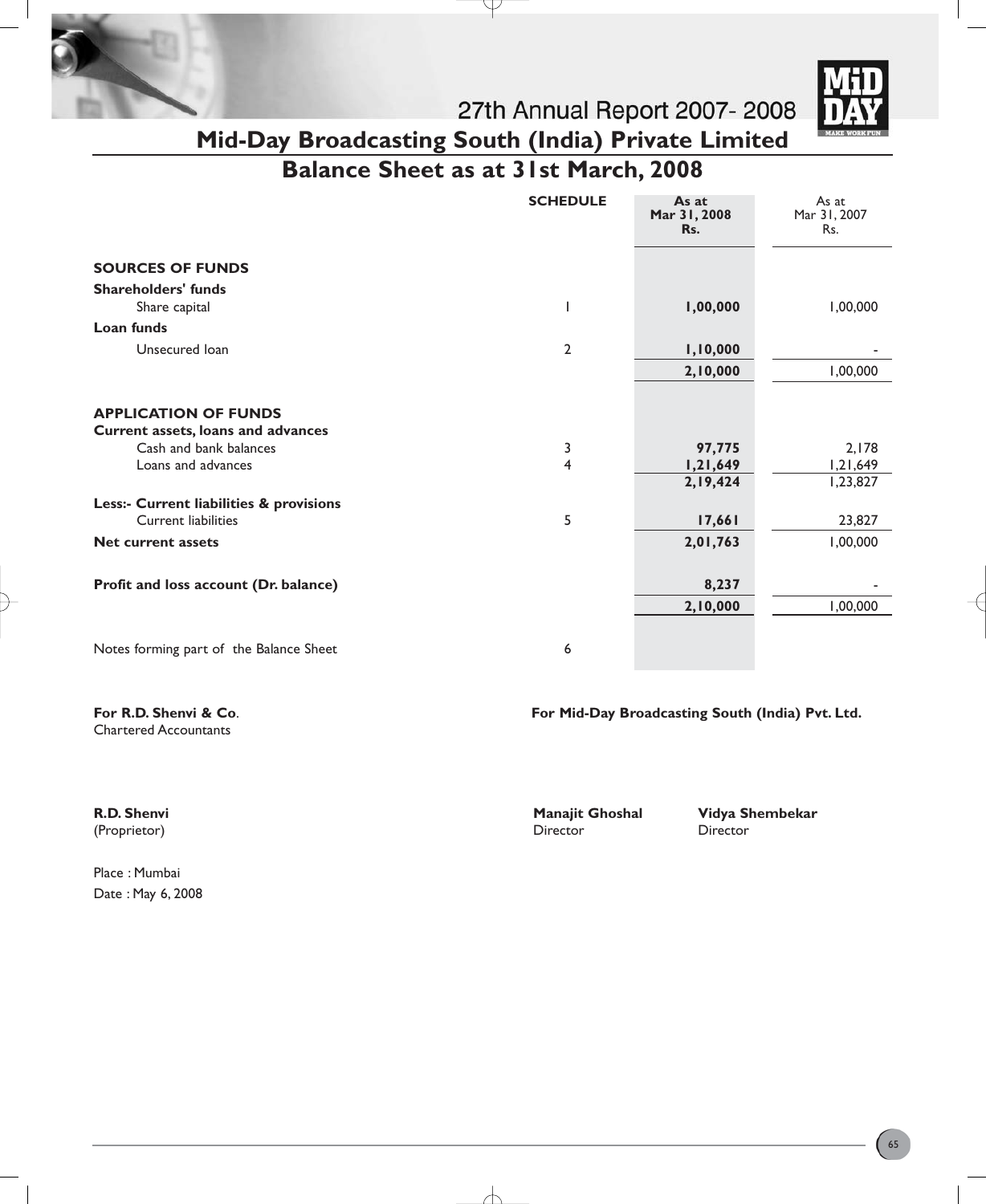## Mid-Day Broadcasting South (India) Private Limited

## Balance Sheet as at 31st March, 2008

| | SCHEDULE | As at Mar 31, 2008 Rs. | As at Mar 31, 2007 Rs. |
|---|---|---|---|
| **SOURCES OF FUNDS** | | | |
| **Shareholders' funds** | | | |
| Share capital | 1 | **1,00,000** | 1,00,000 |
| **Loan funds** | | | |
| Unsecured loan | 2 | **1,10,000** | - |
| | | **2,10,000** | 1,00,000 |
| **APPLICATION OF FUNDS** | | | |
| **Current assets, loans and advances** | | | |
| Cash and bank balances | 3 | **97,775** | 2,178 |
| Loans and advances | 4 | **1,21,649** | 1,21,649 |
| | | **2,19,424** | 1,23,827 |
| **Less:- Current liabilities & provisions** | | | |
| Current liabilities | 5 | **17,661** | 23,827 |
| **Net current assets** | | **2,01,763** | 1,00,000 |
| **Profit and loss account (Dr. balance)** | | **8,237** | - |
| | | **2,10,000** | 1,00,000 |
| Notes forming part of the Balance Sheet | 6 | | |

**For R.D. Shenvi & Co**.
Chartered Accountants

**R.D. Shenvi**
(Proprietor)

Place : Mumbai
Date : May 6, 2008

**For Mid-Day Broadcasting South (India) Pvt. Ltd.**

**Manajit Ghoshal**
Director

**Vidya Shembekar**
Director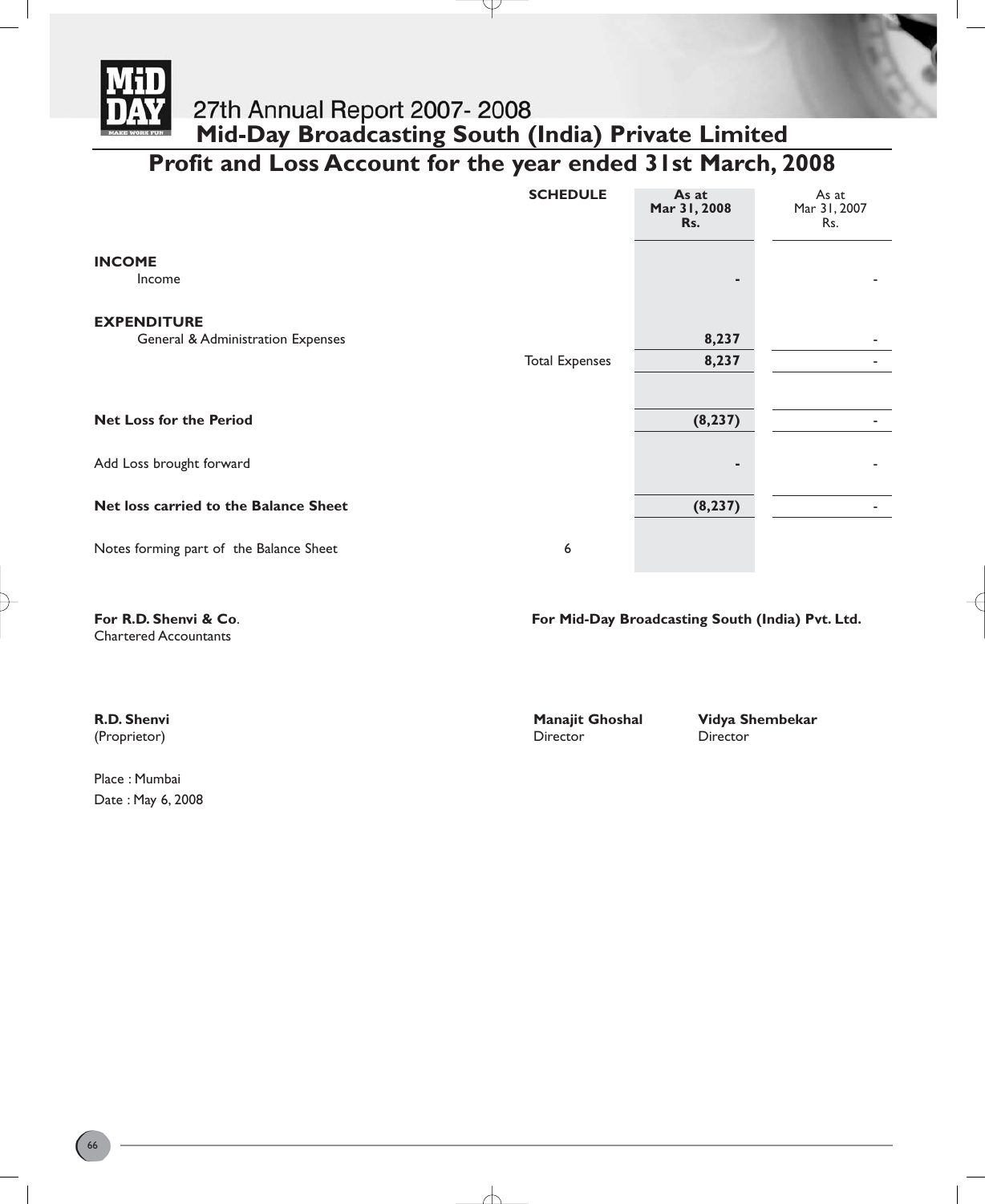## Mid-Day Broadcasting South (India) Private Limited

# Profit and Loss Account for the year ended 31st March, 2008

| | SCHEDULE | As at Mar 31, 2008 Rs. | As at Mar 31, 2007 Rs. |
|---|---|---|---|
| **INCOME** | | | |
| Income | | - | - |
| **EXPENDITURE** | | | |
| General & Administration Expenses | | 8,237 | - |
| | Total Expenses | 8,237 | - |
| **Net Loss for the Period** | | (8,237) | - |
| Add Loss brought forward | | - | - |
| **Net loss carried to the Balance Sheet** | | (8,237) | - |
| Notes forming part of the Balance Sheet | 6 | | |

**For R.D. Shenvi & Co**.
Chartered Accountants

**For Mid-Day Broadcasting South (India) Pvt. Ltd.**

**R.D. Shenvi**
(Proprietor)

**Manajit Ghoshal**
Director

**Vidya Shembekar**
Director

Place : Mumbai
Date : May 6, 2008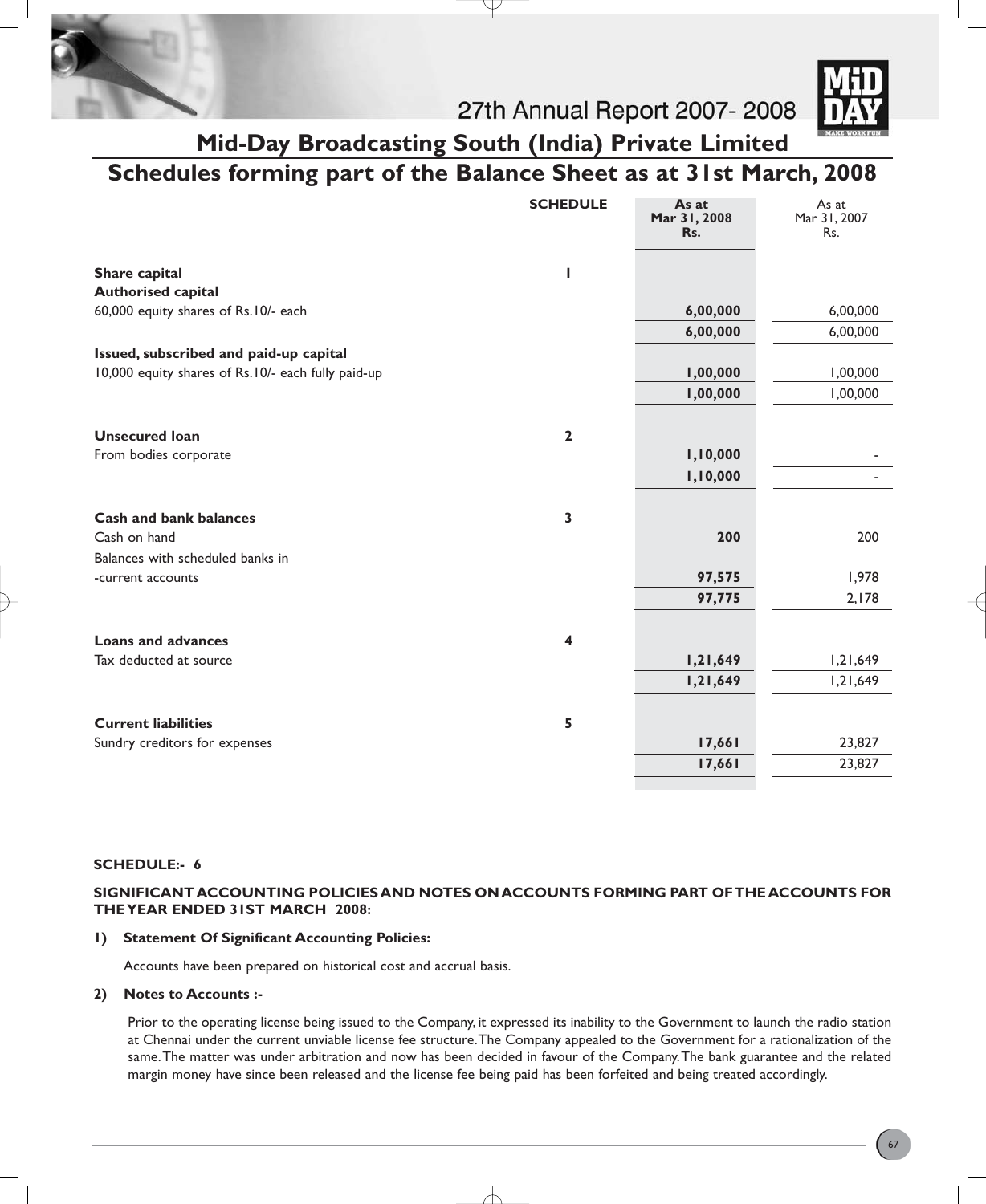## Mid-Day Broadcasting South (India) Private Limited

## Schedules forming part of the Balance Sheet as at 31st March, 2008

| | SCHEDULE | As at Mar 31, 2008 Rs. | As at Mar 31, 2007 Rs. |
|---|---|---|---|
| **Share capital** | 1 | | |
| **Authorised capital** | | | |
| 60,000 equity shares of Rs.10/- each | | **6,00,000** | 6,00,000 |
| | | **6,00,000** | 6,00,000 |
| **Issued, subscribed and paid-up capital** | | | |
| 10,000 equity shares of Rs.10/- each fully paid-up | | **1,00,000** | 1,00,000 |
| | | **1,00,000** | 1,00,000 |
| **Unsecured loan** | 2 | | |
| From bodies corporate | | **1,10,000** | - |
| | | **1,10,000** | - |
| **Cash and bank balances** | 3 | | |
| Cash on hand | | **200** | 200 |
| Balances with scheduled banks in | | | |
| -current accounts | | **97,575** | 1,978 |
| | | **97,775** | 2,178 |
| **Loans and advances** | 4 | | |
| Tax deducted at source | | **1,21,649** | 1,21,649 |
| | | **1,21,649** | 1,21,649 |
| **Current liabilities** | 5 | | |
| Sundry creditors for expenses | | **17,661** | 23,827 |
| | | **17,661** | 23,827 |

**SCHEDULE:- 6**

**SIGNIFICANT ACCOUNTING POLICIES AND NOTES ON ACCOUNTS FORMING PART OF THE ACCOUNTS FOR THE YEAR ENDED 31ST MARCH 2008:**

**1) Statement Of Significant Accounting Policies:**

Accounts have been prepared on historical cost and accrual basis.

**2) Notes to Accounts :-**

Prior to the operating license being issued to the Company, it expressed its inability to the Government to launch the radio station at Chennai under the current unviable license fee structure. The Company appealed to the Government for a rationalization of the same. The matter was under arbitration and now has been decided in favour of the Company. The bank guarantee and the related margin money have since been released and the license fee being paid has been forfeited and being treated accordingly.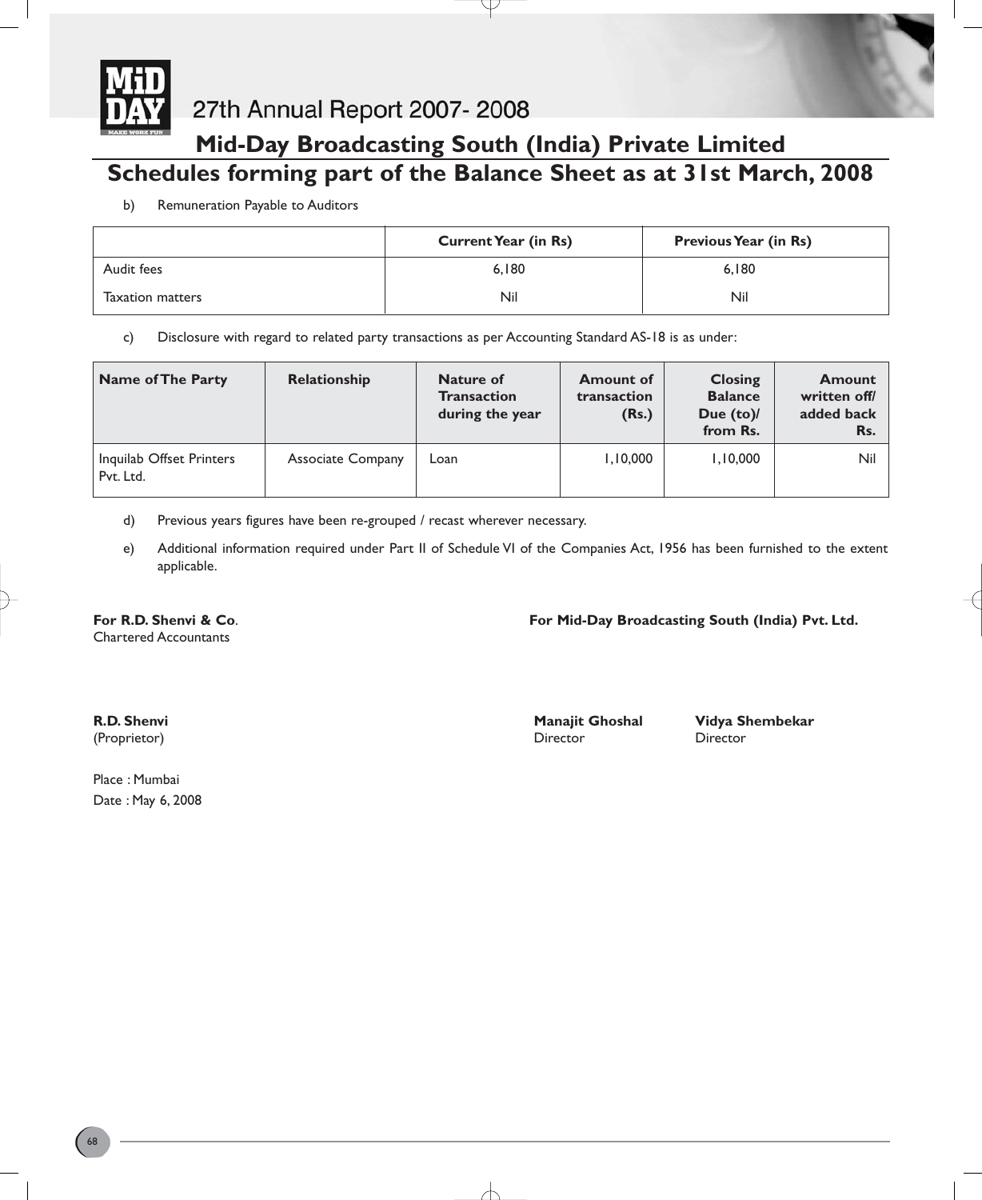## Mid-Day Broadcasting South (India) Private Limited

## Schedules forming part of the Balance Sheet as at 31st March, 2008

b) Remuneration Payable to Auditors

| | Current Year (in Rs) | Previous Year (in Rs) |
|---|---|---|
| Audit fees | 6,180 | 6,180 |
| Taxation matters | Nil | Nil |

c) Disclosure with regard to related party transactions as per Accounting Standard AS-18 is as under:

| Name of The Party | Relationship | Nature of Transaction during the year | Amount of transaction (Rs.) | Closing Balance Due (to)/ from Rs. | Amount written off/ added back Rs. |
|---|---|---|---|---|---|
| Inquilab Offset Printers Pvt. Ltd. | Associate Company | Loan | 1,10,000 | 1,10,000 | Nil |

d) Previous years figures have been re-grouped / recast wherever necessary.

e) Additional information required under Part II of Schedule VI of the Companies Act, 1956 has been furnished to the extent applicable.

**For R.D. Shenvi & Co**.
Chartered Accountants

**For Mid-Day Broadcasting South (India) Pvt. Ltd.**

**R.D. Shenvi**
(Proprietor)

**Manajit Ghoshal**
Director

**Vidya Shembekar**
Director

Place : Mumbai
Date : May 6, 2008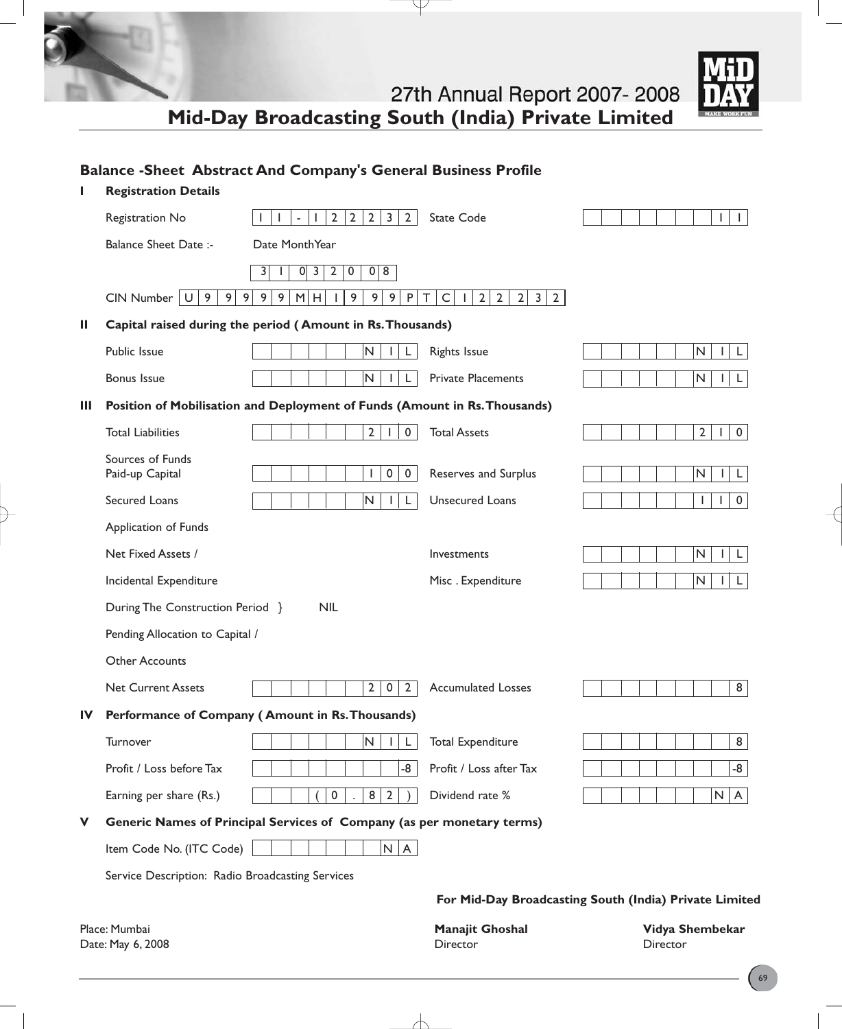## Mid-Day Broadcasting South (India) Private Limited

### Balance -Sheet Abstract And Company's General Business Profile

**I Registration Details**

| | | | |
|---|---|---|---|
| Registration No | 11-12232 | State Code | 11 |
| Balance Sheet Date :- Date Month Year | 31 03 2008 | | |
| CIN Number | U99999MH1999PTC12232 | | |

**II Capital raised during the period ( Amount in Rs. Thousands)**

| | | | |
|---|---|---|---|
| Public Issue | NIL | Rights Issue | NIL |
| Bonus Issue | NIL | Private Placements | NIL |

**III Position of Mobilisation and Deployment of Funds (Amount in Rs. Thousands)**

| | | | |
|---|---|---|---|
| Total Liabilities | 210 | Total Assets | 210 |
| Sources of Funds Paid-up Capital | 100 | Reserves and Surplus | NIL |
| Secured Loans | NIL | Unsecured Loans | 110 |
| Application of Funds | | | |
| Net Fixed Assets / Incidental Expenditure During The Construction Period } Pending Allocation to Capital / Other Accounts | NIL | Investments | NIL |
| | | Misc . Expenditure | NIL |
| Net Current Assets | 202 | Accumulated Losses | 8 |

**IV Performance of Company ( Amount in Rs. Thousands)**

| | | | |
|---|---|---|---|
| Turnover | NIL | Total Expenditure | 8 |
| Profit / Loss before Tax | -8 | Profit / Loss after Tax | -8 |
| Earning per share (Rs.) | (0.82) | Dividend rate % | NA |

**V Generic Names of Principal Services of Company (as per monetary terms)**

Item Code No. (ITC Code) NA

Service Description: Radio Broadcasting Services

**For Mid-Day Broadcasting South (India) Private Limited**

Place: Mumbai
Date: May 6, 2008

**Manajit Ghoshal**
Director

**Vidya Shembekar**
Director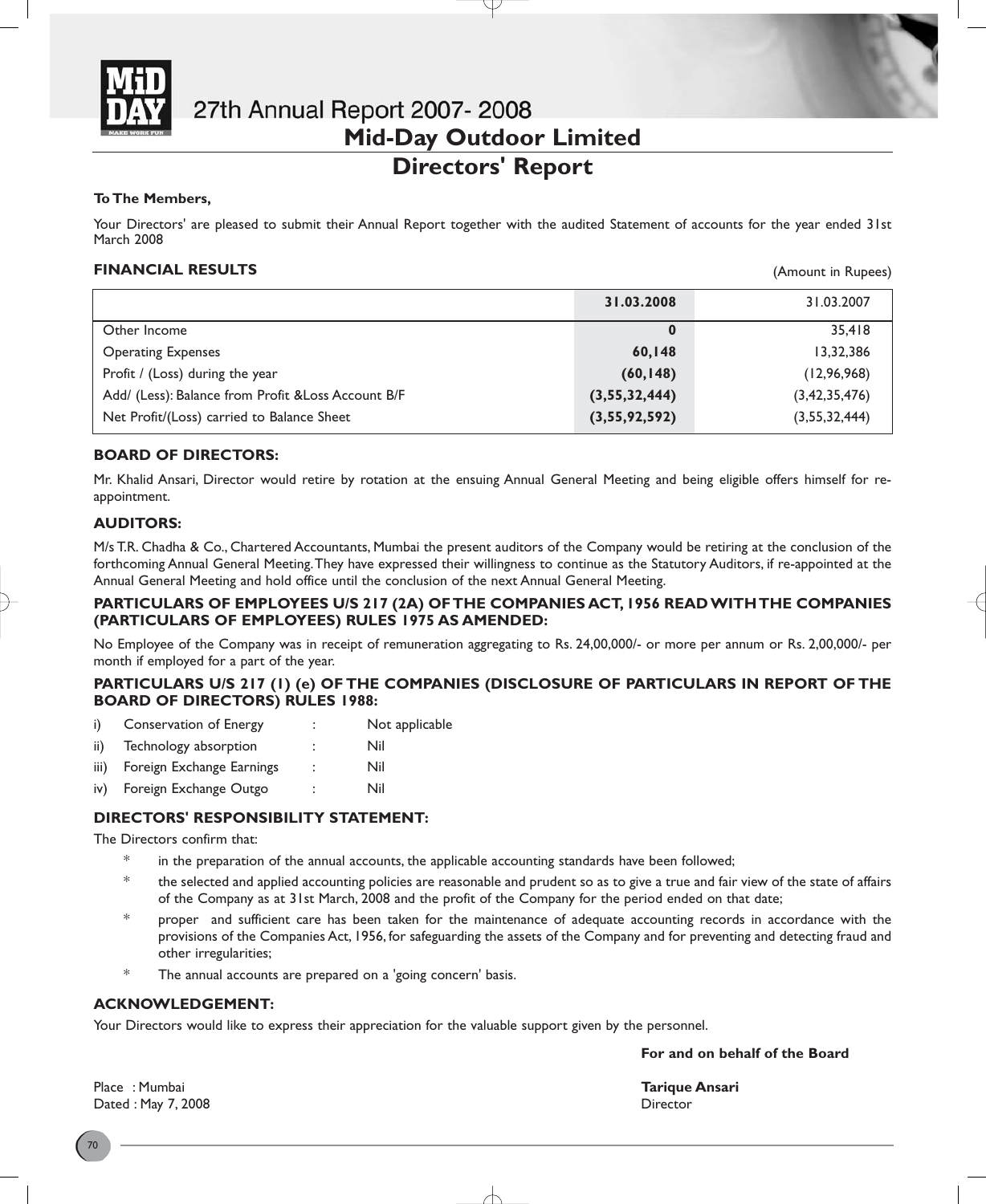# Mid-Day Outdoor Limited

## Directors' Report

**To The Members,**

Your Directors' are pleased to submit their Annual Report together with the audited Statement of accounts for the year ended 31st March 2008

**FINANCIAL RESULTS** (Amount in Rupees)

| | **31.03.2008** | 31.03.2007 |
|---|---|---|
| Other Income | **0** | 35,418 |
| Operating Expenses | **60,148** | 13,32,386 |
| Profit / (Loss) during the year | **(60,148)** | (12,96,968) |
| Add/ (Less): Balance from Profit &Loss Account B/F | **(3,55,32,444)** | (3,42,35,476) |
| Net Profit/(Loss) carried to Balance Sheet | **(3,55,92,592)** | (3,55,32,444) |

### BOARD OF DIRECTORS:

Mr. Khalid Ansari, Director would retire by rotation at the ensuing Annual General Meeting and being eligible offers himself for re-appointment.

### AUDITORS:

M/s T.R. Chadha & Co., Chartered Accountants, Mumbai the present auditors of the Company would be retiring at the conclusion of the forthcoming Annual General Meeting. They have expressed their willingness to continue as the Statutory Auditors, if re-appointed at the Annual General Meeting and hold office until the conclusion of the next Annual General Meeting.

### PARTICULARS OF EMPLOYEES U/S 217 (2A) OF THE COMPANIES ACT, 1956 READ WITH THE COMPANIES (PARTICULARS OF EMPLOYEES) RULES 1975 AS AMENDED:

No Employee of the Company was in receipt of remuneration aggregating to Rs. 24,00,000/- or more per annum or Rs. 2,00,000/- per month if employed for a part of the year.

### PARTICULARS U/S 217 (1) (e) OF THE COMPANIES (DISCLOSURE OF PARTICULARS IN REPORT OF THE BOARD OF DIRECTORS) RULES 1988:

i) Conservation of Energy : Not applicable

ii) Technology absorption : Nil

iii) Foreign Exchange Earnings : Nil

iv) Foreign Exchange Outgo : Nil

### DIRECTORS' RESPONSIBILITY STATEMENT:

The Directors confirm that:

* in the preparation of the annual accounts, the applicable accounting standards have been followed;
* the selected and applied accounting policies are reasonable and prudent so as to give a true and fair view of the state of affairs of the Company as at 31st March, 2008 and the profit of the Company for the period ended on that date;
* proper and sufficient care has been taken for the maintenance of adequate accounting records in accordance with the provisions of the Companies Act, 1956, for safeguarding the assets of the Company and for preventing and detecting fraud and other irregularities;
* The annual accounts are prepared on a 'going concern' basis.

### ACKNOWLEDGEMENT:

Your Directors would like to express their appreciation for the valuable support given by the personnel.

**For and on behalf of the Board**

Place : Mumbai
Dated : May 7, 2008

**Tarique Ansari**
Director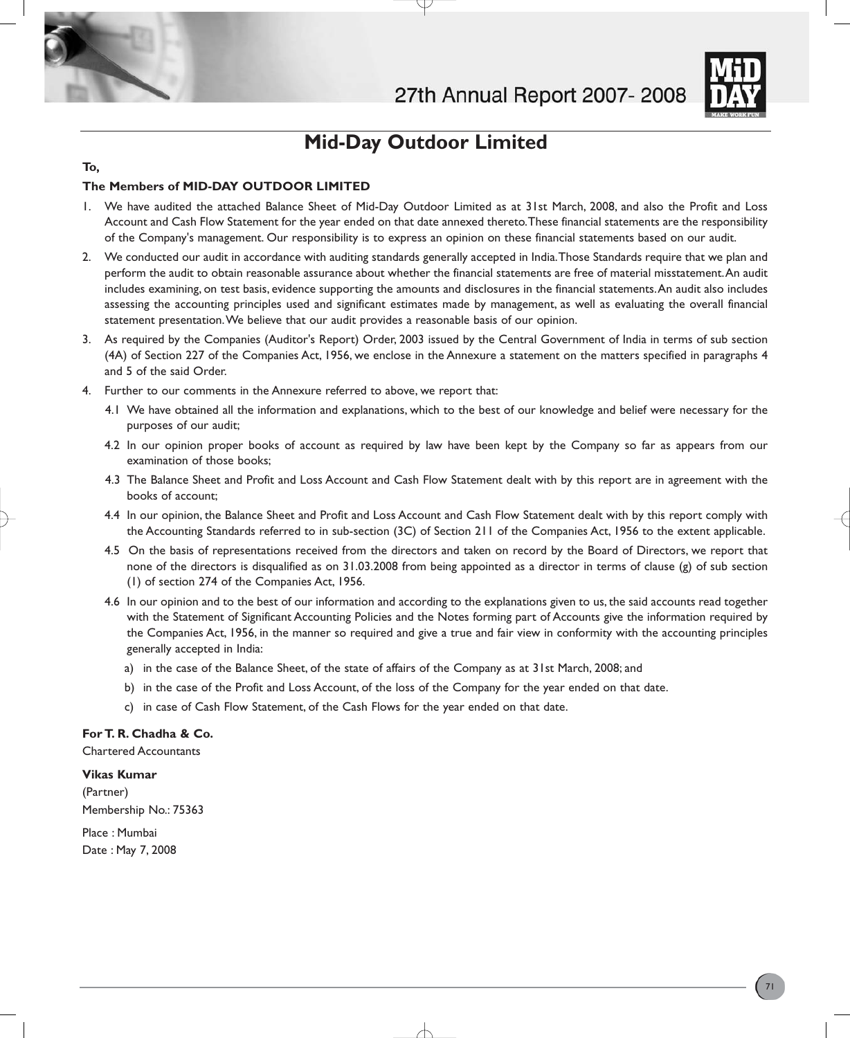# Mid-Day Outdoor Limited

**To,**

**The Members of MID-DAY OUTDOOR LIMITED**

1. We have audited the attached Balance Sheet of Mid-Day Outdoor Limited as at 31st March, 2008, and also the Profit and Loss Account and Cash Flow Statement for the year ended on that date annexed thereto. These financial statements are the responsibility of the Company's management. Our responsibility is to express an opinion on these financial statements based on our audit.

2. We conducted our audit in accordance with auditing standards generally accepted in India. Those Standards require that we plan and perform the audit to obtain reasonable assurance about whether the financial statements are free of material misstatement. An audit includes examining, on test basis, evidence supporting the amounts and disclosures in the financial statements. An audit also includes assessing the accounting principles used and significant estimates made by management, as well as evaluating the overall financial statement presentation. We believe that our audit provides a reasonable basis of our opinion.

3. As required by the Companies (Auditor's Report) Order, 2003 issued by the Central Government of India in terms of sub section (4A) of Section 227 of the Companies Act, 1956, we enclose in the Annexure a statement on the matters specified in paragraphs 4 and 5 of the said Order.

4. Further to our comments in the Annexure referred to above, we report that:

   4.1 We have obtained all the information and explanations, which to the best of our knowledge and belief were necessary for the purposes of our audit;

   4.2 In our opinion proper books of account as required by law have been kept by the Company so far as appears from our examination of those books;

   4.3 The Balance Sheet and Profit and Loss Account and Cash Flow Statement dealt with by this report are in agreement with the books of account;

   4.4 In our opinion, the Balance Sheet and Profit and Loss Account and Cash Flow Statement dealt with by this report comply with the Accounting Standards referred to in sub-section (3C) of Section 211 of the Companies Act, 1956 to the extent applicable.

   4.5 On the basis of representations received from the directors and taken on record by the Board of Directors, we report that none of the directors is disqualified as on 31.03.2008 from being appointed as a director in terms of clause (g) of sub section (1) of section 274 of the Companies Act, 1956.

   4.6 In our opinion and to the best of our information and according to the explanations given to us, the said accounts read together with the Statement of Significant Accounting Policies and the Notes forming part of Accounts give the information required by the Companies Act, 1956, in the manner so required and give a true and fair view in conformity with the accounting principles generally accepted in India:

      a) in the case of the Balance Sheet, of the state of affairs of the Company as at 31st March, 2008; and

      b) in the case of the Profit and Loss Account, of the loss of the Company for the year ended on that date.

      c) in case of Cash Flow Statement, of the Cash Flows for the year ended on that date.

**For T. R. Chadha & Co.**
Chartered Accountants

**Vikas Kumar**
(Partner)
Membership No.: 75363

Place : Mumbai
Date : May 7, 2008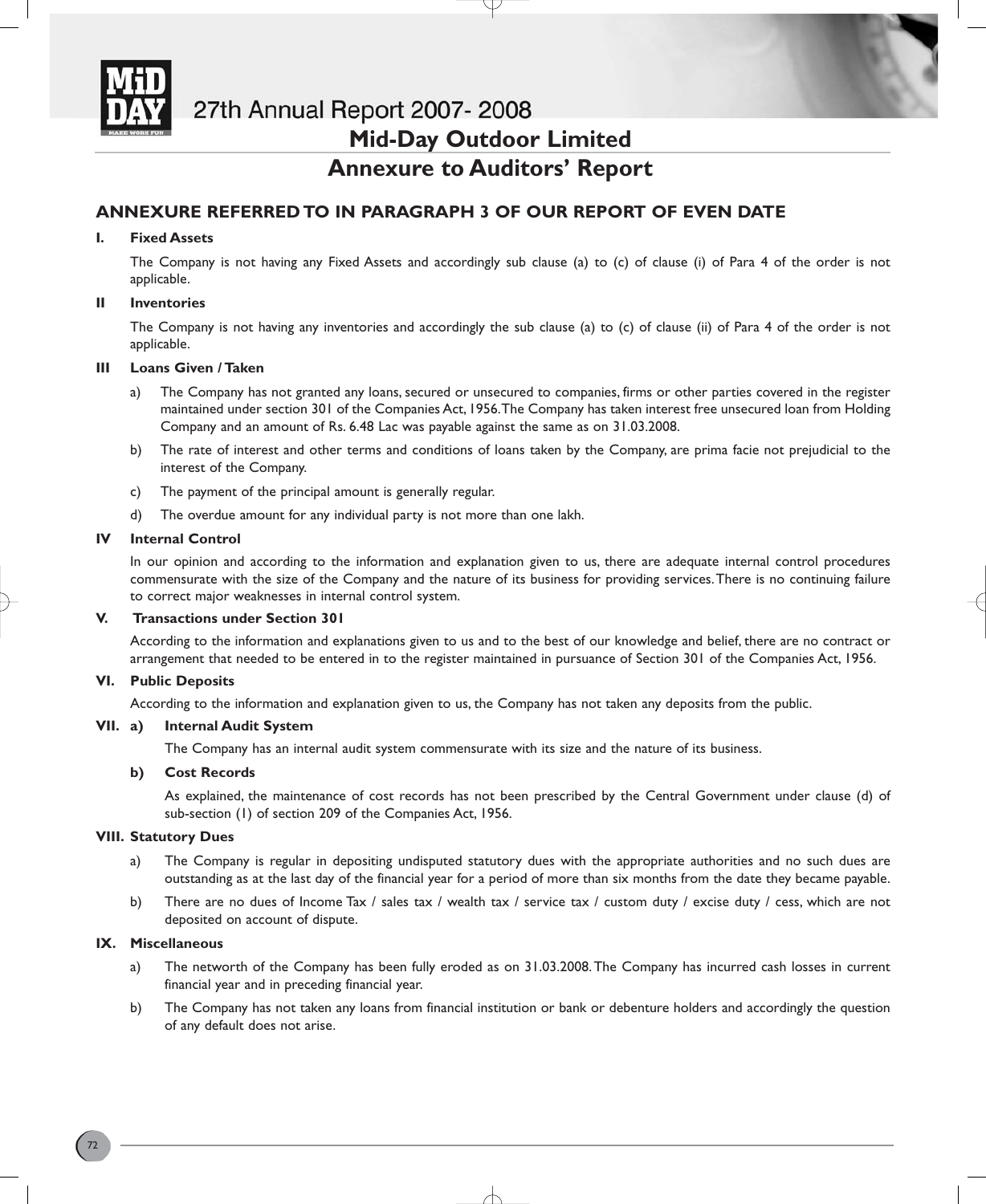## Mid-Day Outdoor Limited

# Annexure to Auditors' Report

## ANNEXURE REFERRED TO IN PARAGRAPH 3 OF OUR REPORT OF EVEN DATE

**I. Fixed Assets**

The Company is not having any Fixed Assets and accordingly sub clause (a) to (c) of clause (i) of Para 4 of the order is not applicable.

**II Inventories**

The Company is not having any inventories and accordingly the sub clause (a) to (c) of clause (ii) of Para 4 of the order is not applicable.

**III Loans Given / Taken**

a) The Company has not granted any loans, secured or unsecured to companies, firms or other parties covered in the register maintained under section 301 of the Companies Act, 1956. The Company has taken interest free unsecured loan from Holding Company and an amount of Rs. 6.48 Lac was payable against the same as on 31.03.2008.

b) The rate of interest and other terms and conditions of loans taken by the Company, are prima facie not prejudicial to the interest of the Company.

c) The payment of the principal amount is generally regular.

d) The overdue amount for any individual party is not more than one lakh.

**IV Internal Control**

In our opinion and according to the information and explanation given to us, there are adequate internal control procedures commensurate with the size of the Company and the nature of its business for providing services. There is no continuing failure to correct major weaknesses in internal control system.

**V. Transactions under Section 301**

According to the information and explanations given to us and to the best of our knowledge and belief, there are no contract or arrangement that needed to be entered in to the register maintained in pursuance of Section 301 of the Companies Act, 1956.

**VI. Public Deposits**

According to the information and explanation given to us, the Company has not taken any deposits from the public.

**VII. a) Internal Audit System**

The Company has an internal audit system commensurate with its size and the nature of its business.

**b) Cost Records**

As explained, the maintenance of cost records has not been prescribed by the Central Government under clause (d) of sub-section (1) of section 209 of the Companies Act, 1956.

**VIII. Statutory Dues**

a) The Company is regular in depositing undisputed statutory dues with the appropriate authorities and no such dues are outstanding as at the last day of the financial year for a period of more than six months from the date they became payable.

b) There are no dues of Income Tax / sales tax / wealth tax / service tax / custom duty / excise duty / cess, which are not deposited on account of dispute.

**IX. Miscellaneous**

a) The networth of the Company has been fully eroded as on 31.03.2008. The Company has incurred cash losses in current financial year and in preceding financial year.

b) The Company has not taken any loans from financial institution or bank or debenture holders and accordingly the question of any default does not arise.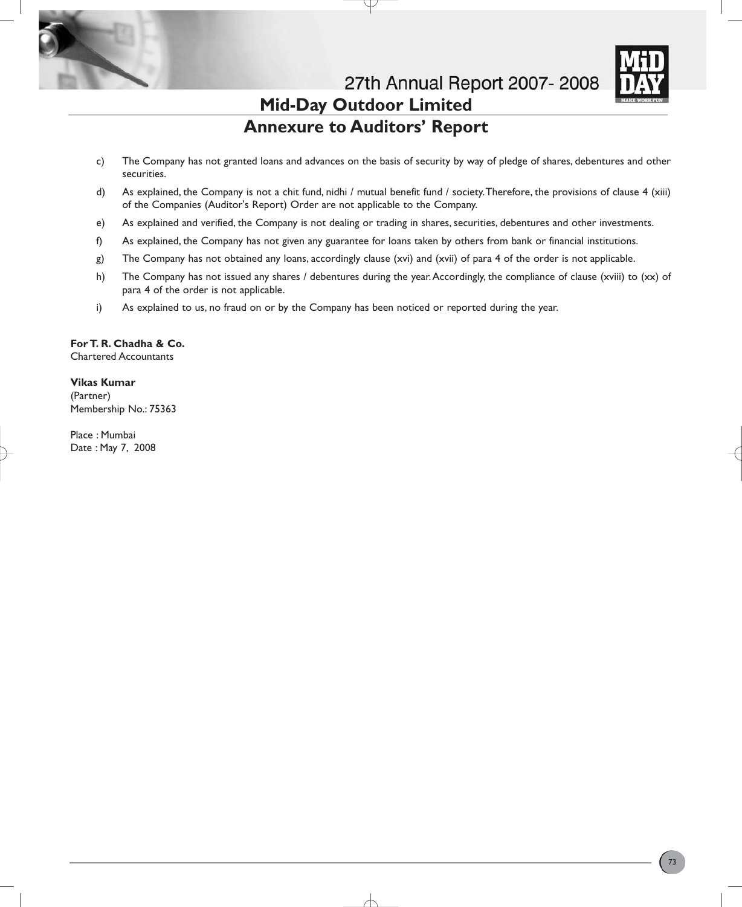## Mid-Day Outdoor Limited

# Annexure to Auditors' Report

c) The Company has not granted loans and advances on the basis of security by way of pledge of shares, debentures and other securities.

d) As explained, the Company is not a chit fund, nidhi / mutual benefit fund / society. Therefore, the provisions of clause 4 (xiii) of the Companies (Auditor's Report) Order are not applicable to the Company.

e) As explained and verified, the Company is not dealing or trading in shares, securities, debentures and other investments.

f) As explained, the Company has not given any guarantee for loans taken by others from bank or financial institutions.

g) The Company has not obtained any loans, accordingly clause (xvi) and (xvii) of para 4 of the order is not applicable.

h) The Company has not issued any shares / debentures during the year. Accordingly, the compliance of clause (xviii) to (xx) of para 4 of the order is not applicable.

i) As explained to us, no fraud on or by the Company has been noticed or reported during the year.

**For T. R. Chadha & Co.**
Chartered Accountants

**Vikas Kumar**
(Partner)
Membership No.: 75363

Place : Mumbai
Date : May 7, 2008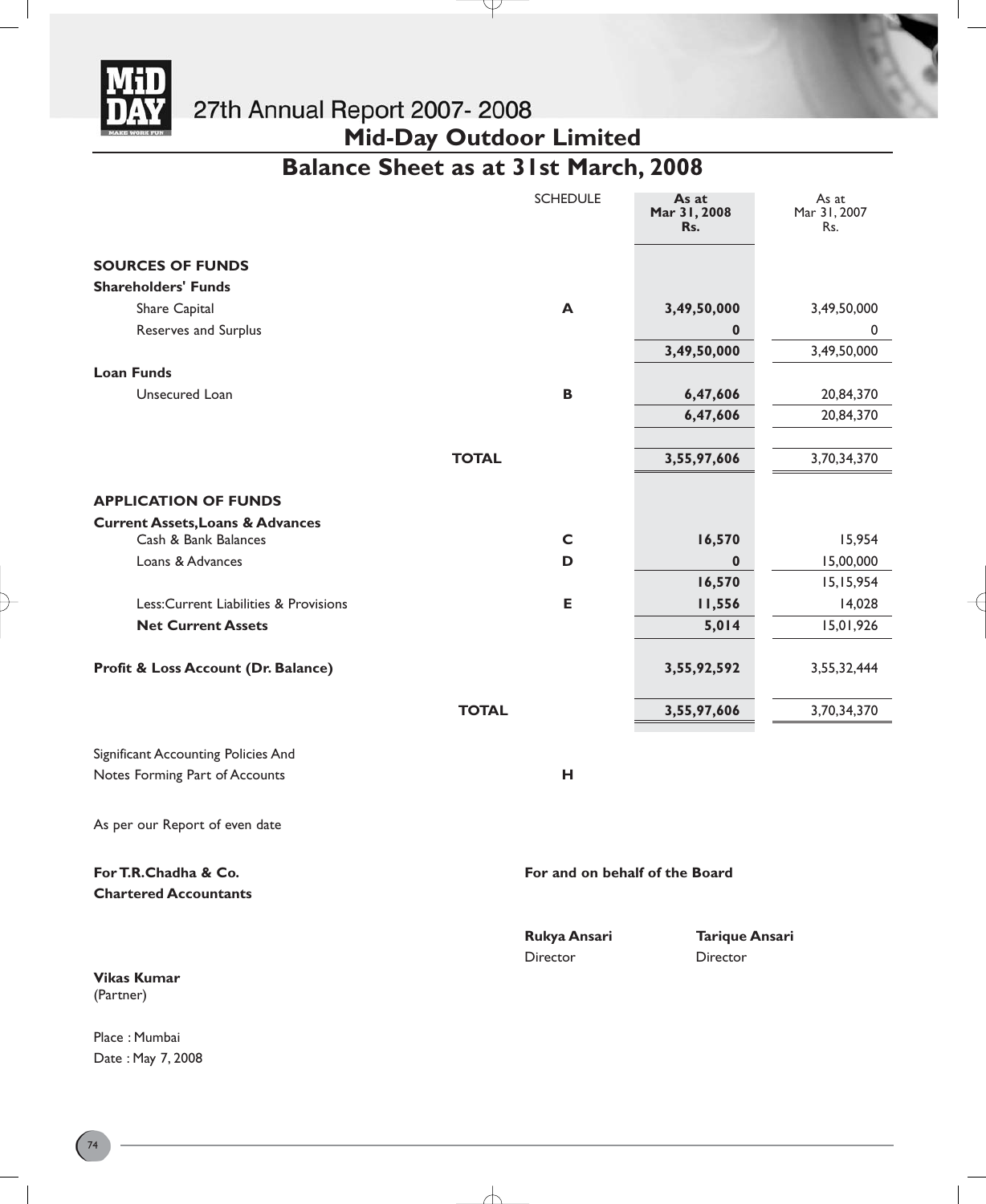# Mid-Day Outdoor Limited

## Balance Sheet as at 31st March, 2008

| | SCHEDULE | As at Mar 31, 2008 Rs. | As at Mar 31, 2007 Rs. |
|---|---|---|---|
| **SOURCES OF FUNDS** | | | |
| **Shareholders' Funds** | | | |
| Share Capital | A | **3,49,50,000** | 3,49,50,000 |
| Reserves and Surplus | | **0** | 0 |
| | | **3,49,50,000** | 3,49,50,000 |
| **Loan Funds** | | | |
| Unsecured Loan | B | **6,47,606** | 20,84,370 |
| | | **6,47,606** | 20,84,370 |
| **TOTAL** | | **3,55,97,606** | 3,70,34,370 |
| **APPLICATION OF FUNDS** | | | |
| **Current Assets,Loans & Advances** | | | |
| Cash & Bank Balances | C | **16,570** | 15,954 |
| Loans & Advances | D | **0** | 15,00,000 |
| | | **16,570** | 15,15,954 |
| Less:Current Liabilities & Provisions | E | **11,556** | 14,028 |
| **Net Current Assets** | | **5,014** | 15,01,926 |
| **Profit & Loss Account (Dr. Balance)** | | **3,55,92,592** | 3,55,32,444 |
| **TOTAL** | | **3,55,97,606** | 3,70,34,370 |
| Significant Accounting Policies And Notes Forming Part of Accounts | H | | |

As per our Report of even date

**For T.R.Chadha & Co.**
**Chartered Accountants**

**Vikas Kumar**
(Partner)

Place : Mumbai
Date : May 7, 2008

**For and on behalf of the Board**

**Rukya Ansari**
Director

**Tarique Ansari**
Director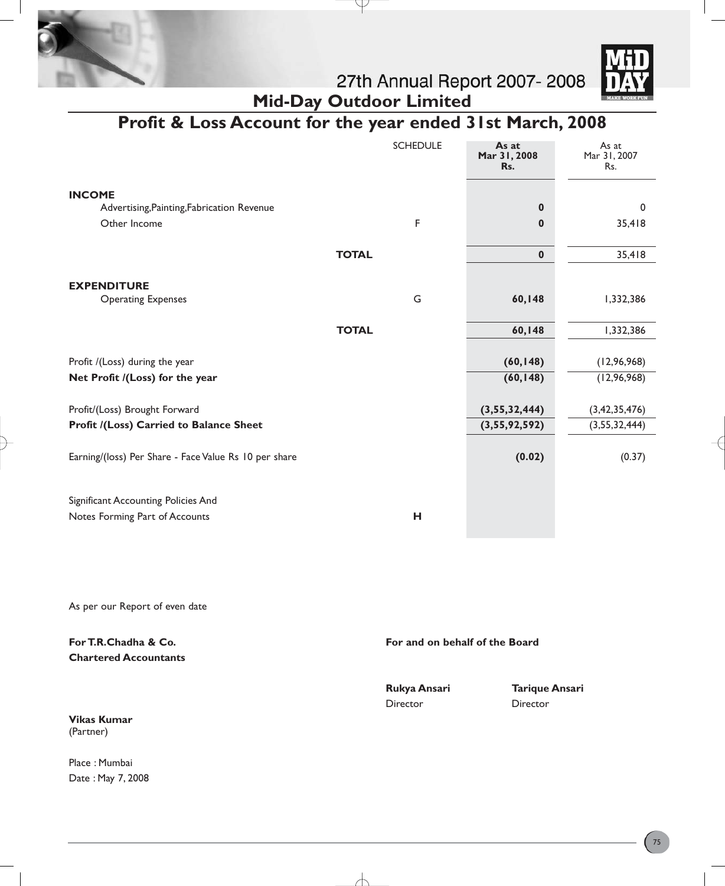# Mid-Day Outdoor Limited

## Profit & Loss Account for the year ended 31st March, 2008

| | SCHEDULE | As at Mar 31, 2008 Rs. | As at Mar 31, 2007 Rs. |
|---|---|---|---|
| **INCOME** | | | |
| Advertising,Painting,Fabrication Revenue | | **0** | 0 |
| Other Income | F | **0** | 35,418 |
| **TOTAL** | | **0** | 35,418 |
| **EXPENDITURE** | | | |
| Operating Expenses | G | **60,148** | 1,332,386 |
| **TOTAL** | | **60,148** | 1,332,386 |
| Profit /(Loss) during the year | | **(60,148)** | (12,96,968) |
| **Net Profit /(Loss) for the year** | | **(60,148)** | (12,96,968) |
| Profit/(Loss) Brought Forward | | **(3,55,32,444)** | (3,42,35,476) |
| **Profit /(Loss) Carried to Balance Sheet** | | **(3,55,92,592)** | (3,55,32,444) |
| Earning/(loss) Per Share - Face Value Rs 10 per share | | **(0.02)** | (0.37) |
| Significant Accounting Policies And Notes Forming Part of Accounts | **H** | | |

As per our Report of even date

**For T.R.Chadha & Co.**
**Chartered Accountants**

**Vikas Kumar**
(Partner)

Place : Mumbai
Date : May 7, 2008

**For and on behalf of the Board**

**Rukya Ansari**
Director

**Tarique Ansari**
Director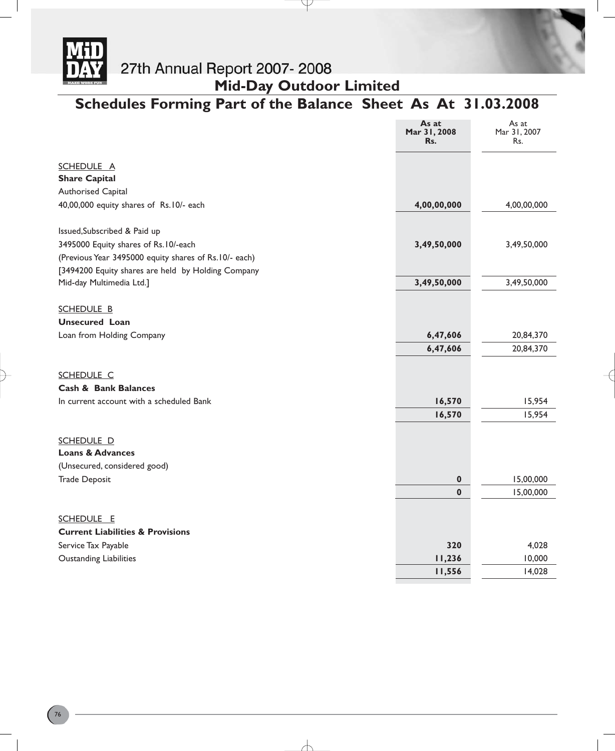# Mid-Day Outdoor Limited

## Schedules Forming Part of the Balance Sheet As At 31.03.2008

| | As at Mar 31, 2008 Rs. | As at Mar 31, 2007 Rs. |
|---|---|---|
| SCHEDULE A | | |
| **Share Capital** | | |
| Authorised Capital | | |
| 40,00,000 equity shares of Rs.10/- each | **4,00,00,000** | 4,00,00,000 |
| Issued,Subscribed & Paid up | | |
| 3495000 Equity shares of Rs.10/-each | **3,49,50,000** | 3,49,50,000 |
| (Previous Year 3495000 equity shares of Rs.10/- each) | | |
| [3494200 Equity shares are held by Holding Company Mid-day Multimedia Ltd.] | **3,49,50,000** | 3,49,50,000 |
| SCHEDULE B | | |
| **Unsecured Loan** | | |
| Loan from Holding Company | **6,47,606** | 20,84,370 |
| | **6,47,606** | 20,84,370 |
| SCHEDULE C | | |
| **Cash & Bank Balances** | | |
| In current account with a scheduled Bank | **16,570** | 15,954 |
| | **16,570** | 15,954 |
| SCHEDULE D | | |
| **Loans & Advances** | | |
| (Unsecured, considered good) | | |
| Trade Deposit | **0** | 15,00,000 |
| | **0** | 15,00,000 |
| SCHEDULE E | | |
| **Current Liabilities & Provisions** | | |
| Service Tax Payable | **320** | 4,028 |
| Oustanding Liabilities | **11,236** | 10,000 |
| | **11,556** | 14,028 |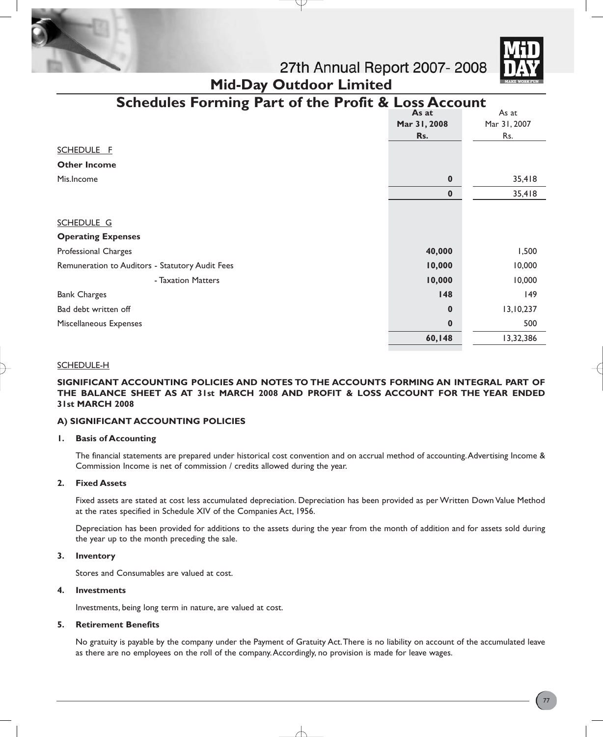# Mid-Day Outdoor Limited

## Schedules Forming Part of the Profit & Loss Account

| | As at Mar 31, 2008 Rs. | As at Mar 31, 2007 Rs. |
|---|---|---|
| SCHEDULE F | | |
| **Other Income** | | |
| Mis.Income | **0** | 35,418 |
| | **0** | 35,418 |
| SCHEDULE G | | |
| **Operating Expenses** | | |
| Professional Charges | **40,000** | 1,500 |
| Remuneration to Auditors - Statutory Audit Fees | **10,000** | 10,000 |
| - Taxation Matters | **10,000** | 10,000 |
| Bank Charges | **148** | 149 |
| Bad debt written off | **0** | 13,10,237 |
| Miscellaneous Expenses | **0** | 500 |
| | **60,148** | 13,32,386 |

SCHEDULE-H

**SIGNIFICANT ACCOUNTING POLICIES AND NOTES TO THE ACCOUNTS FORMING AN INTEGRAL PART OF THE BALANCE SHEET AS AT 31st MARCH 2008 AND PROFIT & LOSS ACCOUNT FOR THE YEAR ENDED 31st MARCH 2008**

**A) SIGNIFICANT ACCOUNTING POLICIES**

**1. Basis of Accounting**

The financial statements are prepared under historical cost convention and on accrual method of accounting. Advertising Income & Commission Income is net of commission / credits allowed during the year.

**2. Fixed Assets**

Fixed assets are stated at cost less accumulated depreciation. Depreciation has been provided as per Written Down Value Method at the rates specified in Schedule XIV of the Companies Act, 1956.

Depreciation has been provided for additions to the assets during the year from the month of addition and for assets sold during the year up to the month preceding the sale.

**3. Inventory**

Stores and Consumables are valued at cost.

**4. Investments**

Investments, being long term in nature, are valued at cost.

**5. Retirement Benefits**

No gratuity is payable by the company under the Payment of Gratuity Act. There is no liability on account of the accumulated leave as there are no employees on the roll of the company. Accordingly, no provision is made for leave wages.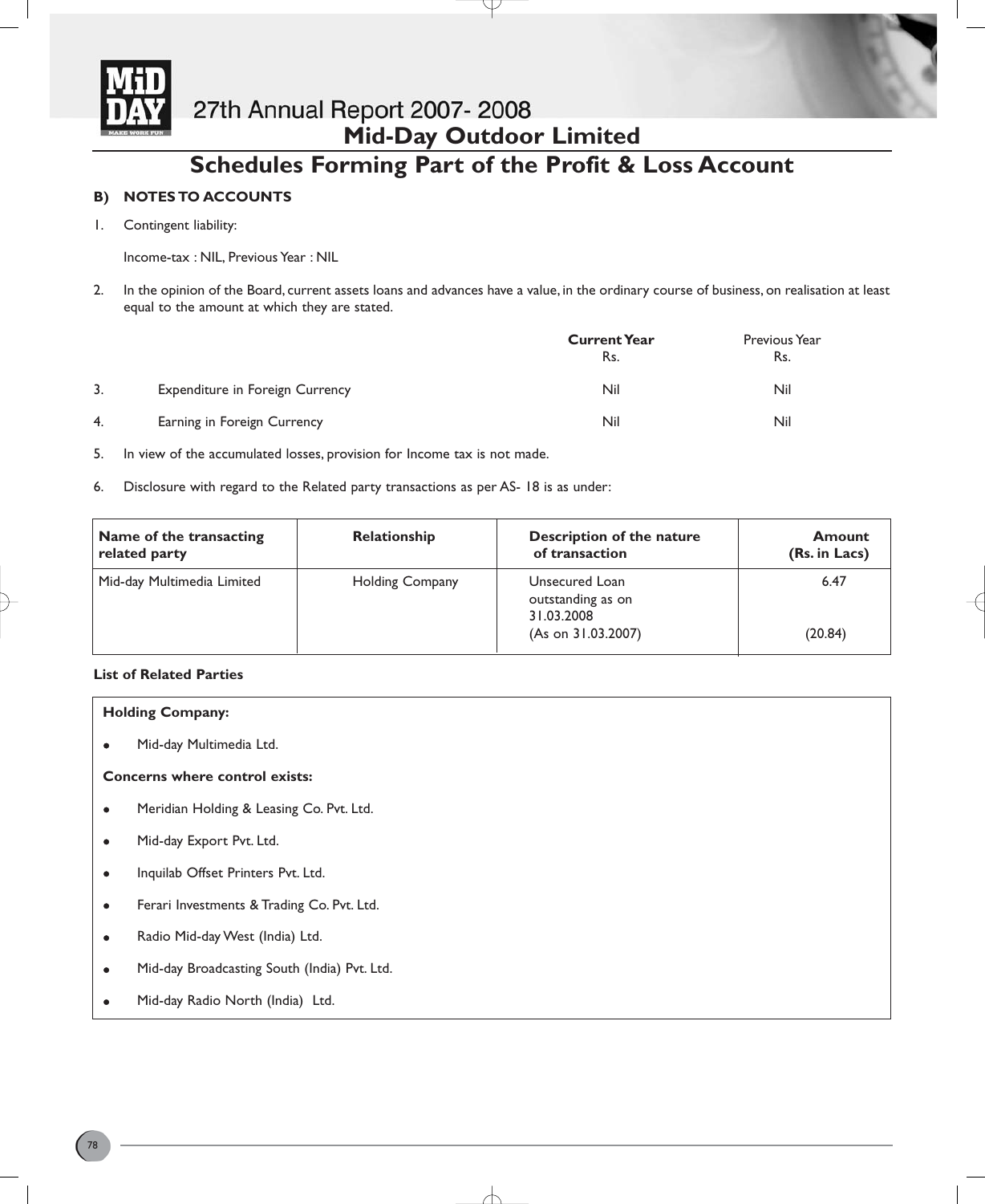## Mid-Day Outdoor Limited

# Schedules Forming Part of the Profit & Loss Account

**B) NOTES TO ACCOUNTS**

1. Contingent liability:

   Income-tax : NIL, Previous Year : NIL

2. In the opinion of the Board, current assets loans and advances have a value, in the ordinary course of business, on realisation at least equal to the amount at which they are stated.

| | | **Current Year** Rs. | Previous Year Rs. |
|---|---|---|---|
| 3. | Expenditure in Foreign Currency | Nil | Nil |
| 4. | Earning in Foreign Currency | Nil | Nil |

5. In view of the accumulated losses, provision for Income tax is not made.

6. Disclosure with regard to the Related party transactions as per AS- 18 is as under:

| Name of the transacting related party | Relationship | Description of the nature of transaction | Amount (Rs. in Lacs) |
|---|---|---|---|
| Mid-day Multimedia Limited | Holding Company | Unsecured Loan outstanding as on 31.03.2008 | 6.47 |
| | | (As on 31.03.2007) | (20.84) |

**List of Related Parties**

**Holding Company:**

- Mid-day Multimedia Ltd.

**Concerns where control exists:**

- Meridian Holding & Leasing Co. Pvt. Ltd.
- Mid-day Export Pvt. Ltd.
- Inquilab Offset Printers Pvt. Ltd.
- Ferari Investments & Trading Co. Pvt. Ltd.
- Radio Mid-day West (India) Ltd.
- Mid-day Broadcasting South (India) Pvt. Ltd.
- Mid-day Radio North (India) Ltd.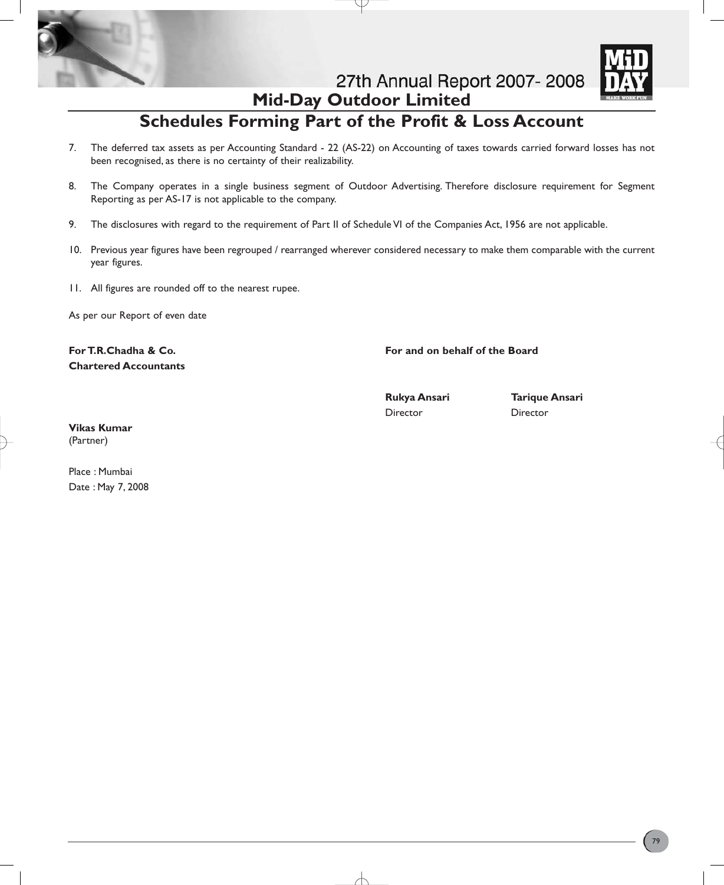## Mid-Day Outdoor Limited

# Schedules Forming Part of the Profit & Loss Account

7. The deferred tax assets as per Accounting Standard - 22 (AS-22) on Accounting of taxes towards carried forward losses has not been recognised, as there is no certainty of their realizability.

8. The Company operates in a single business segment of Outdoor Advertising. Therefore disclosure requirement for Segment Reporting as per AS-17 is not applicable to the company.

9. The disclosures with regard to the requirement of Part II of Schedule VI of the Companies Act, 1956 are not applicable.

10. Previous year figures have been regrouped / rearranged wherever considered necessary to make them comparable with the current year figures.

11. All figures are rounded off to the nearest rupee.

As per our Report of even date

**For T.R.Chadha & Co.**
**Chartered Accountants**

**Vikas Kumar**
(Partner)

Place : Mumbai
Date : May 7, 2008

**For and on behalf of the Board**

**Rukya Ansari**
Director

**Tarique Ansari**
Director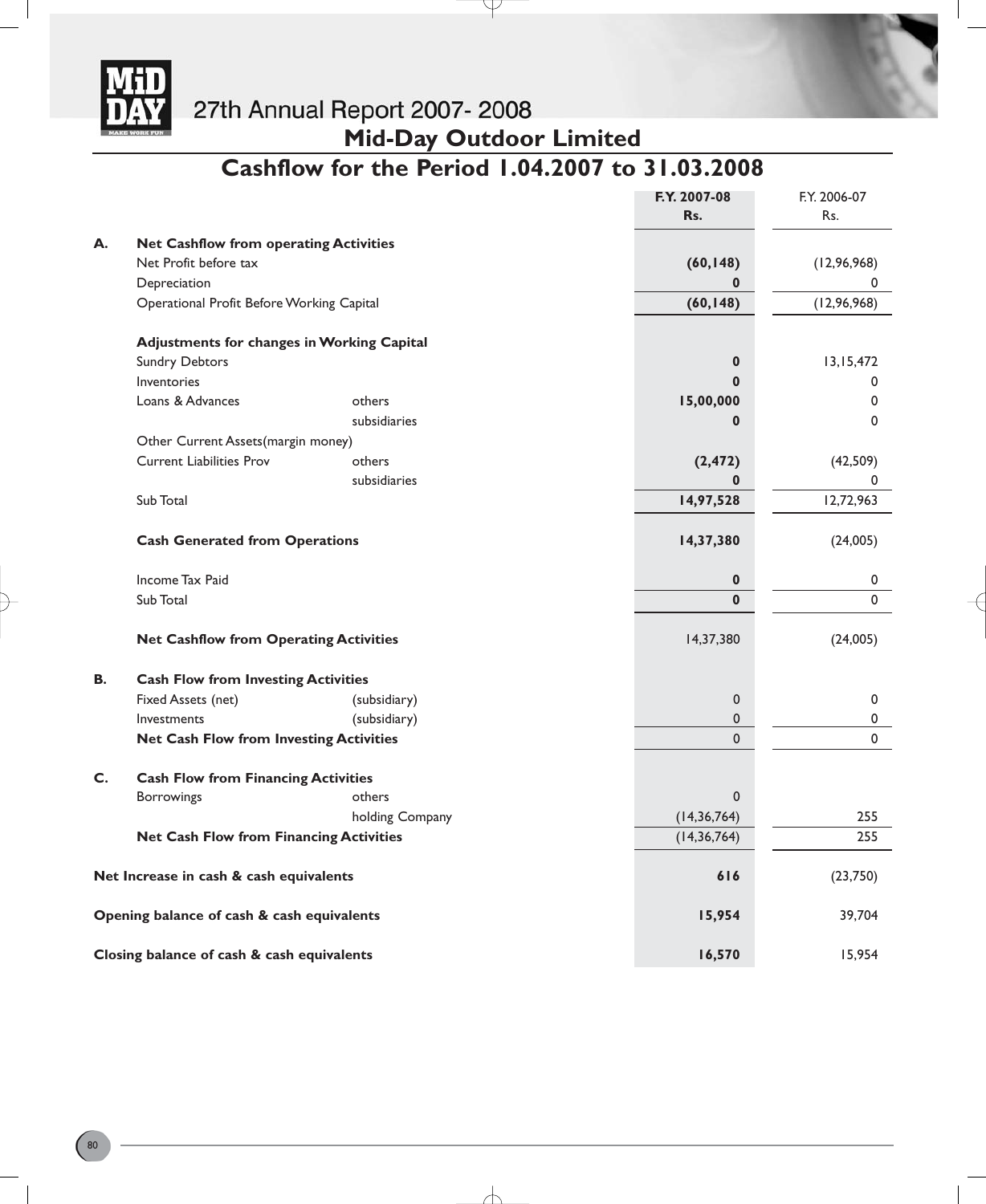## Mid-Day Outdoor Limited

## Cashflow for the Period 1.04.2007 to 31.03.2008

| | | | F.Y. 2007-08 Rs. | F.Y. 2006-07 Rs. |
|---|---|---|---|---|
| **A.** | **Net Cashflow from operating Activities** | | | |
| | Net Profit before tax | | **(60,148)** | (12,96,968) |
| | Depreciation | | **0** | 0 |
| | Operational Profit Before Working Capital | | **(60,148)** | (12,96,968) |
| | **Adjustments for changes in Working Capital** | | | |
| | Sundry Debtors | | **0** | 13,15,472 |
| | Inventories | | **0** | 0 |
| | Loans & Advances | others | **15,00,000** | 0 |
| | | subsidiaries | **0** | 0 |
| | Other Current Assets(margin money) | | | |
| | Current Liabilities Prov | others | **(2,472)** | (42,509) |
| | | subsidiaries | **0** | 0 |
| | Sub Total | | **14,97,528** | 12,72,963 |
| | **Cash Generated from Operations** | | **14,37,380** | (24,005) |
| | Income Tax Paid | | **0** | 0 |
| | Sub Total | | **0** | 0 |
| | **Net Cashflow from Operating Activities** | | 14,37,380 | (24,005) |
| **B.** | **Cash Flow from Investing Activities** | | | |
| | Fixed Assets (net) | (subsidiary) | 0 | 0 |
| | Investments | (subsidiary) | 0 | 0 |
| | **Net Cash Flow from Investing Activities** | | 0 | 0 |
| **C.** | **Cash Flow from Financing Activities** | | | |
| | Borrowings | others | 0 | |
| | | holding Company | (14,36,764) | 255 |
| | **Net Cash Flow from Financing Activities** | | (14,36,764) | 255 |
| **Net Increase in cash & cash equivalents** | | | **616** | (23,750) |
| **Opening balance of cash & cash equivalents** | | | **15,954** | 39,704 |
| **Closing balance of cash & cash equivalents** | | | **16,570** | 15,954 |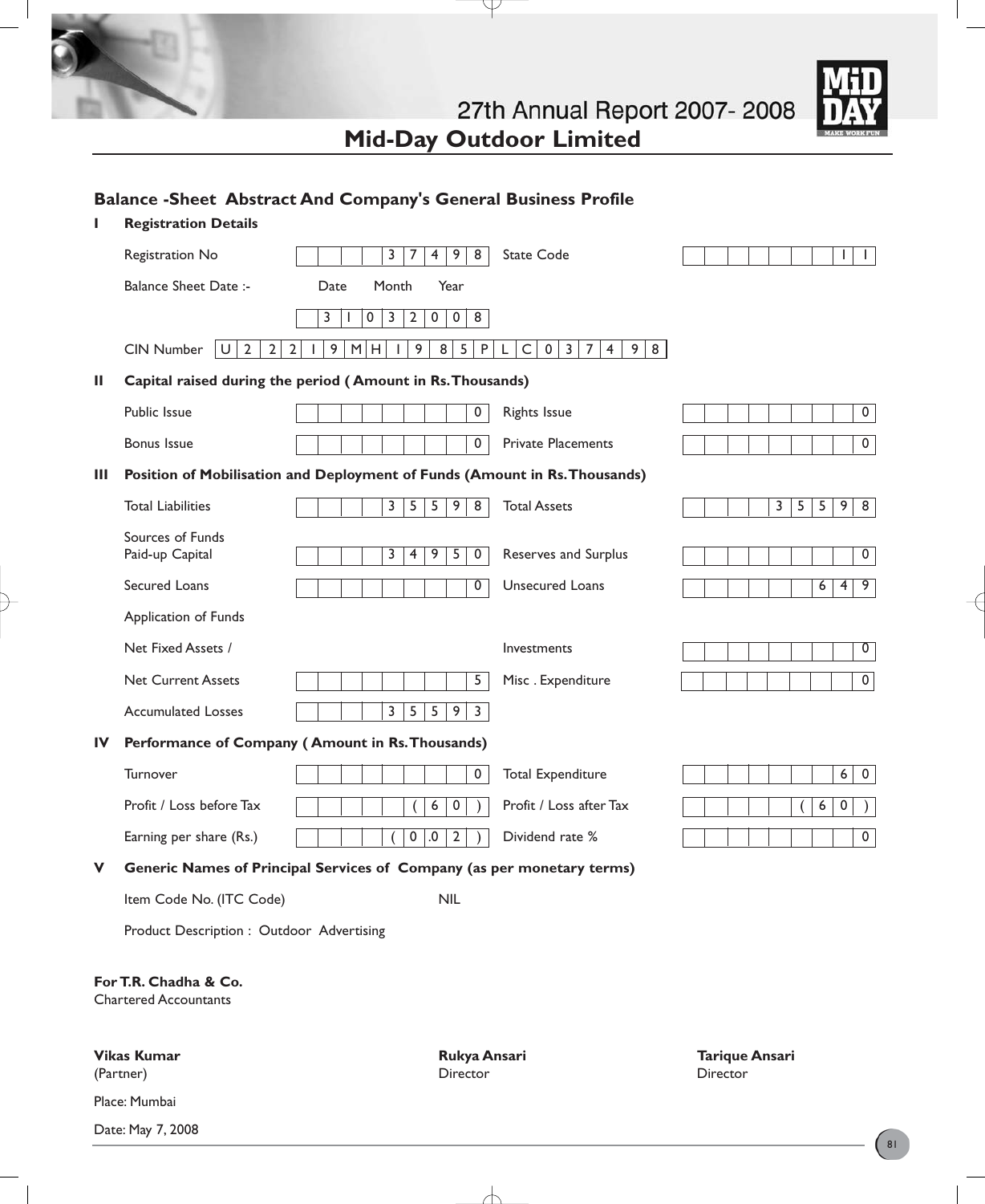## Mid-Day Outdoor Limited

### Balance -Sheet Abstract And Company's General Business Profile

**I Registration Details**

| | | | |
|---|---|---|---|
| Registration No | 37498 | State Code | 11 |
| Balance Sheet Date :- | Date Month Year<br>31 03 2008 | | |
| CIN Number | U22219MH1985PLC037498 | | |

**II Capital raised during the period ( Amount in Rs. Thousands)**

| | | | |
|---|---|---|---|
| Public Issue | 0 | Rights Issue | 0 |
| Bonus Issue | 0 | Private Placements | 0 |

**III Position of Mobilisation and Deployment of Funds (Amount in Rs. Thousands)**

| | | | |
|---|---|---|---|
| Total Liabilities | 35598 | Total Assets | 35598 |
| Sources of Funds<br>Paid-up Capital | 34950 | Reserves and Surplus | 0 |
| Secured Loans | 0 | Unsecured Loans | 649 |
| Application of Funds | | | |
| Net Fixed Assets / | | Investments | 0 |
| Net Current Assets | 5 | Misc . Expenditure | 0 |
| Accumulated Losses | 35593 | | |

**IV Performance of Company ( Amount in Rs. Thousands)**

| | | | |
|---|---|---|---|
| Turnover | 0 | Total Expenditure | 60 |
| Profit / Loss before Tax | (60) | Profit / Loss after Tax | (60) |
| Earning per share (Rs.) | (0.02) | Dividend rate % | 0 |

**V Generic Names of Principal Services of Company (as per monetary terms)**

Item Code No. (ITC Code) NIL

Product Description : Outdoor Advertising

**For T.R. Chadha & Co.**
Chartered Accountants

**Vikas Kumar**
(Partner)

Place: Mumbai

Date: May 7, 2008

**Rukya Ansari**
Director

**Tarique Ansari**
Director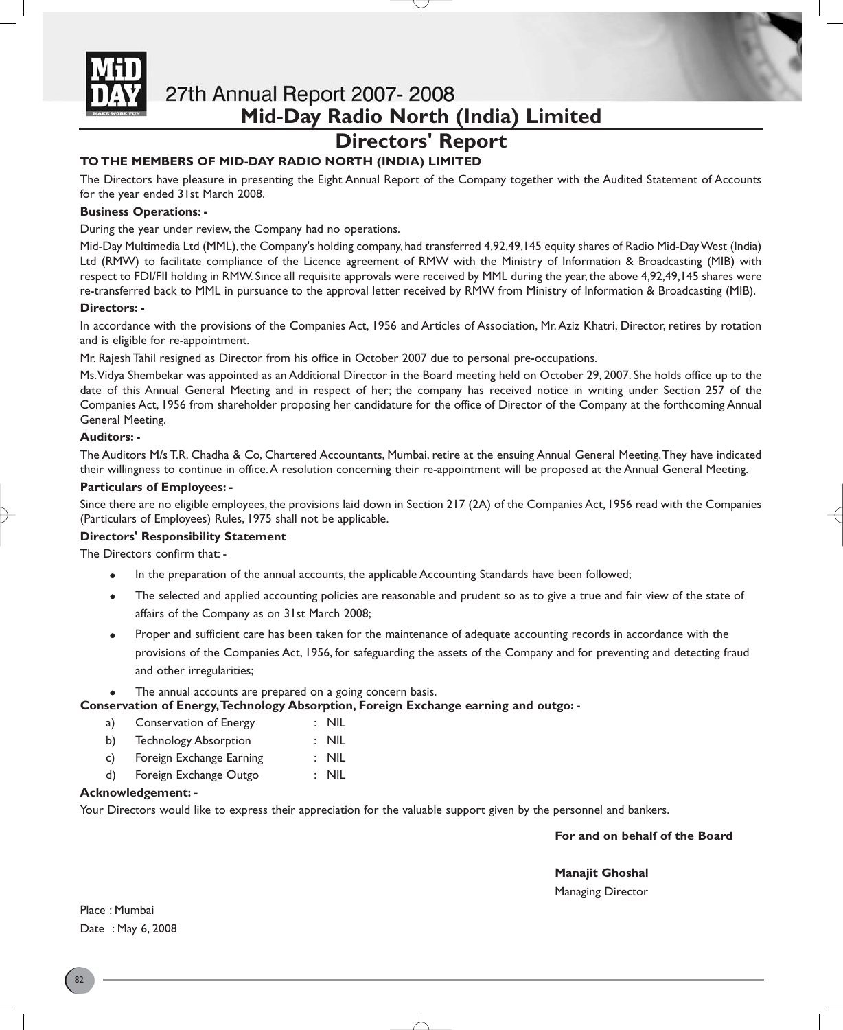# Mid-Day Radio North (India) Limited

## Directors' Report

**TO THE MEMBERS OF MID-DAY RADIO NORTH (INDIA) LIMITED**

The Directors have pleasure in presenting the Eight Annual Report of the Company together with the Audited Statement of Accounts for the year ended 31st March 2008.

**Business Operations: -**

During the year under review, the Company had no operations.

Mid-Day Multimedia Ltd (MML), the Company's holding company, had transferred 4,92,49,145 equity shares of Radio Mid-Day West (India) Ltd (RMW) to facilitate compliance of the Licence agreement of RMW with the Ministry of Information & Broadcasting (MIB) with respect to FDI/FII holding in RMW. Since all requisite approvals were received by MML during the year, the above 4,92,49,145 shares were re-transferred back to MML in pursuance to the approval letter received by RMW from Ministry of Information & Broadcasting (MIB).

**Directors: -**

In accordance with the provisions of the Companies Act, 1956 and Articles of Association, Mr. Aziz Khatri, Director, retires by rotation and is eligible for re-appointment.

Mr. Rajesh Tahil resigned as Director from his office in October 2007 due to personal pre-occupations.

Ms. Vidya Shembekar was appointed as an Additional Director in the Board meeting held on October 29, 2007. She holds office up to the date of this Annual General Meeting and in respect of her; the company has received notice in writing under Section 257 of the Companies Act, 1956 from shareholder proposing her candidature for the office of Director of the Company at the forthcoming Annual General Meeting.

**Auditors: -**

The Auditors M/s T.R. Chadha & Co, Chartered Accountants, Mumbai, retire at the ensuing Annual General Meeting. They have indicated their willingness to continue in office. A resolution concerning their re-appointment will be proposed at the Annual General Meeting.

**Particulars of Employees: -**

Since there are no eligible employees, the provisions laid down in Section 217 (2A) of the Companies Act, 1956 read with the Companies (Particulars of Employees) Rules, 1975 shall not be applicable.

**Directors' Responsibility Statement**

The Directors confirm that: -

- In the preparation of the annual accounts, the applicable Accounting Standards have been followed;
- The selected and applied accounting policies are reasonable and prudent so as to give a true and fair view of the state of affairs of the Company as on 31st March 2008;
- Proper and sufficient care has been taken for the maintenance of adequate accounting records in accordance with the provisions of the Companies Act, 1956, for safeguarding the assets of the Company and for preventing and detecting fraud and other irregularities;
- The annual accounts are prepared on a going concern basis.

**Conservation of Energy, Technology Absorption, Foreign Exchange earning and outgo: -**

a) Conservation of Energy : NIL

b) Technology Absorption : NIL

c) Foreign Exchange Earning : NIL

d) Foreign Exchange Outgo : NIL

**Acknowledgement: -**

Your Directors would like to express their appreciation for the valuable support given by the personnel and bankers.

**For and on behalf of the Board**

**Manajit Ghoshal**
Managing Director

Place : Mumbai
Date : May 6, 2008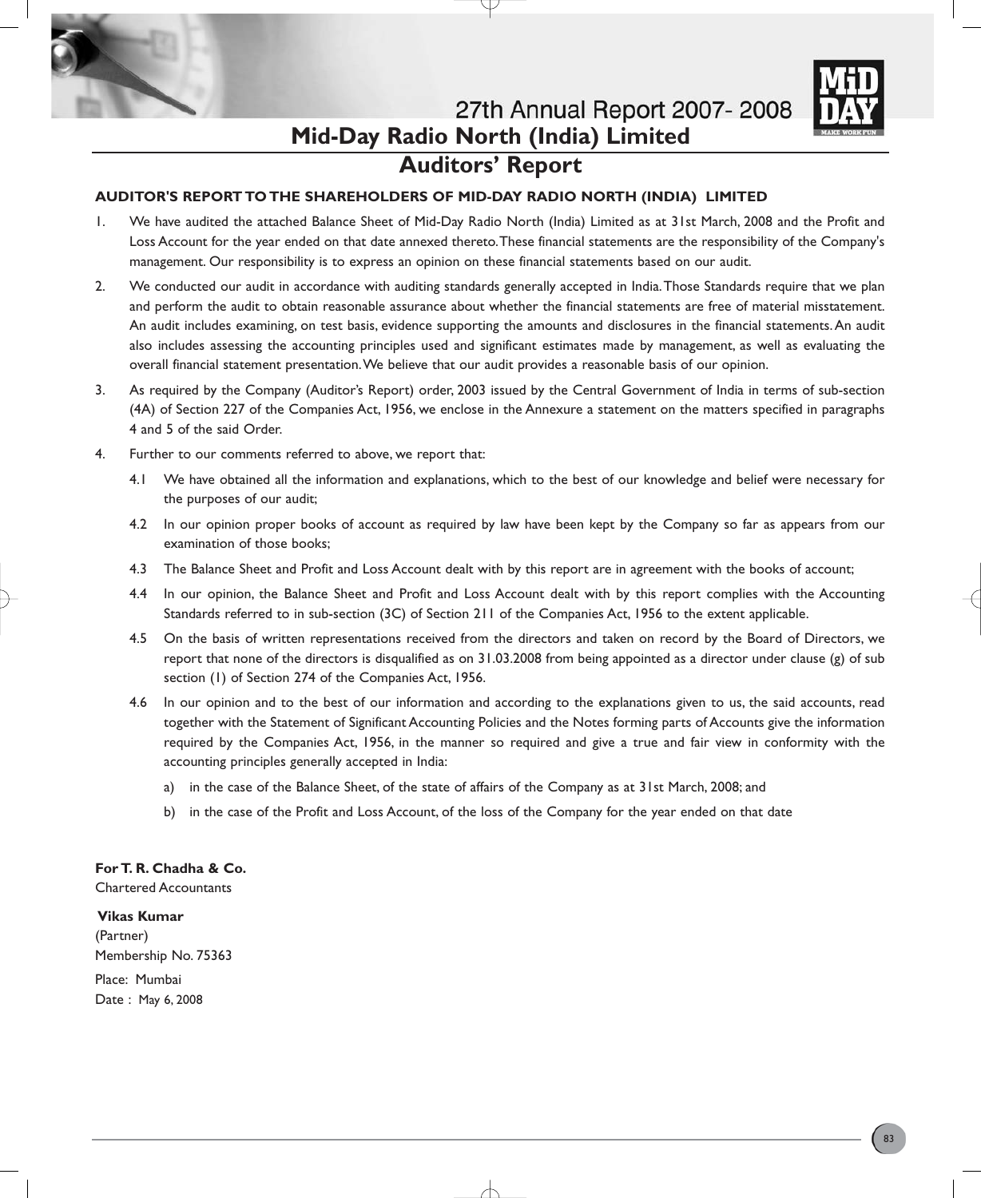## Mid-Day Radio North (India) Limited

# Auditors' Report

**AUDITOR'S REPORT TO THE SHAREHOLDERS OF MID-DAY RADIO NORTH (INDIA) LIMITED**

1. We have audited the attached Balance Sheet of Mid-Day Radio North (India) Limited as at 31st March, 2008 and the Profit and Loss Account for the year ended on that date annexed thereto. These financial statements are the responsibility of the Company's management. Our responsibility is to express an opinion on these financial statements based on our audit.

2. We conducted our audit in accordance with auditing standards generally accepted in India. Those Standards require that we plan and perform the audit to obtain reasonable assurance about whether the financial statements are free of material misstatement. An audit includes examining, on test basis, evidence supporting the amounts and disclosures in the financial statements. An audit also includes assessing the accounting principles used and significant estimates made by management, as well as evaluating the overall financial statement presentation. We believe that our audit provides a reasonable basis of our opinion.

3. As required by the Company (Auditor's Report) order, 2003 issued by the Central Government of India in terms of sub-section (4A) of Section 227 of the Companies Act, 1956, we enclose in the Annexure a statement on the matters specified in paragraphs 4 and 5 of the said Order.

4. Further to our comments referred to above, we report that:

   4.1 We have obtained all the information and explanations, which to the best of our knowledge and belief were necessary for the purposes of our audit;

   4.2 In our opinion proper books of account as required by law have been kept by the Company so far as appears from our examination of those books;

   4.3 The Balance Sheet and Profit and Loss Account dealt with by this report are in agreement with the books of account;

   4.4 In our opinion, the Balance Sheet and Profit and Loss Account dealt with by this report complies with the Accounting Standards referred to in sub-section (3C) of Section 211 of the Companies Act, 1956 to the extent applicable.

   4.5 On the basis of written representations received from the directors and taken on record by the Board of Directors, we report that none of the directors is disqualified as on 31.03.2008 from being appointed as a director under clause (g) of sub section (1) of Section 274 of the Companies Act, 1956.

   4.6 In our opinion and to the best of our information and according to the explanations given to us, the said accounts, read together with the Statement of Significant Accounting Policies and the Notes forming parts of Accounts give the information required by the Companies Act, 1956, in the manner so required and give a true and fair view in conformity with the accounting principles generally accepted in India:

      a) in the case of the Balance Sheet, of the state of affairs of the Company as at 31st March, 2008; and

      b) in the case of the Profit and Loss Account, of the loss of the Company for the year ended on that date

**For T. R. Chadha & Co.**
Chartered Accountants

**Vikas Kumar**
(Partner)
Membership No. 75363

Place: Mumbai
Date : May 6, 2008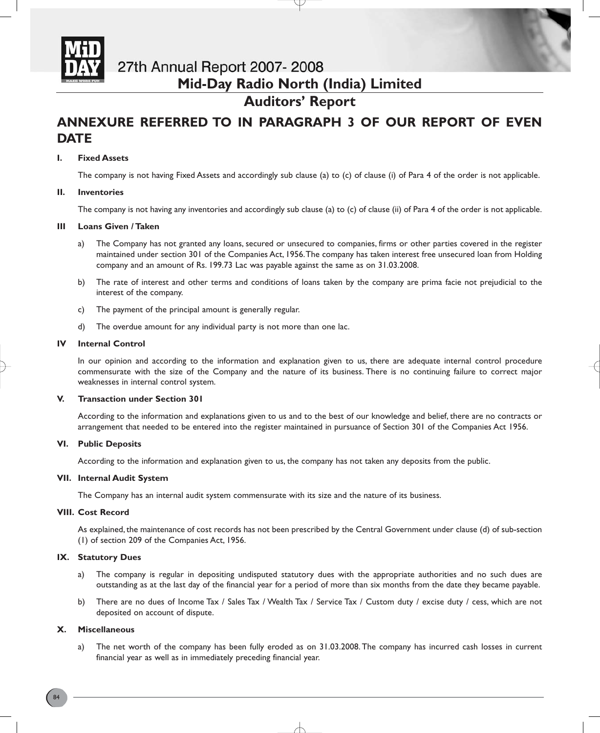## Mid-Day Radio North (India) Limited

## Auditors' Report

# ANNEXURE REFERRED TO IN PARAGRAPH 3 OF OUR REPORT OF EVEN DATE

**I. Fixed Assets**

The company is not having Fixed Assets and accordingly sub clause (a) to (c) of clause (i) of Para 4 of the order is not applicable.

**II. Inventories**

The company is not having any inventories and accordingly sub clause (a) to (c) of clause (ii) of Para 4 of the order is not applicable.

**III Loans Given / Taken**

a) The Company has not granted any loans, secured or unsecured to companies, firms or other parties covered in the register maintained under section 301 of the Companies Act, 1956. The company has taken interest free unsecured loan from Holding company and an amount of Rs. 199.73 Lac was payable against the same as on 31.03.2008.

b) The rate of interest and other terms and conditions of loans taken by the company are prima facie not prejudicial to the interest of the company.

c) The payment of the principal amount is generally regular.

d) The overdue amount for any individual party is not more than one lac.

**IV Internal Control**

In our opinion and according to the information and explanation given to us, there are adequate internal control procedure commensurate with the size of the Company and the nature of its business. There is no continuing failure to correct major weaknesses in internal control system.

**V. Transaction under Section 301**

According to the information and explanations given to us and to the best of our knowledge and belief, there are no contracts or arrangement that needed to be entered into the register maintained in pursuance of Section 301 of the Companies Act 1956.

**VI. Public Deposits**

According to the information and explanation given to us, the company has not taken any deposits from the public.

**VII. Internal Audit System**

The Company has an internal audit system commensurate with its size and the nature of its business.

**VIII. Cost Record**

As explained, the maintenance of cost records has not been prescribed by the Central Government under clause (d) of sub-section (1) of section 209 of the Companies Act, 1956.

**IX. Statutory Dues**

a) The company is regular in depositing undisputed statutory dues with the appropriate authorities and no such dues are outstanding as at the last day of the financial year for a period of more than six months from the date they became payable.

b) There are no dues of Income Tax / Sales Tax / Wealth Tax / Service Tax / Custom duty / excise duty / cess, which are not deposited on account of dispute.

**X. Miscellaneous**

a) The net worth of the company has been fully eroded as on 31.03.2008. The company has incurred cash losses in current financial year as well as in immediately preceding financial year.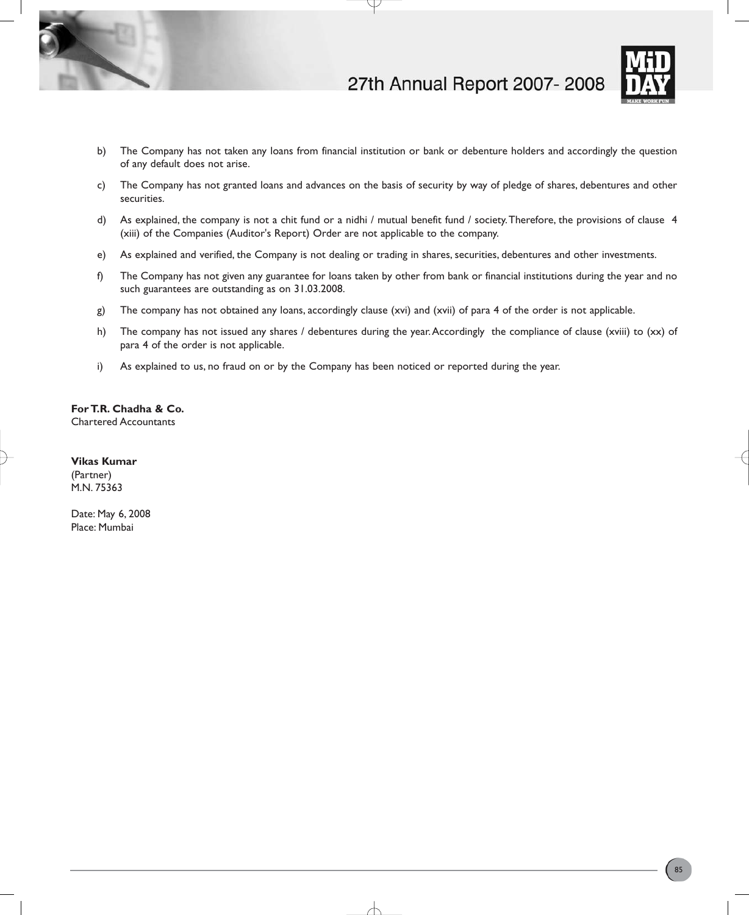b) The Company has not taken any loans from financial institution or bank or debenture holders and accordingly the question of any default does not arise.

c) The Company has not granted loans and advances on the basis of security by way of pledge of shares, debentures and other securities.

d) As explained, the company is not a chit fund or a nidhi / mutual benefit fund / society. Therefore, the provisions of clause 4 (xiii) of the Companies (Auditor's Report) Order are not applicable to the company.

e) As explained and verified, the Company is not dealing or trading in shares, securities, debentures and other investments.

f) The Company has not given any guarantee for loans taken by other from bank or financial institutions during the year and no such guarantees are outstanding as on 31.03.2008.

g) The company has not obtained any loans, accordingly clause (xvi) and (xvii) of para 4 of the order is not applicable.

h) The company has not issued any shares / debentures during the year. Accordingly the compliance of clause (xviii) to (xx) of para 4 of the order is not applicable.

i) As explained to us, no fraud on or by the Company has been noticed or reported during the year.

**For T.R. Chadha & Co.**
Chartered Accountants

**Vikas Kumar**
(Partner)
M.N. 75363

Date: May 6, 2008
Place: Mumbai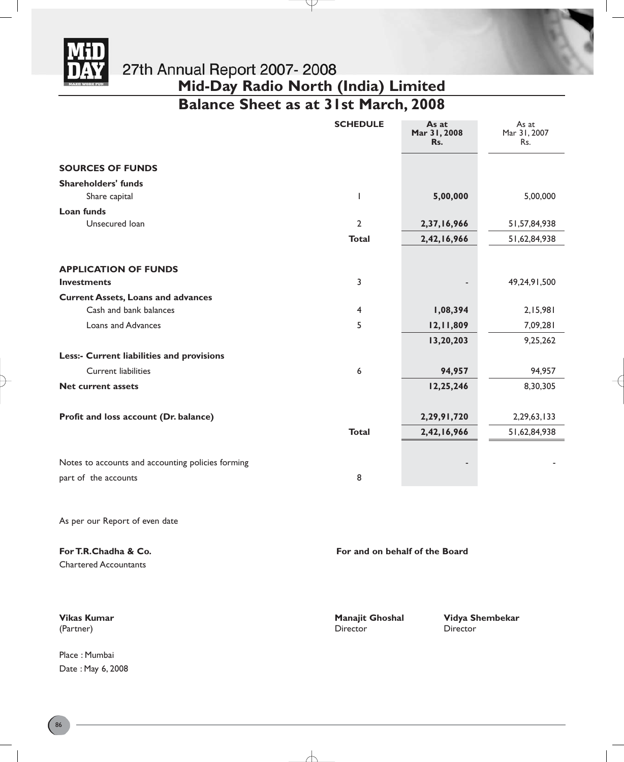# Mid-Day Radio North (India) Limited

## Balance Sheet as at 31st March, 2008

| | SCHEDULE | As at Mar 31, 2008 Rs. | As at Mar 31, 2007 Rs. |
|---|---|---|---|
| **SOURCES OF FUNDS** | | | |
| **Shareholders' funds** | | | |
| Share capital | 1 | **5,00,000** | 5,00,000 |
| **Loan funds** | | | |
| Unsecured loan | 2 | **2,37,16,966** | 51,57,84,938 |
| | **Total** | **2,42,16,966** | 51,62,84,938 |
| **APPLICATION OF FUNDS** | | | |
| **Investments** | 3 | - | 49,24,91,500 |
| **Current Assets, Loans and advances** | | | |
| Cash and bank balances | 4 | **1,08,394** | 2,15,981 |
| Loans and Advances | 5 | **12,11,809** | 7,09,281 |
| | | **13,20,203** | 9,25,262 |
| **Less:- Current liabilities and provisions** | | | |
| Current liabilities | 6 | **94,957** | 94,957 |
| **Net current assets** | | **12,25,246** | 8,30,305 |
| **Profit and loss account (Dr. balance)** | | **2,29,91,720** | 2,29,63,133 |
| | **Total** | **2,42,16,966** | 51,62,84,938 |
| Notes to accounts and accounting policies forming part of the accounts | 8 | - | - |

As per our Report of even date

**For T.R.Chadha & Co.**
Chartered Accountants

**For and on behalf of the Board**

**Vikas Kumar**
(Partner)

**Manajit Ghoshal**
Director

**Vidya Shembekar**
Director

Place : Mumbai
Date : May 6, 2008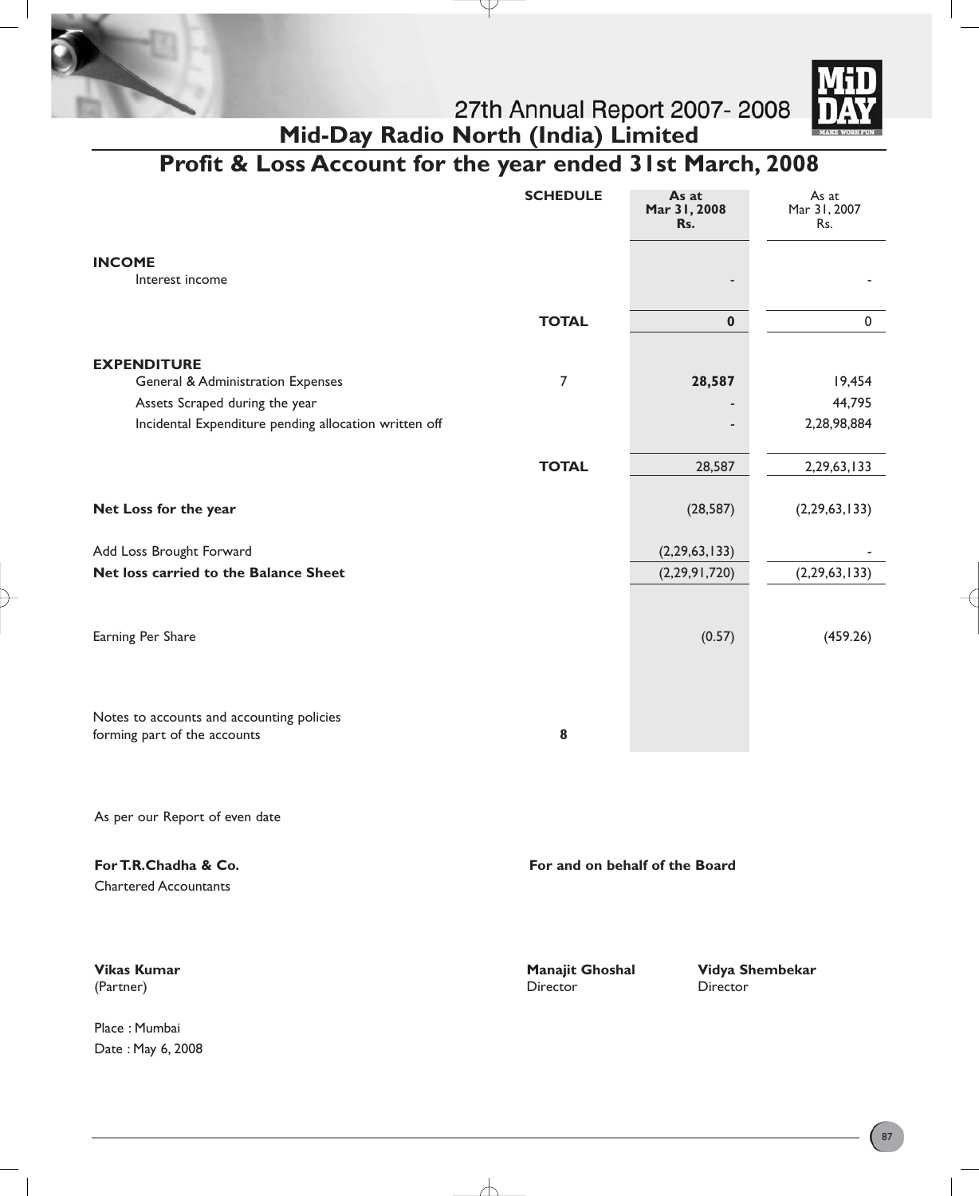## Mid-Day Radio North (India) Limited

# Profit & Loss Account for the year ended 31st March, 2008

| | SCHEDULE | As at Mar 31, 2008 Rs. | As at Mar 31, 2007 Rs. |
|---|---|---|---|
| **INCOME** | | | |
| Interest income | | - | - |
| | **TOTAL** | **0** | 0 |
| **EXPENDITURE** | | | |
| General & Administration Expenses | 7 | **28,587** | 19,454 |
| Assets Scraped during the year | | - | 44,795 |
| Incidental Expenditure pending allocation written off | | - | 2,28,98,884 |
| | **TOTAL** | 28,587 | 2,29,63,133 |
| **Net Loss for the year** | | (28,587) | (2,29,63,133) |
| Add Loss Brought Forward | | (2,29,63,133) | - |
| **Net loss carried to the Balance Sheet** | | (2,29,91,720) | (2,29,63,133) |
| Earning Per Share | | (0.57) | (459.26) |
| Notes to accounts and accounting policies forming part of the accounts | 8 | | |

As per our Report of even date

**For T.R.Chadha & Co.**
Chartered Accountants

**Vikas Kumar**
(Partner)

Place : Mumbai
Date : May 6, 2008

**For and on behalf of the Board**

**Manajit Ghoshal**
Director

**Vidya Shembekar**
Director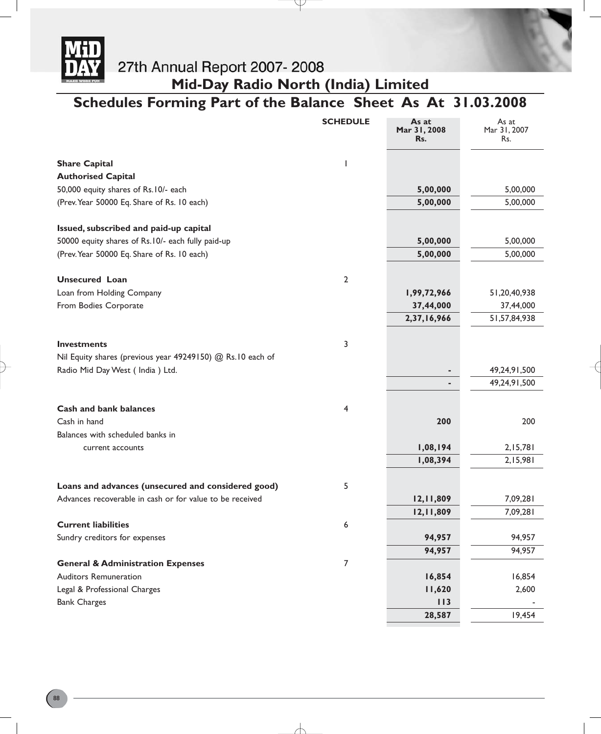# 27th Annual Report 2007- 2008

## Mid-Day Radio North (India) Limited

## Schedules Forming Part of the Balance Sheet As At 31.03.2008

| | SCHEDULE | As at Mar 31, 2008 Rs. | As at Mar 31, 2007 Rs. |
|---|---|---|---|
| **Share Capital** | 1 | | |
| **Authorised Capital** | | | |
| 50,000 equity shares of Rs.10/- each | | **5,00,000** | 5,00,000 |
| (Prev. Year 50000 Eq. Share of Rs. 10 each) | | **5,00,000** | 5,00,000 |
| **Issued, subscribed and paid-up capital** | | | |
| 50000 equity shares of Rs.10/- each fully paid-up | | **5,00,000** | 5,00,000 |
| (Prev. Year 50000 Eq. Share of Rs. 10 each) | | **5,00,000** | 5,00,000 |
| **Unsecured Loan** | 2 | | |
| Loan from Holding Company | | **1,99,72,966** | 51,20,40,938 |
| From Bodies Corporate | | **37,44,000** | 37,44,000 |
| | | **2,37,16,966** | 51,57,84,938 |
| **Investments** | 3 | | |
| Nil Equity shares (previous year 49249150) @ Rs.10 each of Radio Mid Day West ( India ) Ltd. | | **-** | 49,24,91,500 |
| | | **-** | 49,24,91,500 |
| **Cash and bank balances** | 4 | | |
| Cash in hand | | **200** | 200 |
| Balances with scheduled banks in current accounts | | **1,08,194** | 2,15,781 |
| | | **1,08,394** | 2,15,981 |
| **Loans and advances (unsecured and considered good)** | 5 | | |
| Advances recoverable in cash or for value to be received | | **12,11,809** | 7,09,281 |
| | | **12,11,809** | 7,09,281 |
| **Current liabilities** | 6 | | |
| Sundry creditors for expenses | | **94,957** | 94,957 |
| | | **94,957** | 94,957 |
| **General & Administration Expenses** | 7 | | |
| Auditors Remuneration | | **16,854** | 16,854 |
| Legal & Professional Charges | | **11,620** | 2,600 |
| Bank Charges | | **113** | - |
| | | **28,587** | 19,454 |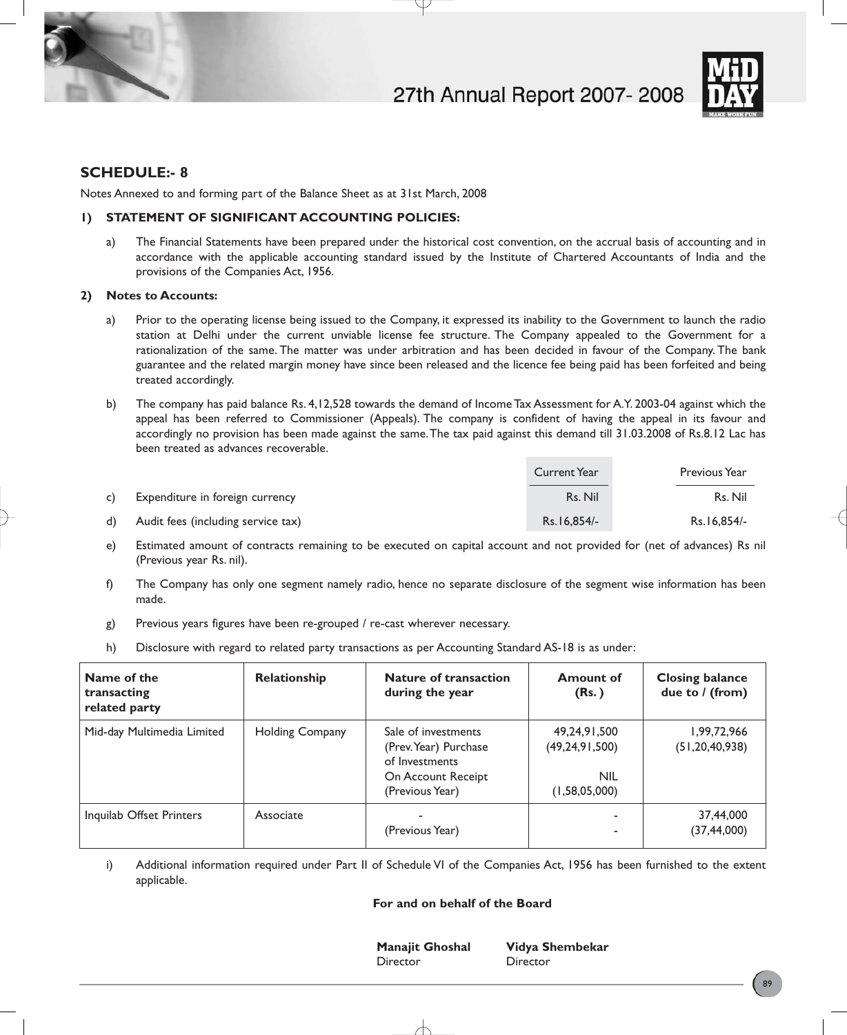## SCHEDULE:- 8

Notes Annexed to and forming part of the Balance Sheet as at 31st March, 2008

### 1) STATEMENT OF SIGNIFICANT ACCOUNTING POLICIES:

a) The Financial Statements have been prepared under the historical cost convention, on the accrual basis of accounting and in accordance with the applicable accounting standard issued by the Institute of Chartered Accountants of India and the provisions of the Companies Act, 1956.

### 2) Notes to Accounts:

a) Prior to the operating license being issued to the Company, it expressed its inability to the Government to launch the radio station at Delhi under the current unviable license fee structure. The Company appealed to the Government for a rationalization of the same. The matter was under arbitration and has been decided in favour of the Company. The bank guarantee and the related margin money have since been released and the licence fee being paid has been forfeited and being treated accordingly.

b) The company has paid balance Rs. 4,12,528 towards the demand of Income Tax Assessment for A.Y. 2003-04 against which the appeal has been referred to Commissioner (Appeals). The company is confident of having the appeal in its favour and accordingly no provision has been made against the same. The tax paid against this demand till 31.03.2008 of Rs.8.12 Lac has been treated as advances recoverable.

| | | Current Year | Previous Year |
|---|---|---|---|
| c) | Expenditure in foreign currency | Rs. Nil | Rs. Nil |
| d) | Audit fees (including service tax) | Rs.16,854/- | Rs.16,854/- |

e) Estimated amount of contracts remaining to be executed on capital account and not provided for (net of advances) Rs nil (Previous year Rs. nil).

f) The Company has only one segment namely radio, hence no separate disclosure of the segment wise information has been made.

g) Previous years figures have been re-grouped / re-cast wherever necessary.

h) Disclosure with regard to related party transactions as per Accounting Standard AS-18 is as under:

| Name of the transacting related party | Relationship | Nature of transaction during the year | Amount of (Rs. ) | Closing balance due to / (from) |
|---|---|---|---|---|
| Mid-day Multimedia Limited | Holding Company | Sale of investments<br>(Prev. Year) Purchase of Investments<br>On Account Receipt<br>(Previous Year) | 49,24,91,500<br>(49,24,91,500)<br><br>NIL<br>(1,58,05,000) | 1,99,72,966<br>(51,20,40,938) |
| Inquilab Offset Printers | Associate | -<br>(Previous Year) | -<br>- | 37,44,000<br>(37,44,000) |

i) Additional information required under Part II of Schedule VI of the Companies Act, 1956 has been furnished to the extent applicable.

**For and on behalf of the Board**

| **Manajit Ghoshal** | **Vidya Shembekar** |
|---|---|
| Director | Director |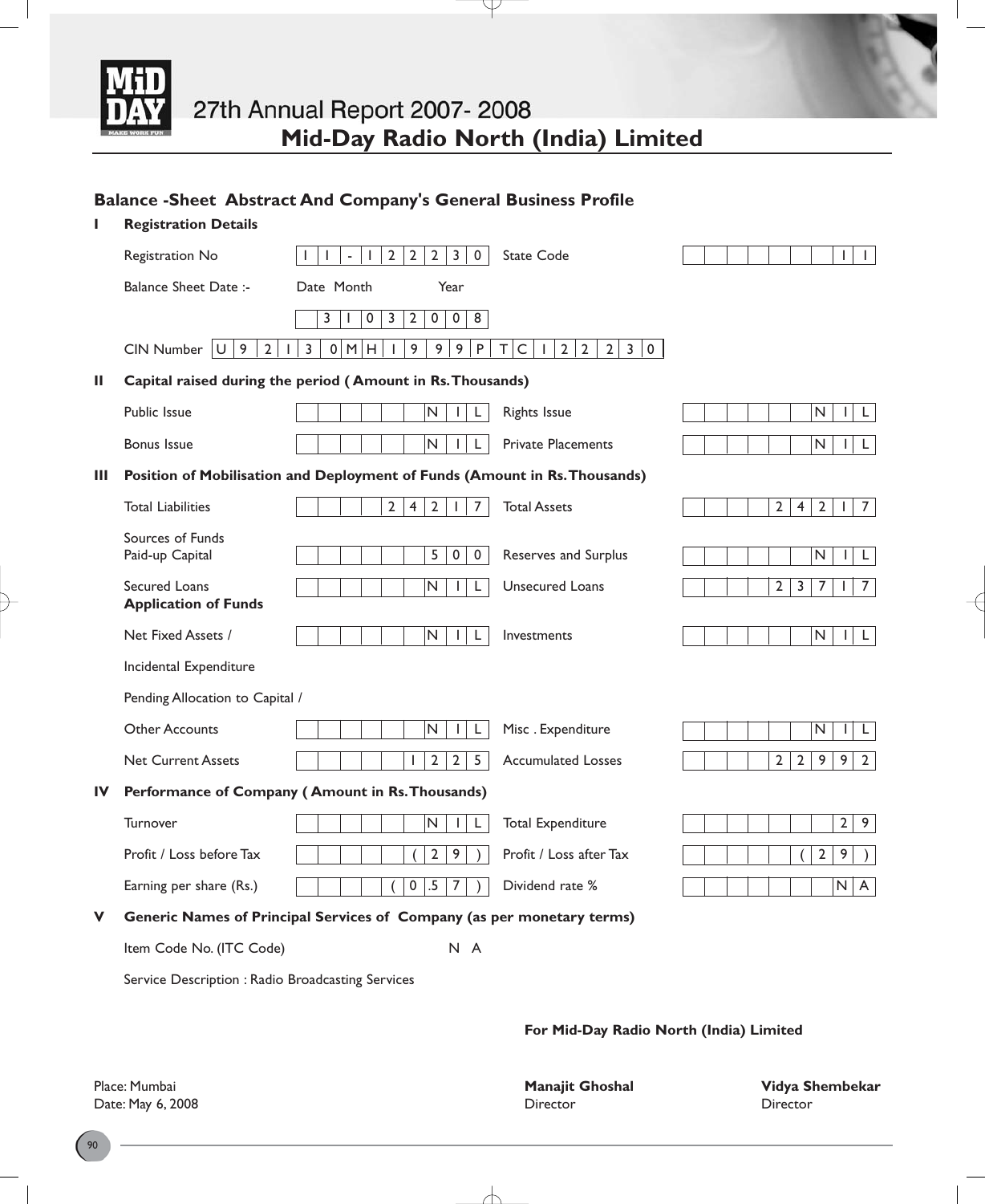# Mid-Day Radio North (India) Limited

27th Annual Report 2007- 2008

## Balance -Sheet Abstract And Company's General Business Profile

### I Registration Details

| | | | |
|---|---|---|---|
| Registration No | 11-12230 | State Code | 11 |
| Balance Sheet Date :- | Date Month Year: 31032008 | | |
| CIN Number | U92130MH1999PTC122230 | | |

### II Capital raised during the period ( Amount in Rs. Thousands)

| | | | |
|---|---|---|---|
| Public Issue | NIL | Rights Issue | NIL |
| Bonus Issue | NIL | Private Placements | NIL |

### III Position of Mobilisation and Deployment of Funds (Amount in Rs. Thousands)

| | | | |
|---|---|---|---|
| Total Liabilities | 24217 | Total Assets | 24217 |
| **Sources of Funds** | | | |
| Paid-up Capital | 500 | Reserves and Surplus | NIL |
| Secured Loans | NIL | Unsecured Loans | 23717 |
| **Application of Funds** | | | |
| Net Fixed Assets / Incidental Expenditure Pending Allocation to Capital / Other Accounts | NIL | Investments | NIL |
| | | Misc . Expenditure | NIL |
| Net Current Assets | 1225 | Accumulated Losses | 22992 |

### IV Performance of Company ( Amount in Rs. Thousands)

| | | | |
|---|---|---|---|
| Turnover | NIL | Total Expenditure | 29 |
| Profit / Loss before Tax | (29) | Profit / Loss after Tax | (29) |
| Earning per share (Rs.) | (0.57) | Dividend rate % | NA |

### V Generic Names of Principal Services of Company (as per monetary terms)

Item Code No. (ITC Code) N A

Service Description : Radio Broadcasting Services

**For Mid-Day Radio North (India) Limited**

Place: Mumbai
Date: May 6, 2008

**Manajit Ghoshal**
Director

**Vidya Shembekar**
Director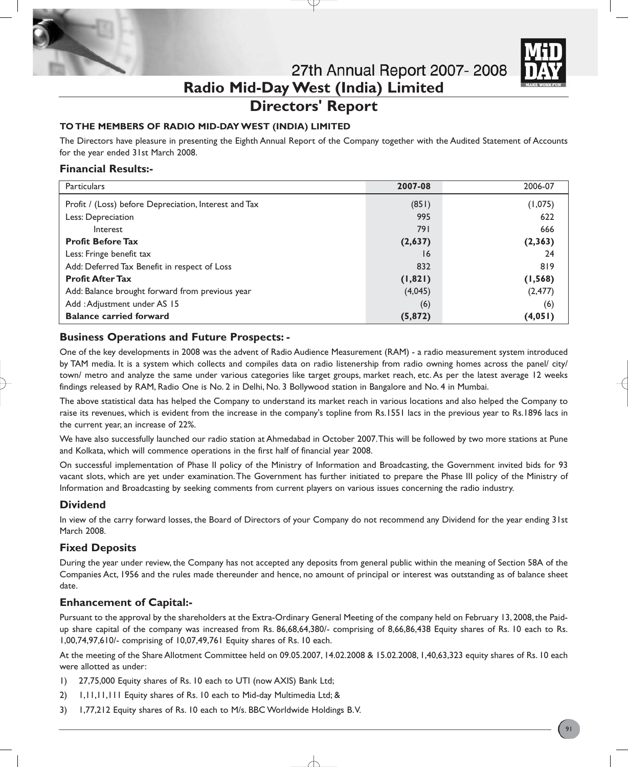# Radio Mid-Day West (India) Limited

## Directors' Report

**TO THE MEMBERS OF RADIO MID-DAY WEST (INDIA) LIMITED**

The Directors have pleasure in presenting the Eighth Annual Report of the Company together with the Audited Statement of Accounts for the year ended 31st March 2008.

### Financial Results:-

| Particulars | 2007-08 | 2006-07 |
|---|---|---|
| Profit / (Loss) before Depreciation, Interest and Tax | (851) | (1,075) |
| Less: Depreciation | 995 | 622 |
| Interest | 791 | 666 |
| **Profit Before Tax** | **(2,637)** | **(2,363)** |
| Less: Fringe benefit tax | 16 | 24 |
| Add: Deferred Tax Benefit in respect of Loss | 832 | 819 |
| **Profit After Tax** | **(1,821)** | **(1,568)** |
| Add: Balance brought forward from previous year | (4,045) | (2,477) |
| Add : Adjustment under AS 15 | (6) | (6) |
| **Balance carried forward** | **(5,872)** | **(4,051)** |

### Business Operations and Future Prospects: -

One of the key developments in 2008 was the advent of Radio Audience Measurement (RAM) - a radio measurement system introduced by TAM media. It is a system which collects and compiles data on radio listenership from radio owning homes across the panel/ city/ town/ metro and analyze the same under various categories like target groups, market reach, etc. As per the latest average 12 weeks findings released by RAM, Radio One is No. 2 in Delhi, No. 3 Bollywood station in Bangalore and No. 4 in Mumbai.

The above statistical data has helped the Company to understand its market reach in various locations and also helped the Company to raise its revenues, which is evident from the increase in the company's topline from Rs.1551 lacs in the previous year to Rs.1896 lacs in the current year, an increase of 22%.

We have also successfully launched our radio station at Ahmedabad in October 2007. This will be followed by two more stations at Pune and Kolkata, which will commence operations in the first half of financial year 2008.

On successful implementation of Phase II policy of the Ministry of Information and Broadcasting, the Government invited bids for 93 vacant slots, which are yet under examination. The Government has further initiated to prepare the Phase III policy of the Ministry of Information and Broadcasting by seeking comments from current players on various issues concerning the radio industry.

### Dividend

In view of the carry forward losses, the Board of Directors of your Company do not recommend any Dividend for the year ending 31st March 2008.

### Fixed Deposits

During the year under review, the Company has not accepted any deposits from general public within the meaning of Section 58A of the Companies Act, 1956 and the rules made thereunder and hence, no amount of principal or interest was outstanding as of balance sheet date.

### Enhancement of Capital:-

Pursuant to the approval by the shareholders at the Extra-Ordinary General Meeting of the company held on February 13, 2008, the Paid-up share capital of the company was increased from Rs. 86,68,64,380/- comprising of 8,66,86,438 Equity shares of Rs. 10 each to Rs. 1,00,74,97,610/- comprising of 10,07,49,761 Equity shares of Rs. 10 each.

At the meeting of the Share Allotment Committee held on 09.05.2007, 14.02.2008 & 15.02.2008, 1,40,63,323 equity shares of Rs. 10 each were allotted as under:

1) 27,75,000 Equity shares of Rs. 10 each to UTI (now AXIS) Bank Ltd;
2) 1,11,11,111 Equity shares of Rs. 10 each to Mid-day Multimedia Ltd; &
3) 1,77,212 Equity shares of Rs. 10 each to M/s. BBC Worldwide Holdings B.V.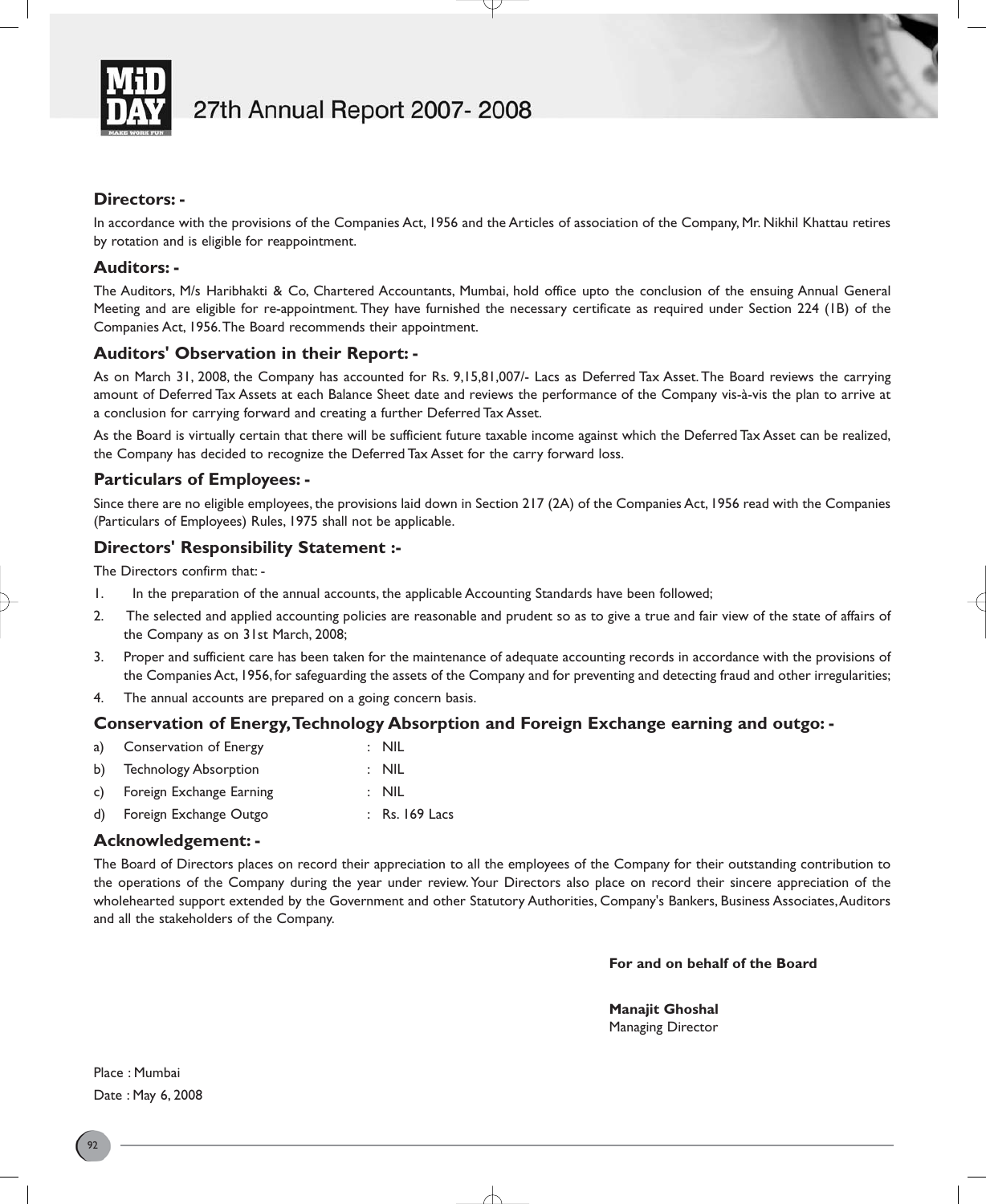### Directors: -

In accordance with the provisions of the Companies Act, 1956 and the Articles of association of the Company, Mr. Nikhil Khattau retires by rotation and is eligible for reappointment.

### Auditors: -

The Auditors, M/s Haribhakti & Co, Chartered Accountants, Mumbai, hold office upto the conclusion of the ensuing Annual General Meeting and are eligible for re-appointment. They have furnished the necessary certificate as required under Section 224 (1B) of the Companies Act, 1956. The Board recommends their appointment.

### Auditors' Observation in their Report: -

As on March 31, 2008, the Company has accounted for Rs. 9,15,81,007/- Lacs as Deferred Tax Asset. The Board reviews the carrying amount of Deferred Tax Assets at each Balance Sheet date and reviews the performance of the Company vis-à-vis the plan to arrive at a conclusion for carrying forward and creating a further Deferred Tax Asset.

As the Board is virtually certain that there will be sufficient future taxable income against which the Deferred Tax Asset can be realized, the Company has decided to recognize the Deferred Tax Asset for the carry forward loss.

### Particulars of Employees: -

Since there are no eligible employees, the provisions laid down in Section 217 (2A) of the Companies Act, 1956 read with the Companies (Particulars of Employees) Rules, 1975 shall not be applicable.

### Directors' Responsibility Statement :-

The Directors confirm that: -

1. In the preparation of the annual accounts, the applicable Accounting Standards have been followed;
2. The selected and applied accounting policies are reasonable and prudent so as to give a true and fair view of the state of affairs of the Company as on 31st March, 2008;
3. Proper and sufficient care has been taken for the maintenance of adequate accounting records in accordance with the provisions of the Companies Act, 1956, for safeguarding the assets of the Company and for preventing and detecting fraud and other irregularities;
4. The annual accounts are prepared on a going concern basis.

### Conservation of Energy, Technology Absorption and Foreign Exchange earning and outgo: -

a) Conservation of Energy : NIL

b) Technology Absorption : NIL

c) Foreign Exchange Earning : NIL

d) Foreign Exchange Outgo : Rs. 169 Lacs

### Acknowledgement: -

The Board of Directors places on record their appreciation to all the employees of the Company for their outstanding contribution to the operations of the Company during the year under review. Your Directors also place on record their sincere appreciation of the wholehearted support extended by the Government and other Statutory Authorities, Company's Bankers, Business Associates, Auditors and all the stakeholders of the Company.

**For and on behalf of the Board**

**Manajit Ghoshal**
Managing Director

Place : Mumbai
Date : May 6, 2008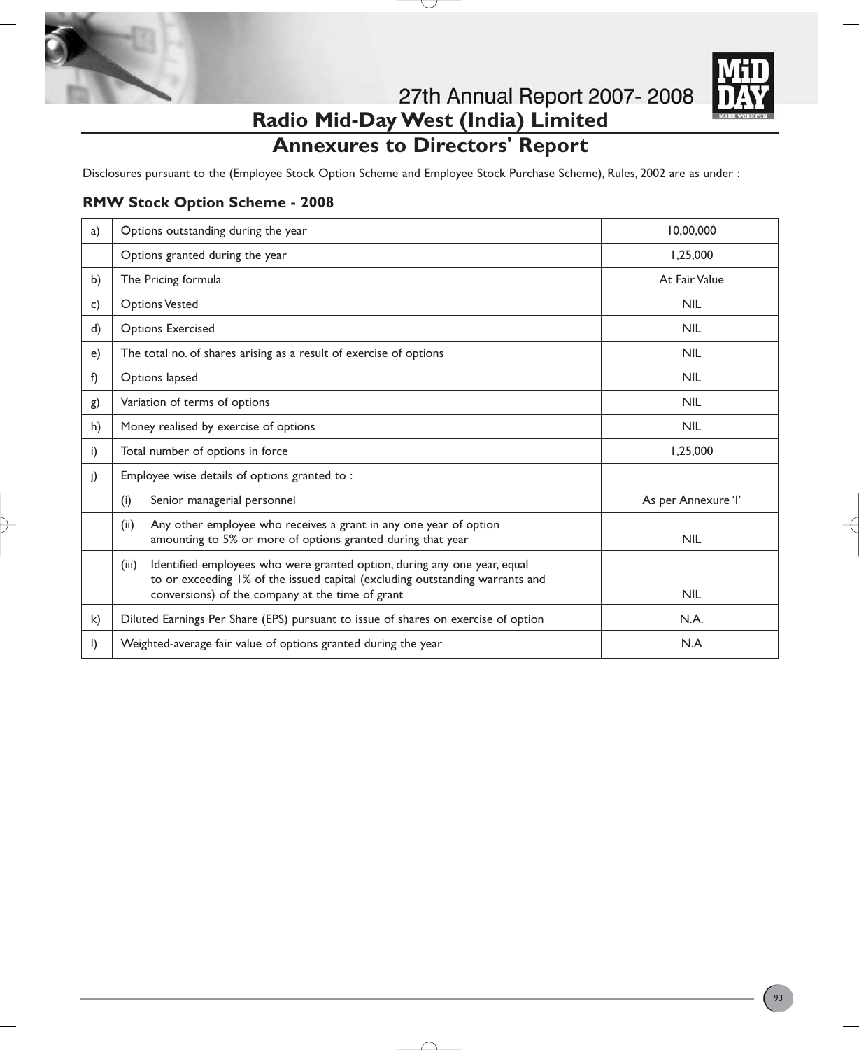# Radio Mid-Day West (India) Limited

## Annexures to Directors' Report

Disclosures pursuant to the (Employee Stock Option Scheme and Employee Stock Purchase Scheme), Rules, 2002 are as under :

### RMW Stock Option Scheme - 2008

| | | |
|---|---|---|
| a) | Options outstanding during the year | 10,00,000 |
| | Options granted during the year | 1,25,000 |
| b) | The Pricing formula | At Fair Value |
| c) | Options Vested | NIL |
| d) | Options Exercised | NIL |
| e) | The total no. of shares arising as a result of exercise of options | NIL |
| f) | Options lapsed | NIL |
| g) | Variation of terms of options | NIL |
| h) | Money realised by exercise of options | NIL |
| i) | Total number of options in force | 1,25,000 |
| j) | Employee wise details of options granted to : | |
| | (i) Senior managerial personnel | As per Annexure 'I' |
| | (ii) Any other employee who receives a grant in any one year of option amounting to 5% or more of options granted during that year | NIL |
| | (iii) Identified employees who were granted option, during any one year, equal to or exceeding 1% of the issued capital (excluding outstanding warrants and conversions) of the company at the time of grant | NIL |
| k) | Diluted Earnings Per Share (EPS) pursuant to issue of shares on exercise of option | N.A. |
| l) | Weighted-average fair value of options granted during the year | N.A |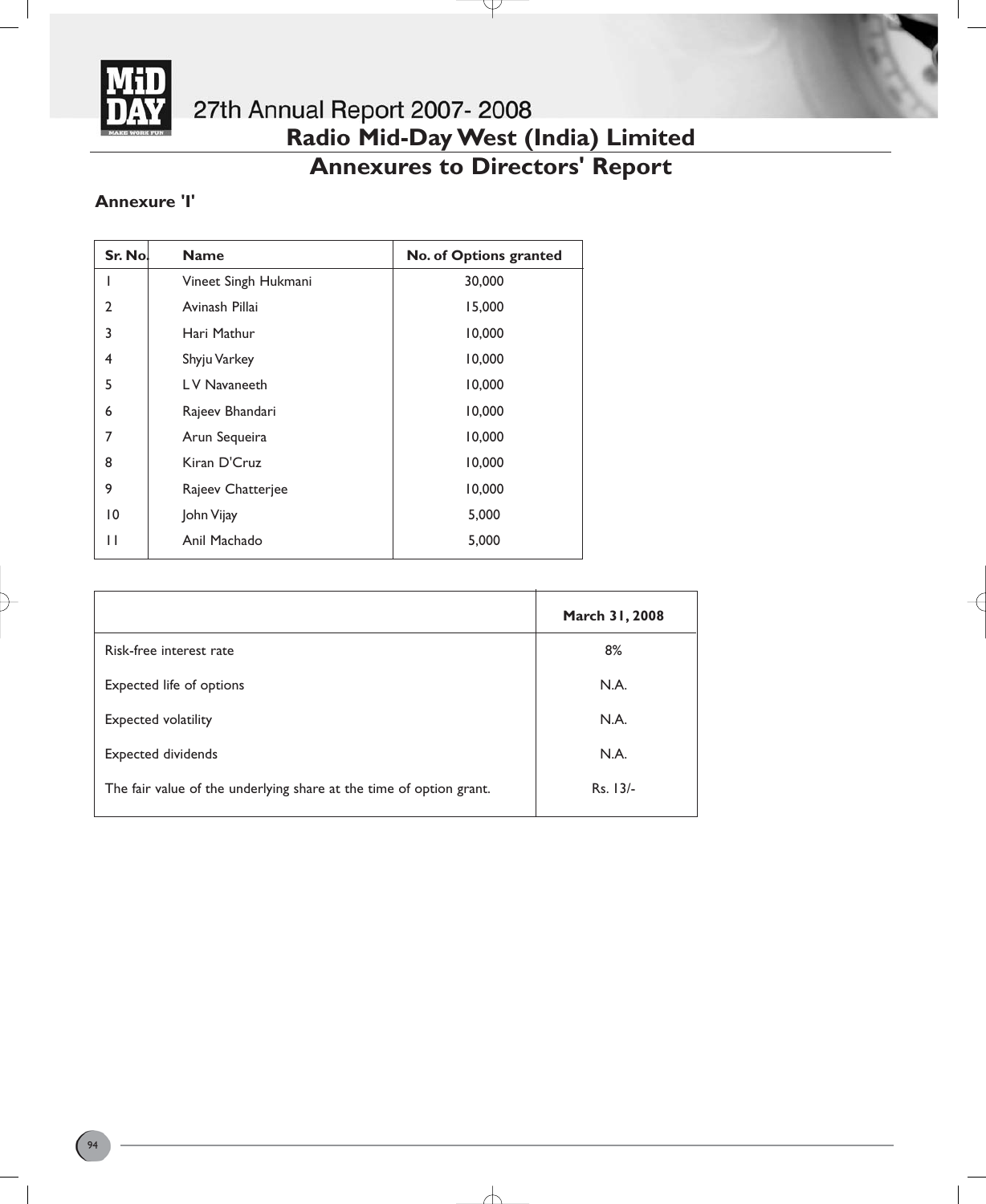# Radio Mid-Day West (India) Limited

## Annexures to Directors' Report

### Annexure 'I'

| Sr. No. | Name | No. of Options granted |
|---|---|---|
| 1 | Vineet Singh Hukmani | 30,000 |
| 2 | Avinash Pillai | 15,000 |
| 3 | Hari Mathur | 10,000 |
| 4 | Shyju Varkey | 10,000 |
| 5 | L V Navaneeth | 10,000 |
| 6 | Rajeev Bhandari | 10,000 |
| 7 | Arun Sequeira | 10,000 |
| 8 | Kiran D'Cruz | 10,000 |
| 9 | Rajeev Chatterjee | 10,000 |
| 10 | John Vijay | 5,000 |
| 11 | Anil Machado | 5,000 |

| | March 31, 2008 |
|---|---|
| Risk-free interest rate | 8% |
| Expected life of options | N.A. |
| Expected volatility | N.A. |
| Expected dividends | N.A. |
| The fair value of the underlying share at the time of option grant. | Rs. 13/- |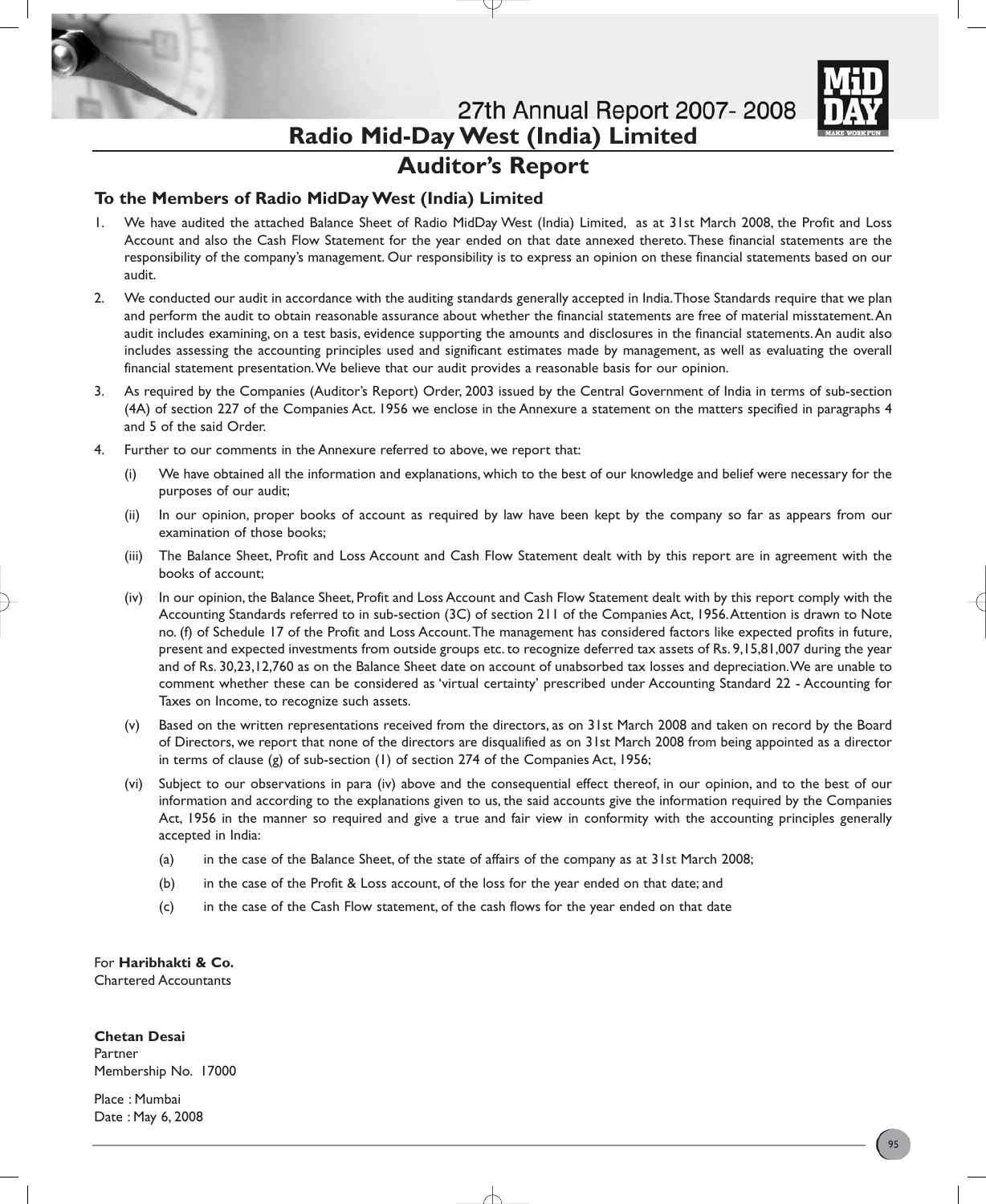# Radio Mid-Day West (India) Limited

## Auditor's Report

### To the Members of Radio MidDay West (India) Limited

1. We have audited the attached Balance Sheet of Radio MidDay West (India) Limited, as at 31st March 2008, the Profit and Loss Account and also the Cash Flow Statement for the year ended on that date annexed thereto. These financial statements are the responsibility of the company's management. Our responsibility is to express an opinion on these financial statements based on our audit.

2. We conducted our audit in accordance with the auditing standards generally accepted in India. Those Standards require that we plan and perform the audit to obtain reasonable assurance about whether the financial statements are free of material misstatement. An audit includes examining, on a test basis, evidence supporting the amounts and disclosures in the financial statements. An audit also includes assessing the accounting principles used and significant estimates made by management, as well as evaluating the overall financial statement presentation. We believe that our audit provides a reasonable basis for our opinion.

3. As required by the Companies (Auditor's Report) Order, 2003 issued by the Central Government of India in terms of sub-section (4A) of section 227 of the Companies Act. 1956 we enclose in the Annexure a statement on the matters specified in paragraphs 4 and 5 of the said Order.

4. Further to our comments in the Annexure referred to above, we report that:

   (i) We have obtained all the information and explanations, which to the best of our knowledge and belief were necessary for the purposes of our audit;

   (ii) In our opinion, proper books of account as required by law have been kept by the company so far as appears from our examination of those books;

   (iii) The Balance Sheet, Profit and Loss Account and Cash Flow Statement dealt with by this report are in agreement with the books of account;

   (iv) In our opinion, the Balance Sheet, Profit and Loss Account and Cash Flow Statement dealt with by this report comply with the Accounting Standards referred to in sub-section (3C) of section 211 of the Companies Act, 1956. Attention is drawn to Note no. (f) of Schedule 17 of the Profit and Loss Account. The management has considered factors like expected profits in future, present and expected investments from outside groups etc. to recognize deferred tax assets of Rs. 9,15,81,007 during the year and of Rs. 30,23,12,760 as on the Balance Sheet date on account of unabsorbed tax losses and depreciation. We are unable to comment whether these can be considered as 'virtual certainty' prescribed under Accounting Standard 22 - Accounting for Taxes on Income, to recognize such assets.

   (v) Based on the written representations received from the directors, as on 31st March 2008 and taken on record by the Board of Directors, we report that none of the directors are disqualified as on 31st March 2008 from being appointed as a director in terms of clause (g) of sub-section (1) of section 274 of the Companies Act, 1956;

   (vi) Subject to our observations in para (iv) above and the consequential effect thereof, in our opinion, and to the best of our information and according to the explanations given to us, the said accounts give the information required by the Companies Act, 1956 in the manner so required and give a true and fair view in conformity with the accounting principles generally accepted in India:

      (a) in the case of the Balance Sheet, of the state of affairs of the company as at 31st March 2008;

      (b) in the case of the Profit & Loss account, of the loss for the year ended on that date; and

      (c) in the case of the Cash Flow statement, of the cash flows for the year ended on that date

For **Haribhakti & Co.**
Chartered Accountants

**Chetan Desai**
Partner
Membership No. 17000

Place : Mumbai
Date : May 6, 2008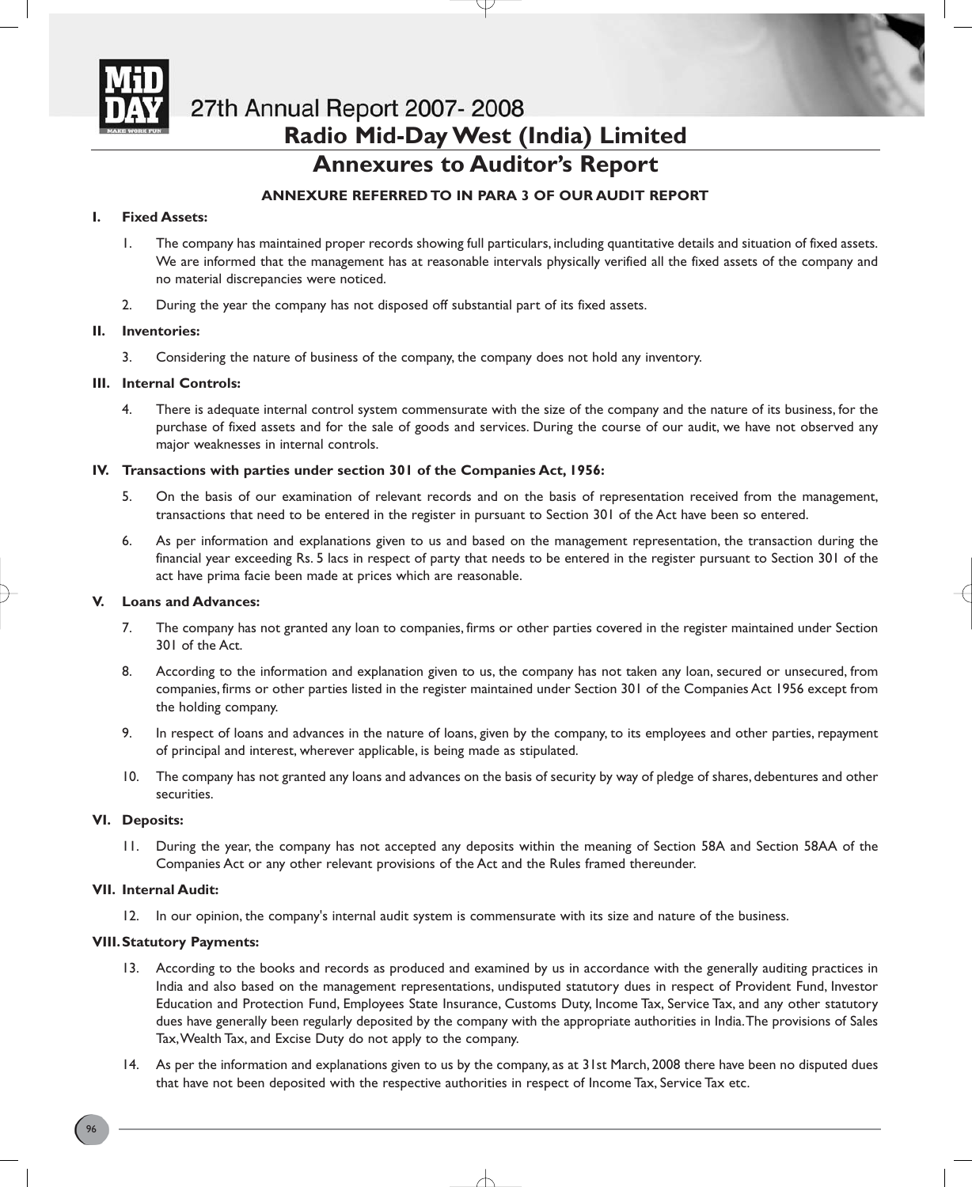# Radio Mid-Day West (India) Limited

## Annexures to Auditor's Report

**ANNEXURE REFERRED TO IN PARA 3 OF OUR AUDIT REPORT**

**I. Fixed Assets:**

1. The company has maintained proper records showing full particulars, including quantitative details and situation of fixed assets. We are informed that the management has at reasonable intervals physically verified all the fixed assets of the company and no material discrepancies were noticed.

2. During the year the company has not disposed off substantial part of its fixed assets.

**II. Inventories:**

3. Considering the nature of business of the company, the company does not hold any inventory.

**III. Internal Controls:**

4. There is adequate internal control system commensurate with the size of the company and the nature of its business, for the purchase of fixed assets and for the sale of goods and services. During the course of our audit, we have not observed any major weaknesses in internal controls.

**IV. Transactions with parties under section 301 of the Companies Act, 1956:**

5. On the basis of our examination of relevant records and on the basis of representation received from the management, transactions that need to be entered in the register in pursuant to Section 301 of the Act have been so entered.

6. As per information and explanations given to us and based on the management representation, the transaction during the financial year exceeding Rs. 5 lacs in respect of party that needs to be entered in the register pursuant to Section 301 of the act have prima facie been made at prices which are reasonable.

**V. Loans and Advances:**

7. The company has not granted any loan to companies, firms or other parties covered in the register maintained under Section 301 of the Act.

8. According to the information and explanation given to us, the company has not taken any loan, secured or unsecured, from companies, firms or other parties listed in the register maintained under Section 301 of the Companies Act 1956 except from the holding company.

9. In respect of loans and advances in the nature of loans, given by the company, to its employees and other parties, repayment of principal and interest, wherever applicable, is being made as stipulated.

10. The company has not granted any loans and advances on the basis of security by way of pledge of shares, debentures and other securities.

**VI. Deposits:**

11. During the year, the company has not accepted any deposits within the meaning of Section 58A and Section 58AA of the Companies Act or any other relevant provisions of the Act and the Rules framed thereunder.

**VII. Internal Audit:**

12. In our opinion, the company's internal audit system is commensurate with its size and nature of the business.

**VIII. Statutory Payments:**

13. According to the books and records as produced and examined by us in accordance with the generally auditing practices in India and also based on the management representations, undisputed statutory dues in respect of Provident Fund, Investor Education and Protection Fund, Employees State Insurance, Customs Duty, Income Tax, Service Tax, and any other statutory dues have generally been regularly deposited by the company with the appropriate authorities in India. The provisions of Sales Tax, Wealth Tax, and Excise Duty do not apply to the company.

14. As per the information and explanations given to us by the company, as at 31st March, 2008 there have been no disputed dues that have not been deposited with the respective authorities in respect of Income Tax, Service Tax etc.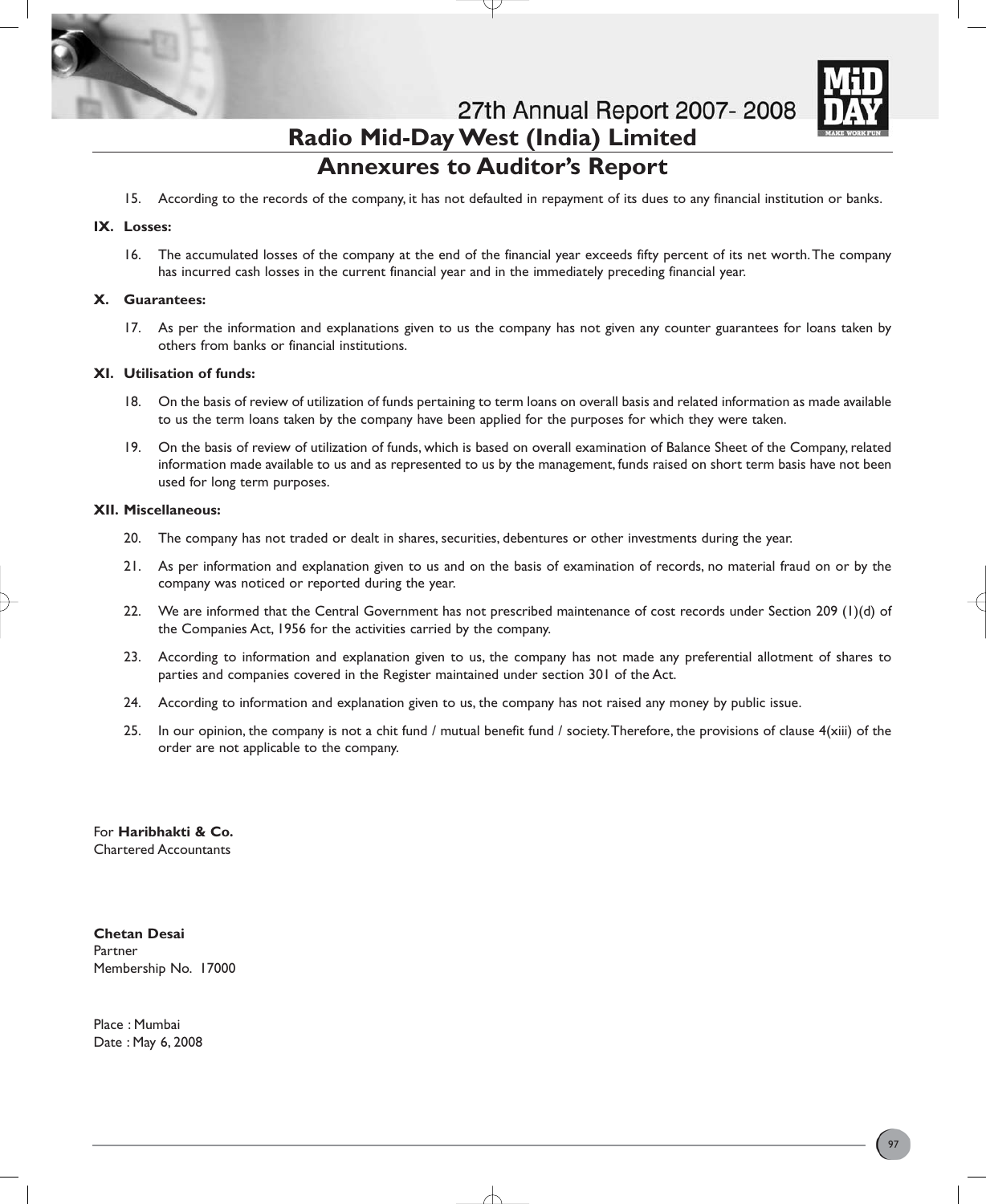# Radio Mid-Day West (India) Limited

## Annexures to Auditor's Report

15. According to the records of the company, it has not defaulted in repayment of its dues to any financial institution or banks.

**IX. Losses:**

16. The accumulated losses of the company at the end of the financial year exceeds fifty percent of its net worth. The company has incurred cash losses in the current financial year and in the immediately preceding financial year.

**X. Guarantees:**

17. As per the information and explanations given to us the company has not given any counter guarantees for loans taken by others from banks or financial institutions.

**XI. Utilisation of funds:**

18. On the basis of review of utilization of funds pertaining to term loans on overall basis and related information as made available to us the term loans taken by the company have been applied for the purposes for which they were taken.

19. On the basis of review of utilization of funds, which is based on overall examination of Balance Sheet of the Company, related information made available to us and as represented to us by the management, funds raised on short term basis have not been used for long term purposes.

**XII. Miscellaneous:**

20. The company has not traded or dealt in shares, securities, debentures or other investments during the year.

21. As per information and explanation given to us and on the basis of examination of records, no material fraud on or by the company was noticed or reported during the year.

22. We are informed that the Central Government has not prescribed maintenance of cost records under Section 209 (1)(d) of the Companies Act, 1956 for the activities carried by the company.

23. According to information and explanation given to us, the company has not made any preferential allotment of shares to parties and companies covered in the Register maintained under section 301 of the Act.

24. According to information and explanation given to us, the company has not raised any money by public issue.

25. In our opinion, the company is not a chit fund / mutual benefit fund / society. Therefore, the provisions of clause 4(xiii) of the order are not applicable to the company.

For **Haribhakti & Co.**
Chartered Accountants

**Chetan Desai**
Partner
Membership No. 17000

Place : Mumbai
Date : May 6, 2008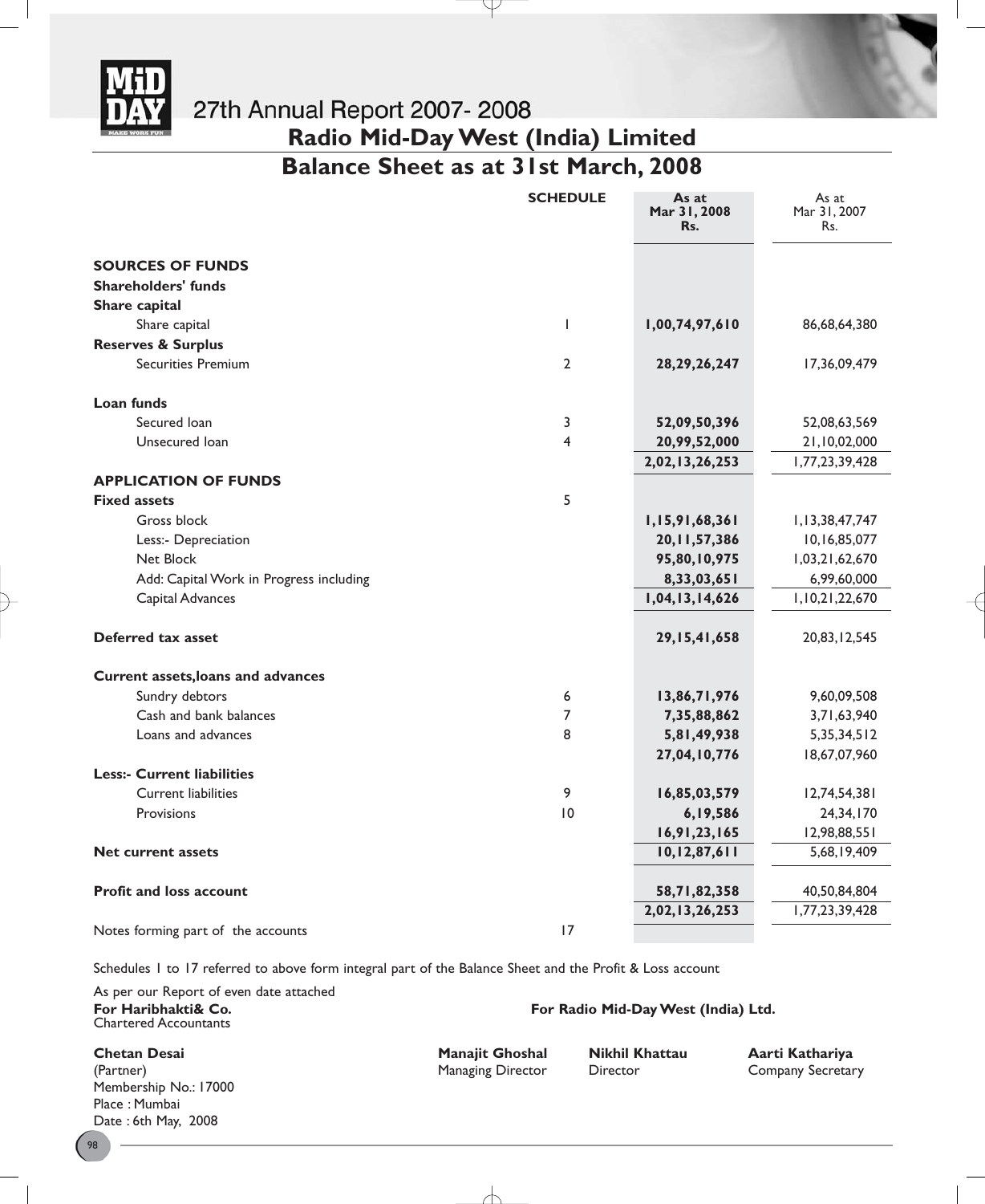# Radio Mid-Day West (India) Limited

## Balance Sheet as at 31st March, 2008

| | SCHEDULE | As at Mar 31, 2008 Rs. | As at Mar 31, 2007 Rs. |
|---|---|---|---|
| **SOURCES OF FUNDS** | | | |
| **Shareholders' funds** | | | |
| **Share capital** | | | |
| Share capital | 1 | **1,00,74,97,610** | 86,68,64,380 |
| **Reserves & Surplus** | | | |
| Securities Premium | 2 | **28,29,26,247** | 17,36,09,479 |
| **Loan funds** | | | |
| Secured loan | 3 | **52,09,50,396** | 52,08,63,569 |
| Unsecured loan | 4 | **20,99,52,000** | 21,10,02,000 |
| | | **2,02,13,26,253** | 1,77,23,39,428 |
| **APPLICATION OF FUNDS** | | | |
| **Fixed assets** | 5 | | |
| Gross block | | **1,15,91,68,361** | 1,13,38,47,747 |
| Less:- Depreciation | | **20,11,57,386** | 10,16,85,077 |
| Net Block | | **95,80,10,975** | 1,03,21,62,670 |
| Add: Capital Work in Progress including | | **8,33,03,651** | 6,99,60,000 |
| Capital Advances | | **1,04,13,14,626** | 1,10,21,22,670 |
| **Deferred tax asset** | | **29,15,41,658** | 20,83,12,545 |
| **Current assets,loans and advances** | | | |
| Sundry debtors | 6 | **13,86,71,976** | 9,60,09,508 |
| Cash and bank balances | 7 | **7,35,88,862** | 3,71,63,940 |
| Loans and advances | 8 | **5,81,49,938** | 5,35,34,512 |
| | | **27,04,10,776** | 18,67,07,960 |
| **Less:- Current liabilities** | | | |
| Current liabilities | 9 | **16,85,03,579** | 12,74,54,381 |
| Provisions | 10 | **6,19,586** | 24,34,170 |
| | | **16,91,23,165** | 12,98,88,551 |
| **Net current assets** | | **10,12,87,611** | 5,68,19,409 |
| **Profit and loss account** | | **58,71,82,358** | 40,50,84,804 |
| | | **2,02,13,26,253** | 1,77,23,39,428 |
| Notes forming part of the accounts | 17 | | |

Schedules 1 to 17 referred to above form integral part of the Balance Sheet and the Profit & Loss account

As per our Report of even date attached
**For Haribhakti& Co.**
Chartered Accountants

**Chetan Desai**
(Partner)
Membership No.: 17000
Place : Mumbai
Date : 6th May, 2008

**For Radio Mid-Day West (India) Ltd.**

**Manajit Ghoshal**
Managing Director

**Nikhil Khattau**
Director

**Aarti Kathariya**
Company Secretary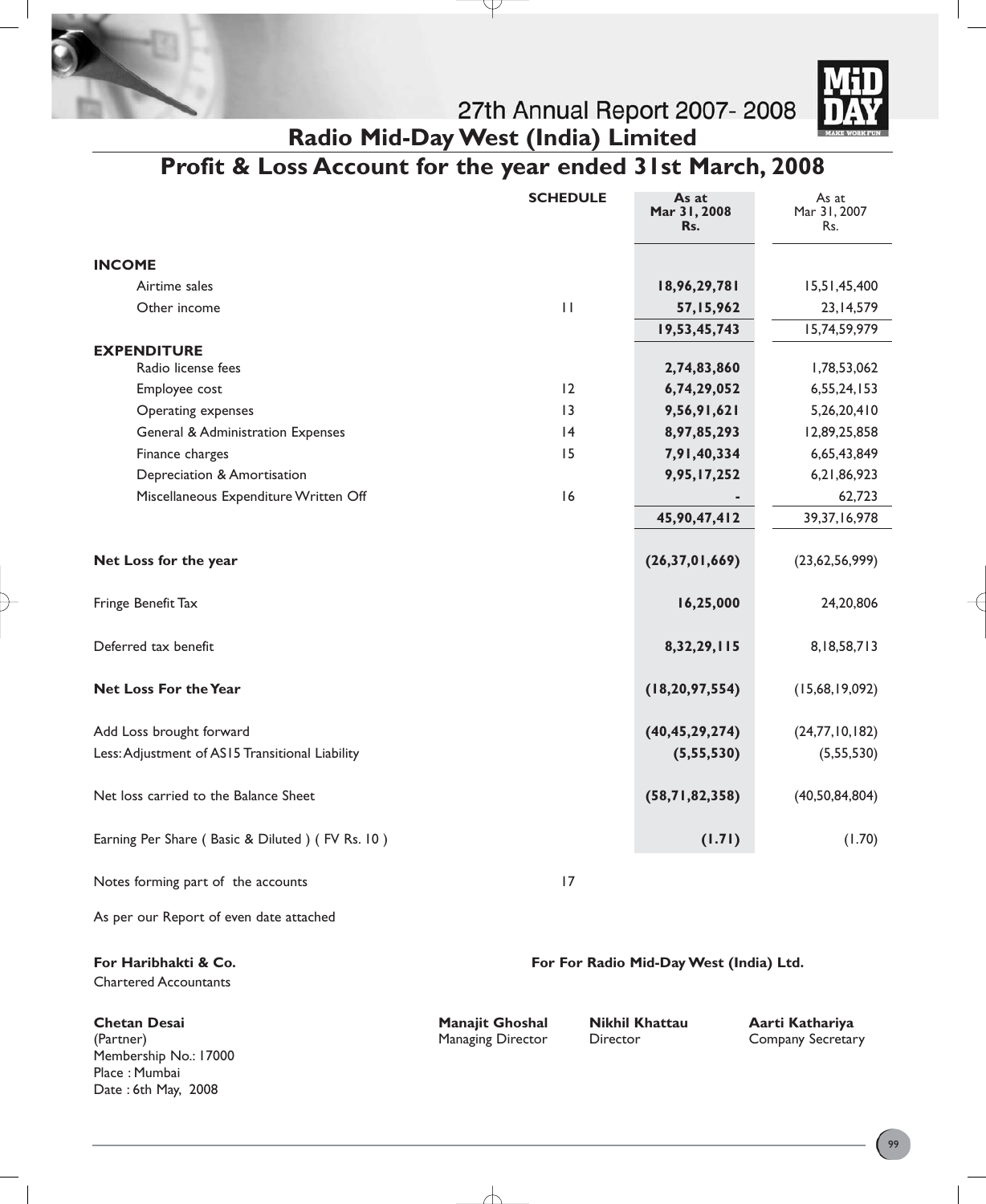# Radio Mid-Day West (India) Limited

## Profit & Loss Account for the year ended 31st March, 2008

| | SCHEDULE | As at Mar 31, 2008 Rs. | As at Mar 31, 2007 Rs. |
|---|---|---|---|
| **INCOME** | | | |
| Airtime sales | | **18,96,29,781** | 15,51,45,400 |
| Other income | 11 | **57,15,962** | 23,14,579 |
| | | **19,53,45,743** | 15,74,59,979 |
| **EXPENDITURE** | | | |
| Radio license fees | | **2,74,83,860** | 1,78,53,062 |
| Employee cost | 12 | **6,74,29,052** | 6,55,24,153 |
| Operating expenses | 13 | **9,56,91,621** | 5,26,20,410 |
| General & Administration Expenses | 14 | **8,97,85,293** | 12,89,25,858 |
| Finance charges | 15 | **7,91,40,334** | 6,65,43,849 |
| Depreciation & Amortisation | | **9,95,17,252** | 6,21,86,923 |
| Miscellaneous Expenditure Written Off | 16 | **-** | 62,723 |
| | | **45,90,47,412** | 39,37,16,978 |
| **Net Loss for the year** | | **(26,37,01,669)** | (23,62,56,999) |
| Fringe Benefit Tax | | **16,25,000** | 24,20,806 |
| Deferred tax benefit | | **8,32,29,115** | 8,18,58,713 |
| **Net Loss For the Year** | | **(18,20,97,554)** | (15,68,19,092) |
| Add Loss brought forward | | **(40,45,29,274)** | (24,77,10,182) |
| Less: Adjustment of AS15 Transitional Liability | | **(5,55,530)** | (5,55,530) |
| Net loss carried to the Balance Sheet | | **(58,71,82,358)** | (40,50,84,804) |
| Earning Per Share ( Basic & Diluted ) ( FV Rs. 10 ) | | **(1.71)** | (1.70) |
| Notes forming part of the accounts | 17 | | |

As per our Report of even date attached

**For Haribhakti & Co.**
Chartered Accountants

**Chetan Desai**
(Partner)
Membership No.: 17000
Place : Mumbai
Date : 6th May, 2008

**For For Radio Mid-Day West (India) Ltd.**

**Manajit Ghoshal**
Managing Director

**Nikhil Khattau**
Director

**Aarti Kathariya**
Company Secretary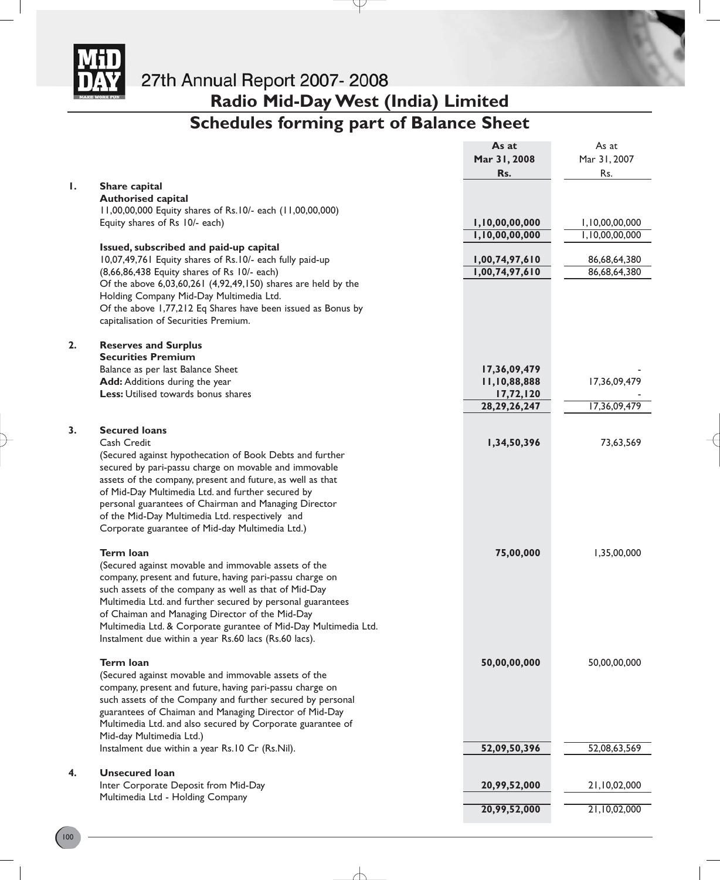# Radio Mid-Day West (India) Limited

## Schedules forming part of Balance Sheet

| | | As at Mar 31, 2008 Rs. | As at Mar 31, 2007 Rs. |
|---|---|---|---|
| **1.** | **Share capital** | | |
| | **Authorised capital** | | |
| | 11,00,00,000 Equity shares of Rs.10/- each (11,00,00,000) Equity shares of Rs 10/- each) | **1,10,00,00,000** | 1,10,00,00,000 |
| | | **1,10,00,00,000** | 1,10,00,00,000 |
| | **Issued, subscribed and paid-up capital** | | |
| | 10,07,49,761 Equity shares of Rs.10/- each fully paid-up | **1,00,74,97,610** | 86,68,64,380 |
| | (8,66,86,438 Equity shares of Rs 10/- each) | **1,00,74,97,610** | 86,68,64,380 |
| | Of the above 6,03,60,261 (4,92,49,150) shares are held by the Holding Company Mid-Day Multimedia Ltd. | | |
| | Of the above 1,77,212 Eq Shares have been issued as Bonus by capitalisation of Securities Premium. | | |
| **2.** | **Reserves and Surplus** | | |
| | **Securities Premium** | | |
| | Balance as per last Balance Sheet | **17,36,09,479** | - |
| | **Add:** Additions during the year | **11,10,88,888** | 17,36,09,479 |
| | **Less:** Utilised towards bonus shares | **17,72,120** | - |
| | | **28,29,26,247** | 17,36,09,479 |
| **3.** | **Secured loans** | | |
| | Cash Credit | **1,34,50,396** | 73,63,569 |
| | (Secured against hypothecation of Book Debts and further secured by pari-passu charge on movable and immovable assets of the company, present and future, as well as that of Mid-Day Multimedia Ltd. and further secured by personal guarantees of Chairman and Managing Director of the Mid-Day Multimedia Ltd. respectively and Corporate guarantee of Mid-day Multimedia Ltd.) | | |
| | **Term loan** | **75,00,000** | 1,35,00,000 |
| | (Secured against movable and immovable assets of the company, present and future, having pari-passu charge on such assets of the company as well as that of Mid-Day Multimedia Ltd. and further secured by personal guarantees of Chaiman and Managing Director of the Mid-Day Multimedia Ltd. & Corporate gurantee of Mid-Day Multimedia Ltd. Instalment due within a year Rs.60 lacs (Rs.60 lacs). | | |
| | **Term loan** | **50,00,00,000** | 50,00,00,000 |
| | (Secured against movable and immovable assets of the company, present and future, having pari-passu charge on such assets of the Company and further secured by personal guarantees of Chaiman and Managing Director of Mid-Day Multimedia Ltd. and also secured by Corporate guarantee of Mid-day Multimedia Ltd.) | | |
| | Instalment due within a year Rs.10 Cr (Rs.Nil). | **52,09,50,396** | 52,08,63,569 |
| **4.** | **Unsecured loan** | | |
| | Inter Corporate Deposit from Mid-Day Multimedia Ltd - Holding Company | **20,99,52,000** | 21,10,02,000 |
| | | **20,99,52,000** | 21,10,02,000 |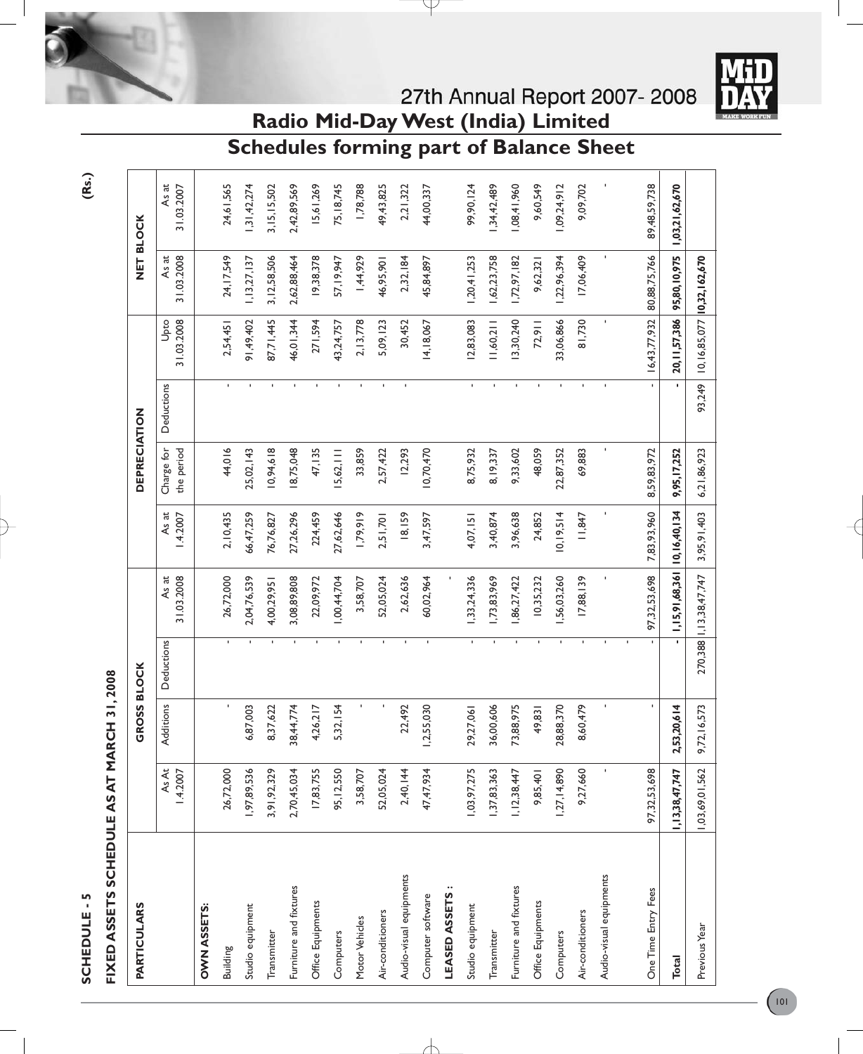# Radio Mid-Day West (India) Limited

## Schedules forming part of Balance Sheet

**SCHEDULE - 5**

**FIXED ASSETS SCHEDULE AS AT MARCH 31, 2008**

(Rs.)

| PARTICULARS | GROSS BLOCK | | | | DEPRECIATION | | | | NET BLOCK | |
|---|---|---|---|---|---|---|---|---|---|---|
| | As At 1.4.2007 | Additions | Deductions | As at 31.03.2008 | As at 1.4.2007 | Charge for the period | Deductions | Upto 31.03.2008 | As at 31.03.2008 | As at 31.03.2007 |
| **OWN ASSETS:** | | | | | | | | | | |
| Building | 26,72,000 | - | - | 26,72,000 | 2,10,435 | 44,016 | - | 2,54,451 | 24,17,549 | 24,61,565 |
| Studio equipment | 1,97,89,536 | 6,87,003 | - | 2,04,76,539 | 66,47,259 | 25,02,143 | - | 91,49,402 | 1,13,27,137 | 1,31,42,274 |
| Transmitter | 3,91,92,329 | 8,37,622 | - | 4,00,29,951 | 76,76,827 | 10,94,618 | - | 87,71,445 | 3,12,58,506 | 3,15,15,502 |
| Furniture and fixtures | 2,70,45,034 | 38,44,774 | - | 3,08,89,808 | 27,26,296 | 18,75,048 | - | 46,01,344 | 2,62,88,464 | 2,42,89,569 |
| Office Equipments | 17,83,755 | 4,26,217 | - | 22,09,972 | 224,459 | 47,135 | - | 271,594 | 19,38,378 | 15,61,269 |
| Computers | 95,12,550 | 5,32,154 | - | 1,00,44,704 | 27,62,646 | 15,62,111 | - | 43,24,757 | 57,19,947 | 75,18,745 |
| Motor Vehicles | 3,58,707 | - | - | 3,58,707 | 1,79,919 | 33,859 | - | 2,13,778 | 1,44,929 | 1,78,788 |
| Air-conditioners | 52,05,024 | - | - | 52,05,024 | 2,51,701 | 2,57,422 | - | 5,09,123 | 46,95,901 | 49,43,825 |
| Audio-visual equipments | 2,40,144 | 22,492 | - | 2,62,636 | 18,159 | 12,293 | - | 30,452 | 2,32,184 | 2,21,322 |
| Computer software | 47,47,934 | 12,55,030 | - | 60,02,964 | 3,47,597 | 10,70,470 | | 14,18,067 | 45,84,897 | 44,00,337 |
| **LEASED ASSETS :** | | | | - | | | | | | |
| Studio equipment | 1,03,97,275 | 29,27,061 | - | 1,33,24,336 | 4,07,151 | 8,75,932 | - | 12,83,083 | 1,20,41,253 | 99,90,124 |
| Transmitter | 1,37,83,363 | 36,00,606 | - | 1,73,83,969 | 3,40,874 | 8,19,337 | - | 11,60,211 | 1,62,23,758 | 1,34,42,489 |
| Furniture and fixtures | 1,12,38,447 | 73,88,975 | - | 1,86,27,422 | 3,96,638 | 9,33,602 | - | 13,30,240 | 1,72,97,182 | 1,08,41,960 |
| Office Equipments | 9,85,401 | 49,831 | - | 10,35,232 | 24,852 | 48,059 | - | 72,911 | 9,62,321 | 9,60,549 |
| Computers | 1,27,14,890 | 28,88,370 | - | 1,56,03,260 | 10,19,514 | 22,87,352 | - | 33,06,866 | 1,22,96,394 | 1,09,24,912 |
| Air-conditioners | 9,27,660 | 8,60,479 | - | 17,88,139 | 11,847 | 69,883 | - | 81,730 | 17,06,409 | 9,09,702 |
| Audio-visual equipments | - | - | - | - | - | - | - | - | - | - |
| One Time Entry Fees | 97,32,53,698 | - | - | 97,32,53,698 | 7,83,93,960 | 8,59,83,972 | - | 16,43,77,932 | 80,88,75,766 | 89,48,59,738 |
| **Total** | **1,13,38,47,747** | **2,53,20,614** | **-** | **1,15,91,68,361** | **10,16,40,134** | **9,95,17,252** | **-** | **20,11,57,386** | **95,80,10,975** | **1,03,21,62,670** |
| Previous Year | 1,03,69,01,562 | 9,72,16,573 | 270,388 | 1,13,38,47,747 | 3,95,91,403 | 6,21,86,923 | 93,249 | 10,16,85,077 | **10,32,162,670** | |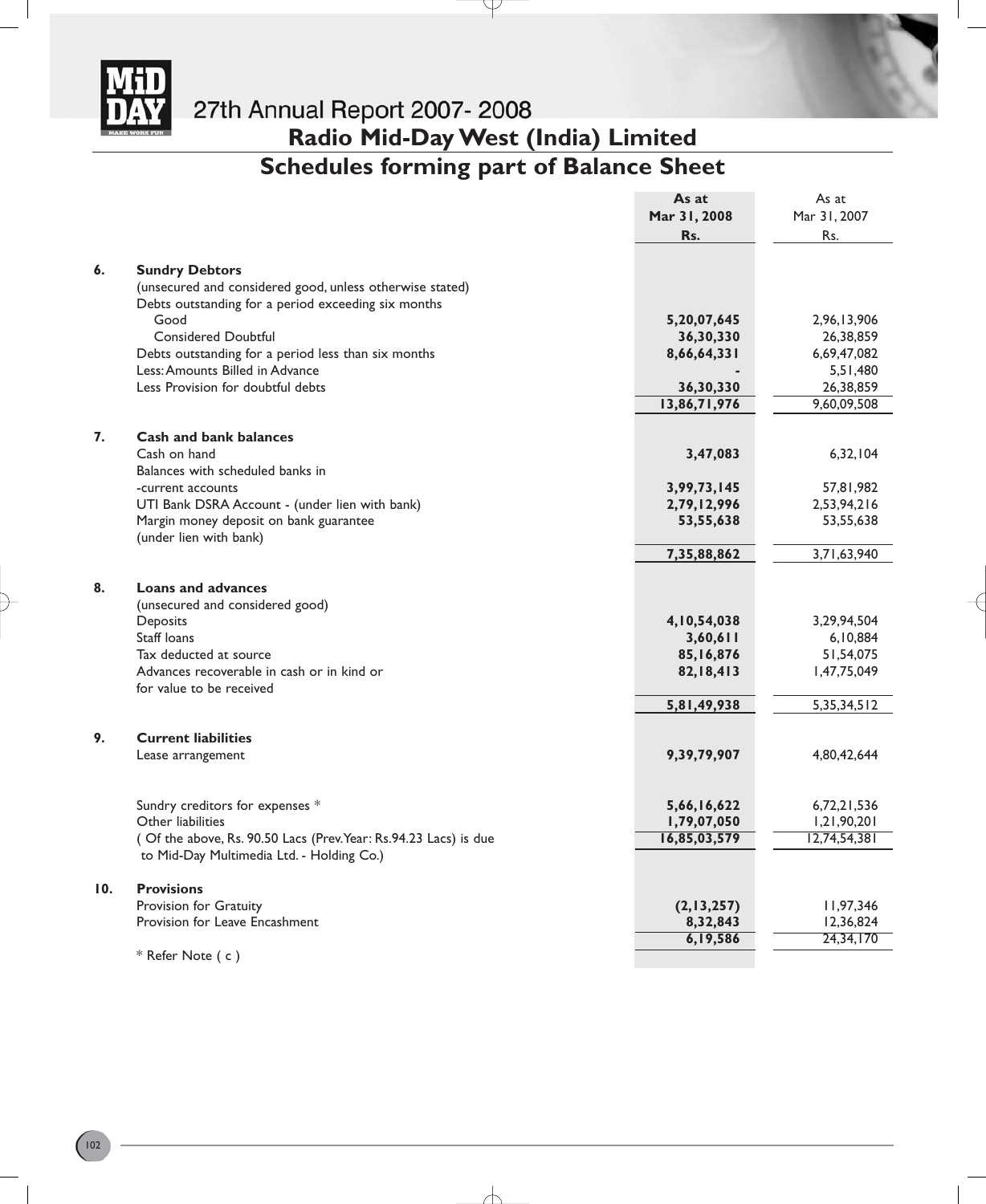# Radio Mid-Day West (India) Limited

## Schedules forming part of Balance Sheet

| | | As at Mar 31, 2008 Rs. | As at Mar 31, 2007 Rs. |
|---|---|---|---|
| **6.** | **Sundry Debtors** | | |
| | (unsecured and considered good, unless otherwise stated) | | |
| | Debts outstanding for a period exceeding six months | | |
| | Good | **5,20,07,645** | 2,96,13,906 |
| | Considered Doubtful | **36,30,330** | 26,38,859 |
| | Debts outstanding for a period less than six months | **8,66,64,331** | 6,69,47,082 |
| | Less: Amounts Billed in Advance | **-** | 5,51,480 |
| | Less Provision for doubtful debts | **36,30,330** | 26,38,859 |
| | | **13,86,71,976** | 9,60,09,508 |
| **7.** | **Cash and bank balances** | | |
| | Cash on hand | **3,47,083** | 6,32,104 |
| | Balances with scheduled banks in | | |
| | -current accounts | **3,99,73,145** | 57,81,982 |
| | UTI Bank DSRA Account - (under lien with bank) | **2,79,12,996** | 2,53,94,216 |
| | Margin money deposit on bank guarantee (under lien with bank) | **53,55,638** | 53,55,638 |
| | | **7,35,88,862** | 3,71,63,940 |
| **8.** | **Loans and advances** | | |
| | (unsecured and considered good) | | |
| | Deposits | **4,10,54,038** | 3,29,94,504 |
| | Staff loans | **3,60,611** | 6,10,884 |
| | Tax deducted at source | **85,16,876** | 51,54,075 |
| | Advances recoverable in cash or in kind or for value to be received | **82,18,413** | 1,47,75,049 |
| | | **5,81,49,938** | 5,35,34,512 |
| **9.** | **Current liabilities** | | |
| | Lease arrangement | **9,39,79,907** | 4,80,42,644 |
| | Sundry creditors for expenses * | **5,66,16,622** | 6,72,21,536 |
| | Other liabilities | **1,79,07,050** | 1,21,90,201 |
| | ( Of the above, Rs. 90.50 Lacs (Prev. Year: Rs.94.23 Lacs) is due to Mid-Day Multimedia Ltd. - Holding Co.) | **16,85,03,579** | 12,74,54,381 |
| **10.** | **Provisions** | | |
| | Provision for Gratuity | **(2,13,257)** | 11,97,346 |
| | Provision for Leave Encashment | **8,32,843** | 12,36,824 |
| | | **6,19,586** | 24,34,170 |

\* Refer Note ( c )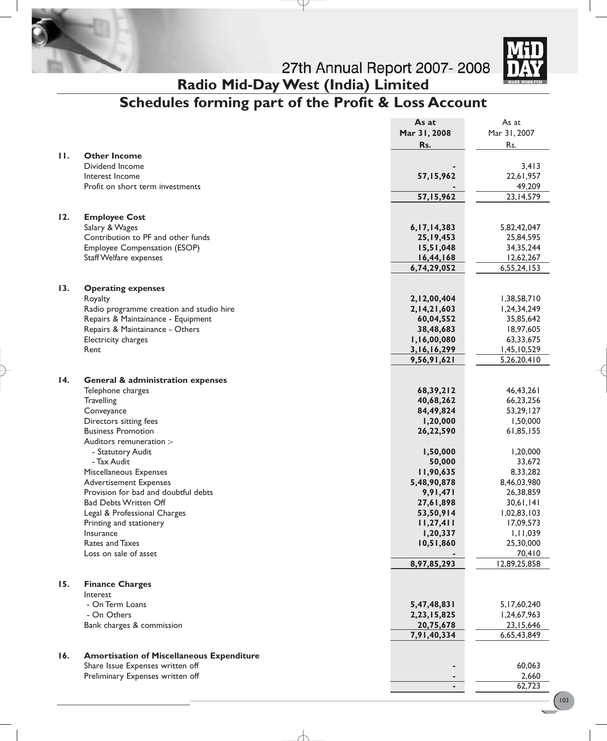# Radio Mid-Day West (India) Limited

## Schedules forming part of the Profit & Loss Account

| | | As at Mar 31, 2008 Rs. | As at Mar 31, 2007 Rs. |
|---|---|---|---|
| **11.** | **Other Income** | | |
| | Dividend Income | - | 3,413 |
| | Interest Income | 57,15,962 | 22,61,957 |
| | Profit on short term investments | - | 49,209 |
| | | **57,15,962** | 23,14,579 |
| **12.** | **Employee Cost** | | |
| | Salary & Wages | 6,17,14,383 | 5,82,42,047 |
| | Contribution to PF and other funds | 25,19,453 | 25,84,595 |
| | Employee Compensation (ESOP) | 15,51,048 | 34,35,244 |
| | Staff Welfare expenses | 16,44,168 | 12,62,267 |
| | | **6,74,29,052** | 6,55,24,153 |
| **13.** | **Operating expenses** | | |
| | Royalty | 2,12,00,404 | 1,38,58,710 |
| | Radio programme creation and studio hire | 2,14,21,603 | 1,24,34,249 |
| | Repairs & Maintainance - Equipment | 60,04,552 | 35,85,642 |
| | Repairs & Maintainance - Others | 38,48,683 | 18,97,605 |
| | Electricity charges | 1,16,00,080 | 63,33,675 |
| | Rent | 3,16,16,299 | 1,45,10,529 |
| | | **9,56,91,621** | 5,26,20,410 |
| **14.** | **General & administration expenses** | | |
| | Telephone charges | 68,39,212 | 46,43,261 |
| | Travelling | 40,68,262 | 66,23,256 |
| | Conveyance | 84,49,824 | 53,29,127 |
| | Directors sitting fees | 1,20,000 | 1,50,000 |
| | Business Promotion | 26,22,590 | 61,85,155 |
| | Auditors remuneration :- | | |
| | - Statutory Audit | 1,50,000 | 1,20,000 |
| | - Tax Audit | 50,000 | 33,672 |
| | Miscellaneous Expenses | 11,90,635 | 8,33,282 |
| | Advertisement Expenses | 5,48,90,878 | 8,46,03,980 |
| | Provision for bad and doubtful debts | 9,91,471 | 26,38,859 |
| | Bad Debts Written Off | 27,61,898 | 30,61,141 |
| | Legal & Professional Charges | 53,50,914 | 1,02,83,103 |
| | Printing and stationery | 11,27,411 | 17,09,573 |
| | Insurance | 1,20,337 | 1,11,039 |
| | Rates and Taxes | 10,51,860 | 25,30,000 |
| | Loss on sale of asset | - | 70,410 |
| | | **8,97,85,293** | 12,89,25,858 |
| **15.** | **Finance Charges** | | |
| | Interest | | |
| | - On Term Loans | 5,47,48,831 | 5,17,60,240 |
| | - On Others | 2,23,15,825 | 1,24,67,963 |
| | Bank charges & commission | 20,75,678 | 23,15,646 |
| | | **7,91,40,334** | 6,65,43,849 |
| **16.** | **Amortisation of Miscellaneous Expenditure** | | |
| | Share Issue Expenses written off | - | 60,063 |
| | Preliminary Expenses written off | - | 2,660 |
| | | - | 62,723 |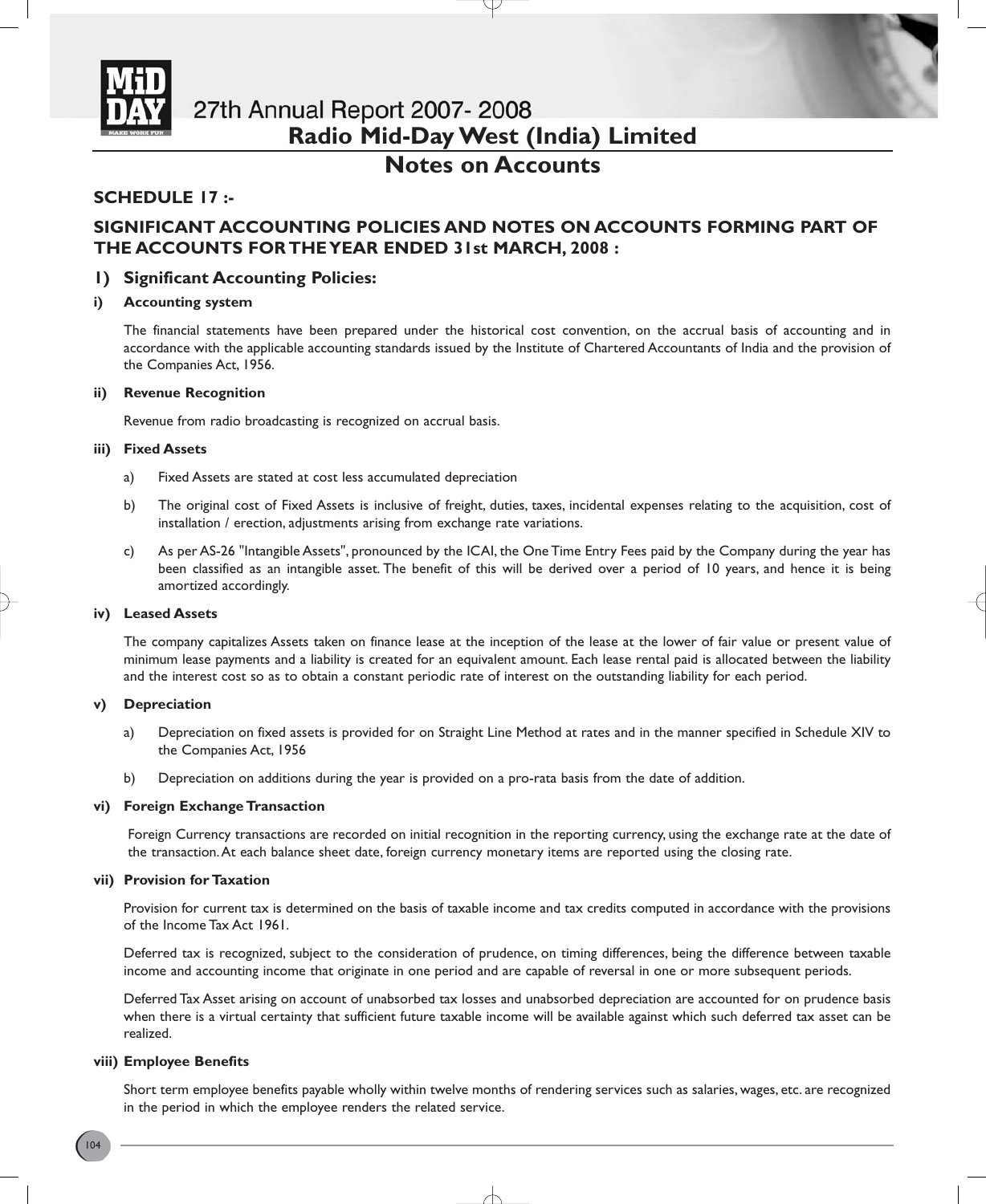# Radio Mid-Day West (India) Limited

## Notes on Accounts

### SCHEDULE 17 :-

### SIGNIFICANT ACCOUNTING POLICIES AND NOTES ON ACCOUNTS FORMING PART OF THE ACCOUNTS FOR THE YEAR ENDED 31st MARCH, 2008 :

### 1) Significant Accounting Policies:

**i) Accounting system**

The financial statements have been prepared under the historical cost convention, on the accrual basis of accounting and in accordance with the applicable accounting standards issued by the Institute of Chartered Accountants of India and the provision of the Companies Act, 1956.

**ii) Revenue Recognition**

Revenue from radio broadcasting is recognized on accrual basis.

**iii) Fixed Assets**

a) Fixed Assets are stated at cost less accumulated depreciation

b) The original cost of Fixed Assets is inclusive of freight, duties, taxes, incidental expenses relating to the acquisition, cost of installation / erection, adjustments arising from exchange rate variations.

c) As per AS-26 "Intangible Assets", pronounced by the ICAI, the One Time Entry Fees paid by the Company during the year has been classified as an intangible asset. The benefit of this will be derived over a period of 10 years, and hence it is being amortized accordingly.

**iv) Leased Assets**

The company capitalizes Assets taken on finance lease at the inception of the lease at the lower of fair value or present value of minimum lease payments and a liability is created for an equivalent amount. Each lease rental paid is allocated between the liability and the interest cost so as to obtain a constant periodic rate of interest on the outstanding liability for each period.

**v) Depreciation**

a) Depreciation on fixed assets is provided for on Straight Line Method at rates and in the manner specified in Schedule XIV to the Companies Act, 1956

b) Depreciation on additions during the year is provided on a pro-rata basis from the date of addition.

**vi) Foreign Exchange Transaction**

Foreign Currency transactions are recorded on initial recognition in the reporting currency, using the exchange rate at the date of the transaction. At each balance sheet date, foreign currency monetary items are reported using the closing rate.

**vii) Provision for Taxation**

Provision for current tax is determined on the basis of taxable income and tax credits computed in accordance with the provisions of the Income Tax Act 1961.

Deferred tax is recognized, subject to the consideration of prudence, on timing differences, being the difference between taxable income and accounting income that originate in one period and are capable of reversal in one or more subsequent periods.

Deferred Tax Asset arising on account of unabsorbed tax losses and unabsorbed depreciation are accounted for on prudence basis when there is a virtual certainty that sufficient future taxable income will be available against which such deferred tax asset can be realized.

**viii) Employee Benefits**

Short term employee benefits payable wholly within twelve months of rendering services such as salaries, wages, etc. are recognized in the period in which the employee renders the related service.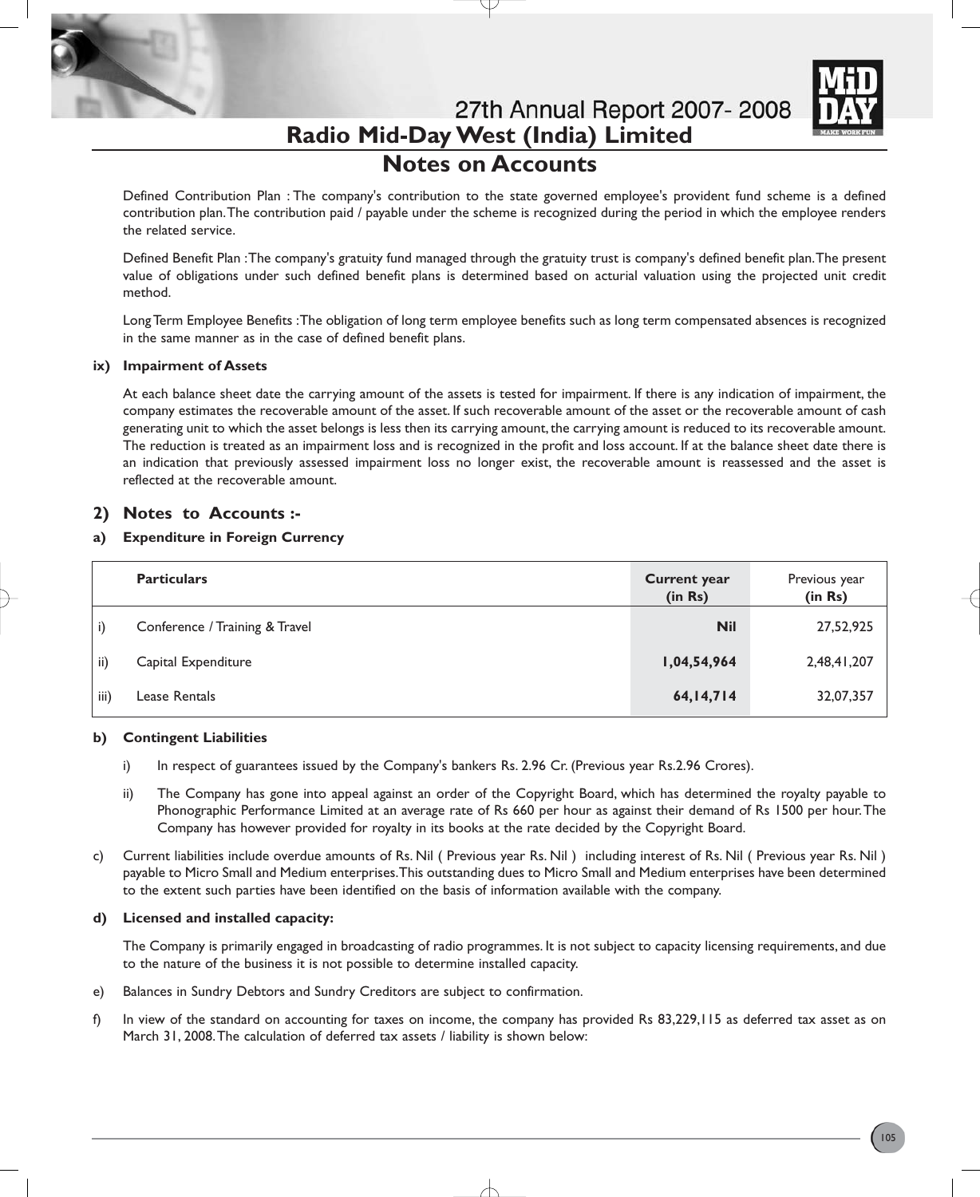# Radio Mid-Day West (India) Limited

## Notes on Accounts

Defined Contribution Plan : The company's contribution to the state governed employee's provident fund scheme is a defined contribution plan. The contribution paid / payable under the scheme is recognized during the period in which the employee renders the related service.

Defined Benefit Plan : The company's gratuity fund managed through the gratuity trust is company's defined benefit plan. The present value of obligations under such defined benefit plans is determined based on acturial valuation using the projected unit credit method.

Long Term Employee Benefits : The obligation of long term employee benefits such as long term compensated absences is recognized in the same manner as in the case of defined benefit plans.

**ix) Impairment of Assets**

At each balance sheet date the carrying amount of the assets is tested for impairment. If there is any indication of impairment, the company estimates the recoverable amount of the asset. If such recoverable amount of the asset or the recoverable amount of cash generating unit to which the asset belongs is less then its carrying amount, the carrying amount is reduced to its recoverable amount. The reduction is treated as an impairment loss and is recognized in the profit and loss account. If at the balance sheet date there is an indication that previously assessed impairment loss no longer exist, the recoverable amount is reassessed and the asset is reflected at the recoverable amount.

## 2) Notes to Accounts :-

**a) Expenditure in Foreign Currency**

| | Particulars | Current year (in Rs) | Previous year (in Rs) |
|---|---|---|---|
| i) | Conference / Training & Travel | **Nil** | 27,52,925 |
| ii) | Capital Expenditure | **1,04,54,964** | 2,48,41,207 |
| iii) | Lease Rentals | **64,14,714** | 32,07,357 |

**b) Contingent Liabilities**

i) In respect of guarantees issued by the Company's bankers Rs. 2.96 Cr. (Previous year Rs.2.96 Crores).

ii) The Company has gone into appeal against an order of the Copyright Board, which has determined the royalty payable to Phonographic Performance Limited at an average rate of Rs 660 per hour as against their demand of Rs 1500 per hour. The Company has however provided for royalty in its books at the rate decided by the Copyright Board.

c) Current liabilities include overdue amounts of Rs. Nil ( Previous year Rs. Nil ) including interest of Rs. Nil ( Previous year Rs. Nil ) payable to Micro Small and Medium enterprises. This outstanding dues to Micro Small and Medium enterprises have been determined to the extent such parties have been identified on the basis of information available with the company.

**d) Licensed and installed capacity:**

The Company is primarily engaged in broadcasting of radio programmes. It is not subject to capacity licensing requirements, and due to the nature of the business it is not possible to determine installed capacity.

e) Balances in Sundry Debtors and Sundry Creditors are subject to confirmation.

f) In view of the standard on accounting for taxes on income, the company has provided Rs 83,229,115 as deferred tax asset as on March 31, 2008. The calculation of deferred tax assets / liability is shown below: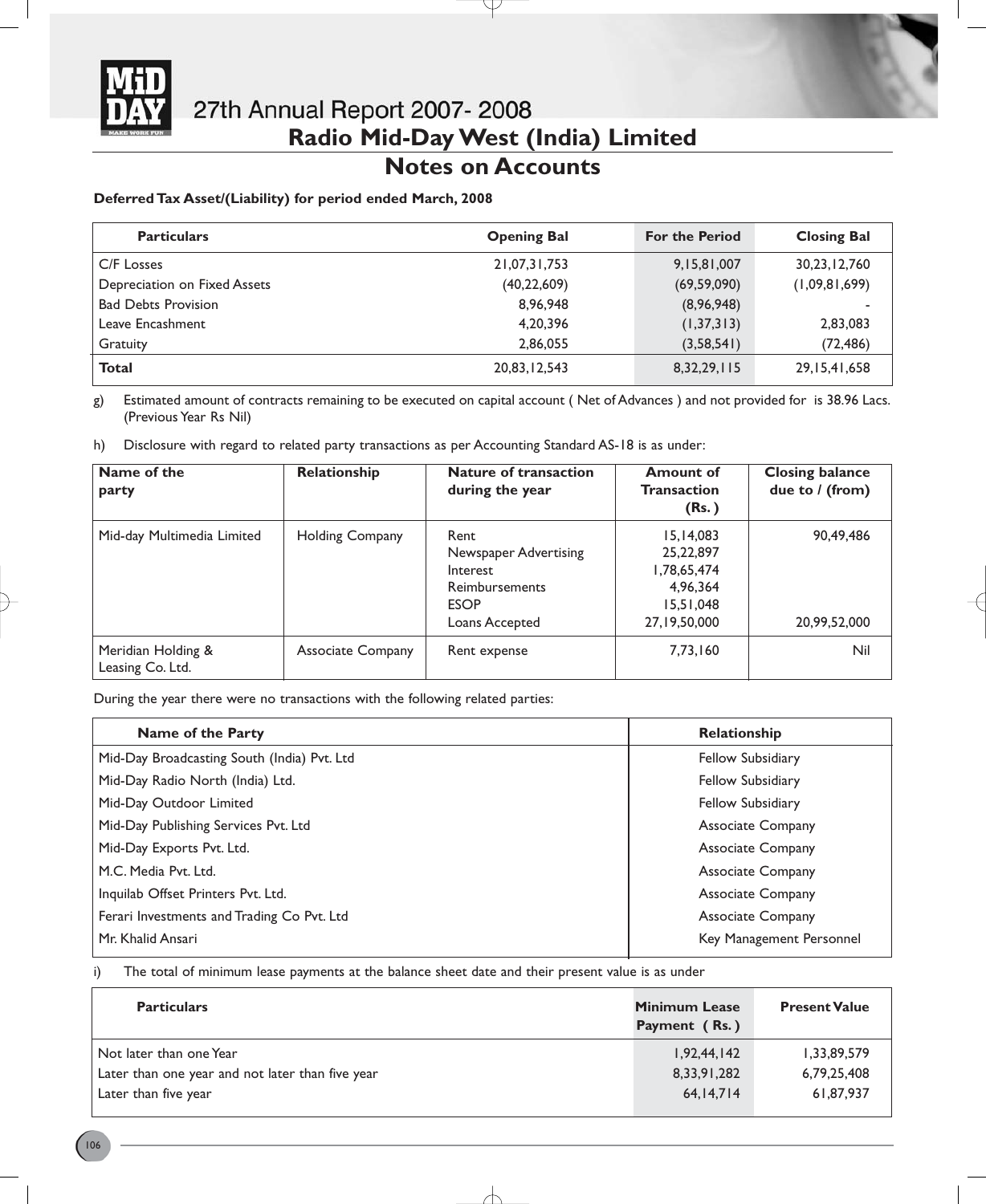# Radio Mid-Day West (India) Limited

## Notes on Accounts

**Deferred Tax Asset/(Liability) for period ended March, 2008**

| Particulars | Opening Bal | For the Period | Closing Bal |
|---|---|---|---|
| C/F Losses | 21,07,31,753 | 9,15,81,007 | 30,23,12,760 |
| Depreciation on Fixed Assets | (40,22,609) | (69,59,090) | (1,09,81,699) |
| Bad Debts Provision | 8,96,948 | (8,96,948) | - |
| Leave Encashment | 4,20,396 | (1,37,313) | 2,83,083 |
| Gratuity | 2,86,055 | (3,58,541) | (72,486) |
| **Total** | 20,83,12,543 | 8,32,29,115 | 29,15,41,658 |

g) Estimated amount of contracts remaining to be executed on capital account ( Net of Advances ) and not provided for is 38.96 Lacs. (Previous Year Rs Nil)

h) Disclosure with regard to related party transactions as per Accounting Standard AS-18 is as under:

| Name of the party | Relationship | Nature of transaction during the year | Amount of Transaction (Rs. ) | Closing balance due to / (from) |
|---|---|---|---|---|
| Mid-day Multimedia Limited | Holding Company | Rent | 15,14,083 | 90,49,486 |
| | | Newspaper Advertising | 25,22,897 | |
| | | Interest | 1,78,65,474 | |
| | | Reimbursements | 4,96,364 | |
| | | ESOP | 15,51,048 | |
| | | Loans Accepted | 27,19,50,000 | 20,99,52,000 |
| Meridian Holding & Leasing Co. Ltd. | Associate Company | Rent expense | 7,73,160 | Nil |

During the year there were no transactions with the following related parties:

| Name of the Party | Relationship |
|---|---|
| Mid-Day Broadcasting South (India) Pvt. Ltd | Fellow Subsidiary |
| Mid-Day Radio North (India) Ltd. | Fellow Subsidiary |
| Mid-Day Outdoor Limited | Fellow Subsidiary |
| Mid-Day Publishing Services Pvt. Ltd | Associate Company |
| Mid-Day Exports Pvt. Ltd. | Associate Company |
| M.C. Media Pvt. Ltd. | Associate Company |
| Inquilab Offset Printers Pvt. Ltd. | Associate Company |
| Ferari Investments and Trading Co Pvt. Ltd | Associate Company |
| Mr. Khalid Ansari | Key Management Personnel |

i) The total of minimum lease payments at the balance sheet date and their present value is as under

| Particulars | Minimum Lease Payment ( Rs. ) | Present Value |
|---|---|---|
| Not later than one Year | 1,92,44,142 | 1,33,89,579 |
| Later than one year and not later than five year | 8,33,91,282 | 6,79,25,408 |
| Later than five year | 64,14,714 | 61,87,937 |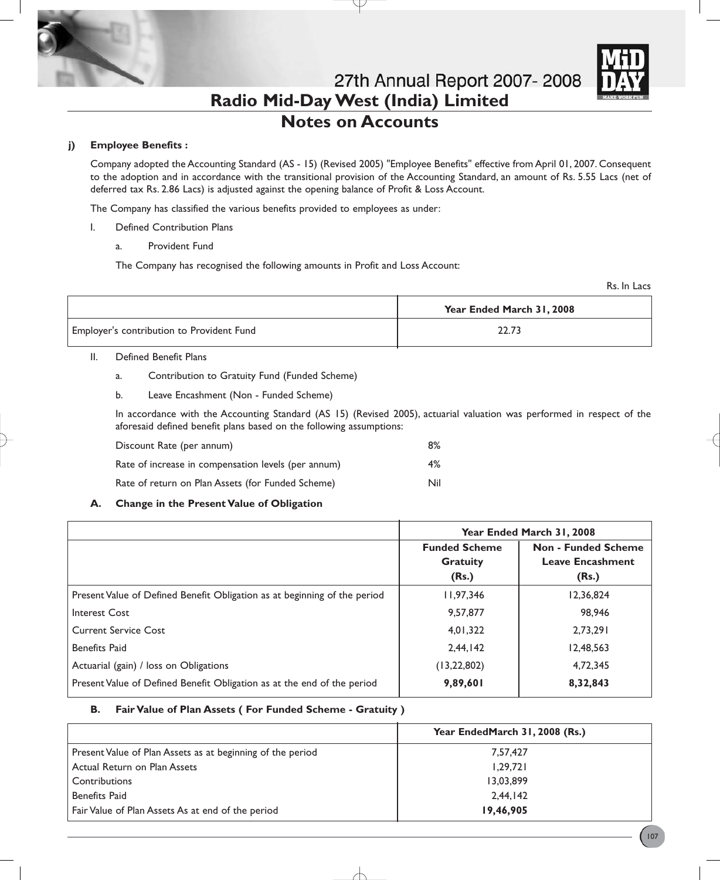# Radio Mid-Day West (India) Limited

## Notes on Accounts

### j) Employee Benefits :

Company adopted the Accounting Standard (AS - 15) (Revised 2005) "Employee Benefits" effective from April 01, 2007. Consequent to the adoption and in accordance with the transitional provision of the Accounting Standard, an amount of Rs. 5.55 Lacs (net of deferred tax Rs. 2.86 Lacs) is adjusted against the opening balance of Profit & Loss Account.

The Company has classified the various benefits provided to employees as under:

I. Defined Contribution Plans

   a. Provident Fund

   The Company has recognised the following amounts in Profit and Loss Account:

Rs. In Lacs

| | Year Ended March 31, 2008 |
|---|---|
| Employer's contribution to Provident Fund | 22.73 |

II. Defined Benefit Plans

   a. Contribution to Gratuity Fund (Funded Scheme)

   b. Leave Encashment (Non - Funded Scheme)

   In accordance with the Accounting Standard (AS 15) (Revised 2005), actuarial valuation was performed in respect of the aforesaid defined benefit plans based on the following assumptions:

| | |
|---|---|
| Discount Rate (per annum) | 8% |
| Rate of increase in compensation levels (per annum) | 4% |
| Rate of return on Plan Assets (for Funded Scheme) | Nil |

#### A. Change in the Present Value of Obligation

| | Year Ended March 31, 2008 | |
|---|---|---|
| | **Funded Scheme Gratuity (Rs.)** | **Non - Funded Scheme Leave Encashment (Rs.)** |
| Present Value of Defined Benefit Obligation as at beginning of the period | 11,97,346 | 12,36,824 |
| Interest Cost | 9,57,877 | 98,946 |
| Current Service Cost | 4,01,322 | 2,73,291 |
| Benefits Paid | 2,44,142 | 12,48,563 |
| Actuarial (gain) / loss on Obligations | (13,22,802) | 4,72,345 |
| Present Value of Defined Benefit Obligation as at the end of the period | **9,89,601** | **8,32,843** |

#### B. Fair Value of Plan Assets ( For Funded Scheme - Gratuity )

| | Year EndedMarch 31, 2008 (Rs.) |
|---|---|
| Present Value of Plan Assets as at beginning of the period | 7,57,427 |
| Actual Return on Plan Assets | 1,29,721 |
| Contributions | 13,03,899 |
| Benefits Paid | 2,44,142 |
| Fair Value of Plan Assets As at end of the period | **19,46,905** |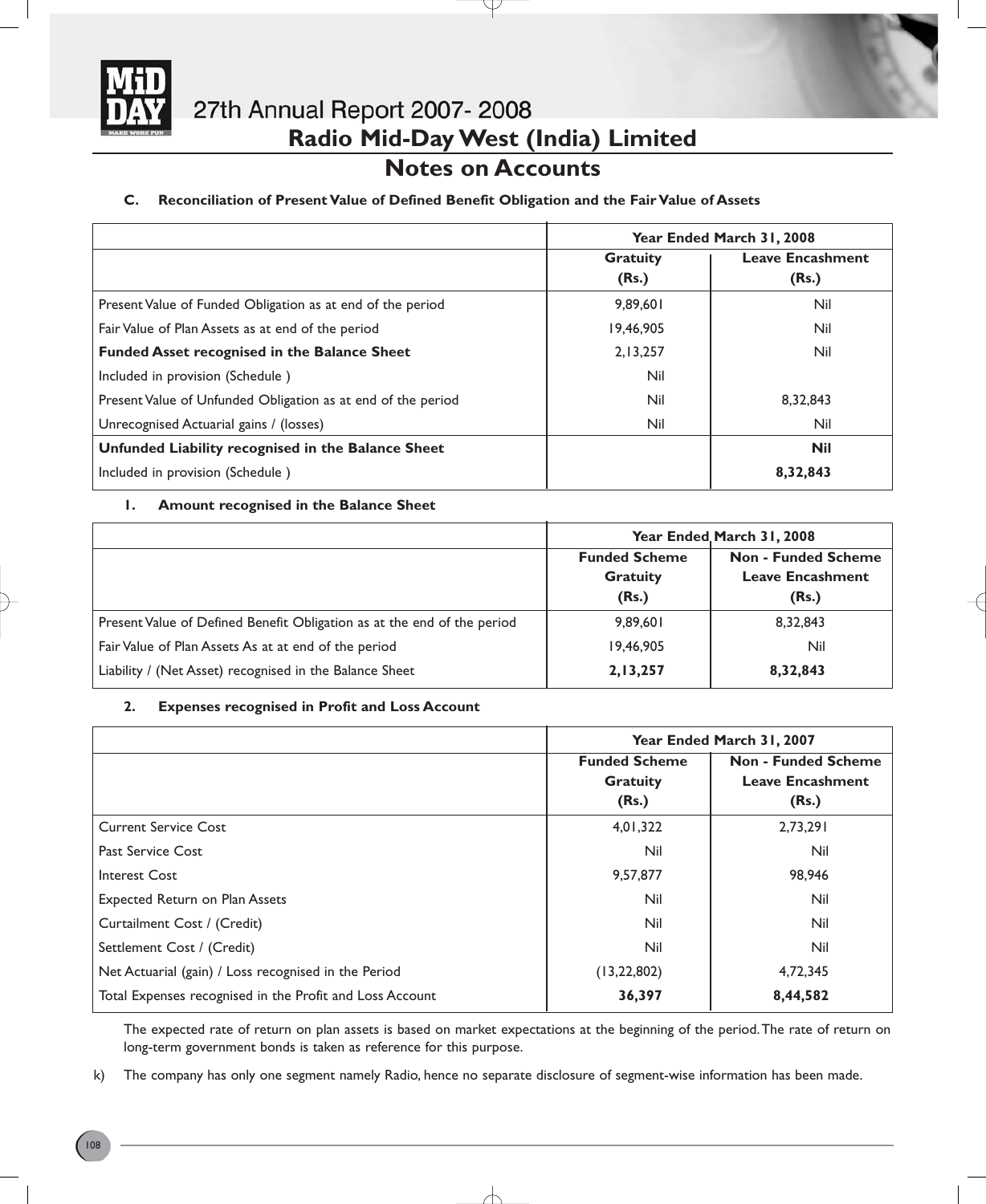## Radio Mid-Day West (India) Limited

## Notes on Accounts

**C. Reconciliation of Present Value of Defined Benefit Obligation and the Fair Value of Assets**

| | Year Ended March 31, 2008 | |
|---|---|---|
| | **Gratuity (Rs.)** | **Leave Encashment (Rs.)** |
| Present Value of Funded Obligation as at end of the period | 9,89,601 | Nil |
| Fair Value of Plan Assets as at end of the period | 19,46,905 | Nil |
| **Funded Asset recognised in the Balance Sheet** | 2,13,257 | Nil |
| Included in provision (Schedule ) | Nil | |
| Present Value of Unfunded Obligation as at end of the period | Nil | 8,32,843 |
| Unrecognised Actuarial gains / (losses) | Nil | Nil |
| **Unfunded Liability recognised in the Balance Sheet** | | **Nil** |
| Included in provision (Schedule ) | | **8,32,843** |

**1. Amount recognised in the Balance Sheet**

| | Year Ended March 31, 2008 | |
|---|---|---|
| | **Funded Scheme Gratuity (Rs.)** | **Non - Funded Scheme Leave Encashment (Rs.)** |
| Present Value of Defined Benefit Obligation as at the end of the period | 9,89,601 | 8,32,843 |
| Fair Value of Plan Assets As at at end of the period | 19,46,905 | Nil |
| Liability / (Net Asset) recognised in the Balance Sheet | **2,13,257** | **8,32,843** |

**2. Expenses recognised in Profit and Loss Account**

| | Year Ended March 31, 2007 | |
|---|---|---|
| | **Funded Scheme Gratuity (Rs.)** | **Non - Funded Scheme Leave Encashment (Rs.)** |
| Current Service Cost | 4,01,322 | 2,73,291 |
| Past Service Cost | Nil | Nil |
| Interest Cost | 9,57,877 | 98,946 |
| Expected Return on Plan Assets | Nil | Nil |
| Curtailment Cost / (Credit) | Nil | Nil |
| Settlement Cost / (Credit) | Nil | Nil |
| Net Actuarial (gain) / Loss recognised in the Period | (13,22,802) | 4,72,345 |
| Total Expenses recognised in the Profit and Loss Account | **36,397** | **8,44,582** |

The expected rate of return on plan assets is based on market expectations at the beginning of the period. The rate of return on long-term government bonds is taken as reference for this purpose.

k) The company has only one segment namely Radio, hence no separate disclosure of segment-wise information has been made.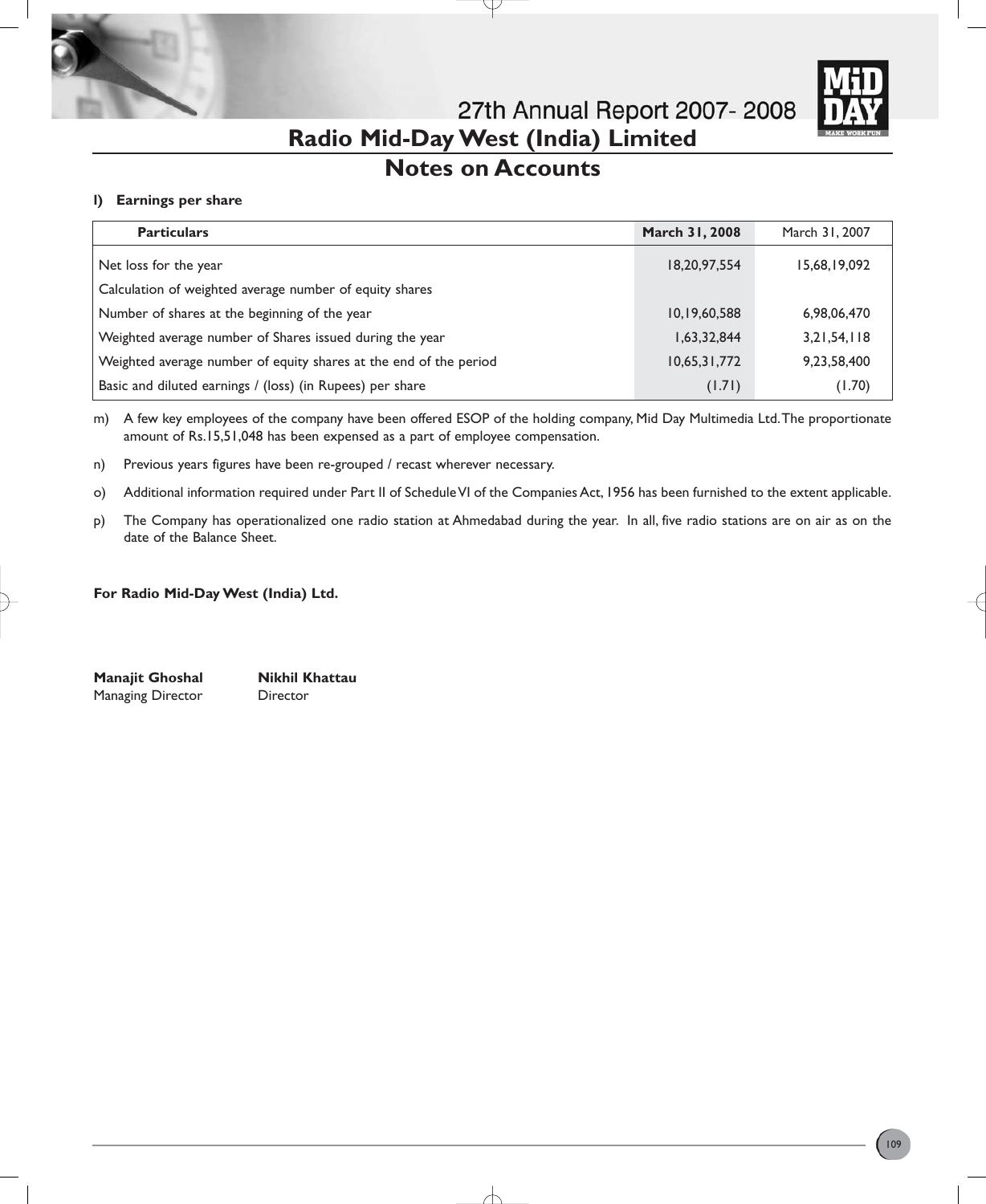# Radio Mid-Day West (India) Limited

## Notes on Accounts

**l) Earnings per share**

| Particulars | March 31, 2008 | March 31, 2007 |
|---|---|---|
| Net loss for the year | 18,20,97,554 | 15,68,19,092 |
| Calculation of weighted average number of equity shares | | |
| Number of shares at the beginning of the year | 10,19,60,588 | 6,98,06,470 |
| Weighted average number of Shares issued during the year | 1,63,32,844 | 3,21,54,118 |
| Weighted average number of equity shares at the end of the period | 10,65,31,772 | 9,23,58,400 |
| Basic and diluted earnings / (loss) (in Rupees) per share | (1.71) | (1.70) |

m) A few key employees of the company have been offered ESOP of the holding company, Mid Day Multimedia Ltd. The proportionate amount of Rs.15,51,048 has been expensed as a part of employee compensation.

n) Previous years figures have been re-grouped / recast wherever necessary.

o) Additional information required under Part II of Schedule VI of the Companies Act, 1956 has been furnished to the extent applicable.

p) The Company has operationalized one radio station at Ahmedabad during the year. In all, five radio stations are on air as on the date of the Balance Sheet.

**For Radio Mid-Day West (India) Ltd.**

**Manajit Ghoshal** — Managing Director

**Nikhil Khattau** — Director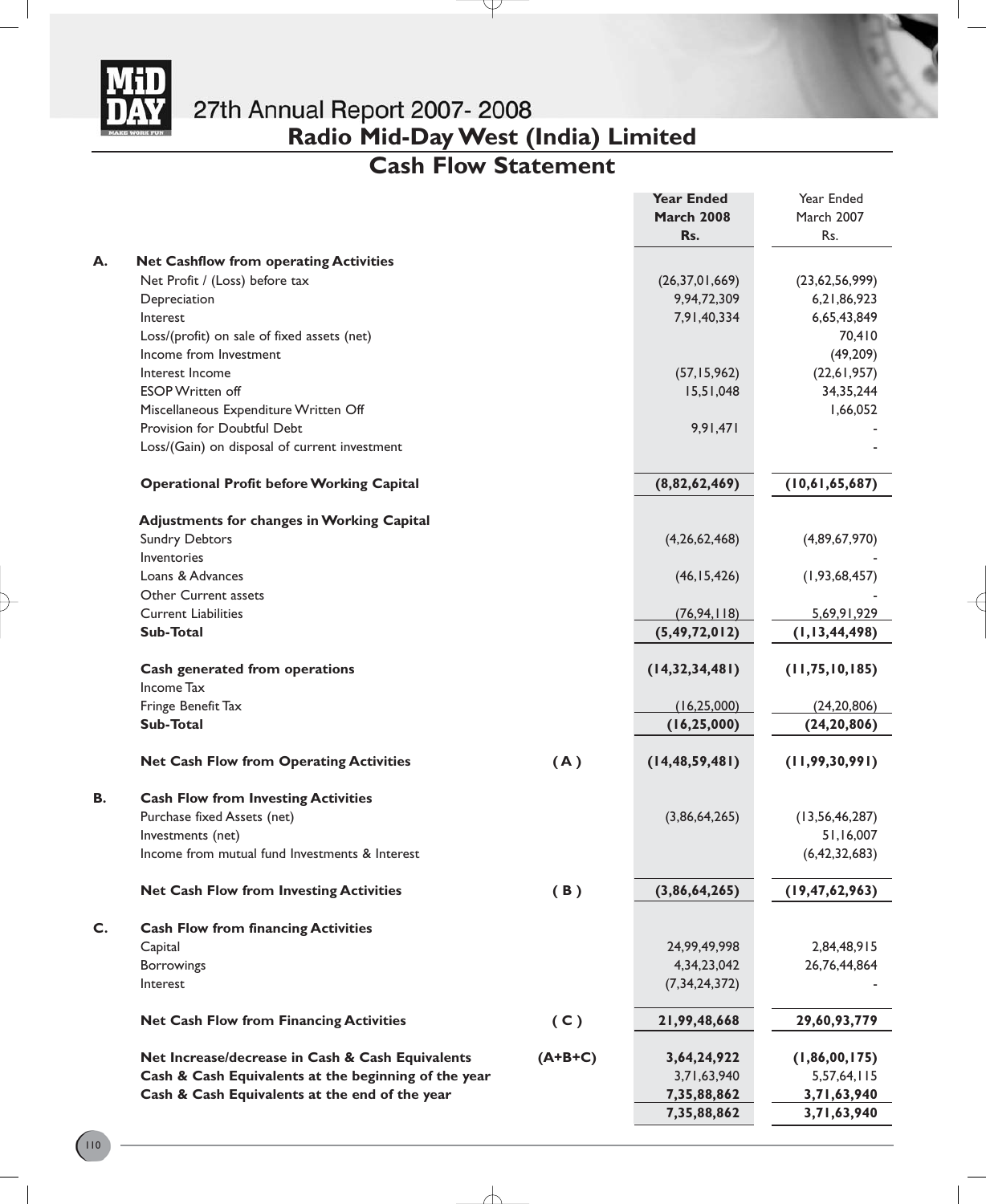# Radio Mid-Day West (India) Limited

## Cash Flow Statement

| | | | Year Ended March 2008 Rs. | Year Ended March 2007 Rs. |
|---|---|---|---|---|
| **A.** | **Net Cashflow from operating Activities** | | | |
| | Net Profit / (Loss) before tax | | (26,37,01,669) | (23,62,56,999) |
| | Depreciation | | 9,94,72,309 | 6,21,86,923 |
| | Interest | | 7,91,40,334 | 6,65,43,849 |
| | Loss/(profit) on sale of fixed assets (net) | | | 70,410 |
| | Income from Investment | | | (49,209) |
| | Interest Income | | (57,15,962) | (22,61,957) |
| | ESOP Written off | | 15,51,048 | 34,35,244 |
| | Miscellaneous Expenditure Written Off | | | 1,66,052 |
| | Provision for Doubtful Debt | | 9,91,471 | - |
| | Loss/(Gain) on disposal of current investment | | | - |
| | **Operational Profit before Working Capital** | | **(8,82,62,469)** | **(10,61,65,687)** |
| | **Adjustments for changes in Working Capital** | | | |
| | Sundry Debtors | | (4,26,62,468) | (4,89,67,970) |
| | Inventories | | | - |
| | Loans & Advances | | (46,15,426) | (1,93,68,457) |
| | Other Current assets | | | - |
| | Current Liabilities | | (76,94,118) | 5,69,91,929 |
| | **Sub-Total** | | **(5,49,72,012)** | **(1,13,44,498)** |
| | **Cash generated from operations** | | **(14,32,34,481)** | **(11,75,10,185)** |
| | Income Tax | | | |
| | Fringe Benefit Tax | | (16,25,000) | (24,20,806) |
| | **Sub-Total** | | **(16,25,000)** | **(24,20,806)** |
| | **Net Cash Flow from Operating Activities** | **( A )** | **(14,48,59,481)** | **(11,99,30,991)** |
| **B.** | **Cash Flow from Investing Activities** | | | |
| | Purchase fixed Assets (net) | | (3,86,64,265) | (13,56,46,287) |
| | Investments (net) | | | 51,16,007 |
| | Income from mutual fund Investments & Interest | | | (6,42,32,683) |
| | **Net Cash Flow from Investing Activities** | **( B )** | **(3,86,64,265)** | **(19,47,62,963)** |
| **C.** | **Cash Flow from financing Activities** | | | |
| | Capital | | 24,99,49,998 | 2,84,48,915 |
| | Borrowings | | 4,34,23,042 | 26,76,44,864 |
| | Interest | | (7,34,24,372) | - |
| | **Net Cash Flow from Financing Activities** | **( C )** | **21,99,48,668** | **29,60,93,779** |
| | **Net Increase/decrease in Cash & Cash Equivalents** | **(A+B+C)** | **3,64,24,922** | **(1,86,00,175)** |
| | **Cash & Cash Equivalents at the beginning of the year** | | 3,71,63,940 | 5,57,64,115 |
| | **Cash & Cash Equivalents at the end of the year** | | **7,35,88,862** | **3,71,63,940** |
| | | | **7,35,88,862** | **3,71,63,940** |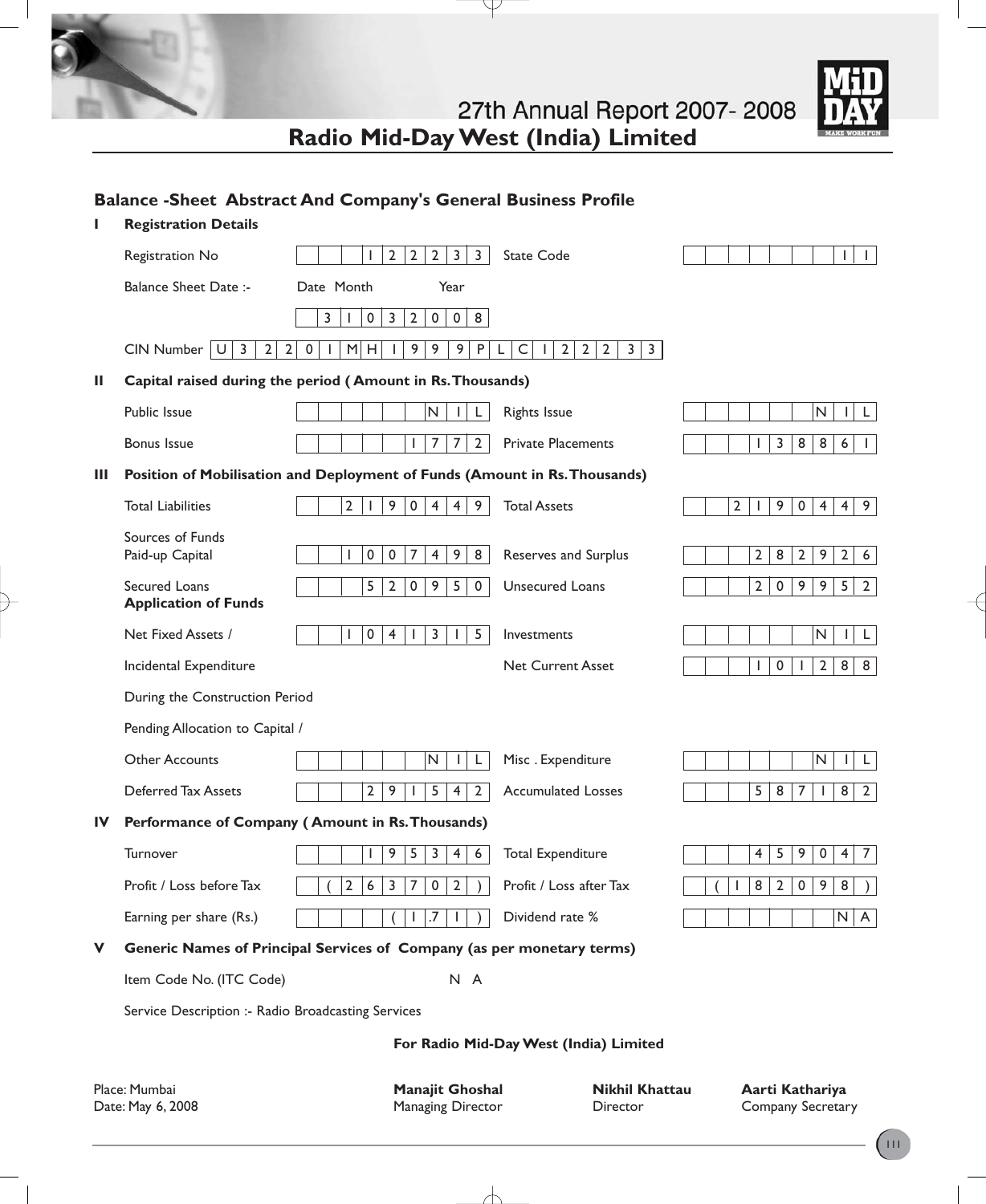# Radio Mid-Day West (India) Limited

## Balance -Sheet Abstract And Company's General Business Profile

### I Registration Details

| | | | |
|---|---|---|---|
| Registration No | 12233 | State Code | 11 |
| Balance Sheet Date :- Date Month Year | 31032008 | | |
| CIN Number | U32201MH1999PLC122233 | | |

### II Capital raised during the period ( Amount in Rs. Thousands)

| | | | |
|---|---|---|---|
| Public Issue | NIL | Rights Issue | NIL |
| Bonus Issue | 1772 | Private Placements | 138861 |

### III Position of Mobilisation and Deployment of Funds (Amount in Rs. Thousands)

| | | | |
|---|---|---|---|
| Total Liabilities | 2190449 | Total Assets | 2190449 |
| **Sources of Funds** | | | |
| Paid-up Capital | 1007498 | Reserves and Surplus | 282926 |
| Secured Loans | 520950 | Unsecured Loans | 209952 |
| **Application of Funds** | | | |
| Net Fixed Assets / Incidental Expenditure During the Construction Period Pending Allocation to Capital / Other Accounts | 1041315 | Investments | NIL |
| | NIL | Net Current Asset | 1012888 |
| | | Misc . Expenditure | NIL |
| Deferred Tax Assets | 291542 | Accumulated Losses | 587182 |

### IV Performance of Company ( Amount in Rs. Thousands)

| | | | |
|---|---|---|---|
| Turnover | 1953446 | Total Expenditure | 4590476 |
| Profit / Loss before Tax | (263702) | Profit / Loss after Tax | (182098) |
| Earning per share (Rs.) | (1.71) | Dividend rate % | NA |

### V Generic Names of Principal Services of Company (as per monetary terms)

Item Code No. (ITC Code) N A

Service Description :- Radio Broadcasting Services

**For Radio Mid-Day West (India) Limited**

Place: Mumbai
Date: May 6, 2008

**Manajit Ghoshal**
Managing Director

**Nikhil Khattau**
Director

**Aarti Kathariya**
Company Secretary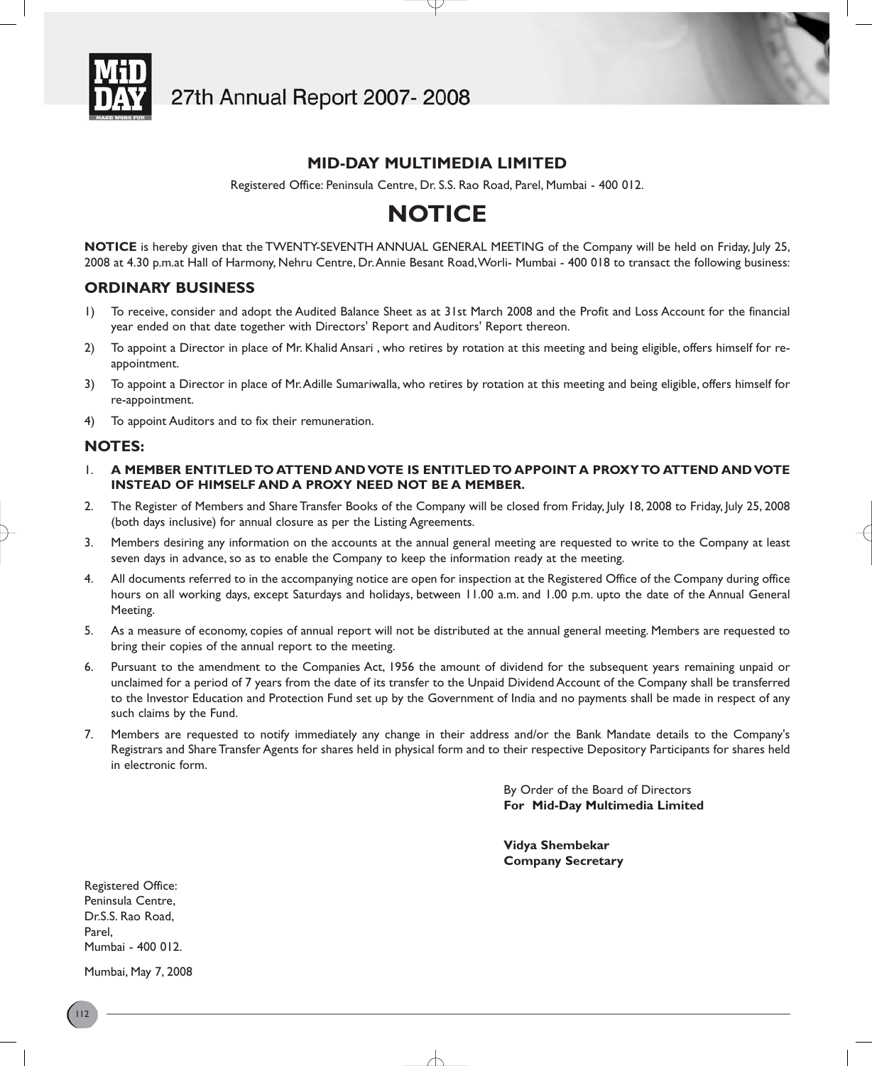# MID-DAY MULTIMEDIA LIMITED

Registered Office: Peninsula Centre, Dr. S.S. Rao Road, Parel, Mumbai - 400 012.

# NOTICE

**NOTICE** is hereby given that the TWENTY-SEVENTH ANNUAL GENERAL MEETING of the Company will be held on Friday, July 25, 2008 at 4.30 p.m.at Hall of Harmony, Nehru Centre, Dr. Annie Besant Road, Worli- Mumbai - 400 018 to transact the following business:

## ORDINARY BUSINESS

1) To receive, consider and adopt the Audited Balance Sheet as at 31st March 2008 and the Profit and Loss Account for the financial year ended on that date together with Directors' Report and Auditors' Report thereon.
2) To appoint a Director in place of Mr. Khalid Ansari , who retires by rotation at this meeting and being eligible, offers himself for re-appointment.
3) To appoint a Director in place of Mr. Adille Sumariwalla, who retires by rotation at this meeting and being eligible, offers himself for re-appointment.
4) To appoint Auditors and to fix their remuneration.

## NOTES:

1. **A MEMBER ENTITLED TO ATTEND AND VOTE IS ENTITLED TO APPOINT A PROXY TO ATTEND AND VOTE INSTEAD OF HIMSELF AND A PROXY NEED NOT BE A MEMBER.**
2. The Register of Members and Share Transfer Books of the Company will be closed from Friday, July 18, 2008 to Friday, July 25, 2008 (both days inclusive) for annual closure as per the Listing Agreements.
3. Members desiring any information on the accounts at the annual general meeting are requested to write to the Company at least seven days in advance, so as to enable the Company to keep the information ready at the meeting.
4. All documents referred to in the accompanying notice are open for inspection at the Registered Office of the Company during office hours on all working days, except Saturdays and holidays, between 11.00 a.m. and 1.00 p.m. upto the date of the Annual General Meeting.
5. As a measure of economy, copies of annual report will not be distributed at the annual general meeting. Members are requested to bring their copies of the annual report to the meeting.
6. Pursuant to the amendment to the Companies Act, 1956 the amount of dividend for the subsequent years remaining unpaid or unclaimed for a period of 7 years from the date of its transfer to the Unpaid Dividend Account of the Company shall be transferred to the Investor Education and Protection Fund set up by the Government of India and no payments shall be made in respect of any such claims by the Fund.
7. Members are requested to notify immediately any change in their address and/or the Bank Mandate details to the Company's Registrars and Share Transfer Agents for shares held in physical form and to their respective Depository Participants for shares held in electronic form.

By Order of the Board of Directors
**For Mid-Day Multimedia Limited**

**Vidya Shembekar**
**Company Secretary**

Registered Office:
Peninsula Centre,
Dr.S.S. Rao Road,
Parel,
Mumbai - 400 012.

Mumbai, May 7, 2008